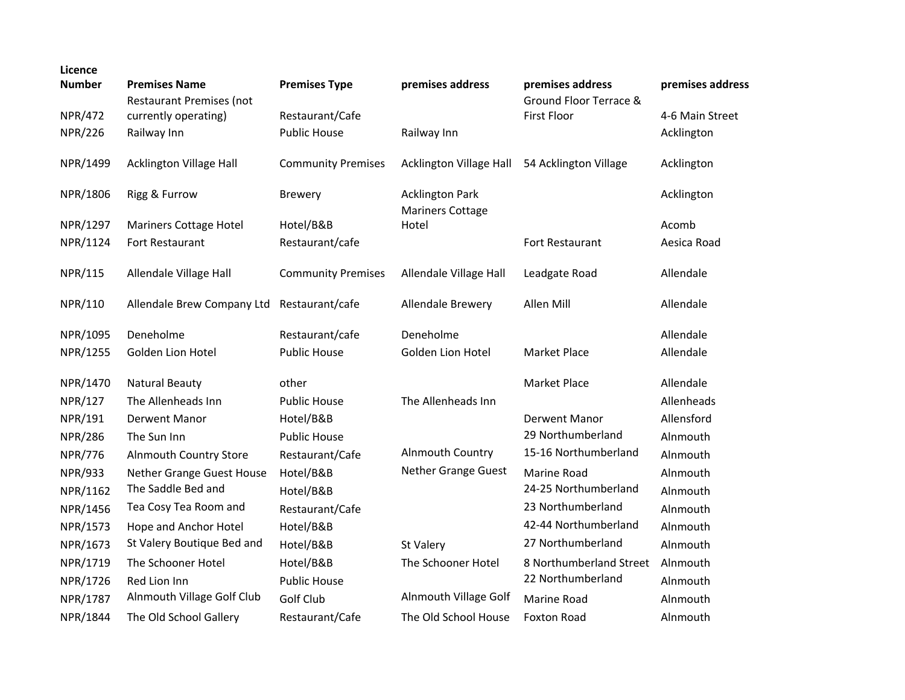| Licence Number | Premises Name | Premises Type | premises address | premises address | premises address |
|---|---|---|---|---|---|
| NPR/472 | Restaurant Premises (not currently operating) | Restaurant/Cafe | | Ground Floor Terrace & First Floor | 4-6 Main Street |
| NPR/226 | Railway Inn | Public House | Railway Inn | | Acklington |
| NPR/1499 | Acklington Village Hall | Community Premises | Acklington Village Hall | 54 Acklington Village | Acklington |
| NPR/1806 | Rigg & Furrow | Brewery | Acklington Park | | Acklington |
| NPR/1297 | Mariners Cottage Hotel | Hotel/B&B | Mariners Cottage Hotel | | Acomb |
| NPR/1124 | Fort Restaurant | Restaurant/cafe | | Fort Restaurant | Aesica Road |
| NPR/115 | Allendale Village Hall | Community Premises | Allendale Village Hall | Leadgate Road | Allendale |
| NPR/110 | Allendale Brew Company Ltd | Restaurant/cafe | Allendale Brewery | Allen Mill | Allendale |
| NPR/1095 | Deneholme | Restaurant/cafe | Deneholme | | Allendale |
| NPR/1255 | Golden Lion Hotel | Public House | Golden Lion Hotel | Market Place | Allendale |
| NPR/1470 | Natural Beauty | other | | Market Place | Allendale |
| NPR/127 | The Allenheads Inn | Public House | The Allenheads Inn | | Allenheads |
| NPR/191 | Derwent Manor | Hotel/B&B | | Derwent Manor | Allensford |
| NPR/286 | The Sun Inn | Public House | | 29 Northumberland | Alnmouth |
| NPR/776 | Alnmouth Country Store | Restaurant/Cafe | Alnmouth Country | 15-16 Northumberland | Alnmouth |
| NPR/933 | Nether Grange Guest House | Hotel/B&B | Nether Grange Guest | Marine Road | Alnmouth |
| NPR/1162 | The Saddle Bed and | Hotel/B&B | | 24-25 Northumberland | Alnmouth |
| NPR/1456 | Tea Cosy Tea Room and | Restaurant/Cafe | | 23 Northumberland | Alnmouth |
| NPR/1573 | Hope and Anchor Hotel | Hotel/B&B | | 42-44 Northumberland | Alnmouth |
| NPR/1673 | St Valery Boutique Bed and | Hotel/B&B | St Valery | 27 Northumberland | Alnmouth |
| NPR/1719 | The Schooner Hotel | Hotel/B&B | The Schooner Hotel | 8 Northumberland Street | Alnmouth |
| NPR/1726 | Red Lion Inn | Public House | | 22 Northumberland | Alnmouth |
| NPR/1787 | Alnmouth Village Golf Club | Golf Club | Alnmouth Village Golf | Marine Road | Alnmouth |
| NPR/1844 | The Old School Gallery | Restaurant/Cafe | The Old School House | Foxton Road | Alnmouth |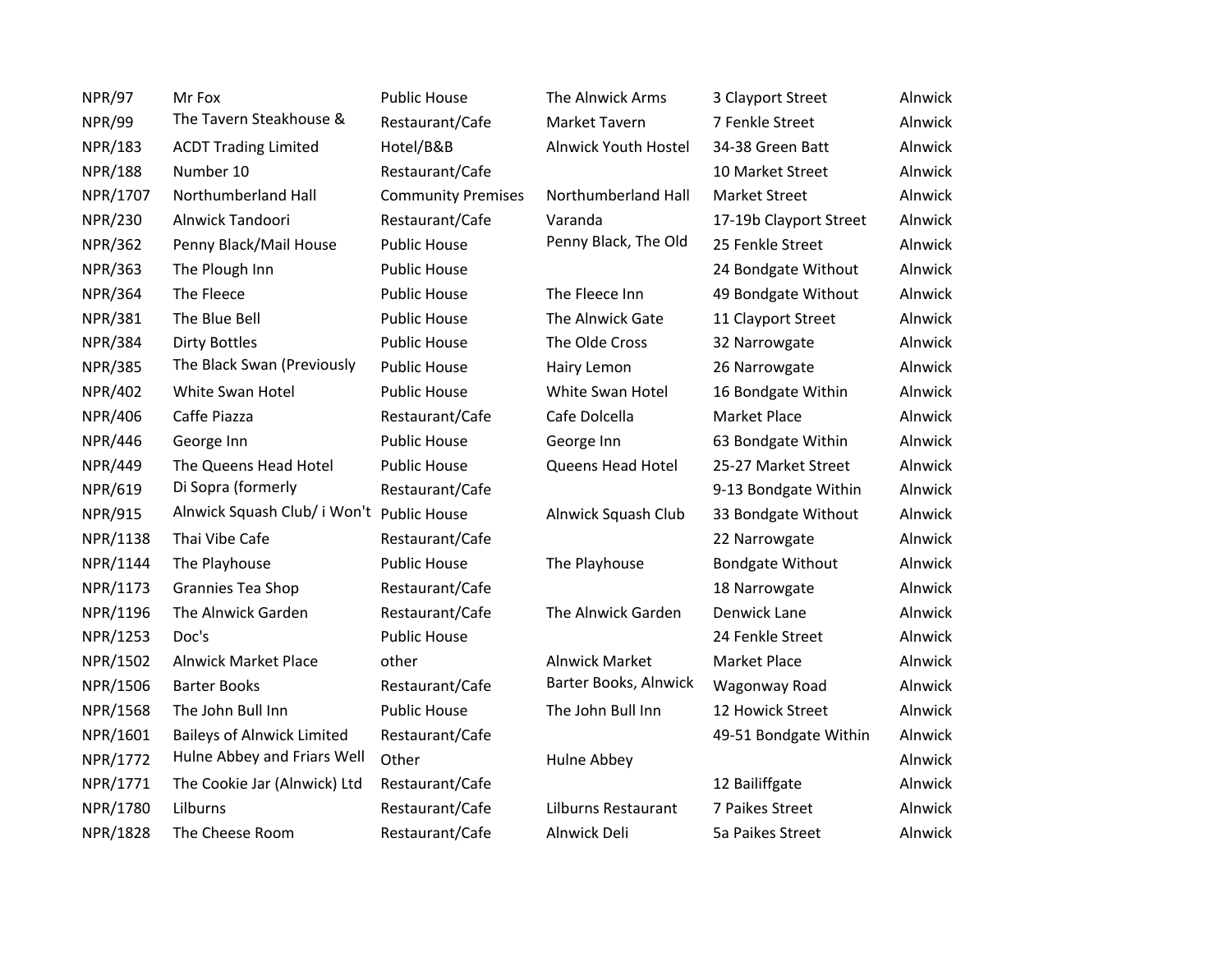| | | | | | |
|---|---|---|---|---|---|
| NPR/97 | Mr Fox | Public House | The Alnwick Arms | 3 Clayport Street | Alnwick |
| NPR/99 | The Tavern Steakhouse & | Restaurant/Cafe | Market Tavern | 7 Fenkle Street | Alnwick |
| NPR/183 | ACDT Trading Limited | Hotel/B&B | Alnwick Youth Hostel | 34-38 Green Batt | Alnwick |
| NPR/188 | Number 10 | Restaurant/Cafe | | 10 Market Street | Alnwick |
| NPR/1707 | Northumberland Hall | Community Premises | Northumberland Hall | Market Street | Alnwick |
| NPR/230 | Alnwick Tandoori | Restaurant/Cafe | Varanda | 17-19b Clayport Street | Alnwick |
| NPR/362 | Penny Black/Mail House | Public House | Penny Black, The Old | 25 Fenkle Street | Alnwick |
| NPR/363 | The Plough Inn | Public House | | 24 Bondgate Without | Alnwick |
| NPR/364 | The Fleece | Public House | The Fleece Inn | 49 Bondgate Without | Alnwick |
| NPR/381 | The Blue Bell | Public House | The Alnwick Gate | 11 Clayport Street | Alnwick |
| NPR/384 | Dirty Bottles | Public House | The Olde Cross | 32 Narrowgate | Alnwick |
| NPR/385 | The Black Swan (Previously | Public House | Hairy Lemon | 26 Narrowgate | Alnwick |
| NPR/402 | White Swan Hotel | Public House | White Swan Hotel | 16 Bondgate Within | Alnwick |
| NPR/406 | Caffe Piazza | Restaurant/Cafe | Cafe Dolcella | Market Place | Alnwick |
| NPR/446 | George Inn | Public House | George Inn | 63 Bondgate Within | Alnwick |
| NPR/449 | The Queens Head Hotel | Public House | Queens Head Hotel | 25-27 Market Street | Alnwick |
| NPR/619 | Di Sopra (formerly | Restaurant/Cafe | | 9-13 Bondgate Within | Alnwick |
| NPR/915 | Alnwick Squash Club/ i Won't | Public House | Alnwick Squash Club | 33 Bondgate Without | Alnwick |
| NPR/1138 | Thai Vibe Cafe | Restaurant/Cafe | | 22 Narrowgate | Alnwick |
| NPR/1144 | The Playhouse | Public House | The Playhouse | Bondgate Without | Alnwick |
| NPR/1173 | Grannies Tea Shop | Restaurant/Cafe | | 18 Narrowgate | Alnwick |
| NPR/1196 | The Alnwick Garden | Restaurant/Cafe | The Alnwick Garden | Denwick Lane | Alnwick |
| NPR/1253 | Doc's | Public House | | 24 Fenkle Street | Alnwick |
| NPR/1502 | Alnwick Market Place | other | Alnwick Market | Market Place | Alnwick |
| NPR/1506 | Barter Books | Restaurant/Cafe | Barter Books, Alnwick | Wagonway Road | Alnwick |
| NPR/1568 | The John Bull Inn | Public House | The John Bull Inn | 12 Howick Street | Alnwick |
| NPR/1601 | Baileys of Alnwick Limited | Restaurant/Cafe | | 49-51 Bondgate Within | Alnwick |
| NPR/1772 | Hulne Abbey and Friars Well | Other | Hulne Abbey | | Alnwick |
| NPR/1771 | The Cookie Jar (Alnwick) Ltd | Restaurant/Cafe | | 12 Bailiffgate | Alnwick |
| NPR/1780 | Lilburns | Restaurant/Cafe | Lilburns Restaurant | 7 Paikes Street | Alnwick |
| NPR/1828 | The Cheese Room | Restaurant/Cafe | Alnwick Deli | 5a Paikes Street | Alnwick |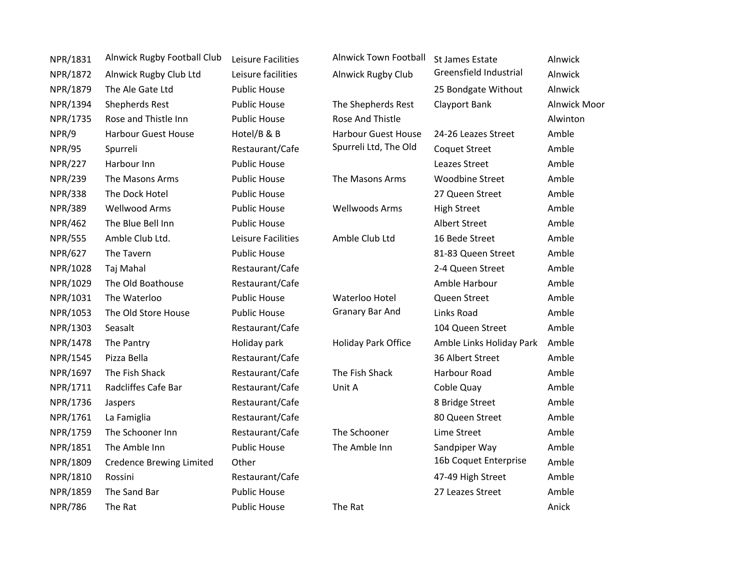| | | | | | |
|---|---|---|---|---|---|
| NPR/1831 | Alnwick Rugby Football Club | Leisure Facilities | Alnwick Town Football | St James Estate | Alnwick |
| NPR/1872 | Alnwick Rugby Club Ltd | Leisure facilities | Alnwick Rugby Club | Greensfield Industrial | Alnwick |
| NPR/1879 | The Ale Gate Ltd | Public House | | 25 Bondgate Without | Alnwick |
| NPR/1394 | Shepherds Rest | Public House | The Shepherds Rest | Clayport Bank | Alnwick Moor |
| NPR/1735 | Rose and Thistle Inn | Public House | Rose And Thistle | | Alwinton |
| NPR/9 | Harbour Guest House | Hotel/B & B | Harbour Guest House | 24-26 Leazes Street | Amble |
| NPR/95 | Spurreli | Restaurant/Cafe | Spurreli Ltd, The Old | Coquet Street | Amble |
| NPR/227 | Harbour Inn | Public House | | Leazes Street | Amble |
| NPR/239 | The Masons Arms | Public House | The Masons Arms | Woodbine Street | Amble |
| NPR/338 | The Dock Hotel | Public House | | 27 Queen Street | Amble |
| NPR/389 | Wellwood Arms | Public House | Wellwoods Arms | High Street | Amble |
| NPR/462 | The Blue Bell Inn | Public House | | Albert Street | Amble |
| NPR/555 | Amble Club Ltd. | Leisure Facilities | Amble Club Ltd | 16 Bede Street | Amble |
| NPR/627 | The Tavern | Public House | | 81-83 Queen Street | Amble |
| NPR/1028 | Taj Mahal | Restaurant/Cafe | | 2-4 Queen Street | Amble |
| NPR/1029 | The Old Boathouse | Restaurant/Cafe | | Amble Harbour | Amble |
| NPR/1031 | The Waterloo | Public House | Waterloo Hotel | Queen Street | Amble |
| NPR/1053 | The Old Store House | Public House | Granary Bar And | Links Road | Amble |
| NPR/1303 | Seasalt | Restaurant/Cafe | | 104 Queen Street | Amble |
| NPR/1478 | The Pantry | Holiday park | Holiday Park Office | Amble Links Holiday Park | Amble |
| NPR/1545 | Pizza Bella | Restaurant/Cafe | | 36 Albert Street | Amble |
| NPR/1697 | The Fish Shack | Restaurant/Cafe | The Fish Shack | Harbour Road | Amble |
| NPR/1711 | Radcliffes Cafe Bar | Restaurant/Cafe | Unit A | Coble Quay | Amble |
| NPR/1736 | Jaspers | Restaurant/Cafe | | 8 Bridge Street | Amble |
| NPR/1761 | La Famiglia | Restaurant/Cafe | | 80 Queen Street | Amble |
| NPR/1759 | The Schooner Inn | Restaurant/Cafe | The Schooner | Lime Street | Amble |
| NPR/1851 | The Amble Inn | Public House | The Amble Inn | Sandpiper Way | Amble |
| NPR/1809 | Credence Brewing Limited | Other | | 16b Coquet Enterprise | Amble |
| NPR/1810 | Rossini | Restaurant/Cafe | | 47-49 High Street | Amble |
| NPR/1859 | The Sand Bar | Public House | | 27 Leazes Street | Amble |
| NPR/786 | The Rat | Public House | The Rat | | Anick |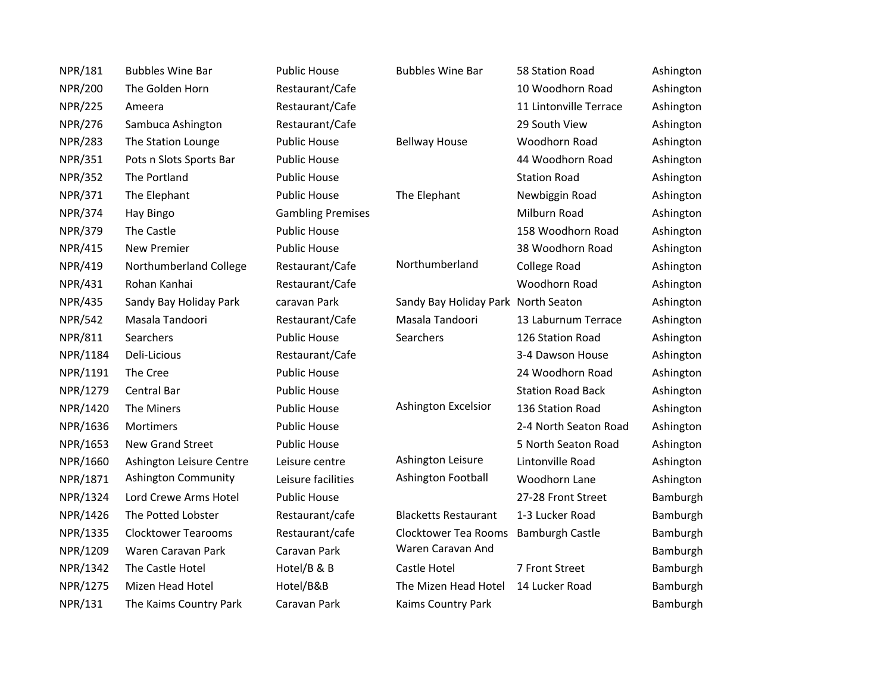| | | | | | |
|---|---|---|---|---|---|
| NPR/181 | Bubbles Wine Bar | Public House | Bubbles Wine Bar | 58 Station Road | Ashington |
| NPR/200 | The Golden Horn | Restaurant/Cafe | | 10 Woodhorn Road | Ashington |
| NPR/225 | Ameera | Restaurant/Cafe | | 11 Lintonville Terrace | Ashington |
| NPR/276 | Sambuca Ashington | Restaurant/Cafe | | 29 South View | Ashington |
| NPR/283 | The Station Lounge | Public House | Bellway House | Woodhorn Road | Ashington |
| NPR/351 | Pots n Slots Sports Bar | Public House | | 44 Woodhorn Road | Ashington |
| NPR/352 | The Portland | Public House | | Station Road | Ashington |
| NPR/371 | The Elephant | Public House | The Elephant | Newbiggin Road | Ashington |
| NPR/374 | Hay Bingo | Gambling Premises | | Milburn Road | Ashington |
| NPR/379 | The Castle | Public House | | 158 Woodhorn Road | Ashington |
| NPR/415 | New Premier | Public House | | 38 Woodhorn Road | Ashington |
| NPR/419 | Northumberland College | Restaurant/Cafe | Northumberland | College Road | Ashington |
| NPR/431 | Rohan Kanhai | Restaurant/Cafe | | Woodhorn Road | Ashington |
| NPR/435 | Sandy Bay Holiday Park | caravan Park | Sandy Bay Holiday Park | North Seaton | Ashington |
| NPR/542 | Masala Tandoori | Restaurant/Cafe | Masala Tandoori | 13 Laburnum Terrace | Ashington |
| NPR/811 | Searchers | Public House | Searchers | 126 Station Road | Ashington |
| NPR/1184 | Deli-Licious | Restaurant/Cafe | | 3-4 Dawson House | Ashington |
| NPR/1191 | The Cree | Public House | | 24 Woodhorn Road | Ashington |
| NPR/1279 | Central Bar | Public House | | Station Road Back | Ashington |
| NPR/1420 | The Miners | Public House | Ashington Excelsior | 136 Station Road | Ashington |
| NPR/1636 | Mortimers | Public House | | 2-4 North Seaton Road | Ashington |
| NPR/1653 | New Grand Street | Public House | | 5 North Seaton Road | Ashington |
| NPR/1660 | Ashington Leisure Centre | Leisure centre | Ashington Leisure | Lintonville Road | Ashington |
| NPR/1871 | Ashington Community | Leisure facilities | Ashington Football | Woodhorn Lane | Ashington |
| NPR/1324 | Lord Crewe Arms Hotel | Public House | | 27-28 Front Street | Bamburgh |
| NPR/1426 | The Potted Lobster | Restaurant/cafe | Blacketts Restaurant | 1-3 Lucker Road | Bamburgh |
| NPR/1335 | Clocktower Tearooms | Restaurant/cafe | Clocktower Tea Rooms | Bamburgh Castle | Bamburgh |
| NPR/1209 | Waren Caravan Park | Caravan Park | Waren Caravan And | | Bamburgh |
| NPR/1342 | The Castle Hotel | Hotel/B & B | Castle Hotel | 7 Front Street | Bamburgh |
| NPR/1275 | Mizen Head Hotel | Hotel/B&B | The Mizen Head Hotel | 14 Lucker Road | Bamburgh |
| NPR/131 | The Kaims Country Park | Caravan Park | Kaims Country Park | | Bamburgh |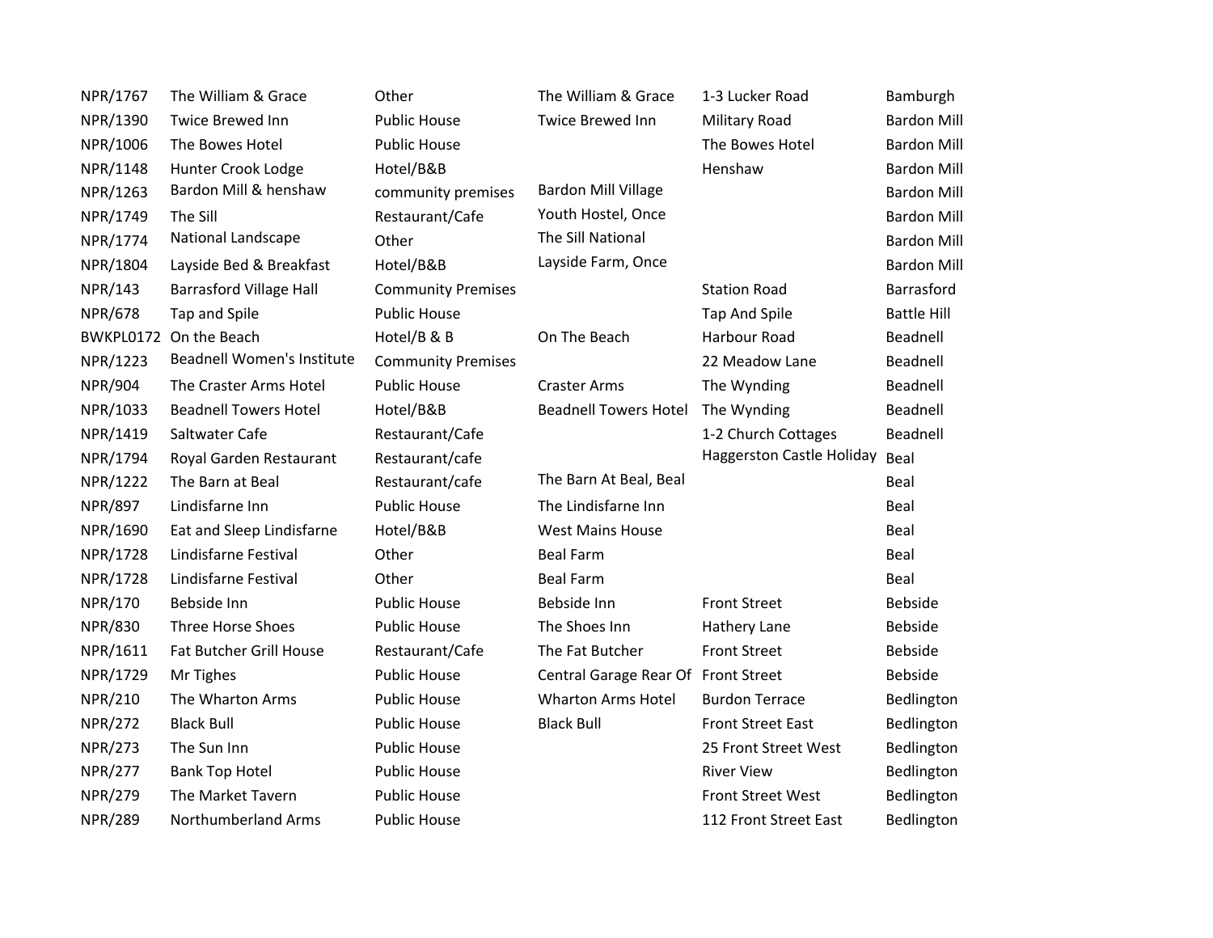| | | | | | |
|---|---|---|---|---|---|
| NPR/1767 | The William & Grace | Other | The William & Grace | 1-3 Lucker Road | Bamburgh |
| NPR/1390 | Twice Brewed Inn | Public House | Twice Brewed Inn | Military Road | Bardon Mill |
| NPR/1006 | The Bowes Hotel | Public House | | The Bowes Hotel | Bardon Mill |
| NPR/1148 | Hunter Crook Lodge | Hotel/B&B | | Henshaw | Bardon Mill |
| NPR/1263 | Bardon Mill & henshaw | community premises | Bardon Mill Village | | Bardon Mill |
| NPR/1749 | The Sill | Restaurant/Cafe | Youth Hostel, Once | | Bardon Mill |
| NPR/1774 | National Landscape | Other | The Sill National | | Bardon Mill |
| NPR/1804 | Layside Bed & Breakfast | Hotel/B&B | Layside Farm, Once | | Bardon Mill |
| NPR/143 | Barrasford Village Hall | Community Premises | | Station Road | Barrasford |
| NPR/678 | Tap and Spile | Public House | | Tap And Spile | Battle Hill |
| BWKPL0172 | On the Beach | Hotel/B & B | On The Beach | Harbour Road | Beadnell |
| NPR/1223 | Beadnell Women's Institute | Community Premises | | 22 Meadow Lane | Beadnell |
| NPR/904 | The Craster Arms Hotel | Public House | Craster Arms | The Wynding | Beadnell |
| NPR/1033 | Beadnell Towers Hotel | Hotel/B&B | Beadnell Towers Hotel | The Wynding | Beadnell |
| NPR/1419 | Saltwater Cafe | Restaurant/Cafe | | 1-2 Church Cottages | Beadnell |
| NPR/1794 | Royal Garden Restaurant | Restaurant/cafe | | Haggerston Castle Holiday | Beal |
| NPR/1222 | The Barn at Beal | Restaurant/cafe | The Barn At Beal, Beal | | Beal |
| NPR/897 | Lindisfarne Inn | Public House | The Lindisfarne Inn | | Beal |
| NPR/1690 | Eat and Sleep Lindisfarne | Hotel/B&B | West Mains House | | Beal |
| NPR/1728 | Lindisfarne Festival | Other | Beal Farm | | Beal |
| NPR/1728 | Lindisfarne Festival | Other | Beal Farm | | Beal |
| NPR/170 | Bebside Inn | Public House | Bebside Inn | Front Street | Bebside |
| NPR/830 | Three Horse Shoes | Public House | The Shoes Inn | Hathery Lane | Bebside |
| NPR/1611 | Fat Butcher Grill House | Restaurant/Cafe | The Fat Butcher | Front Street | Bebside |
| NPR/1729 | Mr Tighes | Public House | Central Garage Rear Of | Front Street | Bebside |
| NPR/210 | The Wharton Arms | Public House | Wharton Arms Hotel | Burdon Terrace | Bedlington |
| NPR/272 | Black Bull | Public House | Black Bull | Front Street East | Bedlington |
| NPR/273 | The Sun Inn | Public House | | 25 Front Street West | Bedlington |
| NPR/277 | Bank Top Hotel | Public House | | River View | Bedlington |
| NPR/279 | The Market Tavern | Public House | | Front Street West | Bedlington |
| NPR/289 | Northumberland Arms | Public House | | 112 Front Street East | Bedlington |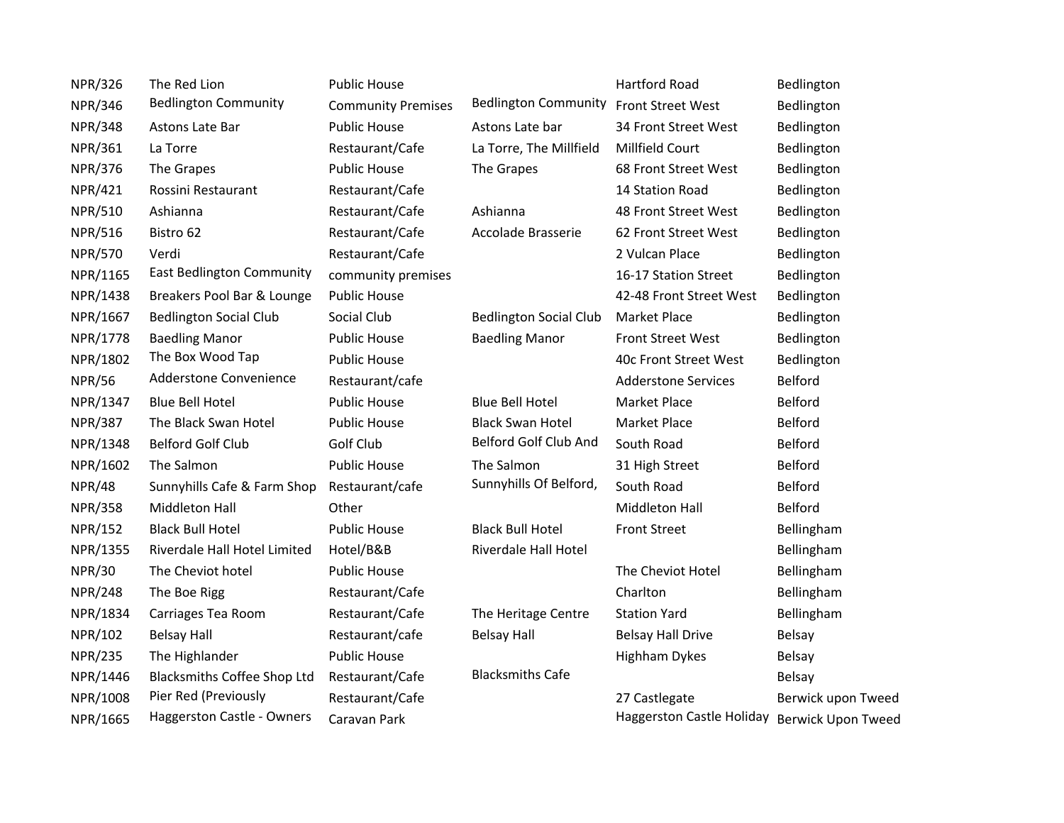| | | | | | |
|---|---|---|---|---|---|
| NPR/326 | The Red Lion | Public House | | Hartford Road | Bedlington |
| NPR/346 | Bedlington Community | Community Premises | Bedlington Community | Front Street West | Bedlington |
| NPR/348 | Astons Late Bar | Public House | Astons Late bar | 34 Front Street West | Bedlington |
| NPR/361 | La Torre | Restaurant/Cafe | La Torre, The Millfield | Millfield Court | Bedlington |
| NPR/376 | The Grapes | Public House | The Grapes | 68 Front Street West | Bedlington |
| NPR/421 | Rossini Restaurant | Restaurant/Cafe | | 14 Station Road | Bedlington |
| NPR/510 | Ashianna | Restaurant/Cafe | Ashianna | 48 Front Street West | Bedlington |
| NPR/516 | Bistro 62 | Restaurant/Cafe | Accolade Brasserie | 62 Front Street West | Bedlington |
| NPR/570 | Verdi | Restaurant/Cafe | | 2 Vulcan Place | Bedlington |
| NPR/1165 | East Bedlington Community | community premises | | 16-17 Station Street | Bedlington |
| NPR/1438 | Breakers Pool Bar & Lounge | Public House | | 42-48 Front Street West | Bedlington |
| NPR/1667 | Bedlington Social Club | Social Club | Bedlington Social Club | Market Place | Bedlington |
| NPR/1778 | Baedling Manor | Public House | Baedling Manor | Front Street West | Bedlington |
| NPR/1802 | The Box Wood Tap | Public House | | 40c Front Street West | Bedlington |
| NPR/56 | Adderstone Convenience | Restaurant/cafe | | Adderstone Services | Belford |
| NPR/1347 | Blue Bell Hotel | Public House | Blue Bell Hotel | Market Place | Belford |
| NPR/387 | The Black Swan Hotel | Public House | Black Swan Hotel | Market Place | Belford |
| NPR/1348 | Belford Golf Club | Golf Club | Belford Golf Club And | South Road | Belford |
| NPR/1602 | The Salmon | Public House | The Salmon | 31 High Street | Belford |
| NPR/48 | Sunnyhills Cafe & Farm Shop | Restaurant/cafe | Sunnyhills Of Belford, | South Road | Belford |
| NPR/358 | Middleton Hall | Other | | Middleton Hall | Belford |
| NPR/152 | Black Bull Hotel | Public House | Black Bull Hotel | Front Street | Bellingham |
| NPR/1355 | Riverdale Hall Hotel Limited | Hotel/B&B | Riverdale Hall Hotel | | Bellingham |
| NPR/30 | The Cheviot hotel | Public House | | The Cheviot Hotel | Bellingham |
| NPR/248 | The Boe Rigg | Restaurant/Cafe | | Charlton | Bellingham |
| NPR/1834 | Carriages Tea Room | Restaurant/Cafe | The Heritage Centre | Station Yard | Bellingham |
| NPR/102 | Belsay Hall | Restaurant/cafe | Belsay Hall | Belsay Hall Drive | Belsay |
| NPR/235 | The Highlander | Public House | | Highham Dykes | Belsay |
| NPR/1446 | Blacksmiths Coffee Shop Ltd | Restaurant/Cafe | Blacksmiths Cafe | | Belsay |
| NPR/1008 | Pier Red (Previously | Restaurant/Cafe | | 27 Castlegate | Berwick upon Tweed |
| NPR/1665 | Haggerston Castle - Owners | Caravan Park | | Haggerston Castle Holiday | Berwick Upon Tweed |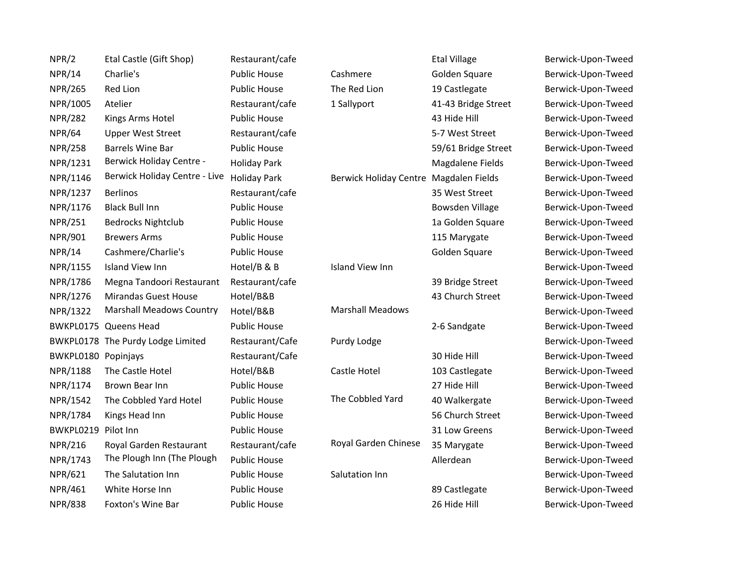| | | | | | |
|---|---|---|---|---|---|
| NPR/2 | Etal Castle (Gift Shop) | Restaurant/cafe | | Etal Village | Berwick-Upon-Tweed |
| NPR/14 | Charlie's | Public House | Cashmere | Golden Square | Berwick-Upon-Tweed |
| NPR/265 | Red Lion | Public House | The Red Lion | 19 Castlegate | Berwick-Upon-Tweed |
| NPR/1005 | Atelier | Restaurant/cafe | 1 Sallyport | 41-43 Bridge Street | Berwick-Upon-Tweed |
| NPR/282 | Kings Arms Hotel | Public House | | 43 Hide Hill | Berwick-Upon-Tweed |
| NPR/64 | Upper West Street | Restaurant/cafe | | 5-7 West Street | Berwick-Upon-Tweed |
| NPR/258 | Barrels Wine Bar | Public House | | 59/61 Bridge Street | Berwick-Upon-Tweed |
| NPR/1231 | Berwick Holiday Centre - | Holiday Park | | Magdalene Fields | Berwick-Upon-Tweed |
| NPR/1146 | Berwick Holiday Centre - Live | Holiday Park | Berwick Holiday Centre | Magdalen Fields | Berwick-Upon-Tweed |
| NPR/1237 | Berlinos | Restaurant/cafe | | 35 West Street | Berwick-Upon-Tweed |
| NPR/1176 | Black Bull Inn | Public House | | Bowsden Village | Berwick-Upon-Tweed |
| NPR/251 | Bedrocks Nightclub | Public House | | 1a Golden Square | Berwick-Upon-Tweed |
| NPR/901 | Brewers Arms | Public House | | 115 Marygate | Berwick-Upon-Tweed |
| NPR/14 | Cashmere/Charlie's | Public House | | Golden Square | Berwick-Upon-Tweed |
| NPR/1155 | Island View Inn | Hotel/B & B | Island View Inn | | Berwick-Upon-Tweed |
| NPR/1786 | Megna Tandoori Restaurant | Restaurant/cafe | | 39 Bridge Street | Berwick-Upon-Tweed |
| NPR/1276 | Mirandas Guest House | Hotel/B&B | | 43 Church Street | Berwick-Upon-Tweed |
| NPR/1322 | Marshall Meadows Country | Hotel/B&B | Marshall Meadows | | Berwick-Upon-Tweed |
| BWKPL0175 | Queens Head | Public House | | 2-6 Sandgate | Berwick-Upon-Tweed |
| BWKPL0178 | The Purdy Lodge Limited | Restaurant/Cafe | Purdy Lodge | | Berwick-Upon-Tweed |
| BWKPL0180 | Popinjays | Restaurant/Cafe | | 30 Hide Hill | Berwick-Upon-Tweed |
| NPR/1188 | The Castle Hotel | Hotel/B&B | Castle Hotel | 103 Castlegate | Berwick-Upon-Tweed |
| NPR/1174 | Brown Bear Inn | Public House | | 27 Hide Hill | Berwick-Upon-Tweed |
| NPR/1542 | The Cobbled Yard Hotel | Public House | The Cobbled Yard | 40 Walkergate | Berwick-Upon-Tweed |
| NPR/1784 | Kings Head Inn | Public House | | 56 Church Street | Berwick-Upon-Tweed |
| BWKPL0219 | Pilot Inn | Public House | | 31 Low Greens | Berwick-Upon-Tweed |
| NPR/216 | Royal Garden Restaurant | Restaurant/cafe | Royal Garden Chinese | 35 Marygate | Berwick-Upon-Tweed |
| NPR/1743 | The Plough Inn (The Plough | Public House | | Allerdean | Berwick-Upon-Tweed |
| NPR/621 | The Salutation Inn | Public House | Salutation Inn | | Berwick-Upon-Tweed |
| NPR/461 | White Horse Inn | Public House | | 89 Castlegate | Berwick-Upon-Tweed |
| NPR/838 | Foxton's Wine Bar | Public House | | 26 Hide Hill | Berwick-Upon-Tweed |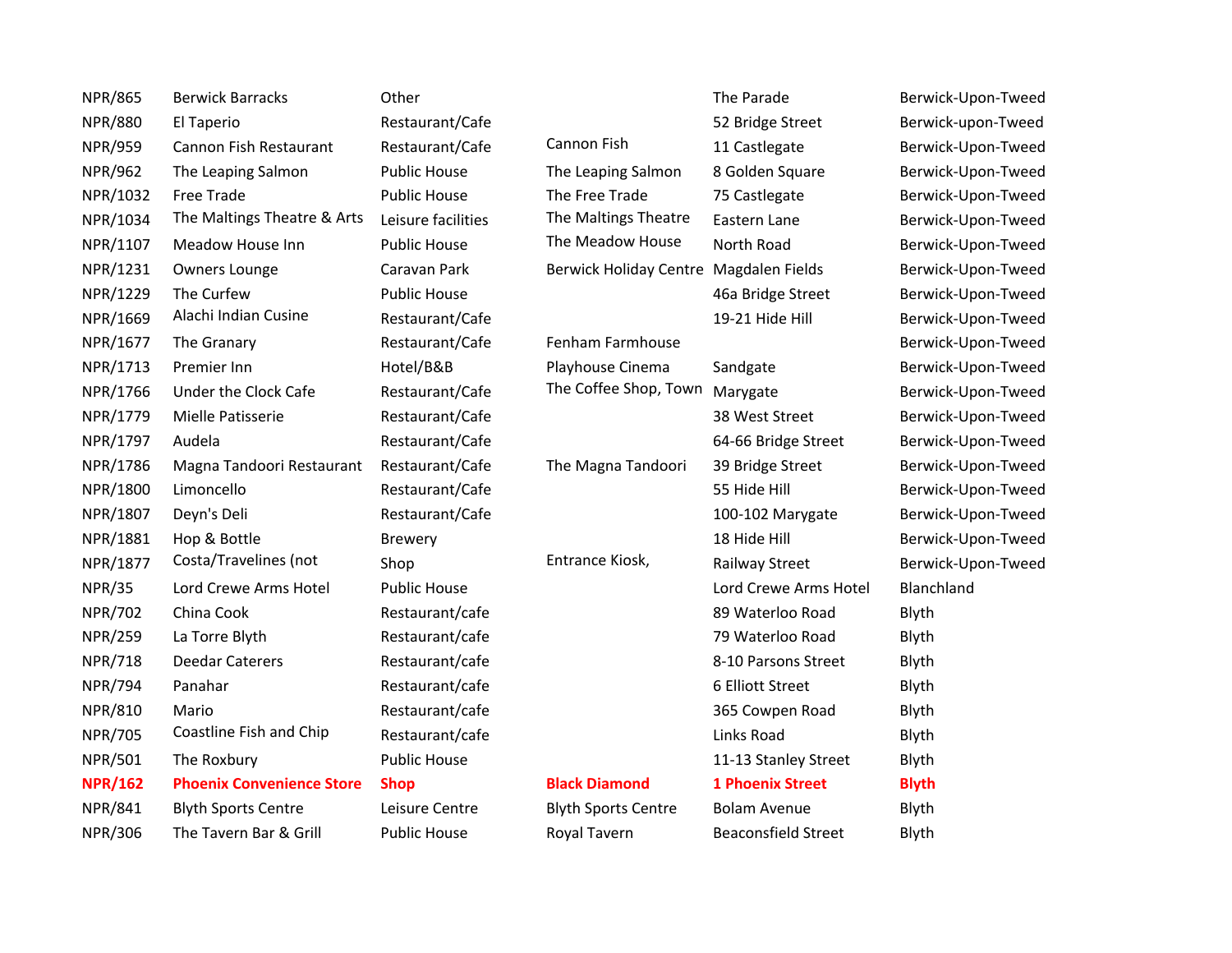| | | | | | |
|---|---|---|---|---|---|
| NPR/865 | Berwick Barracks | Other | | The Parade | Berwick-Upon-Tweed |
| NPR/880 | El Taperio | Restaurant/Cafe | | 52 Bridge Street | Berwick-upon-Tweed |
| NPR/959 | Cannon Fish Restaurant | Restaurant/Cafe | Cannon Fish | 11 Castlegate | Berwick-Upon-Tweed |
| NPR/962 | The Leaping Salmon | Public House | The Leaping Salmon | 8 Golden Square | Berwick-Upon-Tweed |
| NPR/1032 | Free Trade | Public House | The Free Trade | 75 Castlegate | Berwick-Upon-Tweed |
| NPR/1034 | The Maltings Theatre & Arts | Leisure facilities | The Maltings Theatre | Eastern Lane | Berwick-Upon-Tweed |
| NPR/1107 | Meadow House Inn | Public House | The Meadow House | North Road | Berwick-Upon-Tweed |
| NPR/1231 | Owners Lounge | Caravan Park | Berwick Holiday Centre | Magdalen Fields | Berwick-Upon-Tweed |
| NPR/1229 | The Curfew | Public House | | 46a Bridge Street | Berwick-Upon-Tweed |
| NPR/1669 | Alachi Indian Cusine | Restaurant/Cafe | | 19-21 Hide Hill | Berwick-Upon-Tweed |
| NPR/1677 | The Granary | Restaurant/Cafe | Fenham Farmhouse | | Berwick-Upon-Tweed |
| NPR/1713 | Premier Inn | Hotel/B&B | Playhouse Cinema | Sandgate | Berwick-Upon-Tweed |
| NPR/1766 | Under the Clock Cafe | Restaurant/Cafe | The Coffee Shop, Town | Marygate | Berwick-Upon-Tweed |
| NPR/1779 | Mielle Patisserie | Restaurant/Cafe | | 38 West Street | Berwick-Upon-Tweed |
| NPR/1797 | Audela | Restaurant/Cafe | | 64-66 Bridge Street | Berwick-Upon-Tweed |
| NPR/1786 | Magna Tandoori Restaurant | Restaurant/Cafe | The Magna Tandoori | 39 Bridge Street | Berwick-Upon-Tweed |
| NPR/1800 | Limoncello | Restaurant/Cafe | | 55 Hide Hill | Berwick-Upon-Tweed |
| NPR/1807 | Deyn's Deli | Restaurant/Cafe | | 100-102 Marygate | Berwick-Upon-Tweed |
| NPR/1881 | Hop & Bottle | Brewery | | 18 Hide Hill | Berwick-Upon-Tweed |
| NPR/1877 | Costa/Travelines (not | Shop | Entrance Kiosk, | Railway Street | Berwick-Upon-Tweed |
| NPR/35 | Lord Crewe Arms Hotel | Public House | | Lord Crewe Arms Hotel | Blanchland |
| NPR/702 | China Cook | Restaurant/cafe | | 89 Waterloo Road | Blyth |
| NPR/259 | La Torre Blyth | Restaurant/cafe | | 79 Waterloo Road | Blyth |
| NPR/718 | Deedar Caterers | Restaurant/cafe | | 8-10 Parsons Street | Blyth |
| NPR/794 | Panahar | Restaurant/cafe | | 6 Elliott Street | Blyth |
| NPR/810 | Mario | Restaurant/cafe | | 365 Cowpen Road | Blyth |
| NPR/705 | Coastline Fish and Chip | Restaurant/cafe | | Links Road | Blyth |
| NPR/501 | The Roxbury | Public House | | 11-13 Stanley Street | Blyth |
| **NPR/162** | **Phoenix Convenience Store** | **Shop** | **Black Diamond** | **1 Phoenix Street** | **Blyth** |
| NPR/841 | Blyth Sports Centre | Leisure Centre | Blyth Sports Centre | Bolam Avenue | Blyth |
| NPR/306 | The Tavern Bar & Grill | Public House | Royal Tavern | Beaconsfield Street | Blyth |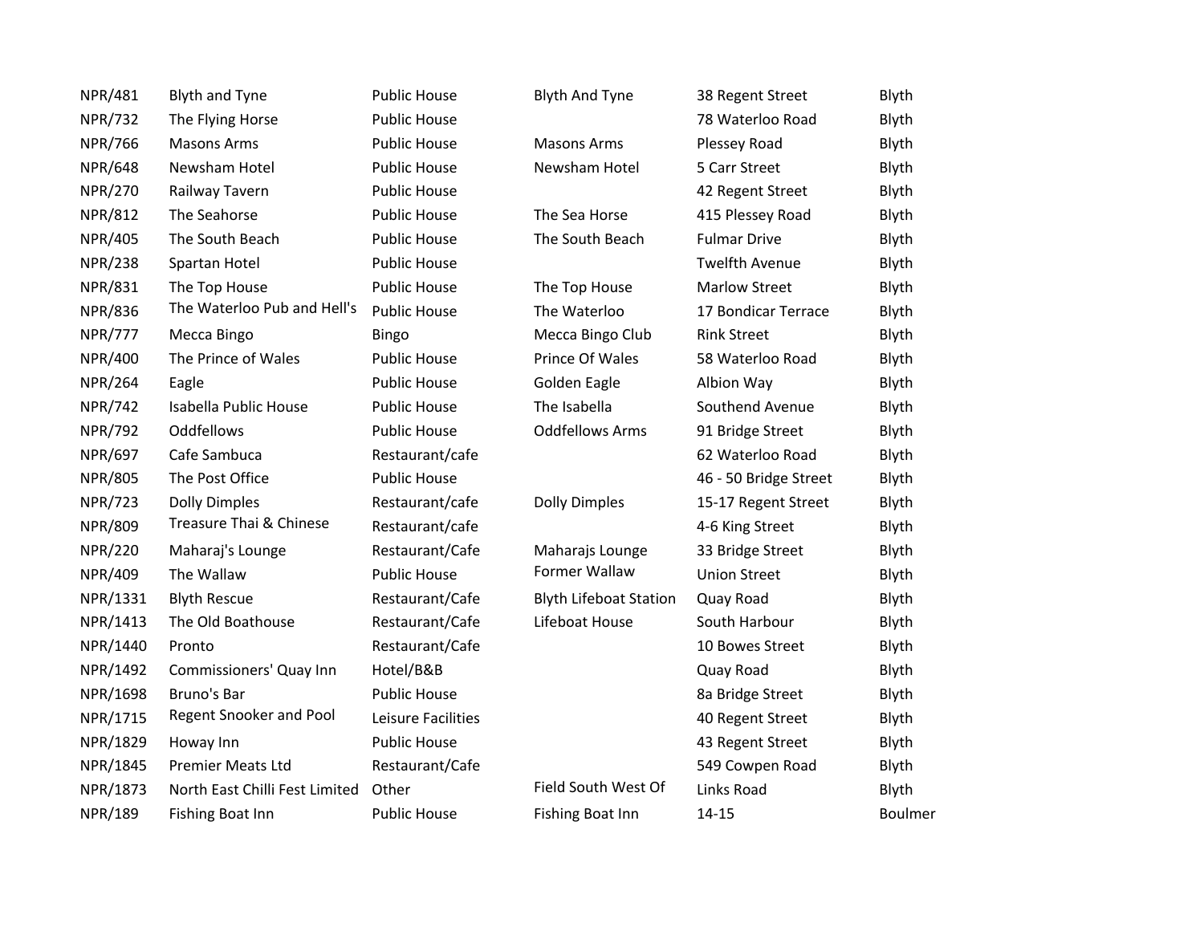| | | | | | |
|---|---|---|---|---|---|
| NPR/481 | Blyth and Tyne | Public House | Blyth And Tyne | 38 Regent Street | Blyth |
| NPR/732 | The Flying Horse | Public House | | 78 Waterloo Road | Blyth |
| NPR/766 | Masons Arms | Public House | Masons Arms | Plessey Road | Blyth |
| NPR/648 | Newsham Hotel | Public House | Newsham Hotel | 5 Carr Street | Blyth |
| NPR/270 | Railway Tavern | Public House | | 42 Regent Street | Blyth |
| NPR/812 | The Seahorse | Public House | The Sea Horse | 415 Plessey Road | Blyth |
| NPR/405 | The South Beach | Public House | The South Beach | Fulmar Drive | Blyth |
| NPR/238 | Spartan Hotel | Public House | | Twelfth Avenue | Blyth |
| NPR/831 | The Top House | Public House | The Top House | Marlow Street | Blyth |
| NPR/836 | The Waterloo Pub and Hell's | Public House | The Waterloo | 17 Bondicar Terrace | Blyth |
| NPR/777 | Mecca Bingo | Bingo | Mecca Bingo Club | Rink Street | Blyth |
| NPR/400 | The Prince of Wales | Public House | Prince Of Wales | 58 Waterloo Road | Blyth |
| NPR/264 | Eagle | Public House | Golden Eagle | Albion Way | Blyth |
| NPR/742 | Isabella Public House | Public House | The Isabella | Southend Avenue | Blyth |
| NPR/792 | Oddfellows | Public House | Oddfellows Arms | 91 Bridge Street | Blyth |
| NPR/697 | Cafe Sambuca | Restaurant/cafe | | 62 Waterloo Road | Blyth |
| NPR/805 | The Post Office | Public House | | 46 - 50 Bridge Street | Blyth |
| NPR/723 | Dolly Dimples | Restaurant/cafe | Dolly Dimples | 15-17 Regent Street | Blyth |
| NPR/809 | Treasure Thai & Chinese | Restaurant/cafe | | 4-6 King Street | Blyth |
| NPR/220 | Maharaj's Lounge | Restaurant/Cafe | Maharajs Lounge | 33 Bridge Street | Blyth |
| NPR/409 | The Wallaw | Public House | Former Wallaw | Union Street | Blyth |
| NPR/1331 | Blyth Rescue | Restaurant/Cafe | Blyth Lifeboat Station | Quay Road | Blyth |
| NPR/1413 | The Old Boathouse | Restaurant/Cafe | Lifeboat House | South Harbour | Blyth |
| NPR/1440 | Pronto | Restaurant/Cafe | | 10 Bowes Street | Blyth |
| NPR/1492 | Commissioners' Quay Inn | Hotel/B&B | | Quay Road | Blyth |
| NPR/1698 | Bruno's Bar | Public House | | 8a Bridge Street | Blyth |
| NPR/1715 | Regent Snooker and Pool | Leisure Facilities | | 40 Regent Street | Blyth |
| NPR/1829 | Howay Inn | Public House | | 43 Regent Street | Blyth |
| NPR/1845 | Premier Meats Ltd | Restaurant/Cafe | | 549 Cowpen Road | Blyth |
| NPR/1873 | North East Chilli Fest Limited | Other | Field South West Of | Links Road | Blyth |
| NPR/189 | Fishing Boat Inn | Public House | Fishing Boat Inn | 14-15 | Boulmer |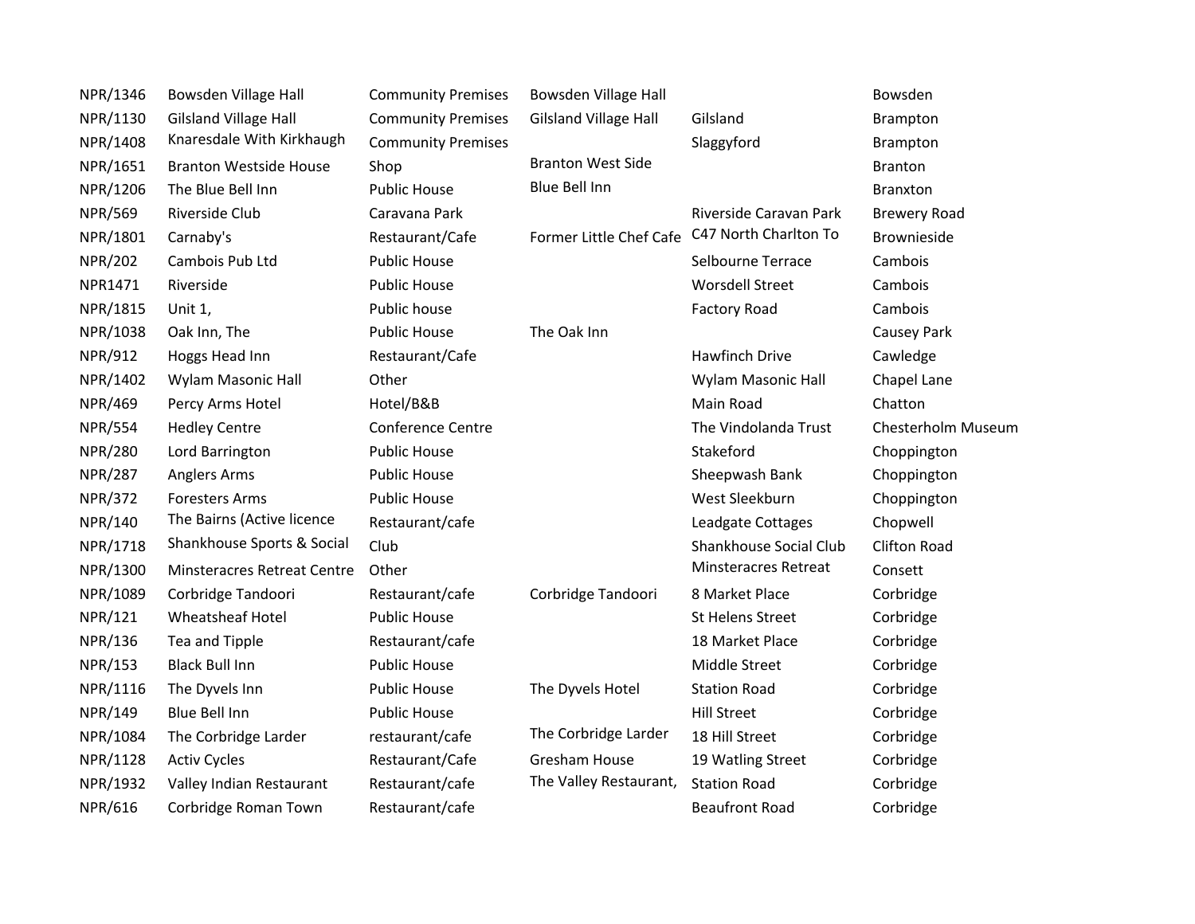| | | | | | |
|---|---|---|---|---|---|
| NPR/1346 | Bowsden Village Hall | Community Premises | Bowsden Village Hall | | Bowsden |
| NPR/1130 | Gilsland Village Hall | Community Premises | Gilsland Village Hall | Gilsland | Brampton |
| NPR/1408 | Knaresdale With Kirkhaugh | Community Premises | | Slaggyford | Brampton |
| NPR/1651 | Branton Westside House | Shop | Branton West Side | | Branton |
| NPR/1206 | The Blue Bell Inn | Public House | Blue Bell Inn | | Branxton |
| NPR/569 | Riverside Club | Caravana Park | | Riverside Caravan Park | Brewery Road |
| NPR/1801 | Carnaby's | Restaurant/Cafe | Former Little Chef Cafe | C47 North Charlton To | Brownieside |
| NPR/202 | Cambois Pub Ltd | Public House | | Selbourne Terrace | Cambois |
| NPR1471 | Riverside | Public House | | Worsdell Street | Cambois |
| NPR/1815 | Unit 1, | Public house | | Factory Road | Cambois |
| NPR/1038 | Oak Inn, The | Public House | The Oak Inn | | Causey Park |
| NPR/912 | Hoggs Head Inn | Restaurant/Cafe | | Hawfinch Drive | Cawledge |
| NPR/1402 | Wylam Masonic Hall | Other | | Wylam Masonic Hall | Chapel Lane |
| NPR/469 | Percy Arms Hotel | Hotel/B&B | | Main Road | Chatton |
| NPR/554 | Hedley Centre | Conference Centre | | The Vindolanda Trust | Chesterholm Museum |
| NPR/280 | Lord Barrington | Public House | | Stakeford | Choppington |
| NPR/287 | Anglers Arms | Public House | | Sheepwash Bank | Choppington |
| NPR/372 | Foresters Arms | Public House | | West Sleekburn | Choppington |
| NPR/140 | The Bairns (Active licence | Restaurant/cafe | | Leadgate Cottages | Chopwell |
| NPR/1718 | Shankhouse Sports & Social | Club | | Shankhouse Social Club | Clifton Road |
| NPR/1300 | Minsteracres Retreat Centre | Other | | Minsteracres Retreat | Consett |
| NPR/1089 | Corbridge Tandoori | Restaurant/cafe | Corbridge Tandoori | 8 Market Place | Corbridge |
| NPR/121 | Wheatsheaf Hotel | Public House | | St Helens Street | Corbridge |
| NPR/136 | Tea and Tipple | Restaurant/cafe | | 18 Market Place | Corbridge |
| NPR/153 | Black Bull Inn | Public House | | Middle Street | Corbridge |
| NPR/1116 | The Dyvels Inn | Public House | The Dyvels Hotel | Station Road | Corbridge |
| NPR/149 | Blue Bell Inn | Public House | | Hill Street | Corbridge |
| NPR/1084 | The Corbridge Larder | restaurant/cafe | The Corbridge Larder | 18 Hill Street | Corbridge |
| NPR/1128 | Activ Cycles | Restaurant/Cafe | Gresham House | 19 Watling Street | Corbridge |
| NPR/1932 | Valley Indian Restaurant | Restaurant/cafe | The Valley Restaurant, | Station Road | Corbridge |
| NPR/616 | Corbridge Roman Town | Restaurant/cafe | | Beaufront Road | Corbridge |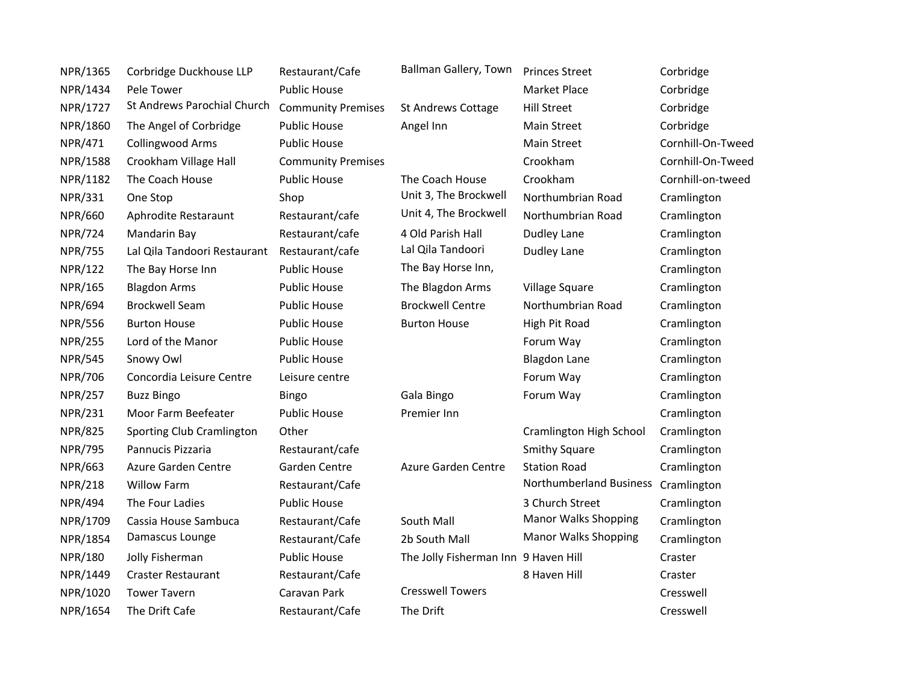| | | | | | |
|---|---|---|---|---|---|
| NPR/1365 | Corbridge Duckhouse LLP | Restaurant/Cafe | Ballman Gallery, Town | Princes Street | Corbridge |
| NPR/1434 | Pele Tower | Public House | | Market Place | Corbridge |
| NPR/1727 | St Andrews Parochial Church | Community Premises | St Andrews Cottage | Hill Street | Corbridge |
| NPR/1860 | The Angel of Corbridge | Public House | Angel Inn | Main Street | Corbridge |
| NPR/471 | Collingwood Arms | Public House | | Main Street | Cornhill-On-Tweed |
| NPR/1588 | Crookham Village Hall | Community Premises | | Crookham | Cornhill-On-Tweed |
| NPR/1182 | The Coach House | Public House | The Coach House | Crookham | Cornhill-on-tweed |
| NPR/331 | One Stop | Shop | Unit 3, The Brockwell | Northumbrian Road | Cramlington |
| NPR/660 | Aphrodite Restaraunt | Restaurant/cafe | Unit 4, The Brockwell | Northumbrian Road | Cramlington |
| NPR/724 | Mandarin Bay | Restaurant/cafe | 4 Old Parish Hall | Dudley Lane | Cramlington |
| NPR/755 | Lal Qila Tandoori Restaurant | Restaurant/cafe | Lal Qila Tandoori | Dudley Lane | Cramlington |
| NPR/122 | The Bay Horse Inn | Public House | The Bay Horse Inn, | | Cramlington |
| NPR/165 | Blagdon Arms | Public House | The Blagdon Arms | Village Square | Cramlington |
| NPR/694 | Brockwell Seam | Public House | Brockwell Centre | Northumbrian Road | Cramlington |
| NPR/556 | Burton House | Public House | Burton House | High Pit Road | Cramlington |
| NPR/255 | Lord of the Manor | Public House | | Forum Way | Cramlington |
| NPR/545 | Snowy Owl | Public House | | Blagdon Lane | Cramlington |
| NPR/706 | Concordia Leisure Centre | Leisure centre | | Forum Way | Cramlington |
| NPR/257 | Buzz Bingo | Bingo | Gala Bingo | Forum Way | Cramlington |
| NPR/231 | Moor Farm Beefeater | Public House | Premier Inn | | Cramlington |
| NPR/825 | Sporting Club Cramlington | Other | | Cramlington High School | Cramlington |
| NPR/795 | Pannucis Pizzaria | Restaurant/cafe | | Smithy Square | Cramlington |
| NPR/663 | Azure Garden Centre | Garden Centre | Azure Garden Centre | Station Road | Cramlington |
| NPR/218 | Willow Farm | Restaurant/Cafe | | Northumberland Business | Cramlington |
| NPR/494 | The Four Ladies | Public House | | 3 Church Street | Cramlington |
| NPR/1709 | Cassia House Sambuca | Restaurant/Cafe | South Mall | Manor Walks Shopping | Cramlington |
| NPR/1854 | Damascus Lounge | Restaurant/Cafe | 2b South Mall | Manor Walks Shopping | Cramlington |
| NPR/180 | Jolly Fisherman | Public House | The Jolly Fisherman Inn | 9 Haven Hill | Craster |
| NPR/1449 | Craster Restaurant | Restaurant/Cafe | | 8 Haven Hill | Craster |
| NPR/1020 | Tower Tavern | Caravan Park | Cresswell Towers | | Cresswell |
| NPR/1654 | The Drift Cafe | Restaurant/Cafe | The Drift | | Cresswell |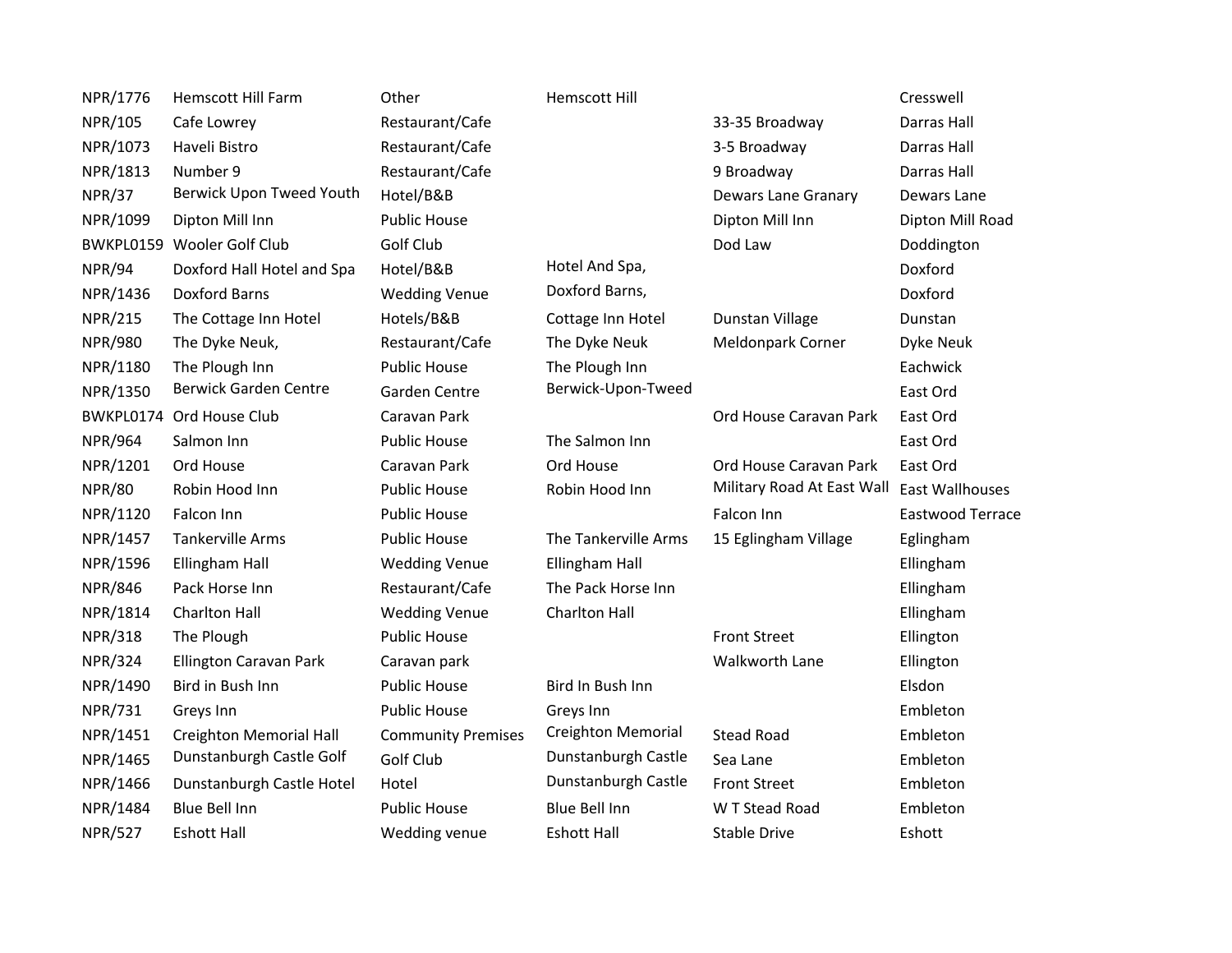| | | | | | |
|---|---|---|---|---|---|
| NPR/1776 | Hemscott Hill Farm | Other | Hemscott Hill | | Cresswell |
| NPR/105 | Cafe Lowrey | Restaurant/Cafe | | 33-35 Broadway | Darras Hall |
| NPR/1073 | Haveli Bistro | Restaurant/Cafe | | 3-5 Broadway | Darras Hall |
| NPR/1813 | Number 9 | Restaurant/Cafe | | 9 Broadway | Darras Hall |
| NPR/37 | Berwick Upon Tweed Youth | Hotel/B&B | | Dewars Lane Granary | Dewars Lane |
| NPR/1099 | Dipton Mill Inn | Public House | | Dipton Mill Inn | Dipton Mill Road |
| BWKPL0159 | Wooler Golf Club | Golf Club | | Dod Law | Doddington |
| NPR/94 | Doxford Hall Hotel and Spa | Hotel/B&B | Hotel And Spa, | | Doxford |
| NPR/1436 | Doxford Barns | Wedding Venue | Doxford Barns, | | Doxford |
| NPR/215 | The Cottage Inn Hotel | Hotels/B&B | Cottage Inn Hotel | Dunstan Village | Dunstan |
| NPR/980 | The Dyke Neuk, | Restaurant/Cafe | The Dyke Neuk | Meldonpark Corner | Dyke Neuk |
| NPR/1180 | The Plough Inn | Public House | The Plough Inn | | Eachwick |
| NPR/1350 | Berwick Garden Centre | Garden Centre | Berwick-Upon-Tweed | | East Ord |
| BWKPL0174 | Ord House Club | Caravan Park | | Ord House Caravan Park | East Ord |
| NPR/964 | Salmon Inn | Public House | The Salmon Inn | | East Ord |
| NPR/1201 | Ord House | Caravan Park | Ord House | Ord House Caravan Park | East Ord |
| NPR/80 | Robin Hood Inn | Public House | Robin Hood Inn | Military Road At East Wall | East Wallhouses |
| NPR/1120 | Falcon Inn | Public House | | Falcon Inn | Eastwood Terrace |
| NPR/1457 | Tankerville Arms | Public House | The Tankerville Arms | 15 Eglingham Village | Eglingham |
| NPR/1596 | Ellingham Hall | Wedding Venue | Ellingham Hall | | Ellingham |
| NPR/846 | Pack Horse Inn | Restaurant/Cafe | The Pack Horse Inn | | Ellingham |
| NPR/1814 | Charlton Hall | Wedding Venue | Charlton Hall | | Ellingham |
| NPR/318 | The Plough | Public House | | Front Street | Ellington |
| NPR/324 | Ellington Caravan Park | Caravan park | | Walkworth Lane | Ellington |
| NPR/1490 | Bird in Bush Inn | Public House | Bird In Bush Inn | | Elsdon |
| NPR/731 | Greys Inn | Public House | Greys Inn | | Embleton |
| NPR/1451 | Creighton Memorial Hall | Community Premises | Creighton Memorial | Stead Road | Embleton |
| NPR/1465 | Dunstanburgh Castle Golf | Golf Club | Dunstanburgh Castle | Sea Lane | Embleton |
| NPR/1466 | Dunstanburgh Castle Hotel | Hotel | Dunstanburgh Castle | Front Street | Embleton |
| NPR/1484 | Blue Bell Inn | Public House | Blue Bell Inn | W T Stead Road | Embleton |
| NPR/527 | Eshott Hall | Wedding venue | Eshott Hall | Stable Drive | Eshott |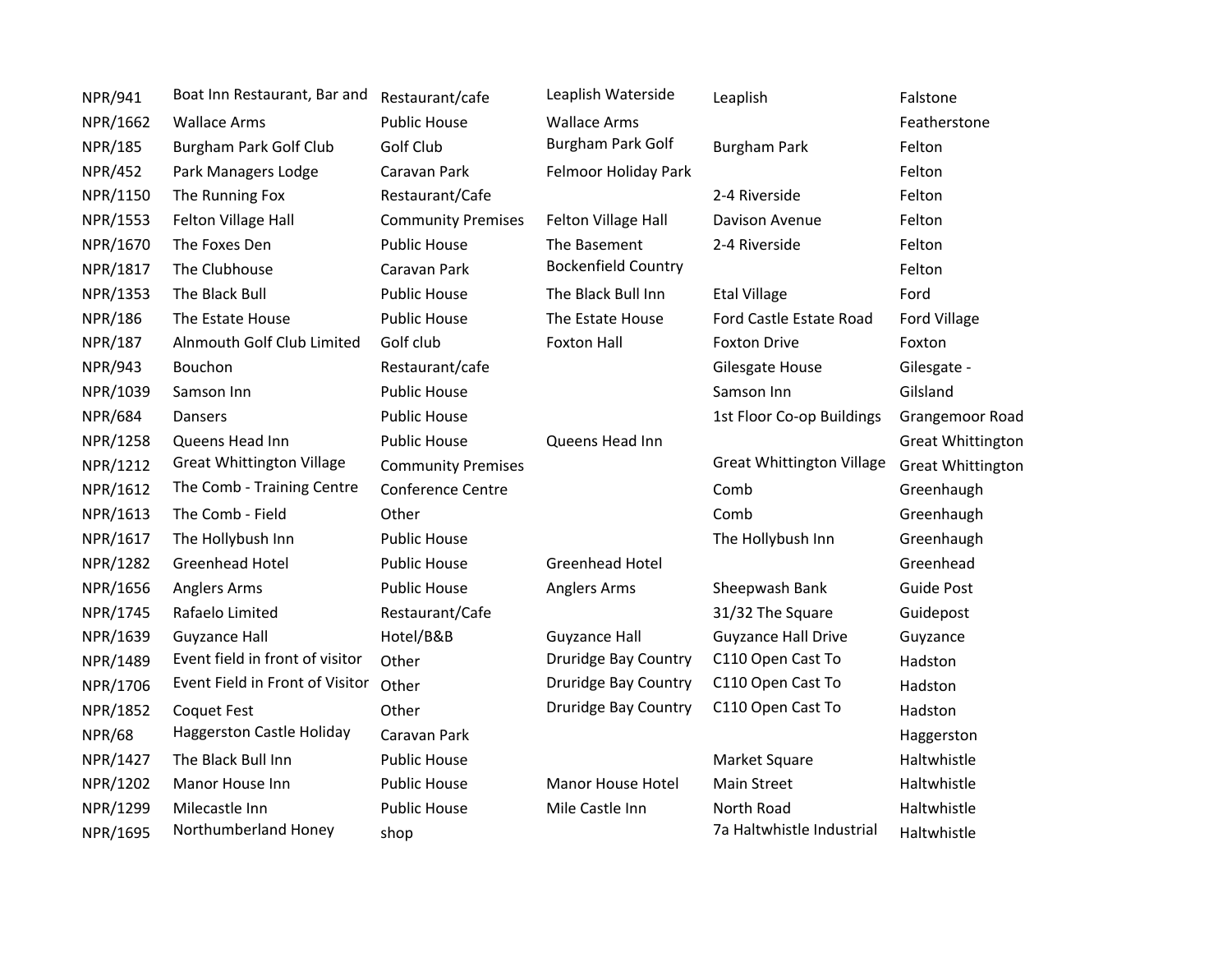| | | | | | |
|---|---|---|---|---|---|
| NPR/941 | Boat Inn Restaurant, Bar and | Restaurant/cafe | Leaplish Waterside | Leaplish | Falstone |
| NPR/1662 | Wallace Arms | Public House | Wallace Arms | | Featherstone |
| NPR/185 | Burgham Park Golf Club | Golf Club | Burgham Park Golf | Burgham Park | Felton |
| NPR/452 | Park Managers Lodge | Caravan Park | Felmoor Holiday Park | | Felton |
| NPR/1150 | The Running Fox | Restaurant/Cafe | | 2-4 Riverside | Felton |
| NPR/1553 | Felton Village Hall | Community Premises | Felton Village Hall | Davison Avenue | Felton |
| NPR/1670 | The Foxes Den | Public House | The Basement | 2-4 Riverside | Felton |
| NPR/1817 | The Clubhouse | Caravan Park | Bockenfield Country | | Felton |
| NPR/1353 | The Black Bull | Public House | The Black Bull Inn | Etal Village | Ford |
| NPR/186 | The Estate House | Public House | The Estate House | Ford Castle Estate Road | Ford Village |
| NPR/187 | Alnmouth Golf Club Limited | Golf club | Foxton Hall | Foxton Drive | Foxton |
| NPR/943 | Bouchon | Restaurant/cafe | | Gilesgate House | Gilesgate - |
| NPR/1039 | Samson Inn | Public House | | Samson Inn | Gilsland |
| NPR/684 | Dansers | Public House | | 1st Floor Co-op Buildings | Grangemoor Road |
| NPR/1258 | Queens Head Inn | Public House | Queens Head Inn | | Great Whittington |
| NPR/1212 | Great Whittington Village | Community Premises | | Great Whittington Village | Great Whittington |
| NPR/1612 | The Comb - Training Centre | Conference Centre | | Comb | Greenhaugh |
| NPR/1613 | The Comb - Field | Other | | Comb | Greenhaugh |
| NPR/1617 | The Hollybush Inn | Public House | | The Hollybush Inn | Greenhaugh |
| NPR/1282 | Greenhead Hotel | Public House | Greenhead Hotel | | Greenhead |
| NPR/1656 | Anglers Arms | Public House | Anglers Arms | Sheepwash Bank | Guide Post |
| NPR/1745 | Rafaelo Limited | Restaurant/Cafe | | 31/32 The Square | Guidepost |
| NPR/1639 | Guyzance Hall | Hotel/B&B | Guyzance Hall | Guyzance Hall Drive | Guyzance |
| NPR/1489 | Event field in front of visitor | Other | Druridge Bay Country | C110 Open Cast To | Hadston |
| NPR/1706 | Event Field in Front of Visitor | Other | Druridge Bay Country | C110 Open Cast To | Hadston |
| NPR/1852 | Coquet Fest | Other | Druridge Bay Country | C110 Open Cast To | Hadston |
| NPR/68 | Haggerston Castle Holiday | Caravan Park | | | Haggerston |
| NPR/1427 | The Black Bull Inn | Public House | | Market Square | Haltwhistle |
| NPR/1202 | Manor House Inn | Public House | Manor House Hotel | Main Street | Haltwhistle |
| NPR/1299 | Milecastle Inn | Public House | Mile Castle Inn | North Road | Haltwhistle |
| NPR/1695 | Northumberland Honey | shop | | 7a Haltwhistle Industrial | Haltwhistle |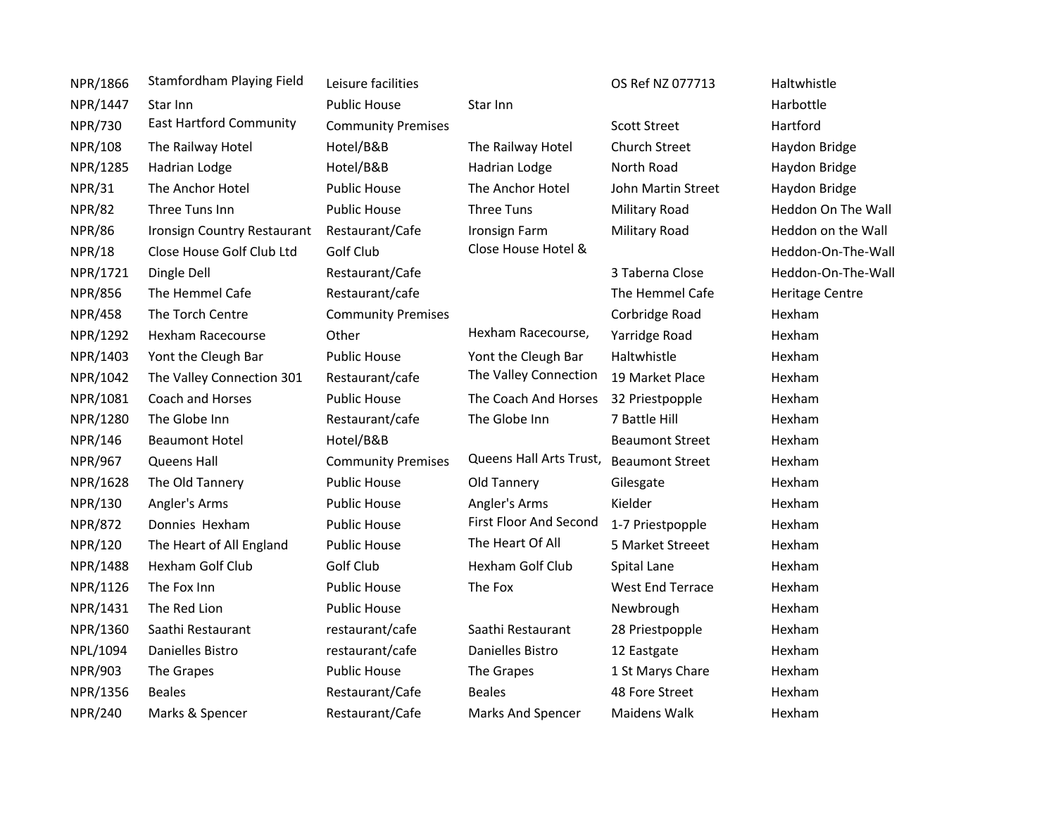| | | | | | |
|---|---|---|---|---|---|
| NPR/1866 | Stamfordham Playing Field | Leisure facilities | | OS Ref NZ 077713 | Haltwhistle |
| NPR/1447 | Star Inn | Public House | Star Inn | | Harbottle |
| NPR/730 | East Hartford Community | Community Premises | | Scott Street | Hartford |
| NPR/108 | The Railway Hotel | Hotel/B&B | The Railway Hotel | Church Street | Haydon Bridge |
| NPR/1285 | Hadrian Lodge | Hotel/B&B | Hadrian Lodge | North Road | Haydon Bridge |
| NPR/31 | The Anchor Hotel | Public House | The Anchor Hotel | John Martin Street | Haydon Bridge |
| NPR/82 | Three Tuns Inn | Public House | Three Tuns | Military Road | Heddon On The Wall |
| NPR/86 | Ironsign Country Restaurant | Restaurant/Cafe | Ironsign Farm | Military Road | Heddon on the Wall |
| NPR/18 | Close House Golf Club Ltd | Golf Club | Close House Hotel & | | Heddon-On-The-Wall |
| NPR/1721 | Dingle Dell | Restaurant/Cafe | | 3 Taberna Close | Heddon-On-The-Wall |
| NPR/856 | The Hemmel Cafe | Restaurant/cafe | | The Hemmel Cafe | Heritage Centre |
| NPR/458 | The Torch Centre | Community Premises | | Corbridge Road | Hexham |
| NPR/1292 | Hexham Racecourse | Other | Hexham Racecourse, | Yarridge Road | Hexham |
| NPR/1403 | Yont the Cleugh Bar | Public House | Yont the Cleugh Bar | Haltwhistle | Hexham |
| NPR/1042 | The Valley Connection 301 | Restaurant/cafe | The Valley Connection | 19 Market Place | Hexham |
| NPR/1081 | Coach and Horses | Public House | The Coach And Horses | 32 Priestpopple | Hexham |
| NPR/1280 | The Globe Inn | Restaurant/cafe | The Globe Inn | 7 Battle Hill | Hexham |
| NPR/146 | Beaumont Hotel | Hotel/B&B | | Beaumont Street | Hexham |
| NPR/967 | Queens Hall | Community Premises | Queens Hall Arts Trust, | Beaumont Street | Hexham |
| NPR/1628 | The Old Tannery | Public House | Old Tannery | Gilesgate | Hexham |
| NPR/130 | Angler's Arms | Public House | Angler's Arms | Kielder | Hexham |
| NPR/872 | Donnies Hexham | Public House | First Floor And Second | 1-7 Priestpopple | Hexham |
| NPR/120 | The Heart of All England | Public House | The Heart Of All | 5 Market Streeet | Hexham |
| NPR/1488 | Hexham Golf Club | Golf Club | Hexham Golf Club | Spital Lane | Hexham |
| NPR/1126 | The Fox Inn | Public House | The Fox | West End Terrace | Hexham |
| NPR/1431 | The Red Lion | Public House | | Newbrough | Hexham |
| NPR/1360 | Saathi Restaurant | restaurant/cafe | Saathi Restaurant | 28 Priestpopple | Hexham |
| NPL/1094 | Danielles Bistro | restaurant/cafe | Danielles Bistro | 12 Eastgate | Hexham |
| NPR/903 | The Grapes | Public House | The Grapes | 1 St Marys Chare | Hexham |
| NPR/1356 | Beales | Restaurant/Cafe | Beales | 48 Fore Street | Hexham |
| NPR/240 | Marks & Spencer | Restaurant/Cafe | Marks And Spencer | Maidens Walk | Hexham |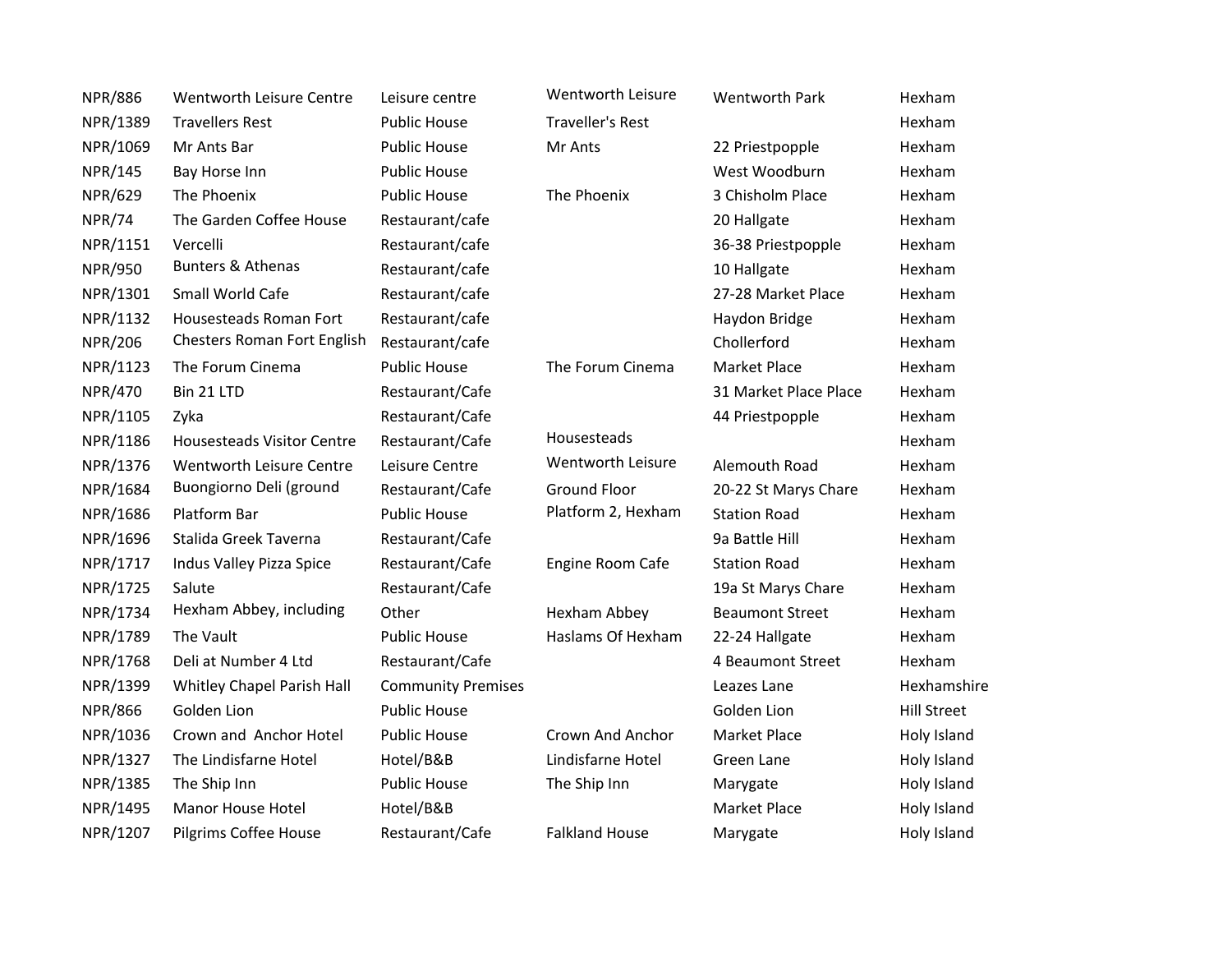| | | | | | |
|---|---|---|---|---|---|
| NPR/886 | Wentworth Leisure Centre | Leisure centre | Wentworth Leisure | Wentworth Park | Hexham |
| NPR/1389 | Travellers Rest | Public House | Traveller's Rest | | Hexham |
| NPR/1069 | Mr Ants Bar | Public House | Mr Ants | 22 Priestpopple | Hexham |
| NPR/145 | Bay Horse Inn | Public House | | West Woodburn | Hexham |
| NPR/629 | The Phoenix | Public House | The Phoenix | 3 Chisholm Place | Hexham |
| NPR/74 | The Garden Coffee House | Restaurant/cafe | | 20 Hallgate | Hexham |
| NPR/1151 | Vercelli | Restaurant/cafe | | 36-38 Priestpopple | Hexham |
| NPR/950 | Bunters & Athenas | Restaurant/cafe | | 10 Hallgate | Hexham |
| NPR/1301 | Small World Cafe | Restaurant/cafe | | 27-28 Market Place | Hexham |
| NPR/1132 | Housesteads Roman Fort | Restaurant/cafe | | Haydon Bridge | Hexham |
| NPR/206 | Chesters Roman Fort English | Restaurant/cafe | | Chollerford | Hexham |
| NPR/1123 | The Forum Cinema | Public House | The Forum Cinema | Market Place | Hexham |
| NPR/470 | Bin 21 LTD | Restaurant/Cafe | | 31 Market Place Place | Hexham |
| NPR/1105 | Zyka | Restaurant/Cafe | | 44 Priestpopple | Hexham |
| NPR/1186 | Housesteads Visitor Centre | Restaurant/Cafe | Housesteads | | Hexham |
| NPR/1376 | Wentworth Leisure Centre | Leisure Centre | Wentworth Leisure | Alemouth Road | Hexham |
| NPR/1684 | Buongiorno Deli (ground | Restaurant/Cafe | Ground Floor | 20-22 St Marys Chare | Hexham |
| NPR/1686 | Platform Bar | Public House | Platform 2, Hexham | Station Road | Hexham |
| NPR/1696 | Stalida Greek Taverna | Restaurant/Cafe | | 9a Battle Hill | Hexham |
| NPR/1717 | Indus Valley Pizza Spice | Restaurant/Cafe | Engine Room Cafe | Station Road | Hexham |
| NPR/1725 | Salute | Restaurant/Cafe | | 19a St Marys Chare | Hexham |
| NPR/1734 | Hexham Abbey, including | Other | Hexham Abbey | Beaumont Street | Hexham |
| NPR/1789 | The Vault | Public House | Haslams Of Hexham | 22-24 Hallgate | Hexham |
| NPR/1768 | Deli at Number 4 Ltd | Restaurant/Cafe | | 4 Beaumont Street | Hexham |
| NPR/1399 | Whitley Chapel Parish Hall | Community Premises | | Leazes Lane | Hexhamshire |
| NPR/866 | Golden Lion | Public House | | Golden Lion | Hill Street |
| NPR/1036 | Crown and Anchor Hotel | Public House | Crown And Anchor | Market Place | Holy Island |
| NPR/1327 | The Lindisfarne Hotel | Hotel/B&B | Lindisfarne Hotel | Green Lane | Holy Island |
| NPR/1385 | The Ship Inn | Public House | The Ship Inn | Marygate | Holy Island |
| NPR/1495 | Manor House Hotel | Hotel/B&B | | Market Place | Holy Island |
| NPR/1207 | Pilgrims Coffee House | Restaurant/Cafe | Falkland House | Marygate | Holy Island |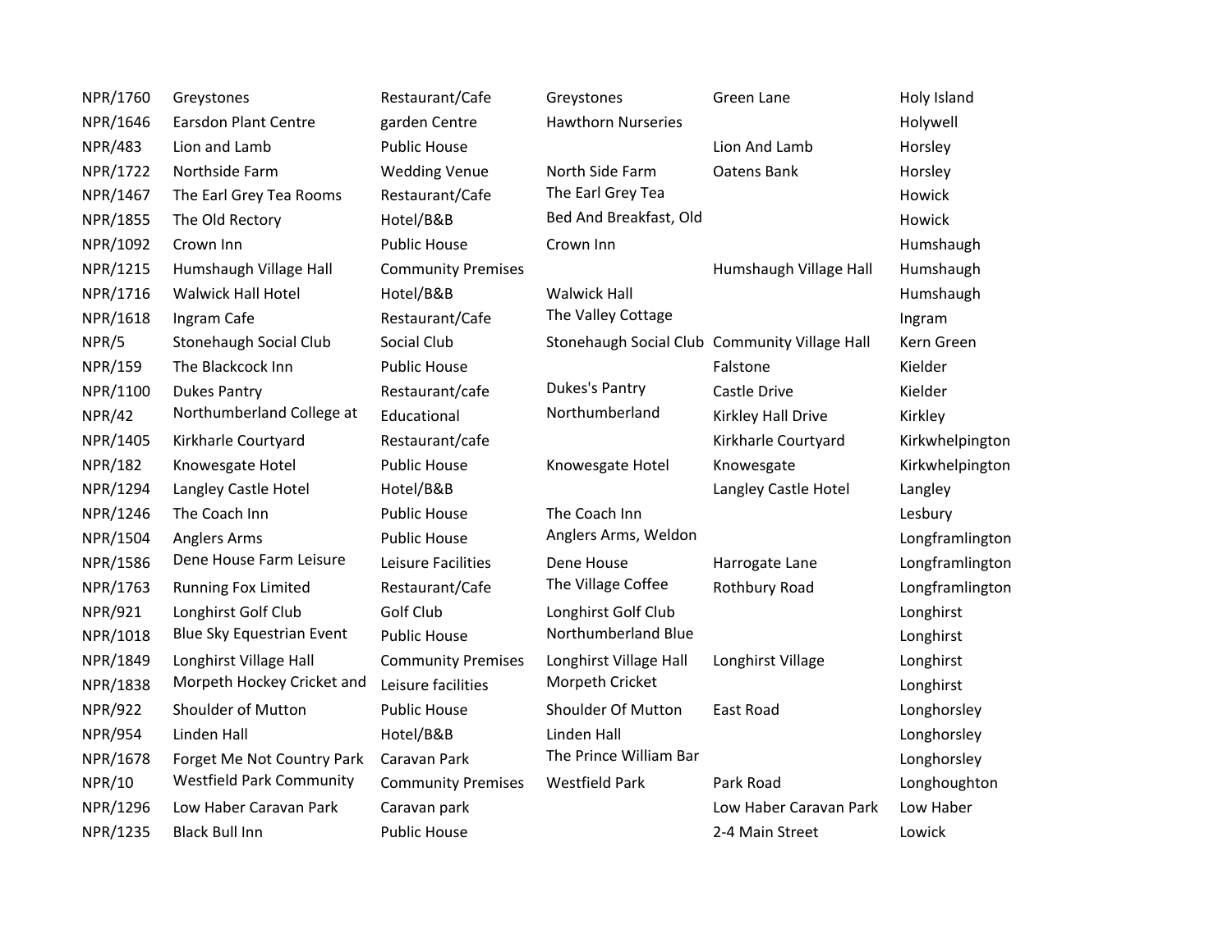| | | | | | |
|---|---|---|---|---|---|
| NPR/1760 | Greystones | Restaurant/Cafe | Greystones | Green Lane | Holy Island |
| NPR/1646 | Earsdon Plant Centre | garden Centre | Hawthorn Nurseries | | Holywell |
| NPR/483 | Lion and Lamb | Public House | | Lion And Lamb | Horsley |
| NPR/1722 | Northside Farm | Wedding Venue | North Side Farm | Oatens Bank | Horsley |
| NPR/1467 | The Earl Grey Tea Rooms | Restaurant/Cafe | The Earl Grey Tea | | Howick |
| NPR/1855 | The Old Rectory | Hotel/B&B | Bed And Breakfast, Old | | Howick |
| NPR/1092 | Crown Inn | Public House | Crown Inn | | Humshaugh |
| NPR/1215 | Humshaugh Village Hall | Community Premises | | Humshaugh Village Hall | Humshaugh |
| NPR/1716 | Walwick Hall Hotel | Hotel/B&B | Walwick Hall | | Humshaugh |
| NPR/1618 | Ingram Cafe | Restaurant/Cafe | The Valley Cottage | | Ingram |
| NPR/5 | Stonehaugh Social Club | Social Club | Stonehaugh Social Club | Community Village Hall | Kern Green |
| NPR/159 | The Blackcock Inn | Public House | | Falstone | Kielder |
| NPR/1100 | Dukes Pantry | Restaurant/cafe | Dukes's Pantry | Castle Drive | Kielder |
| NPR/42 | Northumberland College at | Educational | Northumberland | Kirkley Hall Drive | Kirkley |
| NPR/1405 | Kirkharle Courtyard | Restaurant/cafe | | Kirkharle Courtyard | Kirkwhelpington |
| NPR/182 | Knowesgate Hotel | Public House | Knowesgate Hotel | Knowesgate | Kirkwhelpington |
| NPR/1294 | Langley Castle Hotel | Hotel/B&B | | Langley Castle Hotel | Langley |
| NPR/1246 | The Coach Inn | Public House | The Coach Inn | | Lesbury |
| NPR/1504 | Anglers Arms | Public House | Anglers Arms, Weldon | | Longframlington |
| NPR/1586 | Dene House Farm Leisure | Leisure Facilities | Dene House | Harrogate Lane | Longframlington |
| NPR/1763 | Running Fox Limited | Restaurant/Cafe | The Village Coffee | Rothbury Road | Longframlington |
| NPR/921 | Longhirst Golf Club | Golf Club | Longhirst Golf Club | | Longhirst |
| NPR/1018 | Blue Sky Equestrian Event | Public House | Northumberland Blue | | Longhirst |
| NPR/1849 | Longhirst Village Hall | Community Premises | Longhirst Village Hall | Longhirst Village | Longhirst |
| NPR/1838 | Morpeth Hockey Cricket and | Leisure facilities | Morpeth Cricket | | Longhirst |
| NPR/922 | Shoulder of Mutton | Public House | Shoulder Of Mutton | East Road | Longhorsley |
| NPR/954 | Linden Hall | Hotel/B&B | Linden Hall | | Longhorsley |
| NPR/1678 | Forget Me Not Country Park | Caravan Park | The Prince William Bar | | Longhorsley |
| NPR/10 | Westfield Park Community | Community Premises | Westfield Park | Park Road | Longhoughton |
| NPR/1296 | Low Haber Caravan Park | Caravan park | | Low Haber Caravan Park | Low Haber |
| NPR/1235 | Black Bull Inn | Public House | | 2-4 Main Street | Lowick |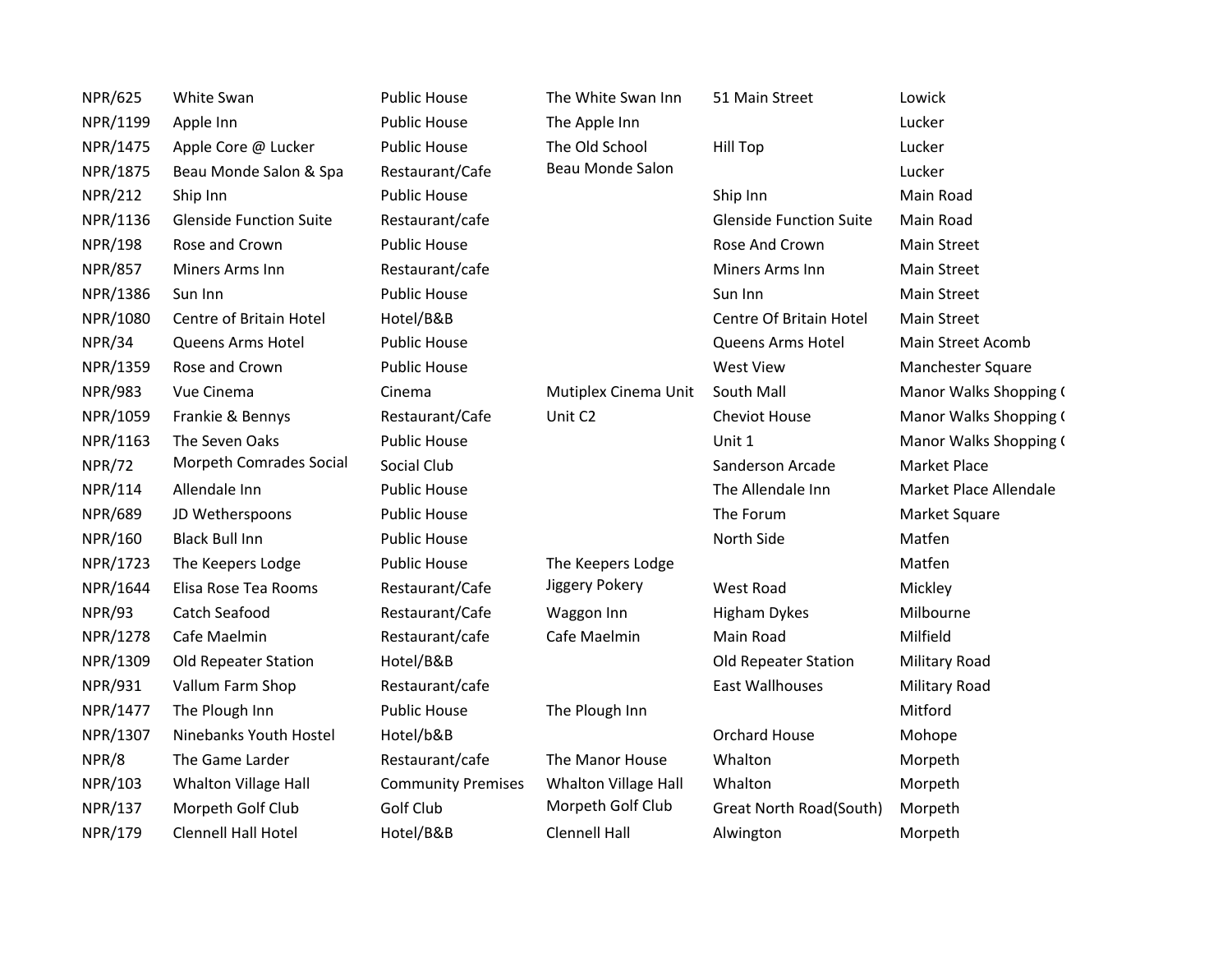| | | | | | |
|---|---|---|---|---|---|
| NPR/625 | White Swan | Public House | The White Swan Inn | 51 Main Street | Lowick |
| NPR/1199 | Apple Inn | Public House | The Apple Inn | | Lucker |
| NPR/1475 | Apple Core @ Lucker | Public House | The Old School | Hill Top | Lucker |
| NPR/1875 | Beau Monde Salon & Spa | Restaurant/Cafe | Beau Monde Salon | | Lucker |
| NPR/212 | Ship Inn | Public House | | Ship Inn | Main Road |
| NPR/1136 | Glenside Function Suite | Restaurant/cafe | | Glenside Function Suite | Main Road |
| NPR/198 | Rose and Crown | Public House | | Rose And Crown | Main Street |
| NPR/857 | Miners Arms Inn | Restaurant/cafe | | Miners Arms Inn | Main Street |
| NPR/1386 | Sun Inn | Public House | | Sun Inn | Main Street |
| NPR/1080 | Centre of Britain Hotel | Hotel/B&B | | Centre Of Britain Hotel | Main Street |
| NPR/34 | Queens Arms Hotel | Public House | | Queens Arms Hotel | Main Street Acomb |
| NPR/1359 | Rose and Crown | Public House | | West View | Manchester Square |
| NPR/983 | Vue Cinema | Cinema | Mutiplex Cinema Unit | South Mall | Manor Walks Shopping ( |
| NPR/1059 | Frankie & Bennys | Restaurant/Cafe | Unit C2 | Cheviot House | Manor Walks Shopping ( |
| NPR/1163 | The Seven Oaks | Public House | | Unit 1 | Manor Walks Shopping ( |
| NPR/72 | Morpeth Comrades Social | Social Club | | Sanderson Arcade | Market Place |
| NPR/114 | Allendale Inn | Public House | | The Allendale Inn | Market Place Allendale |
| NPR/689 | JD Wetherspoons | Public House | | The Forum | Market Square |
| NPR/160 | Black Bull Inn | Public House | | North Side | Matfen |
| NPR/1723 | The Keepers Lodge | Public House | The Keepers Lodge | | Matfen |
| NPR/1644 | Elisa Rose Tea Rooms | Restaurant/Cafe | Jiggery Pokery | West Road | Mickley |
| NPR/93 | Catch Seafood | Restaurant/Cafe | Waggon Inn | Higham Dykes | Milbourne |
| NPR/1278 | Cafe Maelmin | Restaurant/cafe | Cafe Maelmin | Main Road | Milfield |
| NPR/1309 | Old Repeater Station | Hotel/B&B | | Old Repeater Station | Military Road |
| NPR/931 | Vallum Farm Shop | Restaurant/cafe | | East Wallhouses | Military Road |
| NPR/1477 | The Plough Inn | Public House | The Plough Inn | | Mitford |
| NPR/1307 | Ninebanks Youth Hostel | Hotel/b&B | | Orchard House | Mohope |
| NPR/8 | The Game Larder | Restaurant/cafe | The Manor House | Whalton | Morpeth |
| NPR/103 | Whalton Village Hall | Community Premises | Whalton Village Hall | Whalton | Morpeth |
| NPR/137 | Morpeth Golf Club | Golf Club | Morpeth Golf Club | Great North Road(South) | Morpeth |
| NPR/179 | Clennell Hall Hotel | Hotel/B&B | Clennell Hall | Alwington | Morpeth |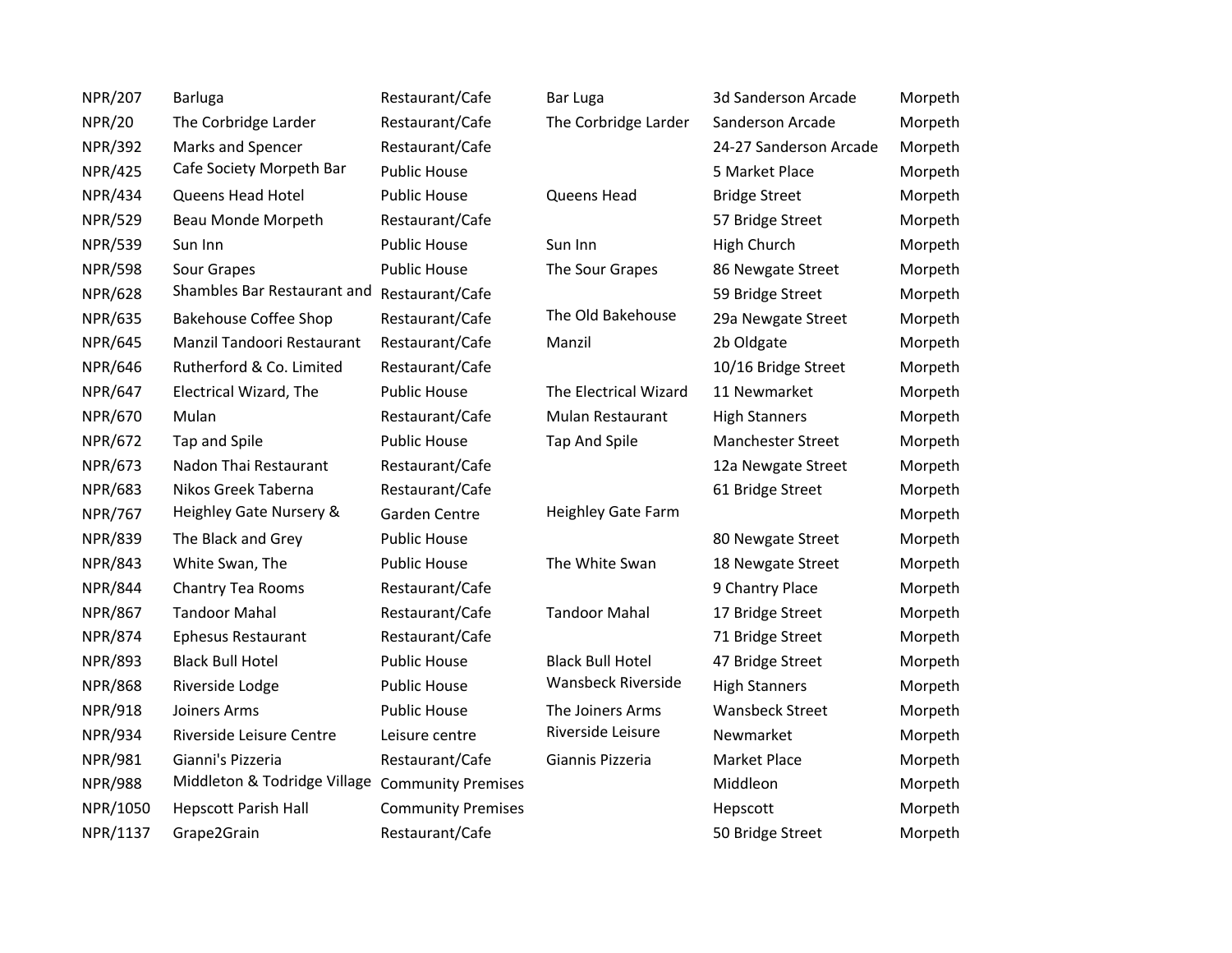| | | | | | |
|---|---|---|---|---|---|
| NPR/207 | Barluga | Restaurant/Cafe | Bar Luga | 3d Sanderson Arcade | Morpeth |
| NPR/20 | The Corbridge Larder | Restaurant/Cafe | The Corbridge Larder | Sanderson Arcade | Morpeth |
| NPR/392 | Marks and Spencer | Restaurant/Cafe | | 24-27 Sanderson Arcade | Morpeth |
| NPR/425 | Cafe Society Morpeth Bar | Public House | | 5 Market Place | Morpeth |
| NPR/434 | Queens Head Hotel | Public House | Queens Head | Bridge Street | Morpeth |
| NPR/529 | Beau Monde Morpeth | Restaurant/Cafe | | 57 Bridge Street | Morpeth |
| NPR/539 | Sun Inn | Public House | Sun Inn | High Church | Morpeth |
| NPR/598 | Sour Grapes | Public House | The Sour Grapes | 86 Newgate Street | Morpeth |
| NPR/628 | Shambles Bar Restaurant and | Restaurant/Cafe | | 59 Bridge Street | Morpeth |
| NPR/635 | Bakehouse Coffee Shop | Restaurant/Cafe | The Old Bakehouse | 29a Newgate Street | Morpeth |
| NPR/645 | Manzil Tandoori Restaurant | Restaurant/Cafe | Manzil | 2b Oldgate | Morpeth |
| NPR/646 | Rutherford & Co. Limited | Restaurant/Cafe | | 10/16 Bridge Street | Morpeth |
| NPR/647 | Electrical Wizard, The | Public House | The Electrical Wizard | 11 Newmarket | Morpeth |
| NPR/670 | Mulan | Restaurant/Cafe | Mulan Restaurant | High Stanners | Morpeth |
| NPR/672 | Tap and Spile | Public House | Tap And Spile | Manchester Street | Morpeth |
| NPR/673 | Nadon Thai Restaurant | Restaurant/Cafe | | 12a Newgate Street | Morpeth |
| NPR/683 | Nikos Greek Taberna | Restaurant/Cafe | | 61 Bridge Street | Morpeth |
| NPR/767 | Heighley Gate Nursery & | Garden Centre | Heighley Gate Farm | | Morpeth |
| NPR/839 | The Black and Grey | Public House | | 80 Newgate Street | Morpeth |
| NPR/843 | White Swan, The | Public House | The White Swan | 18 Newgate Street | Morpeth |
| NPR/844 | Chantry Tea Rooms | Restaurant/Cafe | | 9 Chantry Place | Morpeth |
| NPR/867 | Tandoor Mahal | Restaurant/Cafe | Tandoor Mahal | 17 Bridge Street | Morpeth |
| NPR/874 | Ephesus Restaurant | Restaurant/Cafe | | 71 Bridge Street | Morpeth |
| NPR/893 | Black Bull Hotel | Public House | Black Bull Hotel | 47 Bridge Street | Morpeth |
| NPR/868 | Riverside Lodge | Public House | Wansbeck Riverside | High Stanners | Morpeth |
| NPR/918 | Joiners Arms | Public House | The Joiners Arms | Wansbeck Street | Morpeth |
| NPR/934 | Riverside Leisure Centre | Leisure centre | Riverside Leisure | Newmarket | Morpeth |
| NPR/981 | Gianni's Pizzeria | Restaurant/Cafe | Giannis Pizzeria | Market Place | Morpeth |
| NPR/988 | Middleton & Todridge Village | Community Premises | | Middleon | Morpeth |
| NPR/1050 | Hepscott Parish Hall | Community Premises | | Hepscott | Morpeth |
| NPR/1137 | Grape2Grain | Restaurant/Cafe | | 50 Bridge Street | Morpeth |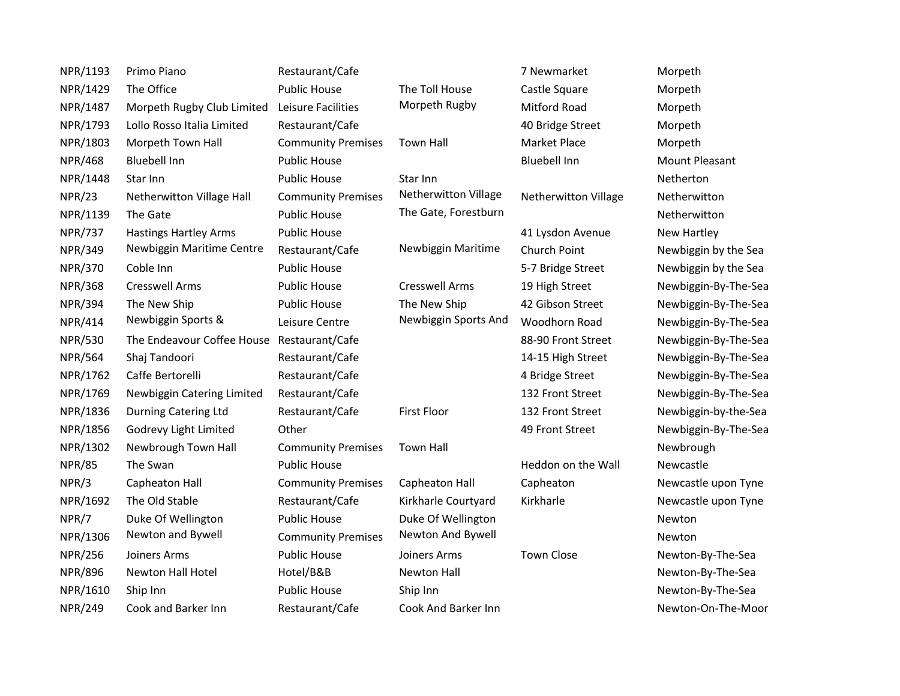| | | | | | |
|---|---|---|---|---|---|
| NPR/1193 | Primo Piano | Restaurant/Cafe | | 7 Newmarket | Morpeth |
| NPR/1429 | The Office | Public House | The Toll House | Castle Square | Morpeth |
| NPR/1487 | Morpeth Rugby Club Limited | Leisure Facilities | Morpeth Rugby | Mitford Road | Morpeth |
| NPR/1793 | Lollo Rosso Italia Limited | Restaurant/Cafe | | 40 Bridge Street | Morpeth |
| NPR/1803 | Morpeth Town Hall | Community Premises | Town Hall | Market Place | Morpeth |
| NPR/468 | Bluebell Inn | Public House | | Bluebell Inn | Mount Pleasant |
| NPR/1448 | Star Inn | Public House | Star Inn | | Netherton |
| NPR/23 | Netherwitton Village Hall | Community Premises | Netherwitton Village | Netherwitton Village | Netherwitton |
| NPR/1139 | The Gate | Public House | The Gate, Forestburn | | Netherwitton |
| NPR/737 | Hastings Hartley Arms | Public House | | 41 Lysdon Avenue | New Hartley |
| NPR/349 | Newbiggin Maritime Centre | Restaurant/Cafe | Newbiggin Maritime | Church Point | Newbiggin by the Sea |
| NPR/370 | Coble Inn | Public House | | 5-7 Bridge Street | Newbiggin by the Sea |
| NPR/368 | Cresswell Arms | Public House | Cresswell Arms | 19 High Street | Newbiggin-By-The-Sea |
| NPR/394 | The New Ship | Public House | The New Ship | 42 Gibson Street | Newbiggin-By-The-Sea |
| NPR/414 | Newbiggin Sports & | Leisure Centre | Newbiggin Sports And | Woodhorn Road | Newbiggin-By-The-Sea |
| NPR/530 | The Endeavour Coffee House | Restaurant/Cafe | | 88-90 Front Street | Newbiggin-By-The-Sea |
| NPR/564 | Shaj Tandoori | Restaurant/Cafe | | 14-15 High Street | Newbiggin-By-The-Sea |
| NPR/1762 | Caffe Bertorelli | Restaurant/Cafe | | 4 Bridge Street | Newbiggin-By-The-Sea |
| NPR/1769 | Newbiggin Catering Limited | Restaurant/Cafe | | 132 Front Street | Newbiggin-By-The-Sea |
| NPR/1836 | Durning Catering Ltd | Restaurant/Cafe | First Floor | 132 Front Street | Newbiggin-by-the-Sea |
| NPR/1856 | Godrevy Light Limited | Other | | 49 Front Street | Newbiggin-By-The-Sea |
| NPR/1302 | Newbrough Town Hall | Community Premises | Town Hall | | Newbrough |
| NPR/85 | The Swan | Public House | | Heddon on the Wall | Newcastle |
| NPR/3 | Capheaton Hall | Community Premises | Capheaton Hall | Capheaton | Newcastle upon Tyne |
| NPR/1692 | The Old Stable | Restaurant/Cafe | Kirkharle Courtyard | Kirkharle | Newcastle upon Tyne |
| NPR/7 | Duke Of Wellington | Public House | Duke Of Wellington | | Newton |
| NPR/1306 | Newton and Bywell | Community Premises | Newton And Bywell | | Newton |
| NPR/256 | Joiners Arms | Public House | Joiners Arms | Town Close | Newton-By-The-Sea |
| NPR/896 | Newton Hall Hotel | Hotel/B&B | Newton Hall | | Newton-By-The-Sea |
| NPR/1610 | Ship Inn | Public House | Ship Inn | | Newton-By-The-Sea |
| NPR/249 | Cook and Barker Inn | Restaurant/Cafe | Cook And Barker Inn | | Newton-On-The-Moor |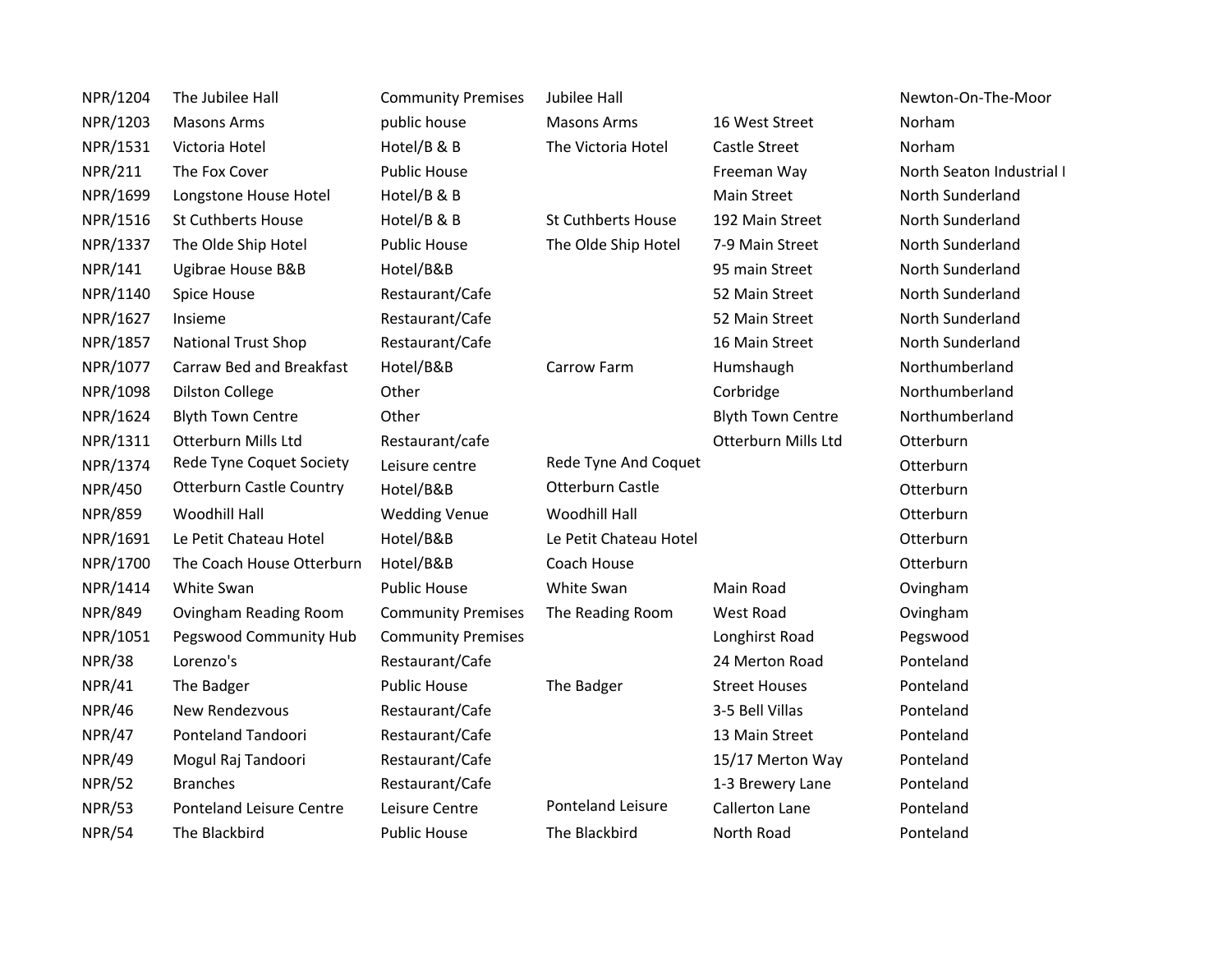| | | | | | |
|---|---|---|---|---|---|
| NPR/1204 | The Jubilee Hall | Community Premises | Jubilee Hall | | Newton-On-The-Moor |
| NPR/1203 | Masons Arms | public house | Masons Arms | 16 West Street | Norham |
| NPR/1531 | Victoria Hotel | Hotel/B & B | The Victoria Hotel | Castle Street | Norham |
| NPR/211 | The Fox Cover | Public House | | Freeman Way | North Seaton Industrial I |
| NPR/1699 | Longstone House Hotel | Hotel/B & B | | Main Street | North Sunderland |
| NPR/1516 | St Cuthberts House | Hotel/B & B | St Cuthberts House | 192 Main Street | North Sunderland |
| NPR/1337 | The Olde Ship Hotel | Public House | The Olde Ship Hotel | 7-9 Main Street | North Sunderland |
| NPR/141 | Ugibrae House B&B | Hotel/B&B | | 95 main Street | North Sunderland |
| NPR/1140 | Spice House | Restaurant/Cafe | | 52 Main Street | North Sunderland |
| NPR/1627 | Insieme | Restaurant/Cafe | | 52 Main Street | North Sunderland |
| NPR/1857 | National Trust Shop | Restaurant/Cafe | | 16 Main Street | North Sunderland |
| NPR/1077 | Carraw Bed and Breakfast | Hotel/B&B | Carrow Farm | Humshaugh | Northumberland |
| NPR/1098 | Dilston College | Other | | Corbridge | Northumberland |
| NPR/1624 | Blyth Town Centre | Other | | Blyth Town Centre | Northumberland |
| NPR/1311 | Otterburn Mills Ltd | Restaurant/cafe | | Otterburn Mills Ltd | Otterburn |
| NPR/1374 | Rede Tyne Coquet Society | Leisure centre | Rede Tyne And Coquet | | Otterburn |
| NPR/450 | Otterburn Castle Country | Hotel/B&B | Otterburn Castle | | Otterburn |
| NPR/859 | Woodhill Hall | Wedding Venue | Woodhill Hall | | Otterburn |
| NPR/1691 | Le Petit Chateau Hotel | Hotel/B&B | Le Petit Chateau Hotel | | Otterburn |
| NPR/1700 | The Coach House Otterburn | Hotel/B&B | Coach House | | Otterburn |
| NPR/1414 | White Swan | Public House | White Swan | Main Road | Ovingham |
| NPR/849 | Ovingham Reading Room | Community Premises | The Reading Room | West Road | Ovingham |
| NPR/1051 | Pegswood Community Hub | Community Premises | | Longhirst Road | Pegswood |
| NPR/38 | Lorenzo's | Restaurant/Cafe | | 24 Merton Road | Ponteland |
| NPR/41 | The Badger | Public House | The Badger | Street Houses | Ponteland |
| NPR/46 | New Rendezvous | Restaurant/Cafe | | 3-5 Bell Villas | Ponteland |
| NPR/47 | Ponteland Tandoori | Restaurant/Cafe | | 13 Main Street | Ponteland |
| NPR/49 | Mogul Raj Tandoori | Restaurant/Cafe | | 15/17 Merton Way | Ponteland |
| NPR/52 | Branches | Restaurant/Cafe | | 1-3 Brewery Lane | Ponteland |
| NPR/53 | Ponteland Leisure Centre | Leisure Centre | Ponteland Leisure | Callerton Lane | Ponteland |
| NPR/54 | The Blackbird | Public House | The Blackbird | North Road | Ponteland |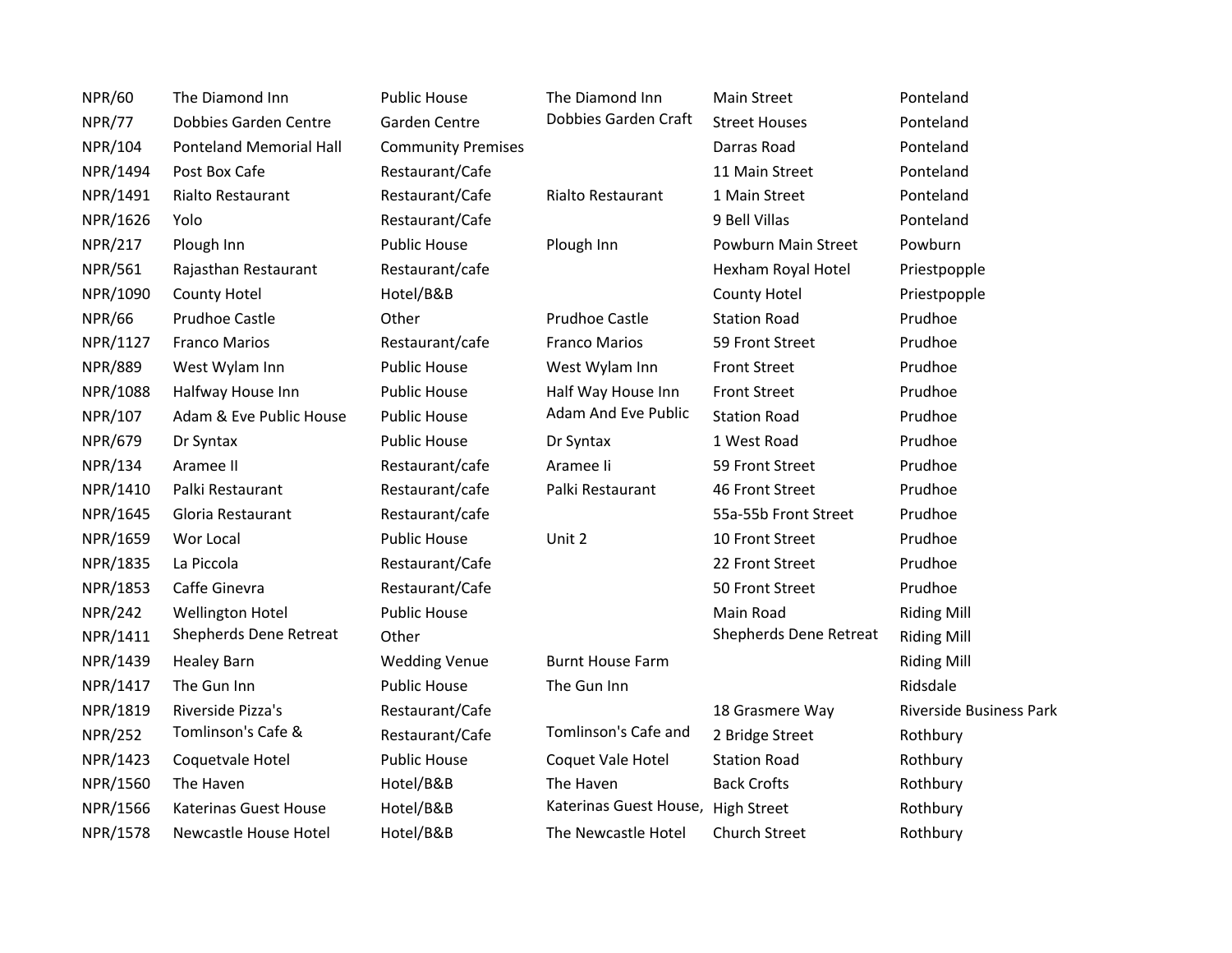| | | | | | |
|---|---|---|---|---|---|
| NPR/60 | The Diamond Inn | Public House | The Diamond Inn | Main Street | Ponteland |
| NPR/77 | Dobbies Garden Centre | Garden Centre | Dobbies Garden Craft | Street Houses | Ponteland |
| NPR/104 | Ponteland Memorial Hall | Community Premises | | Darras Road | Ponteland |
| NPR/1494 | Post Box Cafe | Restaurant/Cafe | | 11 Main Street | Ponteland |
| NPR/1491 | Rialto Restaurant | Restaurant/Cafe | Rialto Restaurant | 1 Main Street | Ponteland |
| NPR/1626 | Yolo | Restaurant/Cafe | | 9 Bell Villas | Ponteland |
| NPR/217 | Plough Inn | Public House | Plough Inn | Powburn Main Street | Powburn |
| NPR/561 | Rajasthan Restaurant | Restaurant/cafe | | Hexham Royal Hotel | Priestpopple |
| NPR/1090 | County Hotel | Hotel/B&B | | County Hotel | Priestpopple |
| NPR/66 | Prudhoe Castle | Other | Prudhoe Castle | Station Road | Prudhoe |
| NPR/1127 | Franco Marios | Restaurant/cafe | Franco Marios | 59 Front Street | Prudhoe |
| NPR/889 | West Wylam Inn | Public House | West Wylam Inn | Front Street | Prudhoe |
| NPR/1088 | Halfway House Inn | Public House | Half Way House Inn | Front Street | Prudhoe |
| NPR/107 | Adam & Eve Public House | Public House | Adam And Eve Public | Station Road | Prudhoe |
| NPR/679 | Dr Syntax | Public House | Dr Syntax | 1 West Road | Prudhoe |
| NPR/134 | Aramee II | Restaurant/cafe | Aramee Ii | 59 Front Street | Prudhoe |
| NPR/1410 | Palki Restaurant | Restaurant/cafe | Palki Restaurant | 46 Front Street | Prudhoe |
| NPR/1645 | Gloria Restaurant | Restaurant/cafe | | 55a-55b Front Street | Prudhoe |
| NPR/1659 | Wor Local | Public House | Unit 2 | 10 Front Street | Prudhoe |
| NPR/1835 | La Piccola | Restaurant/Cafe | | 22 Front Street | Prudhoe |
| NPR/1853 | Caffe Ginevra | Restaurant/Cafe | | 50 Front Street | Prudhoe |
| NPR/242 | Wellington Hotel | Public House | | Main Road | Riding Mill |
| NPR/1411 | Shepherds Dene Retreat | Other | | Shepherds Dene Retreat | Riding Mill |
| NPR/1439 | Healey Barn | Wedding Venue | Burnt House Farm | | Riding Mill |
| NPR/1417 | The Gun Inn | Public House | The Gun Inn | | Ridsdale |
| NPR/1819 | Riverside Pizza's | Restaurant/Cafe | | 18 Grasmere Way | Riverside Business Park |
| NPR/252 | Tomlinson's Cafe & | Restaurant/Cafe | Tomlinson's Cafe and | 2 Bridge Street | Rothbury |
| NPR/1423 | Coquetvale Hotel | Public House | Coquet Vale Hotel | Station Road | Rothbury |
| NPR/1560 | The Haven | Hotel/B&B | The Haven | Back Crofts | Rothbury |
| NPR/1566 | Katerinas Guest House | Hotel/B&B | Katerinas Guest House, | High Street | Rothbury |
| NPR/1578 | Newcastle House Hotel | Hotel/B&B | The Newcastle Hotel | Church Street | Rothbury |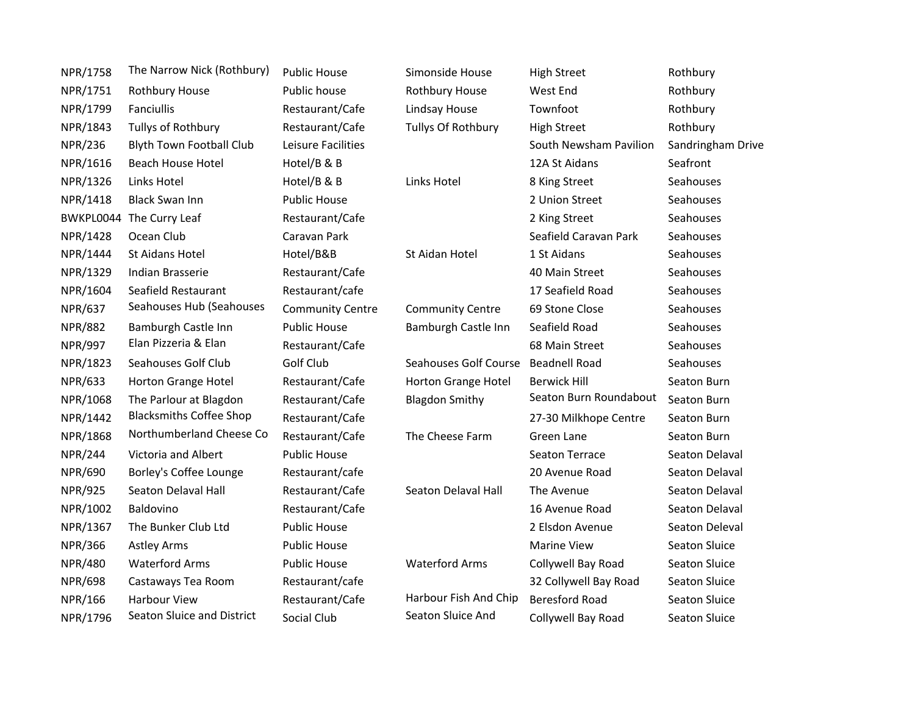| | | | | | |
|---|---|---|---|---|---|
| NPR/1758 | The Narrow Nick (Rothbury) | Public House | Simonside House | High Street | Rothbury |
| NPR/1751 | Rothbury House | Public house | Rothbury House | West End | Rothbury |
| NPR/1799 | Fanciullis | Restaurant/Cafe | Lindsay House | Townfoot | Rothbury |
| NPR/1843 | Tullys of Rothbury | Restaurant/Cafe | Tullys Of Rothbury | High Street | Rothbury |
| NPR/236 | Blyth Town Football Club | Leisure Facilities | | South Newsham Pavilion | Sandringham Drive |
| NPR/1616 | Beach House Hotel | Hotel/B & B | | 12A St Aidans | Seafront |
| NPR/1326 | Links Hotel | Hotel/B & B | Links Hotel | 8 King Street | Seahouses |
| NPR/1418 | Black Swan Inn | Public House | | 2 Union Street | Seahouses |
| BWKPL0044 | The Curry Leaf | Restaurant/Cafe | | 2 King Street | Seahouses |
| NPR/1428 | Ocean Club | Caravan Park | | Seafield Caravan Park | Seahouses |
| NPR/1444 | St Aidans Hotel | Hotel/B&B | St Aidan Hotel | 1 St Aidans | Seahouses |
| NPR/1329 | Indian Brasserie | Restaurant/Cafe | | 40 Main Street | Seahouses |
| NPR/1604 | Seafield Restaurant | Restaurant/cafe | | 17 Seafield Road | Seahouses |
| NPR/637 | Seahouses Hub (Seahouses | Community Centre | Community Centre | 69 Stone Close | Seahouses |
| NPR/882 | Bamburgh Castle Inn | Public House | Bamburgh Castle Inn | Seafield Road | Seahouses |
| NPR/997 | Elan Pizzeria & Elan | Restaurant/Cafe | | 68 Main Street | Seahouses |
| NPR/1823 | Seahouses Golf Club | Golf Club | Seahouses Golf Course | Beadnell Road | Seahouses |
| NPR/633 | Horton Grange Hotel | Restaurant/Cafe | Horton Grange Hotel | Berwick Hill | Seaton Burn |
| NPR/1068 | The Parlour at Blagdon | Restaurant/Cafe | Blagdon Smithy | Seaton Burn Roundabout | Seaton Burn |
| NPR/1442 | Blacksmiths Coffee Shop | Restaurant/Cafe | | 27-30 Milkhope Centre | Seaton Burn |
| NPR/1868 | Northumberland Cheese Co | Restaurant/Cafe | The Cheese Farm | Green Lane | Seaton Burn |
| NPR/244 | Victoria and Albert | Public House | | Seaton Terrace | Seaton Delaval |
| NPR/690 | Borley's Coffee Lounge | Restaurant/cafe | | 20 Avenue Road | Seaton Delaval |
| NPR/925 | Seaton Delaval Hall | Restaurant/Cafe | Seaton Delaval Hall | The Avenue | Seaton Delaval |
| NPR/1002 | Baldovino | Restaurant/Cafe | | 16 Avenue Road | Seaton Delaval |
| NPR/1367 | The Bunker Club Ltd | Public House | | 2 Elsdon Avenue | Seaton Deleval |
| NPR/366 | Astley Arms | Public House | | Marine View | Seaton Sluice |
| NPR/480 | Waterford Arms | Public House | Waterford Arms | Collywell Bay Road | Seaton Sluice |
| NPR/698 | Castaways Tea Room | Restaurant/cafe | | 32 Collywell Bay Road | Seaton Sluice |
| NPR/166 | Harbour View | Restaurant/Cafe | Harbour Fish And Chip | Beresford Road | Seaton Sluice |
| NPR/1796 | Seaton Sluice and District | Social Club | Seaton Sluice And | Collywell Bay Road | Seaton Sluice |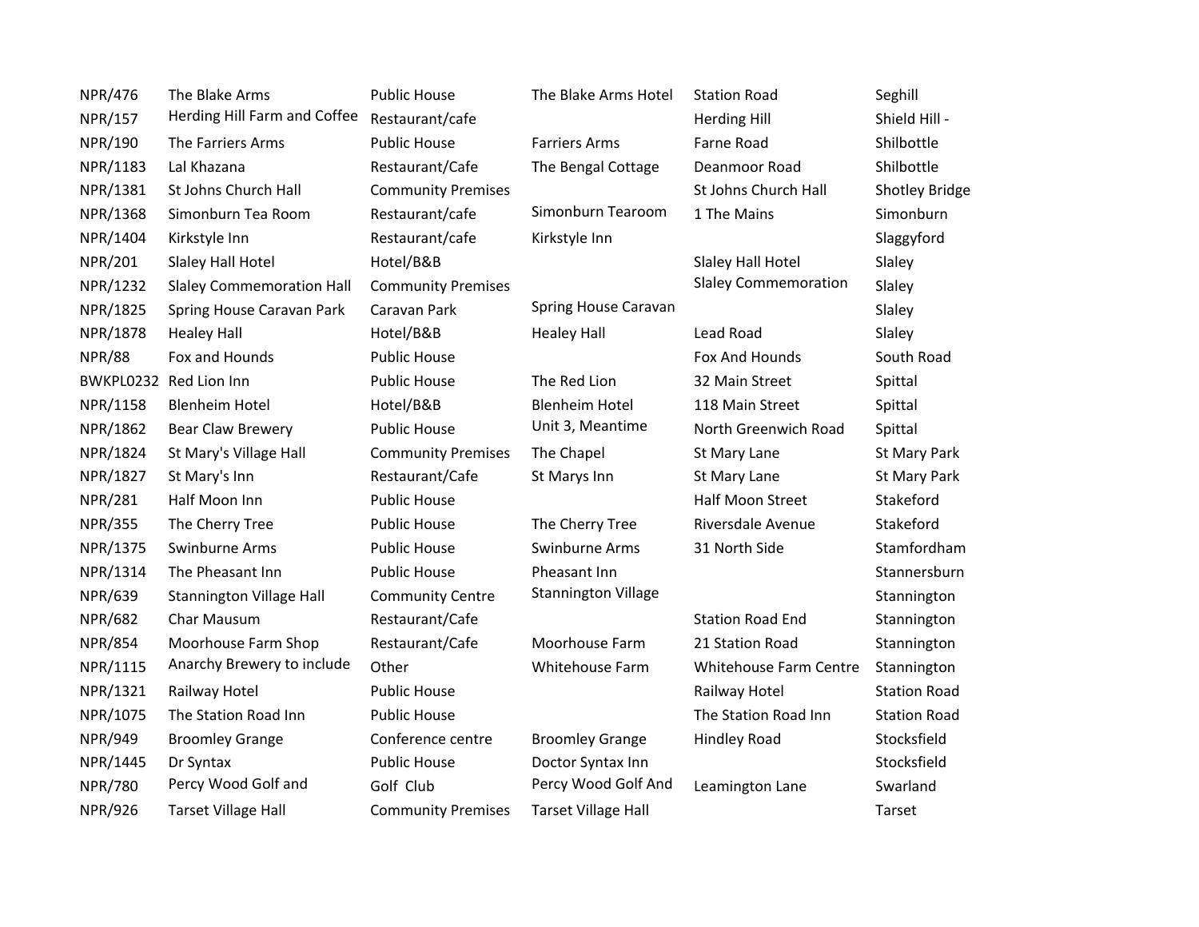| | | | | | |
|---|---|---|---|---|---|
| NPR/476 | The Blake Arms | Public House | The Blake Arms Hotel | Station Road | Seghill |
| NPR/157 | Herding Hill Farm and Coffee | Restaurant/cafe | | Herding Hill | Shield Hill - |
| NPR/190 | The Farriers Arms | Public House | Farriers Arms | Farne Road | Shilbottle |
| NPR/1183 | Lal Khazana | Restaurant/Cafe | The Bengal Cottage | Deanmoor Road | Shilbottle |
| NPR/1381 | St Johns Church Hall | Community Premises | | St Johns Church Hall | Shotley Bridge |
| NPR/1368 | Simonburn Tea Room | Restaurant/cafe | Simonburn Tearoom | 1 The Mains | Simonburn |
| NPR/1404 | Kirkstyle Inn | Restaurant/cafe | Kirkstyle Inn | | Slaggyford |
| NPR/201 | Slaley Hall Hotel | Hotel/B&B | | Slaley Hall Hotel | Slaley |
| NPR/1232 | Slaley Commemoration Hall | Community Premises | | Slaley Commemoration | Slaley |
| NPR/1825 | Spring House Caravan Park | Caravan Park | Spring House Caravan | | Slaley |
| NPR/1878 | Healey Hall | Hotel/B&B | Healey Hall | Lead Road | Slaley |
| NPR/88 | Fox and Hounds | Public House | | Fox And Hounds | South Road |
| BWKPL0232 | Red Lion Inn | Public House | The Red Lion | 32 Main Street | Spittal |
| NPR/1158 | Blenheim Hotel | Hotel/B&B | Blenheim Hotel | 118 Main Street | Spittal |
| NPR/1862 | Bear Claw Brewery | Public House | Unit 3, Meantime | North Greenwich Road | Spittal |
| NPR/1824 | St Mary's Village Hall | Community Premises | The Chapel | St Mary Lane | St Mary Park |
| NPR/1827 | St Mary's Inn | Restaurant/Cafe | St Marys Inn | St Mary Lane | St Mary Park |
| NPR/281 | Half Moon Inn | Public House | | Half Moon Street | Stakeford |
| NPR/355 | The Cherry Tree | Public House | The Cherry Tree | Riversdale Avenue | Stakeford |
| NPR/1375 | Swinburne Arms | Public House | Swinburne Arms | 31 North Side | Stamfordham |
| NPR/1314 | The Pheasant Inn | Public House | Pheasant Inn | | Stannersburn |
| NPR/639 | Stannington Village Hall | Community Centre | Stannington Village | | Stannington |
| NPR/682 | Char Mausum | Restaurant/Cafe | | Station Road End | Stannington |
| NPR/854 | Moorhouse Farm Shop | Restaurant/Cafe | Moorhouse Farm | 21 Station Road | Stannington |
| NPR/1115 | Anarchy Brewery to include | Other | Whitehouse Farm | Whitehouse Farm Centre | Stannington |
| NPR/1321 | Railway Hotel | Public House | | Railway Hotel | Station Road |
| NPR/1075 | The Station Road Inn | Public House | | The Station Road Inn | Station Road |
| NPR/949 | Broomley Grange | Conference centre | Broomley Grange | Hindley Road | Stocksfield |
| NPR/1445 | Dr Syntax | Public House | Doctor Syntax Inn | | Stocksfield |
| NPR/780 | Percy Wood Golf and | Golf Club | Percy Wood Golf And | Leamington Lane | Swarland |
| NPR/926 | Tarset Village Hall | Community Premises | Tarset Village Hall | | Tarset |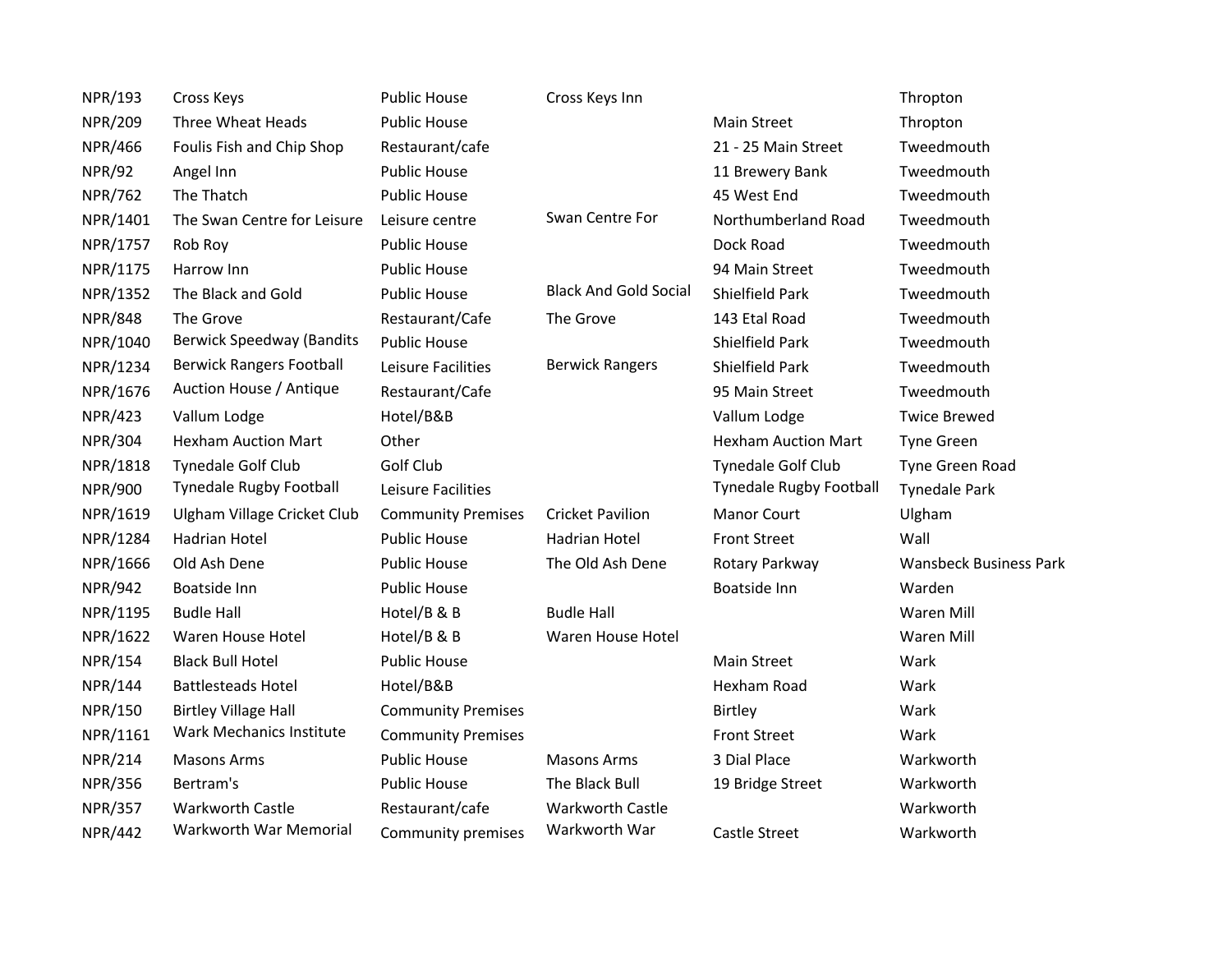| | | | | | |
|---|---|---|---|---|---|
| NPR/193 | Cross Keys | Public House | Cross Keys Inn | | Thropton |
| NPR/209 | Three Wheat Heads | Public House | | Main Street | Thropton |
| NPR/466 | Foulis Fish and Chip Shop | Restaurant/cafe | | 21 - 25 Main Street | Tweedmouth |
| NPR/92 | Angel Inn | Public House | | 11 Brewery Bank | Tweedmouth |
| NPR/762 | The Thatch | Public House | | 45 West End | Tweedmouth |
| NPR/1401 | The Swan Centre for Leisure | Leisure centre | Swan Centre For | Northumberland Road | Tweedmouth |
| NPR/1757 | Rob Roy | Public House | | Dock Road | Tweedmouth |
| NPR/1175 | Harrow Inn | Public House | | 94 Main Street | Tweedmouth |
| NPR/1352 | The Black and Gold | Public House | Black And Gold Social | Shielfield Park | Tweedmouth |
| NPR/848 | The Grove | Restaurant/Cafe | The Grove | 143 Etal Road | Tweedmouth |
| NPR/1040 | Berwick Speedway (Bandits | Public House | | Shielfield Park | Tweedmouth |
| NPR/1234 | Berwick Rangers Football | Leisure Facilities | Berwick Rangers | Shielfield Park | Tweedmouth |
| NPR/1676 | Auction House / Antique | Restaurant/Cafe | | 95 Main Street | Tweedmouth |
| NPR/423 | Vallum Lodge | Hotel/B&B | | Vallum Lodge | Twice Brewed |
| NPR/304 | Hexham Auction Mart | Other | | Hexham Auction Mart | Tyne Green |
| NPR/1818 | Tynedale Golf Club | Golf Club | | Tynedale Golf Club | Tyne Green Road |
| NPR/900 | Tynedale Rugby Football | Leisure Facilities | | Tynedale Rugby Football | Tynedale Park |
| NPR/1619 | Ulgham Village Cricket Club | Community Premises | Cricket Pavilion | Manor Court | Ulgham |
| NPR/1284 | Hadrian Hotel | Public House | Hadrian Hotel | Front Street | Wall |
| NPR/1666 | Old Ash Dene | Public House | The Old Ash Dene | Rotary Parkway | Wansbeck Business Park |
| NPR/942 | Boatside Inn | Public House | | Boatside Inn | Warden |
| NPR/1195 | Budle Hall | Hotel/B & B | Budle Hall | | Waren Mill |
| NPR/1622 | Waren House Hotel | Hotel/B & B | Waren House Hotel | | Waren Mill |
| NPR/154 | Black Bull Hotel | Public House | | Main Street | Wark |
| NPR/144 | Battlesteads Hotel | Hotel/B&B | | Hexham Road | Wark |
| NPR/150 | Birtley Village Hall | Community Premises | | Birtley | Wark |
| NPR/1161 | Wark Mechanics Institute | Community Premises | | Front Street | Wark |
| NPR/214 | Masons Arms | Public House | Masons Arms | 3 Dial Place | Warkworth |
| NPR/356 | Bertram's | Public House | The Black Bull | 19 Bridge Street | Warkworth |
| NPR/357 | Warkworth Castle | Restaurant/cafe | Warkworth Castle | | Warkworth |
| NPR/442 | Warkworth War Memorial | Community premises | Warkworth War | Castle Street | Warkworth |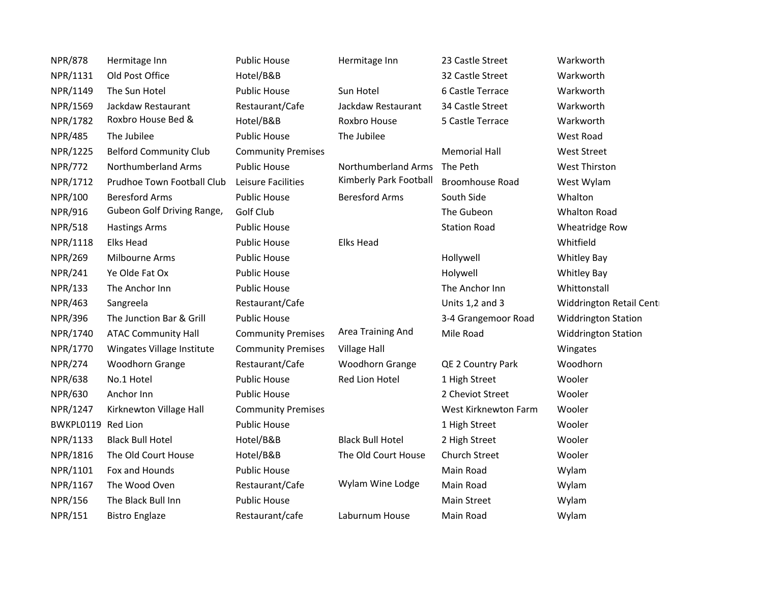| | | | | | |
|---|---|---|---|---|---|
| NPR/878 | Hermitage Inn | Public House | Hermitage Inn | 23 Castle Street | Warkworth |
| NPR/1131 | Old Post Office | Hotel/B&B | | 32 Castle Street | Warkworth |
| NPR/1149 | The Sun Hotel | Public House | Sun Hotel | 6 Castle Terrace | Warkworth |
| NPR/1569 | Jackdaw Restaurant | Restaurant/Cafe | Jackdaw Restaurant | 34 Castle Street | Warkworth |
| NPR/1782 | Roxbro House Bed & | Hotel/B&B | Roxbro House | 5 Castle Terrace | Warkworth |
| NPR/485 | The Jubilee | Public House | The Jubilee | | West Road |
| NPR/1225 | Belford Community Club | Community Premises | | Memorial Hall | West Street |
| NPR/772 | Northumberland Arms | Public House | Northumberland Arms | The Peth | West Thirston |
| NPR/1712 | Prudhoe Town Football Club | Leisure Facilities | Kimberly Park Football | Broomhouse Road | West Wylam |
| NPR/100 | Beresford Arms | Public House | Beresford Arms | South Side | Whalton |
| NPR/916 | Gubeon Golf Driving Range, | Golf Club | | The Gubeon | Whalton Road |
| NPR/518 | Hastings Arms | Public House | | Station Road | Wheatridge Row |
| NPR/1118 | Elks Head | Public House | Elks Head | | Whitfield |
| NPR/269 | Milbourne Arms | Public House | | Hollywell | Whitley Bay |
| NPR/241 | Ye Olde Fat Ox | Public House | | Holywell | Whitley Bay |
| NPR/133 | The Anchor Inn | Public House | | The Anchor Inn | Whittonstall |
| NPR/463 | Sangreela | Restaurant/Cafe | | Units 1,2 and 3 | Widdrington Retail Centr |
| NPR/396 | The Junction Bar & Grill | Public House | | 3-4 Grangemoor Road | Widdrington Station |
| NPR/1740 | ATAC Community Hall | Community Premises | Area Training And | Mile Road | Widdrington Station |
| NPR/1770 | Wingates Village Institute | Community Premises | Village Hall | | Wingates |
| NPR/274 | Woodhorn Grange | Restaurant/Cafe | Woodhorn Grange | QE 2 Country Park | Woodhorn |
| NPR/638 | No.1 Hotel | Public House | Red Lion Hotel | 1 High Street | Wooler |
| NPR/630 | Anchor Inn | Public House | | 2 Cheviot Street | Wooler |
| NPR/1247 | Kirknewton Village Hall | Community Premises | | West Kirknewton Farm | Wooler |
| BWKPL0119 | Red Lion | Public House | | 1 High Street | Wooler |
| NPR/1133 | Black Bull Hotel | Hotel/B&B | Black Bull Hotel | 2 High Street | Wooler |
| NPR/1816 | The Old Court House | Hotel/B&B | The Old Court House | Church Street | Wooler |
| NPR/1101 | Fox and Hounds | Public House | | Main Road | Wylam |
| NPR/1167 | The Wood Oven | Restaurant/Cafe | Wylam Wine Lodge | Main Road | Wylam |
| NPR/156 | The Black Bull Inn | Public House | | Main Street | Wylam |
| NPR/151 | Bistro Englaze | Restaurant/cafe | Laburnum House | Main Road | Wylam |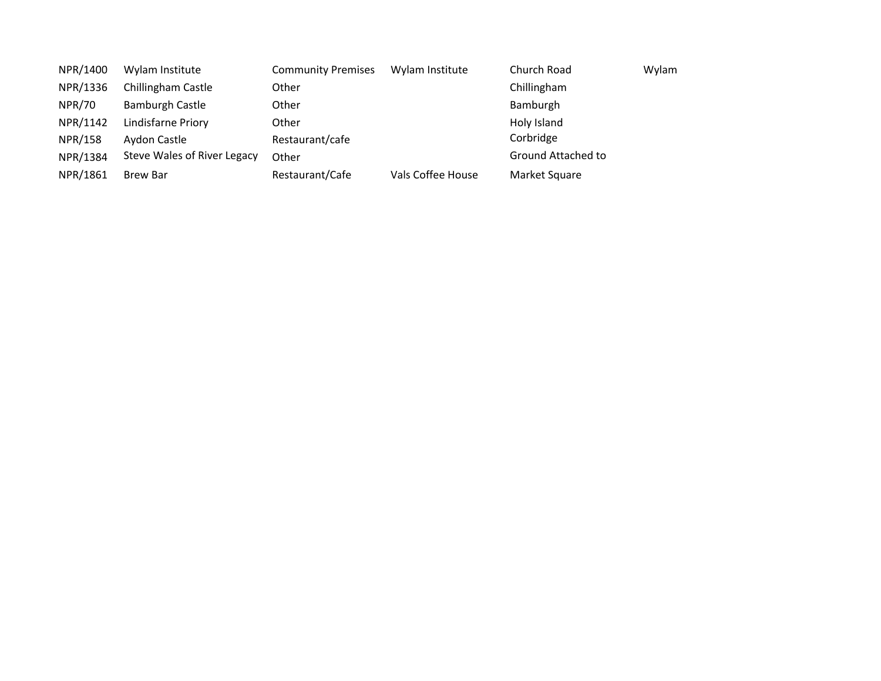| | | | | | |
|---|---|---|---|---|---|
| NPR/1400 | Wylam Institute | Community Premises | Wylam Institute | Church Road | Wylam |
| NPR/1336 | Chillingham Castle | Other | | Chillingham | |
| NPR/70 | Bamburgh Castle | Other | | Bamburgh | |
| NPR/1142 | Lindisfarne Priory | Other | | Holy Island | |
| NPR/158 | Aydon Castle | Restaurant/cafe | | Corbridge | |
| NPR/1384 | Steve Wales of River Legacy | Other | | Ground Attached to | |
| NPR/1861 | Brew Bar | Restaurant/Cafe | Vals Coffee House | Market Square | |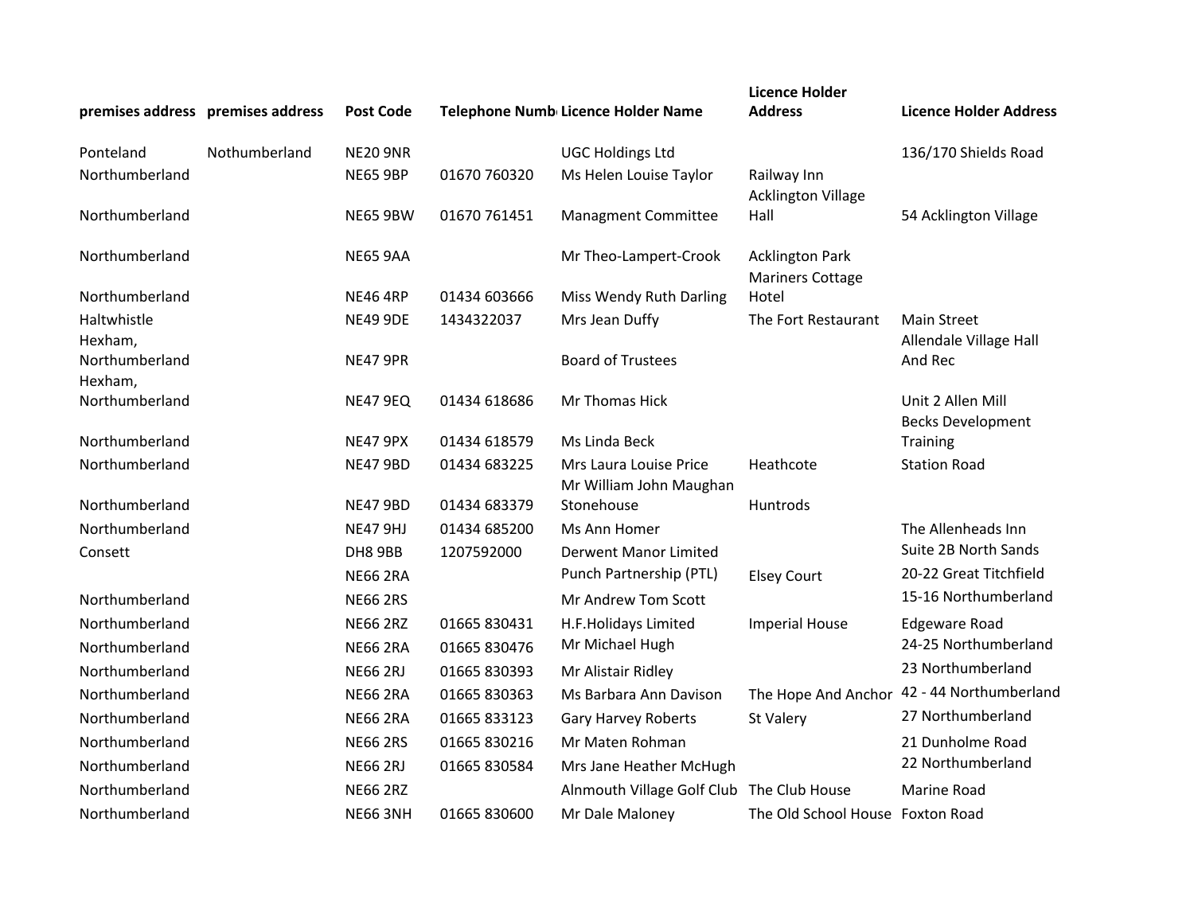| premises address | premises address | Post Code | Telephone Numb | Licence Holder Name | Licence Holder Address | Licence Holder Address |
|---|---|---|---|---|---|---|
| Ponteland | Nothumberland | NE20 9NR | | UGC Holdings Ltd | | 136/170 Shields Road |
| Northumberland | | NE65 9BP | 01670 760320 | Ms Helen Louise Taylor | Railway Inn | |
| Northumberland | | NE65 9BW | 01670 761451 | Managment Committee | Acklington Village Hall | 54 Acklington Village |
| Northumberland | | NE65 9AA | | Mr Theo-Lampert-Crook | Acklington Park | |
| Northumberland | | NE46 4RP | 01434 603666 | Miss Wendy Ruth Darling | Mariners Cottage Hotel | |
| Haltwhistle | | NE49 9DE | 1434322037 | Mrs Jean Duffy | The Fort Restaurant | Main Street |
| Hexham, Northumberland | | NE47 9PR | | Board of Trustees | | Allendale Village Hall And Rec |
| Hexham, Northumberland | | NE47 9EQ | 01434 618686 | Mr Thomas Hick | | Unit 2 Allen Mill |
| Northumberland | | NE47 9PX | 01434 618579 | Ms Linda Beck | | Becks Development Training |
| Northumberland | | NE47 9BD | 01434 683225 | Mrs Laura Louise Price | Heathcote | Station Road |
| Northumberland | | NE47 9BD | 01434 683379 | Mr William John Maughan Stonehouse | Huntrods | |
| Northumberland | | NE47 9HJ | 01434 685200 | Ms Ann Homer | | The Allenheads Inn |
| Consett | | DH8 9BB | 1207592000 | Derwent Manor Limited | | Suite 2B North Sands |
| | | NE66 2RA | | Punch Partnership (PTL) | Elsey Court | 20-22 Great Titchfield |
| Northumberland | | NE66 2RS | | Mr Andrew Tom Scott | | 15-16 Northumberland |
| Northumberland | | NE66 2RZ | 01665 830431 | H.F.Holidays Limited | Imperial House | Edgeware Road |
| Northumberland | | NE66 2RA | 01665 830476 | Mr Michael Hugh | | 24-25 Northumberland |
| Northumberland | | NE66 2RJ | 01665 830393 | Mr Alistair Ridley | | 23 Northumberland |
| Northumberland | | NE66 2RA | 01665 830363 | Ms Barbara Ann Davison | The Hope And Anchor | 42 - 44 Northumberland |
| Northumberland | | NE66 2RA | 01665 833123 | Gary Harvey Roberts | St Valery | 27 Northumberland |
| Northumberland | | NE66 2RS | 01665 830216 | Mr Maten Rohman | | 21 Dunholme Road |
| Northumberland | | NE66 2RJ | 01665 830584 | Mrs Jane Heather McHugh | | 22 Northumberland |
| Northumberland | | NE66 2RZ | | Alnmouth Village Golf Club | The Club House | Marine Road |
| Northumberland | | NE66 3NH | 01665 830600 | Mr Dale Maloney | The Old School House | Foxton Road |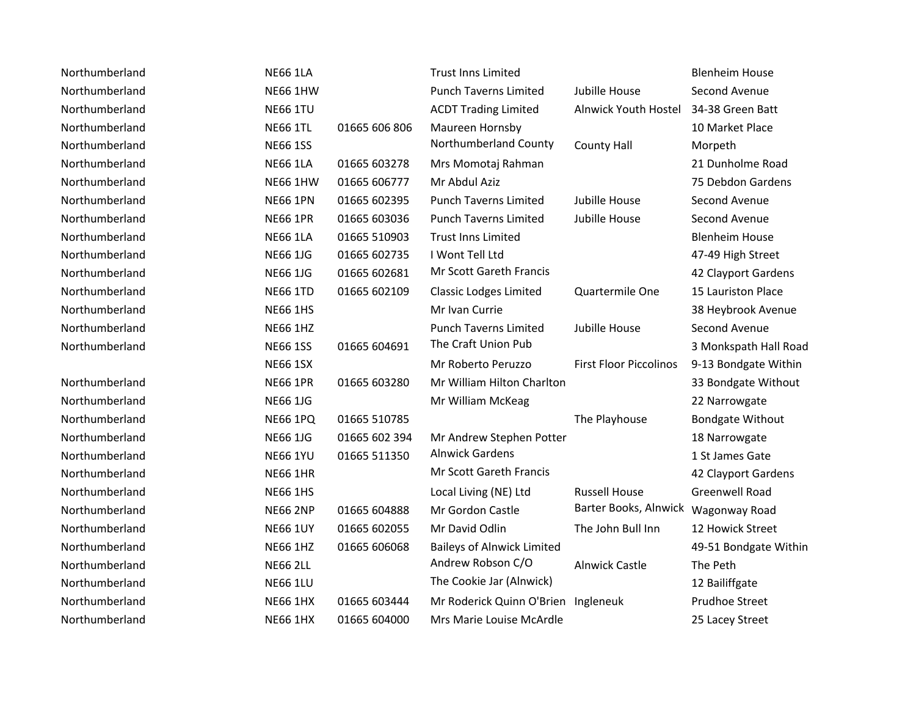| | | | | | |
|---|---|---|---|---|---|
| Northumberland | NE66 1LA | | Trust Inns Limited | | Blenheim House |
| Northumberland | NE66 1HW | | Punch Taverns Limited | Jubille House | Second Avenue |
| Northumberland | NE66 1TU | | ACDT Trading Limited | Alnwick Youth Hostel | 34-38 Green Batt |
| Northumberland | NE66 1TL | 01665 606 806 | Maureen Hornsby | | 10 Market Place |
| Northumberland | NE66 1SS | | Northumberland County | County Hall | Morpeth |
| Northumberland | NE66 1LA | 01665 603278 | Mrs Momotaj Rahman | | 21 Dunholme Road |
| Northumberland | NE66 1HW | 01665 606777 | Mr Abdul Aziz | | 75 Debdon Gardens |
| Northumberland | NE66 1PN | 01665 602395 | Punch Taverns Limited | Jubille House | Second Avenue |
| Northumberland | NE66 1PR | 01665 603036 | Punch Taverns Limited | Jubille House | Second Avenue |
| Northumberland | NE66 1LA | 01665 510903 | Trust Inns Limited | | Blenheim House |
| Northumberland | NE66 1JG | 01665 602735 | I Wont Tell Ltd | | 47-49 High Street |
| Northumberland | NE66 1JG | 01665 602681 | Mr Scott Gareth Francis | | 42 Clayport Gardens |
| Northumberland | NE66 1TD | 01665 602109 | Classic Lodges Limited | Quartermile One | 15 Lauriston Place |
| Northumberland | NE66 1HS | | Mr Ivan Currie | | 38 Heybrook Avenue |
| Northumberland | NE66 1HZ | | Punch Taverns Limited | Jubille House | Second Avenue |
| Northumberland | NE66 1SS | 01665 604691 | The Craft Union Pub | | 3 Monkspath Hall Road |
| | NE66 1SX | | Mr Roberto Peruzzo | First Floor Piccolinos | 9-13 Bondgate Within |
| Northumberland | NE66 1PR | 01665 603280 | Mr William Hilton Charlton | | 33 Bondgate Without |
| Northumberland | NE66 1JG | | Mr William McKeag | | 22 Narrowgate |
| Northumberland | NE66 1PQ | 01665 510785 | | The Playhouse | Bondgate Without |
| Northumberland | NE66 1JG | 01665 602 394 | Mr Andrew Stephen Potter | | 18 Narrowgate |
| Northumberland | NE66 1YU | 01665 511350 | Alnwick Gardens | | 1 St James Gate |
| Northumberland | NE66 1HR | | Mr Scott Gareth Francis | | 42 Clayport Gardens |
| Northumberland | NE66 1HS | | Local Living (NE) Ltd | Russell House | Greenwell Road |
| Northumberland | NE66 2NP | 01665 604888 | Mr Gordon Castle | Barter Books, Alnwick | Wagonway Road |
| Northumberland | NE66 1UY | 01665 602055 | Mr David Odlin | The John Bull Inn | 12 Howick Street |
| Northumberland | NE66 1HZ | 01665 606068 | Baileys of Alnwick Limited | | 49-51 Bondgate Within |
| Northumberland | NE66 2LL | | Andrew Robson C/O | Alnwick Castle | The Peth |
| Northumberland | NE66 1LU | | The Cookie Jar (Alnwick) | | 12 Bailiffgate |
| Northumberland | NE66 1HX | 01665 603444 | Mr Roderick Quinn O'Brien | Ingleneuk | Prudhoe Street |
| Northumberland | NE66 1HX | 01665 604000 | Mrs Marie Louise McArdle | | 25 Lacey Street |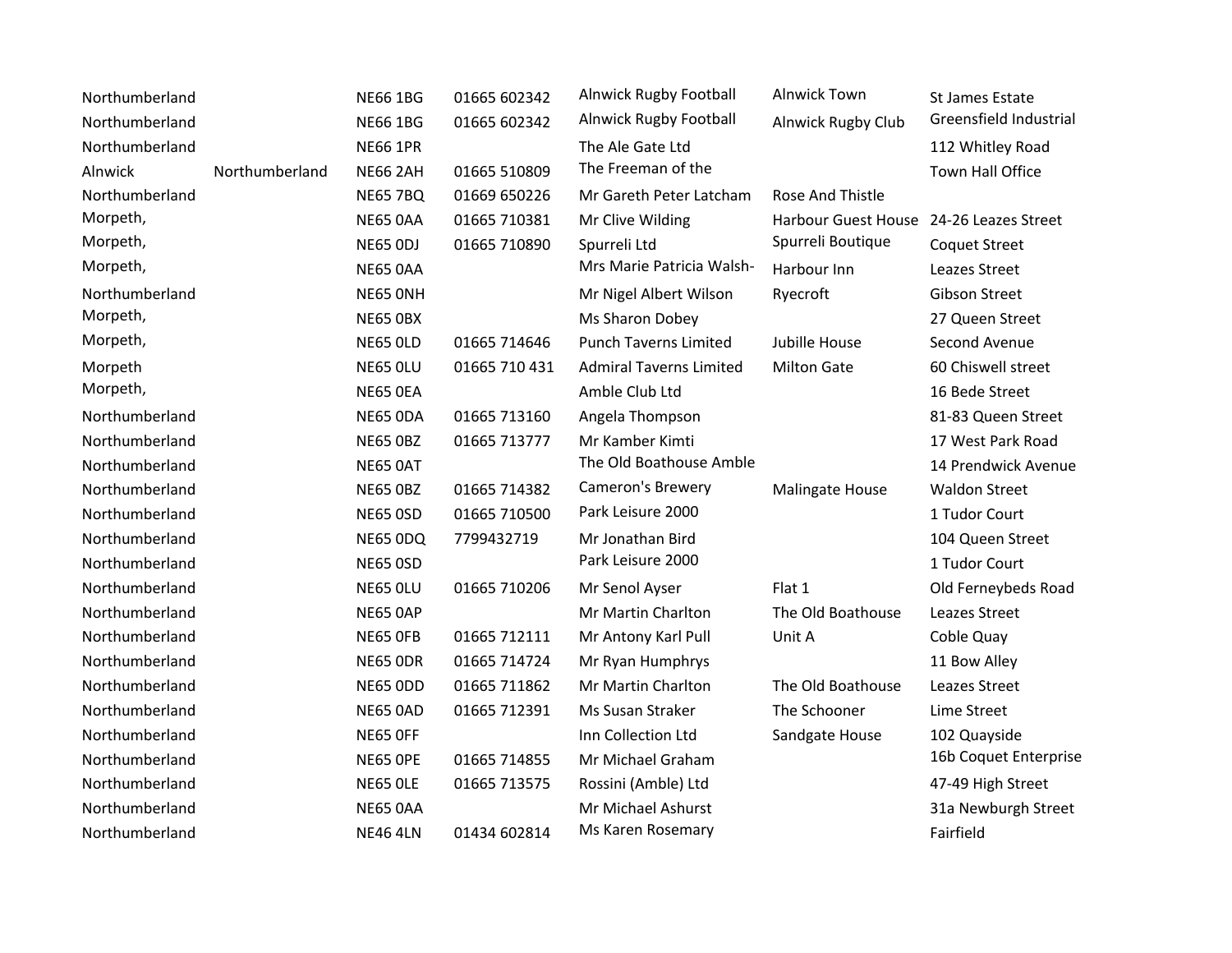| | | | | | | |
|---|---|---|---|---|---|---|
| Northumberland | | NE66 1BG | 01665 602342 | Alnwick Rugby Football | Alnwick Town | St James Estate |
| Northumberland | | NE66 1BG | 01665 602342 | Alnwick Rugby Football | Alnwick Rugby Club | Greensfield Industrial |
| Northumberland | | NE66 1PR | | The Ale Gate Ltd | | 112 Whitley Road |
| Alnwick | Northumberland | NE66 2AH | 01665 510809 | The Freeman of the | | Town Hall Office |
| Northumberland | | NE65 7BQ | 01669 650226 | Mr Gareth Peter Latcham | Rose And Thistle | |
| Morpeth, | | NE65 0AA | 01665 710381 | Mr Clive Wilding | Harbour Guest House | 24-26 Leazes Street |
| Morpeth, | | NE65 0DJ | 01665 710890 | Spurreli Ltd | Spurreli Boutique | Coquet Street |
| Morpeth, | | NE65 0AA | | Mrs Marie Patricia Walsh- | Harbour Inn | Leazes Street |
| Northumberland | | NE65 0NH | | Mr Nigel Albert Wilson | Ryecroft | Gibson Street |
| Morpeth, | | NE65 0BX | | Ms Sharon Dobey | | 27 Queen Street |
| Morpeth, | | NE65 0LD | 01665 714646 | Punch Taverns Limited | Jubille House | Second Avenue |
| Morpeth | | NE65 0LU | 01665 710 431 | Admiral Taverns Limited | Milton Gate | 60 Chiswell street |
| Morpeth, | | NE65 0EA | | Amble Club Ltd | | 16 Bede Street |
| Northumberland | | NE65 0DA | 01665 713160 | Angela Thompson | | 81-83 Queen Street |
| Northumberland | | NE65 0BZ | 01665 713777 | Mr Kamber Kimti | | 17 West Park Road |
| Northumberland | | NE65 0AT | | The Old Boathouse Amble | | 14 Prendwick Avenue |
| Northumberland | | NE65 0BZ | 01665 714382 | Cameron's Brewery | Malingate House | Waldon Street |
| Northumberland | | NE65 0SD | 01665 710500 | Park Leisure 2000 | | 1 Tudor Court |
| Northumberland | | NE65 0DQ | 7799432719 | Mr Jonathan Bird | | 104 Queen Street |
| Northumberland | | NE65 0SD | | Park Leisure 2000 | | 1 Tudor Court |
| Northumberland | | NE65 0LU | 01665 710206 | Mr Senol Ayser | Flat 1 | Old Ferneybeds Road |
| Northumberland | | NE65 0AP | | Mr Martin Charlton | The Old Boathouse | Leazes Street |
| Northumberland | | NE65 0FB | 01665 712111 | Mr Antony Karl Pull | Unit A | Coble Quay |
| Northumberland | | NE65 0DR | 01665 714724 | Mr Ryan Humphrys | | 11 Bow Alley |
| Northumberland | | NE65 0DD | 01665 711862 | Mr Martin Charlton | The Old Boathouse | Leazes Street |
| Northumberland | | NE65 0AD | 01665 712391 | Ms Susan Straker | The Schooner | Lime Street |
| Northumberland | | NE65 0FF | | Inn Collection Ltd | Sandgate House | 102 Quayside |
| Northumberland | | NE65 0PE | 01665 714855 | Mr Michael Graham | | 16b Coquet Enterprise |
| Northumberland | | NE65 0LE | 01665 713575 | Rossini (Amble) Ltd | | 47-49 High Street |
| Northumberland | | NE65 0AA | | Mr Michael Ashurst | | 31a Newburgh Street |
| Northumberland | | NE46 4LN | 01434 602814 | Ms Karen Rosemary | | Fairfield |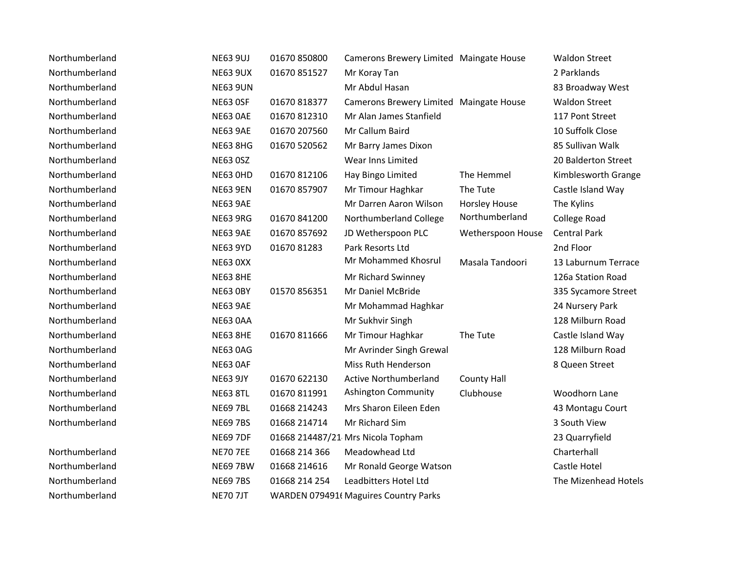| | | | | | |
|---|---|---|---|---|---|
| Northumberland | NE63 9UJ | 01670 850800 | Camerons Brewery Limited | Maingate House | Waldon Street |
| Northumberland | NE63 9UX | 01670 851527 | Mr Koray Tan | | 2 Parklands |
| Northumberland | NE63 9UN | | Mr Abdul Hasan | | 83 Broadway West |
| Northumberland | NE63 0SF | 01670 818377 | Camerons Brewery Limited | Maingate House | Waldon Street |
| Northumberland | NE63 0AE | 01670 812310 | Mr Alan James Stanfield | | 117 Pont Street |
| Northumberland | NE63 9AE | 01670 207560 | Mr Callum Baird | | 10 Suffolk Close |
| Northumberland | NE63 8HG | 01670 520562 | Mr Barry James Dixon | | 85 Sullivan Walk |
| Northumberland | NE63 0SZ | | Wear Inns Limited | | 20 Balderton Street |
| Northumberland | NE63 0HD | 01670 812106 | Hay Bingo Limited | The Hemmel | Kimblesworth Grange |
| Northumberland | NE63 9EN | 01670 857907 | Mr Timour Haghkar | The Tute | Castle Island Way |
| Northumberland | NE63 9AE | | Mr Darren Aaron Wilson | Horsley House | The Kylins |
| Northumberland | NE63 9RG | 01670 841200 | Northumberland College | Northumberland | College Road |
| Northumberland | NE63 9AE | 01670 857692 | JD Wetherspoon PLC | Wetherspoon House | Central Park |
| Northumberland | NE63 9YD | 01670 81283 | Park Resorts Ltd | | 2nd Floor |
| Northumberland | NE63 0XX | | Mr Mohammed Khosrul | Masala Tandoori | 13 Laburnum Terrace |
| Northumberland | NE63 8HE | | Mr Richard Swinney | | 126a Station Road |
| Northumberland | NE63 0BY | 01570 856351 | Mr Daniel McBride | | 335 Sycamore Street |
| Northumberland | NE63 9AE | | Mr Mohammad Haghkar | | 24 Nursery Park |
| Northumberland | NE63 0AA | | Mr Sukhvir Singh | | 128 Milburn Road |
| Northumberland | NE63 8HE | 01670 811666 | Mr Timour Haghkar | The Tute | Castle Island Way |
| Northumberland | NE63 0AG | | Mr Avrinder Singh Grewal | | 128 Milburn Road |
| Northumberland | NE63 0AF | | Miss Ruth Henderson | | 8 Queen Street |
| Northumberland | NE63 9JY | 01670 622130 | Active Northumberland | County Hall | |
| Northumberland | NE63 8TL | 01670 811991 | Ashington Community | Clubhouse | Woodhorn Lane |
| Northumberland | NE69 7BL | 01668 214243 | Mrs Sharon Eileen Eden | | 43 Montagu Court |
| Northumberland | NE69 7BS | 01668 214714 | Mr Richard Sim | | 3 South View |
| | NE69 7DF | 01668 214487/21 | Mrs Nicola Topham | | 23 Quarryfield |
| Northumberland | NE70 7EE | 01668 214 366 | Meadowhead Ltd | | Charterhall |
| Northumberland | NE69 7BW | 01668 214616 | Mr Ronald George Watson | | Castle Hotel |
| Northumberland | NE69 7BS | 01668 214 254 | Leadbitters Hotel Ltd | | The Mizenhead Hotels |
| Northumberland | NE70 7JT | WARDEN 079491 | Maguires Country Parks | | |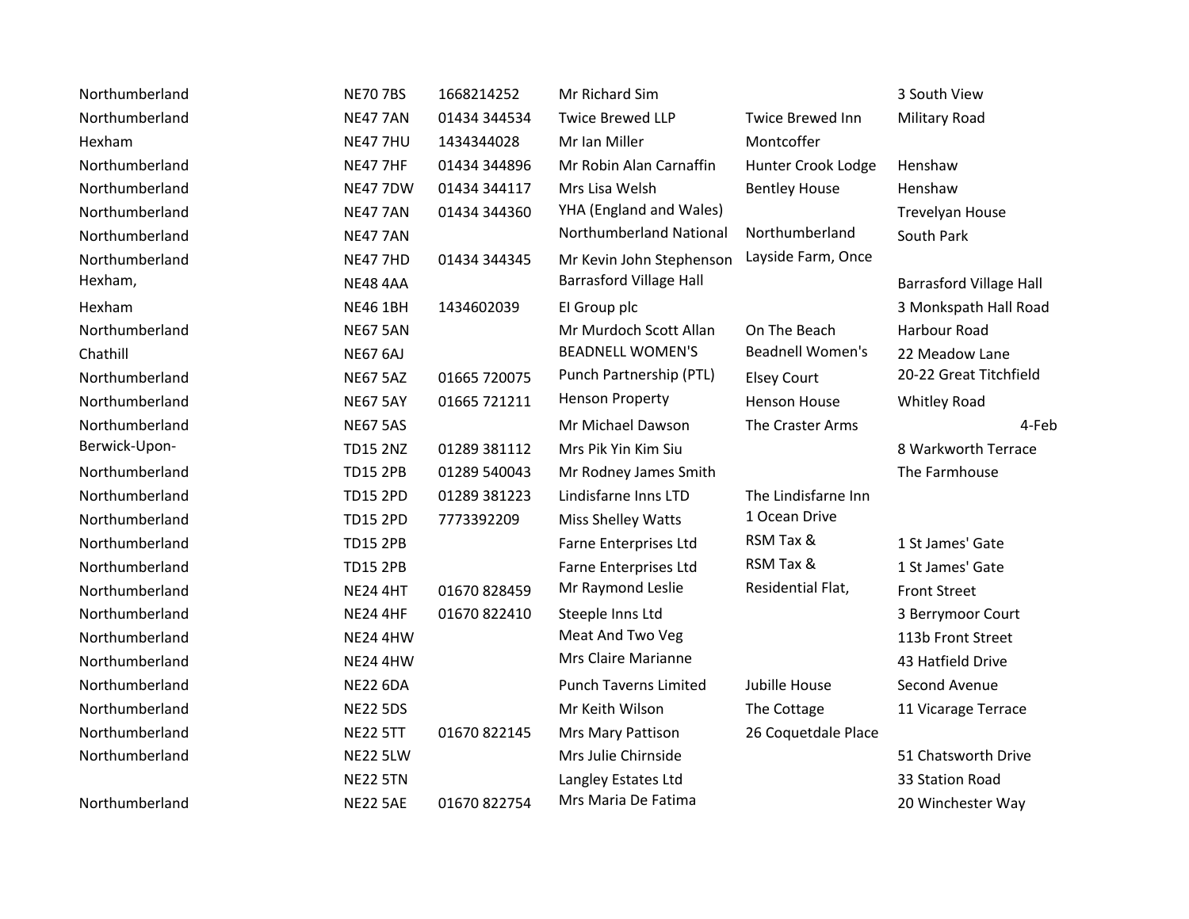| | | | | | |
|---|---|---|---|---|---|
| Northumberland | NE70 7BS | 1668214252 | Mr Richard Sim | | 3 South View |
| Northumberland | NE47 7AN | 01434 344534 | Twice Brewed LLP | Twice Brewed Inn | Military Road |
| Hexham | NE47 7HU | 1434344028 | Mr Ian Miller | Montcoffer | |
| Northumberland | NE47 7HF | 01434 344896 | Mr Robin Alan Carnaffin | Hunter Crook Lodge | Henshaw |
| Northumberland | NE47 7DW | 01434 344117 | Mrs Lisa Welsh | Bentley House | Henshaw |
| Northumberland | NE47 7AN | 01434 344360 | YHA (England and Wales) | | Trevelyan House |
| Northumberland | NE47 7AN | | Northumberland National | Northumberland | South Park |
| Northumberland | NE47 7HD | 01434 344345 | Mr Kevin John Stephenson | Layside Farm, Once | |
| Hexham, | NE48 4AA | | Barrasford Village Hall | | Barrasford Village Hall |
| Hexham | NE46 1BH | 1434602039 | EI Group plc | | 3 Monkspath Hall Road |
| Northumberland | NE67 5AN | | Mr Murdoch Scott Allan | On The Beach | Harbour Road |
| Chathill | NE67 6AJ | | BEADNELL WOMEN'S | Beadnell Women's | 22 Meadow Lane |
| Northumberland | NE67 5AZ | 01665 720075 | Punch Partnership (PTL) | Elsey Court | 20-22 Great Titchfield |
| Northumberland | NE67 5AY | 01665 721211 | Henson Property | Henson House | Whitley Road |
| Northumberland | NE67 5AS | | Mr Michael Dawson | The Craster Arms | 4-Feb |
| Berwick-Upon- | TD15 2NZ | 01289 381112 | Mrs Pik Yin Kim Siu | | 8 Warkworth Terrace |
| Northumberland | TD15 2PB | 01289 540043 | Mr Rodney James Smith | | The Farmhouse |
| Northumberland | TD15 2PD | 01289 381223 | Lindisfarne Inns LTD | The Lindisfarne Inn | |
| Northumberland | TD15 2PD | 7773392209 | Miss Shelley Watts | 1 Ocean Drive | |
| Northumberland | TD15 2PB | | Farne Enterprises Ltd | RSM Tax & | 1 St James' Gate |
| Northumberland | TD15 2PB | | Farne Enterprises Ltd | RSM Tax & | 1 St James' Gate |
| Northumberland | NE24 4HT | 01670 828459 | Mr Raymond Leslie | Residential Flat, | Front Street |
| Northumberland | NE24 4HF | 01670 822410 | Steeple Inns Ltd | | 3 Berrymoor Court |
| Northumberland | NE24 4HW | | Meat And Two Veg | | 113b Front Street |
| Northumberland | NE24 4HW | | Mrs Claire Marianne | | 43 Hatfield Drive |
| Northumberland | NE22 6DA | | Punch Taverns Limited | Jubille House | Second Avenue |
| Northumberland | NE22 5DS | | Mr Keith Wilson | The Cottage | 11 Vicarage Terrace |
| Northumberland | NE22 5TT | 01670 822145 | Mrs Mary Pattison | 26 Coquetdale Place | |
| Northumberland | NE22 5LW | | Mrs Julie Chirnside | | 51 Chatsworth Drive |
| | NE22 5TN | | Langley Estates Ltd | | 33 Station Road |
| Northumberland | NE22 5AE | 01670 822754 | Mrs Maria De Fatima | | 20 Winchester Way |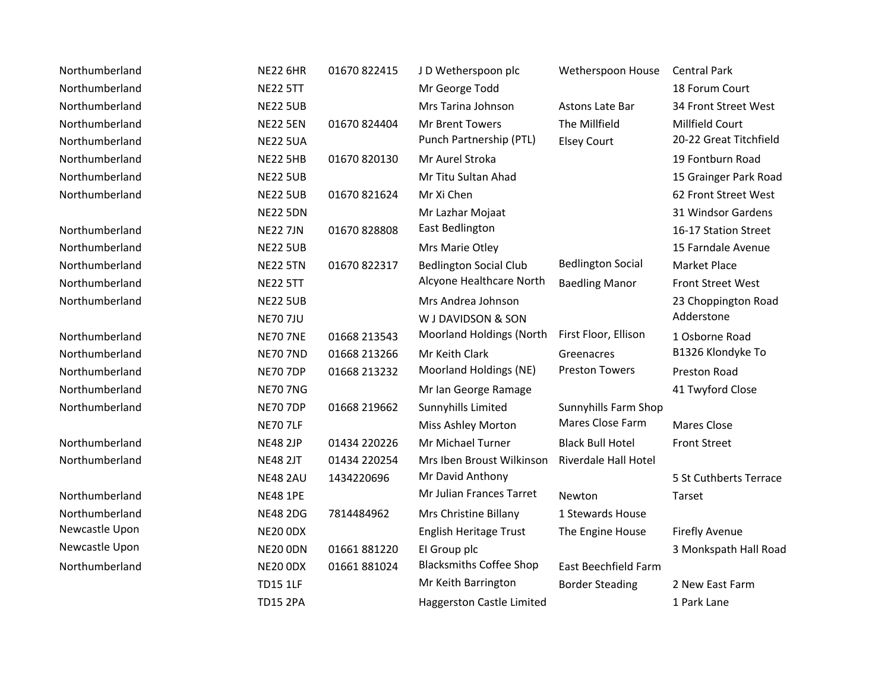| | | | | | |
|---|---|---|---|---|---|
| Northumberland | NE22 6HR | 01670 822415 | J D Wetherspoon plc | Wetherspoon House | Central Park |
| Northumberland | NE22 5TT | | Mr George Todd | | 18 Forum Court |
| Northumberland | NE22 5UB | | Mrs Tarina Johnson | Astons Late Bar | 34 Front Street West |
| Northumberland | NE22 5EN | 01670 824404 | Mr Brent Towers | The Millfield | Millfield Court |
| Northumberland | NE22 5UA | | Punch Partnership (PTL) | Elsey Court | 20-22 Great Titchfield |
| Northumberland | NE22 5HB | 01670 820130 | Mr Aurel Stroka | | 19 Fontburn Road |
| Northumberland | NE22 5UB | | Mr Titu Sultan Ahad | | 15 Grainger Park Road |
| Northumberland | NE22 5UB | 01670 821624 | Mr Xi Chen | | 62 Front Street West |
| | NE22 5DN | | Mr Lazhar Mojaat | | 31 Windsor Gardens |
| Northumberland | NE22 7JN | 01670 828808 | East Bedlington | | 16-17 Station Street |
| Northumberland | NE22 5UB | | Mrs Marie Otley | | 15 Farndale Avenue |
| Northumberland | NE22 5TN | 01670 822317 | Bedlington Social Club | Bedlington Social | Market Place |
| Northumberland | NE22 5TT | | Alcyone Healthcare North | Baedling Manor | Front Street West |
| Northumberland | NE22 5UB | | Mrs Andrea Johnson | | 23 Choppington Road |
| | NE70 7JU | | W J DAVIDSON & SON | | Adderstone |
| Northumberland | NE70 7NE | 01668 213543 | Moorland Holdings (North | First Floor, Ellison | 1 Osborne Road |
| Northumberland | NE70 7ND | 01668 213266 | Mr Keith Clark | Greenacres | B1326 Klondyke To |
| Northumberland | NE70 7DP | 01668 213232 | Moorland Holdings (NE) | Preston Towers | Preston Road |
| Northumberland | NE70 7NG | | Mr Ian George Ramage | | 41 Twyford Close |
| Northumberland | NE70 7DP | 01668 219662 | Sunnyhills Limited | Sunnyhills Farm Shop | |
| | NE70 7LF | | Miss Ashley Morton | Mares Close Farm | Mares Close |
| Northumberland | NE48 2JP | 01434 220226 | Mr Michael Turner | Black Bull Hotel | Front Street |
| Northumberland | NE48 2JT | 01434 220254 | Mrs Iben Broust Wilkinson | Riverdale Hall Hotel | |
| | NE48 2AU | 1434220696 | Mr David Anthony | | 5 St Cuthberts Terrace |
| Northumberland | NE48 1PE | | Mr Julian Frances Tarret | Newton | Tarset |
| Northumberland | NE48 2DG | 7814484962 | Mrs Christine Billany | 1 Stewards House | |
| Newcastle Upon | NE20 0DX | | English Heritage Trust | The Engine House | Firefly Avenue |
| Newcastle Upon | NE20 0DN | 01661 881220 | EI Group plc | | 3 Monkspath Hall Road |
| Northumberland | NE20 0DX | 01661 881024 | Blacksmiths Coffee Shop | East Beechfield Farm | |
| | TD15 1LF | | Mr Keith Barrington | Border Steading | 2 New East Farm |
| | TD15 2PA | | Haggerston Castle Limited | | 1 Park Lane |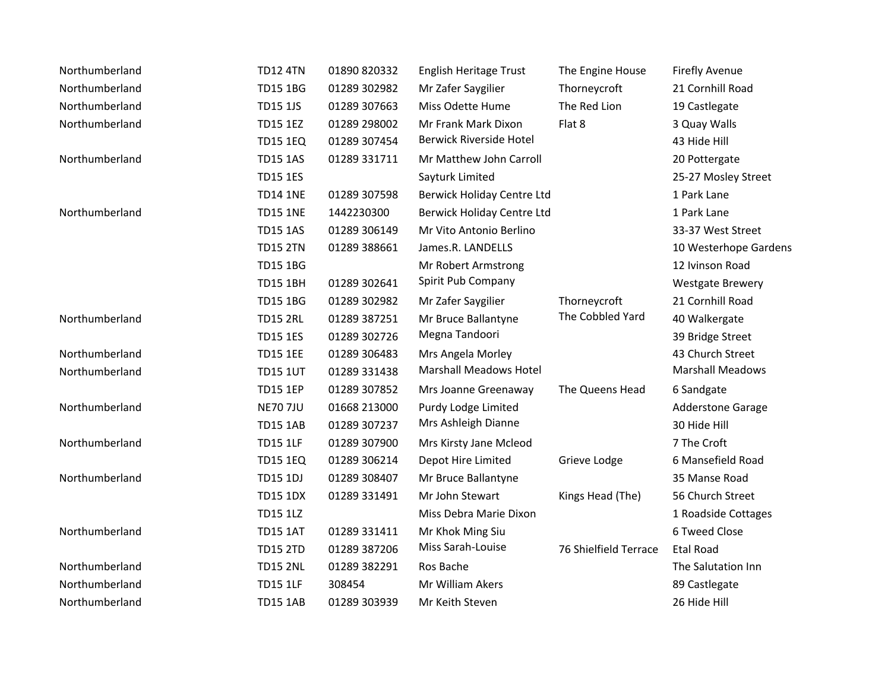| | | | | | |
|---|---|---|---|---|---|
| Northumberland | TD12 4TN | 01890 820332 | English Heritage Trust | The Engine House | Firefly Avenue |
| Northumberland | TD15 1BG | 01289 302982 | Mr Zafer Saygilier | Thorneycroft | 21 Cornhill Road |
| Northumberland | TD15 1JS | 01289 307663 | Miss Odette Hume | The Red Lion | 19 Castlegate |
| Northumberland | TD15 1EZ | 01289 298002 | Mr Frank Mark Dixon | Flat 8 | 3 Quay Walls |
| | TD15 1EQ | 01289 307454 | Berwick Riverside Hotel | | 43 Hide Hill |
| Northumberland | TD15 1AS | 01289 331711 | Mr Matthew John Carroll | | 20 Pottergate |
| | TD15 1ES | | Sayturk Limited | | 25-27 Mosley Street |
| | TD14 1NE | 01289 307598 | Berwick Holiday Centre Ltd | | 1 Park Lane |
| Northumberland | TD15 1NE | 1442230300 | Berwick Holiday Centre Ltd | | 1 Park Lane |
| | TD15 1AS | 01289 306149 | Mr Vito Antonio Berlino | | 33-37 West Street |
| | TD15 2TN | 01289 388661 | James.R. LANDELLS | | 10 Westerhope Gardens |
| | TD15 1BG | | Mr Robert Armstrong | | 12 Ivinson Road |
| | TD15 1BH | 01289 302641 | Spirit Pub Company | | Westgate Brewery |
| | TD15 1BG | 01289 302982 | Mr Zafer Saygilier | Thorneycroft | 21 Cornhill Road |
| Northumberland | TD15 2RL | 01289 387251 | Mr Bruce Ballantyne | The Cobbled Yard | 40 Walkergate |
| | TD15 1ES | 01289 302726 | Megna Tandoori | | 39 Bridge Street |
| Northumberland | TD15 1EE | 01289 306483 | Mrs Angela Morley | | 43 Church Street |
| Northumberland | TD15 1UT | 01289 331438 | Marshall Meadows Hotel | | Marshall Meadows |
| | TD15 1EP | 01289 307852 | Mrs Joanne Greenaway | The Queens Head | 6 Sandgate |
| Northumberland | NE70 7JU | 01668 213000 | Purdy Lodge Limited | | Adderstone Garage |
| | TD15 1AB | 01289 307237 | Mrs Ashleigh Dianne | | 30 Hide Hill |
| Northumberland | TD15 1LF | 01289 307900 | Mrs Kirsty Jane Mcleod | | 7 The Croft |
| | TD15 1EQ | 01289 306214 | Depot Hire Limited | Grieve Lodge | 6 Mansefield Road |
| Northumberland | TD15 1DJ | 01289 308407 | Mr Bruce Ballantyne | | 35 Manse Road |
| | TD15 1DX | 01289 331491 | Mr John Stewart | Kings Head (The) | 56 Church Street |
| | TD15 1LZ | | Miss Debra Marie Dixon | | 1 Roadside Cottages |
| Northumberland | TD15 1AT | 01289 331411 | Mr Khok Ming Siu | | 6 Tweed Close |
| | TD15 2TD | 01289 387206 | Miss Sarah-Louise | 76 Shielfield Terrace | Etal Road |
| Northumberland | TD15 2NL | 01289 382291 | Ros Bache | | The Salutation Inn |
| Northumberland | TD15 1LF | 308454 | Mr William Akers | | 89 Castlegate |
| Northumberland | TD15 1AB | 01289 303939 | Mr Keith Steven | | 26 Hide Hill |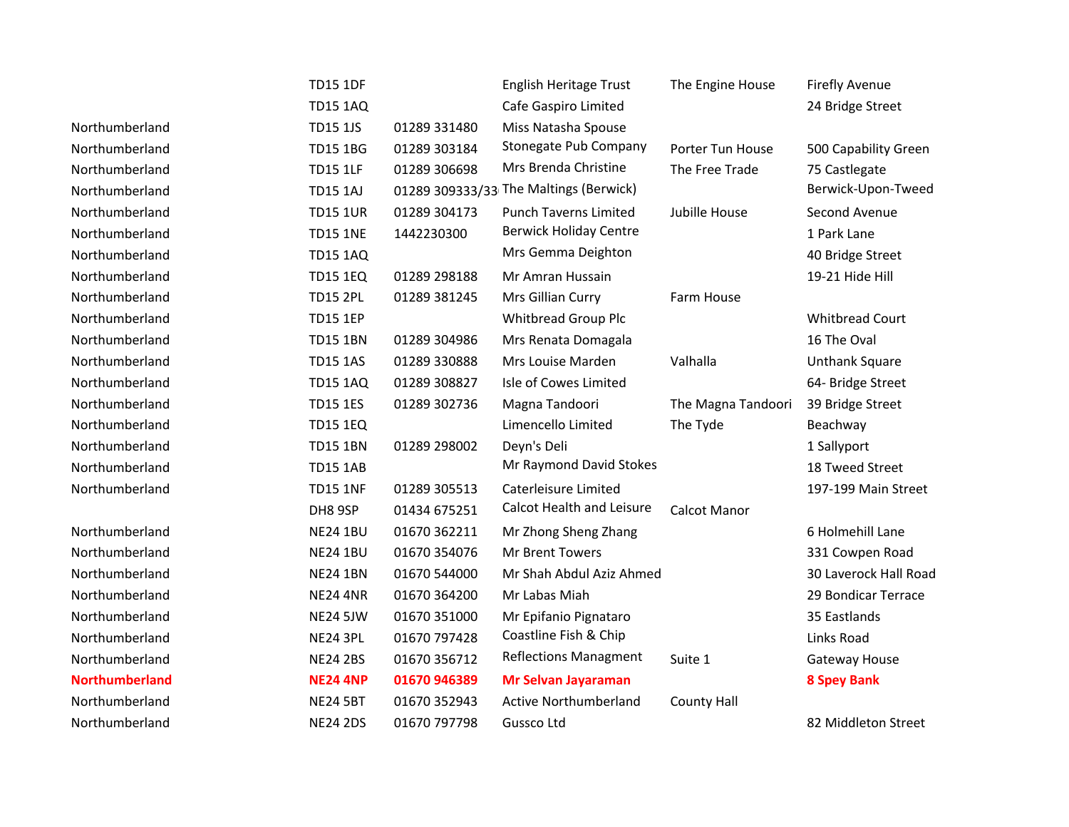| | | | | | |
|---|---|---|---|---|---|
| | TD15 1DF | | English Heritage Trust | The Engine House | Firefly Avenue |
| | TD15 1AQ | | Cafe Gaspiro Limited | | 24 Bridge Street |
| Northumberland | TD15 1JS | 01289 331480 | Miss Natasha Spouse | | |
| Northumberland | TD15 1BG | 01289 303184 | Stonegate Pub Company | Porter Tun House | 500 Capability Green |
| Northumberland | TD15 1LF | 01289 306698 | Mrs Brenda Christine | The Free Trade | 75 Castlegate |
| Northumberland | TD15 1AJ | 01289 309333/33 | The Maltings (Berwick) | | Berwick-Upon-Tweed |
| Northumberland | TD15 1UR | 01289 304173 | Punch Taverns Limited | Jubille House | Second Avenue |
| Northumberland | TD15 1NE | 1442230300 | Berwick Holiday Centre | | 1 Park Lane |
| Northumberland | TD15 1AQ | | Mrs Gemma Deighton | | 40 Bridge Street |
| Northumberland | TD15 1EQ | 01289 298188 | Mr Amran Hussain | | 19-21 Hide Hill |
| Northumberland | TD15 2PL | 01289 381245 | Mrs Gillian Curry | Farm House | |
| Northumberland | TD15 1EP | | Whitbread Group Plc | | Whitbread Court |
| Northumberland | TD15 1BN | 01289 304986 | Mrs Renata Domagala | | 16 The Oval |
| Northumberland | TD15 1AS | 01289 330888 | Mrs Louise Marden | Valhalla | Unthank Square |
| Northumberland | TD15 1AQ | 01289 308827 | Isle of Cowes Limited | | 64- Bridge Street |
| Northumberland | TD15 1ES | 01289 302736 | Magna Tandoori | The Magna Tandoori | 39 Bridge Street |
| Northumberland | TD15 1EQ | | Limencello Limited | The Tyde | Beachway |
| Northumberland | TD15 1BN | 01289 298002 | Deyn's Deli | | 1 Sallyport |
| Northumberland | TD15 1AB | | Mr Raymond David Stokes | | 18 Tweed Street |
| Northumberland | TD15 1NF | 01289 305513 | Caterleisure Limited | | 197-199 Main Street |
| | DH8 9SP | 01434 675251 | Calcot Health and Leisure | Calcot Manor | |
| Northumberland | NE24 1BU | 01670 362211 | Mr Zhong Sheng Zhang | | 6 Holmehill Lane |
| Northumberland | NE24 1BU | 01670 354076 | Mr Brent Towers | | 331 Cowpen Road |
| Northumberland | NE24 1BN | 01670 544000 | Mr Shah Abdul Aziz Ahmed | | 30 Laverock Hall Road |
| Northumberland | NE24 4NR | 01670 364200 | Mr Labas Miah | | 29 Bondicar Terrace |
| Northumberland | NE24 5JW | 01670 351000 | Mr Epifanio Pignataro | | 35 Eastlands |
| Northumberland | NE24 3PL | 01670 797428 | Coastline Fish & Chip | | Links Road |
| Northumberland | NE24 2BS | 01670 356712 | Reflections Managment | Suite 1 | Gateway House |
| **Northumberland** | **NE24 4NP** | **01670 946389** | **Mr Selvan Jayaraman** | | **8 Spey Bank** |
| Northumberland | NE24 5BT | 01670 352943 | Active Northumberland | County Hall | |
| Northumberland | NE24 2DS | 01670 797798 | Gussco Ltd | | 82 Middleton Street |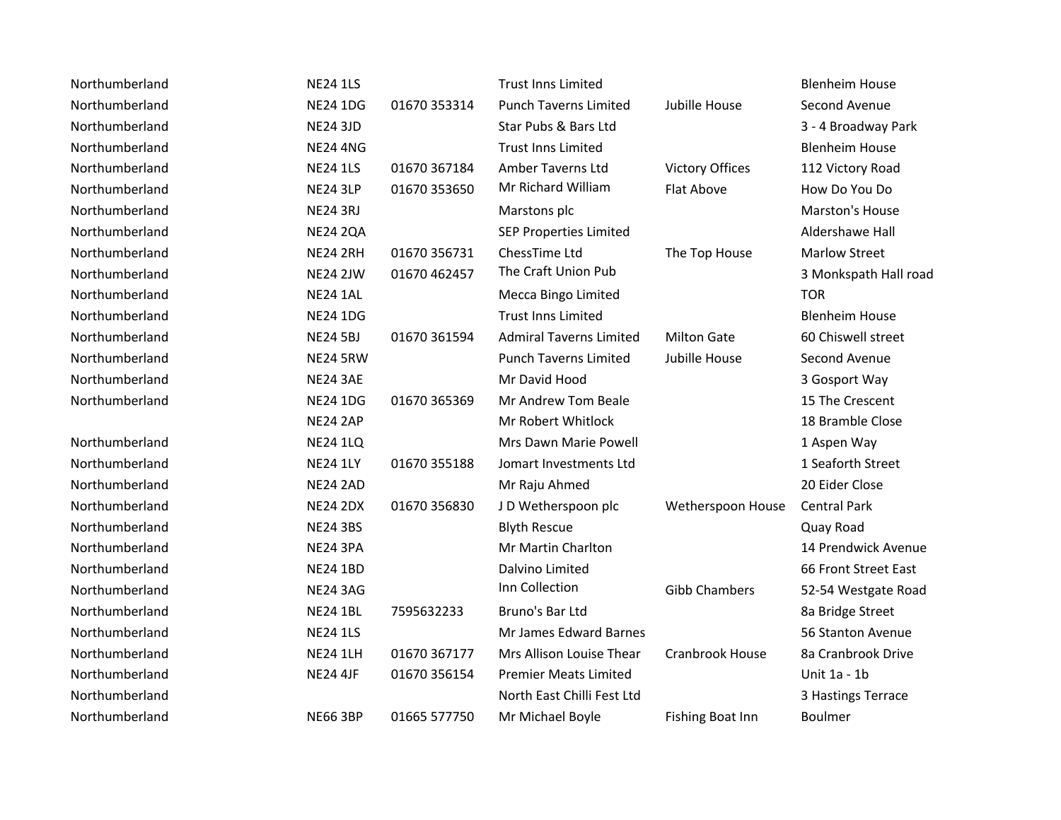| | | | | | |
|---|---|---|---|---|---|
| Northumberland | NE24 1LS | | Trust Inns Limited | | Blenheim House |
| Northumberland | NE24 1DG | 01670 353314 | Punch Taverns Limited | Jubille House | Second Avenue |
| Northumberland | NE24 3JD | | Star Pubs & Bars Ltd | | 3 - 4 Broadway Park |
| Northumberland | NE24 4NG | | Trust Inns Limited | | Blenheim House |
| Northumberland | NE24 1LS | 01670 367184 | Amber Taverns Ltd | Victory Offices | 112 Victory Road |
| Northumberland | NE24 3LP | 01670 353650 | Mr Richard William | Flat Above | How Do You Do |
| Northumberland | NE24 3RJ | | Marstons plc | | Marston's House |
| Northumberland | NE24 2QA | | SEP Properties Limited | | Aldershawe Hall |
| Northumberland | NE24 2RH | 01670 356731 | ChessTime Ltd | The Top House | Marlow Street |
| Northumberland | NE24 2JW | 01670 462457 | The Craft Union Pub | | 3 Monkspath Hall road |
| Northumberland | NE24 1AL | | Mecca Bingo Limited | | TOR |
| Northumberland | NE24 1DG | | Trust Inns Limited | | Blenheim House |
| Northumberland | NE24 5BJ | 01670 361594 | Admiral Taverns Limited | Milton Gate | 60 Chiswell street |
| Northumberland | NE24 5RW | | Punch Taverns Limited | Jubille House | Second Avenue |
| Northumberland | NE24 3AE | | Mr David Hood | | 3 Gosport Way |
| Northumberland | NE24 1DG | 01670 365369 | Mr Andrew Tom Beale | | 15 The Crescent |
| | NE24 2AP | | Mr Robert Whitlock | | 18 Bramble Close |
| Northumberland | NE24 1LQ | | Mrs Dawn Marie Powell | | 1 Aspen Way |
| Northumberland | NE24 1LY | 01670 355188 | Jomart Investments Ltd | | 1 Seaforth Street |
| Northumberland | NE24 2AD | | Mr Raju Ahmed | | 20 Eider Close |
| Northumberland | NE24 2DX | 01670 356830 | J D Wetherspoon plc | Wetherspoon House | Central Park |
| Northumberland | NE24 3BS | | Blyth Rescue | | Quay Road |
| Northumberland | NE24 3PA | | Mr Martin Charlton | | 14 Prendwick Avenue |
| Northumberland | NE24 1BD | | Dalvino Limited | | 66 Front Street East |
| Northumberland | NE24 3AG | | Inn Collection | Gibb Chambers | 52-54 Westgate Road |
| Northumberland | NE24 1BL | 7595632233 | Bruno's Bar Ltd | | 8a Bridge Street |
| Northumberland | NE24 1LS | | Mr James Edward Barnes | | 56 Stanton Avenue |
| Northumberland | NE24 1LH | 01670 367177 | Mrs Allison Louise Thear | Cranbrook House | 8a Cranbrook Drive |
| Northumberland | NE24 4JF | 01670 356154 | Premier Meats Limited | | Unit 1a - 1b |
| Northumberland | | | North East Chilli Fest Ltd | | 3 Hastings Terrace |
| Northumberland | NE66 3BP | 01665 577750 | Mr Michael Boyle | Fishing Boat Inn | Boulmer |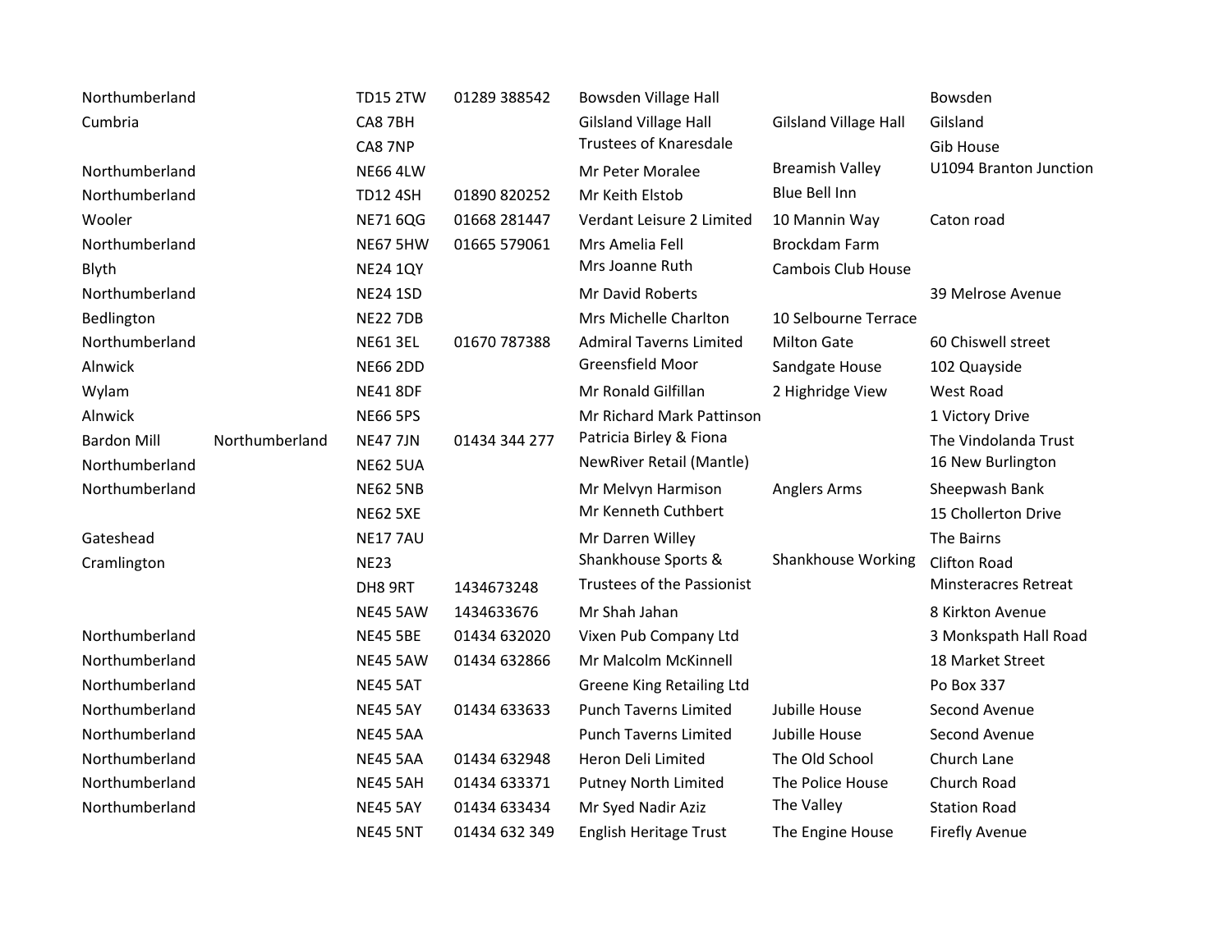| | | | | | | |
|---|---|---|---|---|---|---|
| Northumberland | | TD15 2TW | 01289 388542 | Bowsden Village Hall | | Bowsden |
| Cumbria | | CA8 7BH | | Gilsland Village Hall | Gilsland Village Hall | Gilsland |
| | | CA8 7NP | | Trustees of Knaresdale | | Gib House |
| Northumberland | | NE66 4LW | | Mr Peter Moralee | Breamish Valley | U1094 Branton Junction |
| Northumberland | | TD12 4SH | 01890 820252 | Mr Keith Elstob | Blue Bell Inn | |
| Wooler | | NE71 6QG | 01668 281447 | Verdant Leisure 2 Limited | 10 Mannin Way | Caton road |
| Northumberland | | NE67 5HW | 01665 579061 | Mrs Amelia Fell | Brockdam Farm | |
| Blyth | | NE24 1QY | | Mrs Joanne Ruth | Cambois Club House | |
| Northumberland | | NE24 1SD | | Mr David Roberts | | 39 Melrose Avenue |
| Bedlington | | NE22 7DB | | Mrs Michelle Charlton | 10 Selbourne Terrace | |
| Northumberland | | NE61 3EL | 01670 787388 | Admiral Taverns Limited | Milton Gate | 60 Chiswell street |
| Alnwick | | NE66 2DD | | Greensfield Moor | Sandgate House | 102 Quayside |
| Wylam | | NE41 8DF | | Mr Ronald Gilfillan | 2 Highridge View | West Road |
| Alnwick | | NE66 5PS | | Mr Richard Mark Pattinson | | 1 Victory Drive |
| Bardon Mill | Northumberland | NE47 7JN | 01434 344 277 | Patricia Birley & Fiona | | The Vindolanda Trust |
| Northumberland | | NE62 5UA | | NewRiver Retail (Mantle) | | 16 New Burlington |
| Northumberland | | NE62 5NB | | Mr Melvyn Harmison | Anglers Arms | Sheepwash Bank |
| | | NE62 5XE | | Mr Kenneth Cuthbert | | 15 Chollerton Drive |
| Gateshead | | NE17 7AU | | Mr Darren Willey | | The Bairns |
| Cramlington | | NE23 | | Shankhouse Sports & | Shankhouse Working | Clifton Road |
| | | DH8 9RT | 1434673248 | Trustees of the Passionist | | Minsteracres Retreat |
| | | NE45 5AW | 1434633676 | Mr Shah Jahan | | 8 Kirkton Avenue |
| Northumberland | | NE45 5BE | 01434 632020 | Vixen Pub Company Ltd | | 3 Monkspath Hall Road |
| Northumberland | | NE45 5AW | 01434 632866 | Mr Malcolm McKinnell | | 18 Market Street |
| Northumberland | | NE45 5AT | | Greene King Retailing Ltd | | Po Box 337 |
| Northumberland | | NE45 5AY | 01434 633633 | Punch Taverns Limited | Jubille House | Second Avenue |
| Northumberland | | NE45 5AA | | Punch Taverns Limited | Jubille House | Second Avenue |
| Northumberland | | NE45 5AA | 01434 632948 | Heron Deli Limited | The Old School | Church Lane |
| Northumberland | | NE45 5AH | 01434 633371 | Putney North Limited | The Police House | Church Road |
| Northumberland | | NE45 5AY | 01434 633434 | Mr Syed Nadir Aziz | The Valley | Station Road |
| | | NE45 5NT | 01434 632 349 | English Heritage Trust | The Engine House | Firefly Avenue |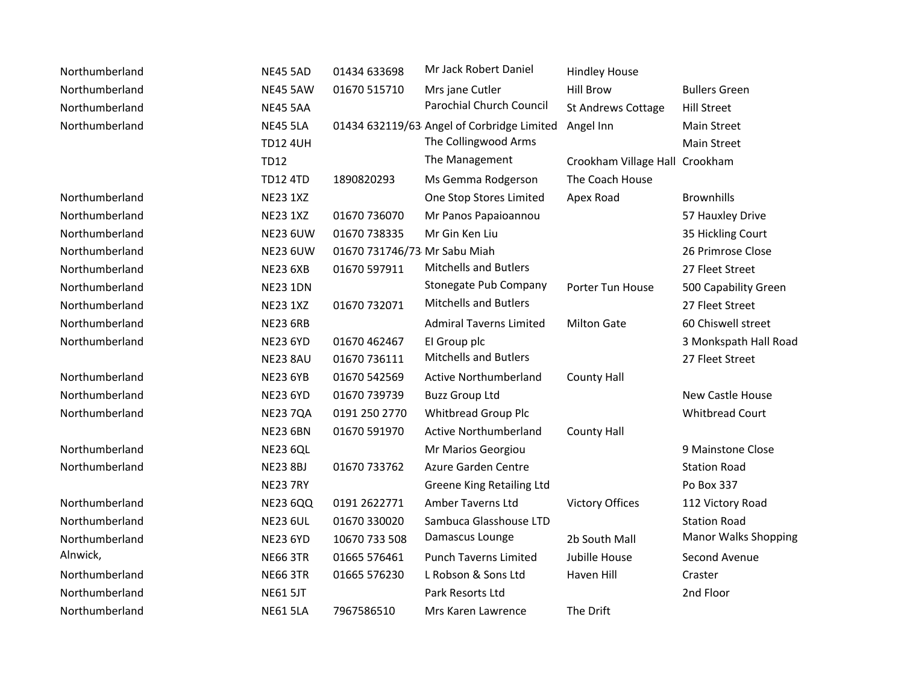| | | | | | |
|---|---|---|---|---|---|
| Northumberland | NE45 5AD | 01434 633698 | Mr Jack Robert Daniel | Hindley House | |
| Northumberland | NE45 5AW | 01670 515710 | Mrs jane Cutler | Hill Brow | Bullers Green |
| Northumberland | NE45 5AA | | Parochial Church Council | St Andrews Cottage | Hill Street |
| Northumberland | NE45 5LA | 01434 632119/63 | Angel of Corbridge Limited | Angel Inn | Main Street |
| | TD12 4UH | | The Collingwood Arms | | Main Street |
| | TD12 | | The Management | Crookham Village Hall | Crookham |
| | TD12 4TD | 1890820293 | Ms Gemma Rodgerson | The Coach House | |
| Northumberland | NE23 1XZ | | One Stop Stores Limited | Apex Road | Brownhills |
| Northumberland | NE23 1XZ | 01670 736070 | Mr Panos Papaioannou | | 57 Hauxley Drive |
| Northumberland | NE23 6UW | 01670 738335 | Mr Gin Ken Liu | | 35 Hickling Court |
| Northumberland | NE23 6UW | 01670 731746/73 | Mr Sabu Miah | | 26 Primrose Close |
| Northumberland | NE23 6XB | 01670 597911 | Mitchells and Butlers | | 27 Fleet Street |
| Northumberland | NE23 1DN | | Stonegate Pub Company | Porter Tun House | 500 Capability Green |
| Northumberland | NE23 1XZ | 01670 732071 | Mitchells and Butlers | | 27 Fleet Street |
| Northumberland | NE23 6RB | | Admiral Taverns Limited | Milton Gate | 60 Chiswell street |
| Northumberland | NE23 6YD | 01670 462467 | EI Group plc | | 3 Monkspath Hall Road |
| | NE23 8AU | 01670 736111 | Mitchells and Butlers | | 27 Fleet Street |
| Northumberland | NE23 6YB | 01670 542569 | Active Northumberland | County Hall | |
| Northumberland | NE23 6YD | 01670 739739 | Buzz Group Ltd | | New Castle House |
| Northumberland | NE23 7QA | 0191 250 2770 | Whitbread Group Plc | | Whitbread Court |
| | NE23 6BN | 01670 591970 | Active Northumberland | County Hall | |
| Northumberland | NE23 6QL | | Mr Marios Georgiou | | 9 Mainstone Close |
| Northumberland | NE23 8BJ | 01670 733762 | Azure Garden Centre | | Station Road |
| | NE23 7RY | | Greene King Retailing Ltd | | Po Box 337 |
| Northumberland | NE23 6QQ | 0191 2622771 | Amber Taverns Ltd | Victory Offices | 112 Victory Road |
| Northumberland | NE23 6UL | 01670 330020 | Sambuca Glasshouse LTD | | Station Road |
| Northumberland | NE23 6YD | 10670 733 508 | Damascus Lounge | 2b South Mall | Manor Walks Shopping |
| Alnwick, | NE66 3TR | 01665 576461 | Punch Taverns Limited | Jubille House | Second Avenue |
| Northumberland | NE66 3TR | 01665 576230 | L Robson & Sons Ltd | Haven Hill | Craster |
| Northumberland | NE61 5JT | | Park Resorts Ltd | | 2nd Floor |
| Northumberland | NE61 5LA | 7967586510 | Mrs Karen Lawrence | The Drift | |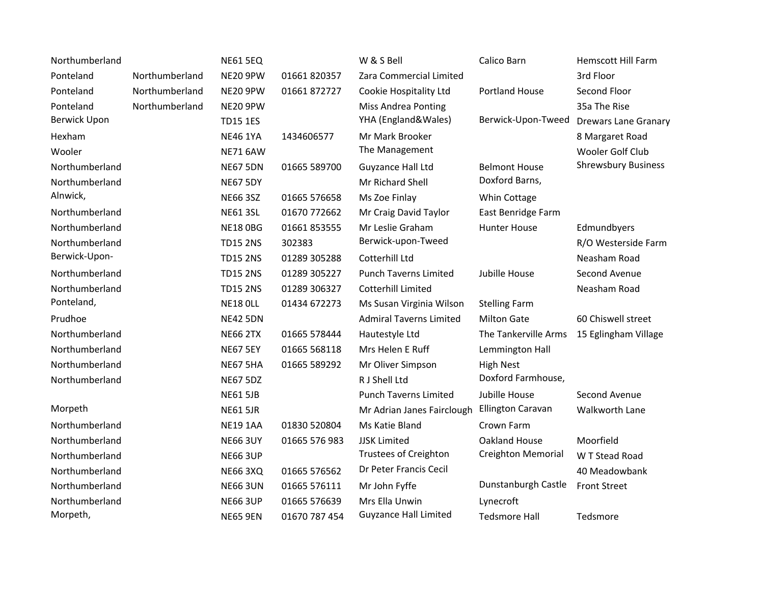| | | | | | | |
|---|---|---|---|---|---|---|
| Northumberland | | NE61 5EQ | | W & S Bell | Calico Barn | Hemscott Hill Farm |
| Ponteland | Northumberland | NE20 9PW | 01661 820357 | Zara Commercial Limited | | 3rd Floor |
| Ponteland | Northumberland | NE20 9PW | 01661 872727 | Cookie Hospitality Ltd | Portland House | Second Floor |
| Ponteland | Northumberland | NE20 9PW | | Miss Andrea Ponting | | 35a The Rise |
| Berwick Upon | | TD15 1ES | | YHA (England&Wales) | Berwick-Upon-Tweed | Drewars Lane Granary |
| Hexham | | NE46 1YA | 1434606577 | Mr Mark Brooker | | 8 Margaret Road |
| Wooler | | NE71 6AW | | The Management | | Wooler Golf Club |
| Northumberland | | NE67 5DN | 01665 589700 | Guyzance Hall Ltd | Belmont House | Shrewsbury Business |
| Northumberland | | NE67 5DY | | Mr Richard Shell | Doxford Barns, | |
| Alnwick, | | NE66 3SZ | 01665 576658 | Ms Zoe Finlay | Whin Cottage | |
| Northumberland | | NE61 3SL | 01670 772662 | Mr Craig David Taylor | East Benridge Farm | |
| Northumberland | | NE18 0BG | 01661 853555 | Mr Leslie Graham | Hunter House | Edmundbyers |
| Northumberland | | TD15 2NS | 302383 | Berwick-upon-Tweed | | R/O Westerside Farm |
| Berwick-Upon- | | TD15 2NS | 01289 305288 | Cotterhill Ltd | | Neasham Road |
| Northumberland | | TD15 2NS | 01289 305227 | Punch Taverns Limited | Jubille House | Second Avenue |
| Northumberland | | TD15 2NS | 01289 306327 | Cotterhill Limited | | Neasham Road |
| Ponteland, | | NE18 0LL | 01434 672273 | Ms Susan Virginia Wilson | Stelling Farm | |
| Prudhoe | | NE42 5DN | | Admiral Taverns Limited | Milton Gate | 60 Chiswell street |
| Northumberland | | NE66 2TX | 01665 578444 | Hautestyle Ltd | The Tankerville Arms | 15 Eglingham Village |
| Northumberland | | NE67 5EY | 01665 568118 | Mrs Helen E Ruff | Lemmington Hall | |
| Northumberland | | NE67 5HA | 01665 589292 | Mr Oliver Simpson | High Nest | |
| Northumberland | | NE67 5DZ | | R J Shell Ltd | Doxford Farmhouse, | |
| | | NE61 5JB | | Punch Taverns Limited | Jubille House | Second Avenue |
| Morpeth | | NE61 5JR | | Mr Adrian Janes Fairclough | Ellington Caravan | Walkworth Lane |
| Northumberland | | NE19 1AA | 01830 520804 | Ms Katie Bland | Crown Farm | |
| Northumberland | | NE66 3UY | 01665 576 983 | JJSK Limited | Oakland House | Moorfield |
| Northumberland | | NE66 3UP | | Trustees of Creighton | Creighton Memorial | W T Stead Road |
| Northumberland | | NE66 3XQ | 01665 576562 | Dr Peter Francis Cecil | | 40 Meadowbank |
| Northumberland | | NE66 3UN | 01665 576111 | Mr John Fyffe | Dunstanburgh Castle | Front Street |
| Northumberland | | NE66 3UP | 01665 576639 | Mrs Ella Unwin | Lynecroft | |
| Morpeth, | | NE65 9EN | 01670 787 454 | Guyzance Hall Limited | Tedsmore Hall | Tedsmore |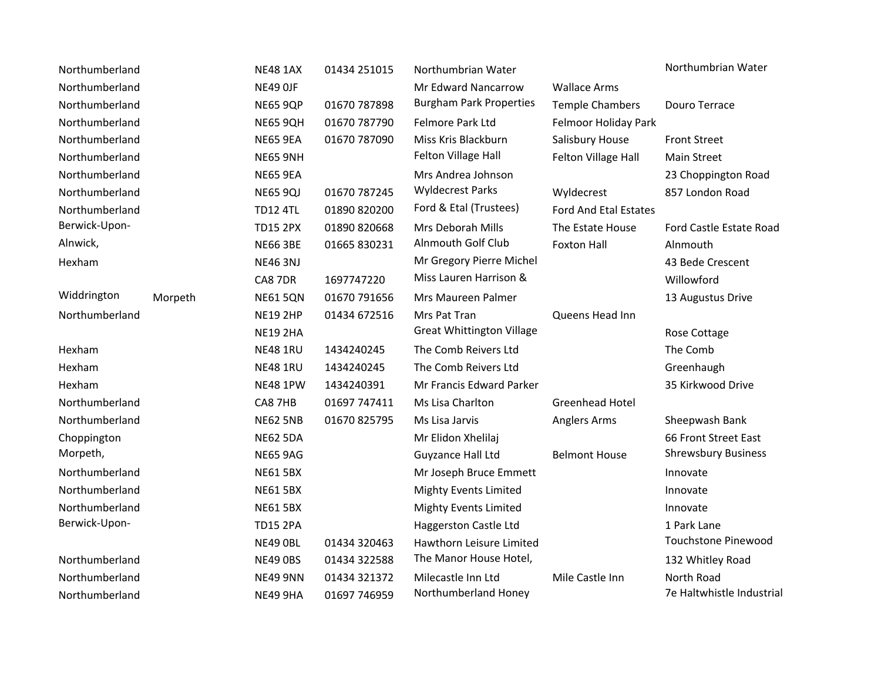| | | | | | | |
|---|---|---|---|---|---|---|
| Northumberland | | NE48 1AX | 01434 251015 | Northumbrian Water | | Northumbrian Water |
| Northumberland | | NE49 0JF | | Mr Edward Nancarrow | Wallace Arms | |
| Northumberland | | NE65 9QP | 01670 787898 | Burgham Park Properties | Temple Chambers | Douro Terrace |
| Northumberland | | NE65 9QH | 01670 787790 | Felmore Park Ltd | Felmoor Holiday Park | |
| Northumberland | | NE65 9EA | 01670 787090 | Miss Kris Blackburn | Salisbury House | Front Street |
| Northumberland | | NE65 9NH | | Felton Village Hall | Felton Village Hall | Main Street |
| Northumberland | | NE65 9EA | | Mrs Andrea Johnson | | 23 Choppington Road |
| Northumberland | | NE65 9QJ | 01670 787245 | Wyldecrest Parks | Wyldecrest | 857 London Road |
| Northumberland | | TD12 4TL | 01890 820200 | Ford & Etal (Trustees) | Ford And Etal Estates | |
| Berwick-Upon- | | TD15 2PX | 01890 820668 | Mrs Deborah Mills | The Estate House | Ford Castle Estate Road |
| Alnwick, | | NE66 3BE | 01665 830231 | Alnmouth Golf Club | Foxton Hall | Alnmouth |
| Hexham | | NE46 3NJ | | Mr Gregory Pierre Michel | | 43 Bede Crescent |
| | | CA8 7DR | 1697747220 | Miss Lauren Harrison & | | Willowford |
| Widdrington | Morpeth | NE61 5QN | 01670 791656 | Mrs Maureen Palmer | | 13 Augustus Drive |
| Northumberland | | NE19 2HP | 01434 672516 | Mrs Pat Tran | Queens Head Inn | |
| | | NE19 2HA | | Great Whittington Village | | Rose Cottage |
| Hexham | | NE48 1RU | 1434240245 | The Comb Reivers Ltd | | The Comb |
| Hexham | | NE48 1RU | 1434240245 | The Comb Reivers Ltd | | Greenhaugh |
| Hexham | | NE48 1PW | 1434240391 | Mr Francis Edward Parker | | 35 Kirkwood Drive |
| Northumberland | | CA8 7HB | 01697 747411 | Ms Lisa Charlton | Greenhead Hotel | |
| Northumberland | | NE62 5NB | 01670 825795 | Ms Lisa Jarvis | Anglers Arms | Sheepwash Bank |
| Choppington | | NE62 5DA | | Mr Elidon Xhelilaj | | 66 Front Street East |
| Morpeth, | | NE65 9AG | | Guyzance Hall Ltd | Belmont House | Shrewsbury Business |
| Northumberland | | NE61 5BX | | Mr Joseph Bruce Emmett | | Innovate |
| Northumberland | | NE61 5BX | | Mighty Events Limited | | Innovate |
| Northumberland | | NE61 5BX | | Mighty Events Limited | | Innovate |
| Berwick-Upon- | | TD15 2PA | | Haggerston Castle Ltd | | 1 Park Lane |
| | | NE49 0BL | 01434 320463 | Hawthorn Leisure Limited | | Touchstone Pinewood |
| Northumberland | | NE49 0BS | 01434 322588 | The Manor House Hotel, | | 132 Whitley Road |
| Northumberland | | NE49 9NN | 01434 321372 | Milecastle Inn Ltd | Mile Castle Inn | North Road |
| Northumberland | | NE49 9HA | 01697 746959 | Northumberland Honey | | 7e Haltwhistle Industrial |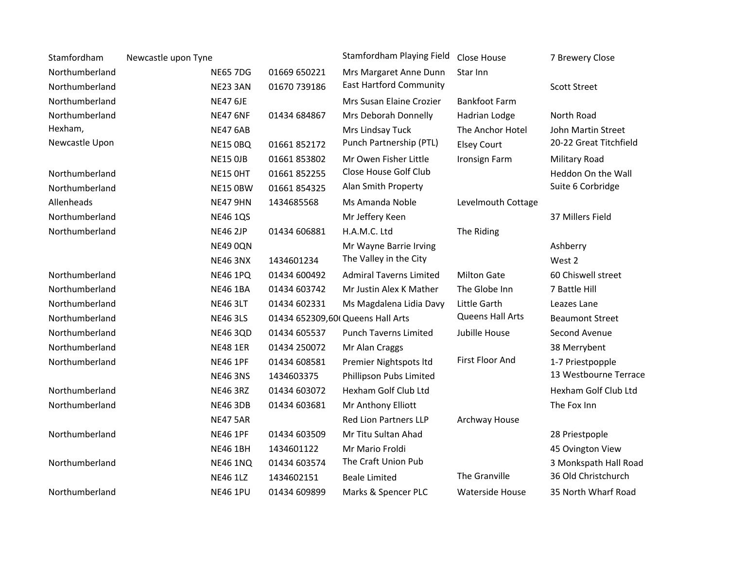| | | | | | | |
|---|---|---|---|---|---|---|
| Stamfordham | Newcastle upon Tyne | | | Stamfordham Playing Field | Close House | 7 Brewery Close |
| Northumberland | | NE65 7DG | 01669 650221 | Mrs Margaret Anne Dunn | Star Inn | |
| Northumberland | | NE23 3AN | 01670 739186 | East Hartford Community | | Scott Street |
| Northumberland | | NE47 6JE | | Mrs Susan Elaine Crozier | Bankfoot Farm | |
| Northumberland | | NE47 6NF | 01434 684867 | Mrs Deborah Donnelly | Hadrian Lodge | North Road |
| Hexham, | | NE47 6AB | | Mrs Lindsay Tuck | The Anchor Hotel | John Martin Street |
| Newcastle Upon | | NE15 0BQ | 01661 852172 | Punch Partnership (PTL) | Elsey Court | 20-22 Great Titchfield |
| | | NE15 0JB | 01661 853802 | Mr Owen Fisher Little | Ironsign Farm | Military Road |
| Northumberland | | NE15 0HT | 01661 852255 | Close House Golf Club | | Heddon On the Wall |
| Northumberland | | NE15 0BW | 01661 854325 | Alan Smith Property | | Suite 6 Corbridge |
| Allenheads | | NE47 9HN | 1434685568 | Ms Amanda Noble | Levelmouth Cottage | |
| Northumberland | | NE46 1QS | | Mr Jeffery Keen | | 37 Millers Field |
| Northumberland | | NE46 2JP | 01434 606881 | H.A.M.C. Ltd | The Riding | |
| | | NE49 0QN | | Mr Wayne Barrie Irving | | Ashberry |
| | | NE46 3NX | 1434601234 | The Valley in the City | | West 2 |
| Northumberland | | NE46 1PQ | 01434 600492 | Admiral Taverns Limited | Milton Gate | 60 Chiswell street |
| Northumberland | | NE46 1BA | 01434 603742 | Mr Justin Alex K Mather | The Globe Inn | 7 Battle Hill |
| Northumberland | | NE46 3LT | 01434 602331 | Ms Magdalena Lidia Davy | Little Garth | Leazes Lane |
| Northumberland | | NE46 3LS | 01434 652309,60( | Queens Hall Arts | Queens Hall Arts | Beaumont Street |
| Northumberland | | NE46 3QD | 01434 605537 | Punch Taverns Limited | Jubille House | Second Avenue |
| Northumberland | | NE48 1ER | 01434 250072 | Mr Alan Craggs | | 38 Merrybent |
| Northumberland | | NE46 1PF | 01434 608581 | Premier Nightspots ltd | First Floor And | 1-7 Priestpopple |
| | | NE46 3NS | 1434603375 | Phillipson Pubs Limited | | 13 Westbourne Terrace |
| Northumberland | | NE46 3RZ | 01434 603072 | Hexham Golf Club Ltd | | Hexham Golf Club Ltd |
| Northumberland | | NE46 3DB | 01434 603681 | Mr Anthony Elliott | | The Fox Inn |
| | | NE47 5AR | | Red Lion Partners LLP | Archway House | |
| Northumberland | | NE46 1PF | 01434 603509 | Mr Titu Sultan Ahad | | 28 Priestpople |
| | | NE46 1BH | 1434601122 | Mr Mario Froldi | | 45 Ovington View |
| Northumberland | | NE46 1NQ | 01434 603574 | The Craft Union Pub | | 3 Monkspath Hall Road |
| | | NE46 1LZ | 1434602151 | Beale Limited | The Granville | 36 Old Christchurch |
| Northumberland | | NE46 1PU | 01434 609899 | Marks & Spencer PLC | Waterside House | 35 North Wharf Road |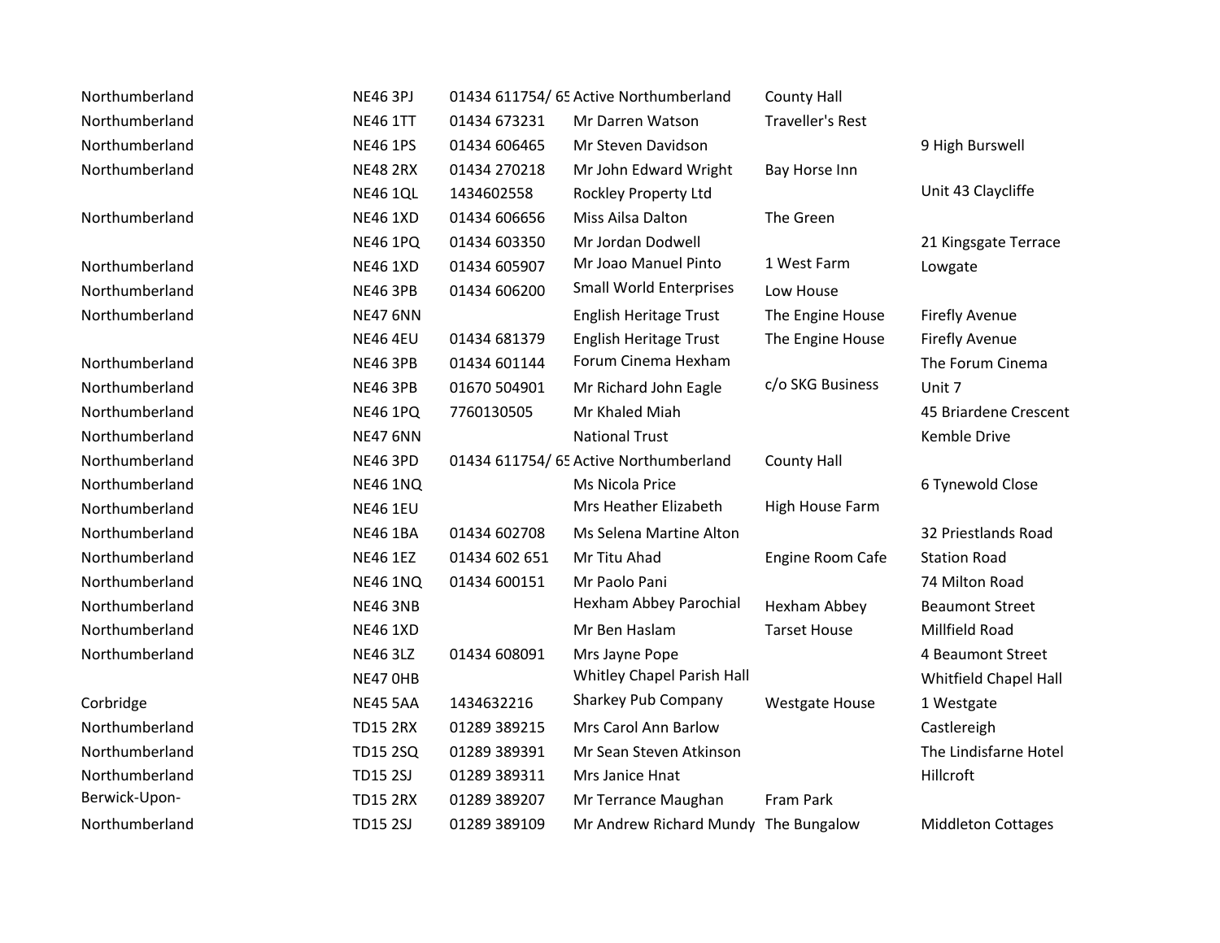| | | | | | |
|---|---|---|---|---|---|
| Northumberland | NE46 3PJ | 01434 611754/ 65 | Active Northumberland | County Hall | |
| Northumberland | NE46 1TT | 01434 673231 | Mr Darren Watson | Traveller's Rest | |
| Northumberland | NE46 1PS | 01434 606465 | Mr Steven Davidson | | 9 High Burswell |
| Northumberland | NE48 2RX | 01434 270218 | Mr John Edward Wright | Bay Horse Inn | |
| | NE46 1QL | 1434602558 | Rockley Property Ltd | | Unit 43 Claycliffe |
| Northumberland | NE46 1XD | 01434 606656 | Miss Ailsa Dalton | The Green | |
| | NE46 1PQ | 01434 603350 | Mr Jordan Dodwell | | 21 Kingsgate Terrace |
| Northumberland | NE46 1XD | 01434 605907 | Mr Joao Manuel Pinto | 1 West Farm | Lowgate |
| Northumberland | NE46 3PB | 01434 606200 | Small World Enterprises | Low House | |
| Northumberland | NE47 6NN | | English Heritage Trust | The Engine House | Firefly Avenue |
| | NE46 4EU | 01434 681379 | English Heritage Trust | The Engine House | Firefly Avenue |
| Northumberland | NE46 3PB | 01434 601144 | Forum Cinema Hexham | | The Forum Cinema |
| Northumberland | NE46 3PB | 01670 504901 | Mr Richard John Eagle | c/o SKG Business | Unit 7 |
| Northumberland | NE46 1PQ | 7760130505 | Mr Khaled Miah | | 45 Briardene Crescent |
| Northumberland | NE47 6NN | | National Trust | | Kemble Drive |
| Northumberland | NE46 3PD | 01434 611754/ 65 | Active Northumberland | County Hall | |
| Northumberland | NE46 1NQ | | Ms Nicola Price | | 6 Tynewold Close |
| Northumberland | NE46 1EU | | Mrs Heather Elizabeth | High House Farm | |
| Northumberland | NE46 1BA | 01434 602708 | Ms Selena Martine Alton | | 32 Priestlands Road |
| Northumberland | NE46 1EZ | 01434 602 651 | Mr Titu Ahad | Engine Room Cafe | Station Road |
| Northumberland | NE46 1NQ | 01434 600151 | Mr Paolo Pani | | 74 Milton Road |
| Northumberland | NE46 3NB | | Hexham Abbey Parochial | Hexham Abbey | Beaumont Street |
| Northumberland | NE46 1XD | | Mr Ben Haslam | Tarset House | Millfield Road |
| Northumberland | NE46 3LZ | 01434 608091 | Mrs Jayne Pope | | 4 Beaumont Street |
| | NE47 0HB | | Whitley Chapel Parish Hall | | Whitfield Chapel Hall |
| Corbridge | NE45 5AA | 1434632216 | Sharkey Pub Company | Westgate House | 1 Westgate |
| Northumberland | TD15 2RX | 01289 389215 | Mrs Carol Ann Barlow | | Castlereigh |
| Northumberland | TD15 2SQ | 01289 389391 | Mr Sean Steven Atkinson | | The Lindisfarne Hotel |
| Northumberland | TD15 2SJ | 01289 389311 | Mrs Janice Hnat | | Hillcroft |
| Berwick-Upon- | TD15 2RX | 01289 389207 | Mr Terrance Maughan | Fram Park | |
| Northumberland | TD15 2SJ | 01289 389109 | Mr Andrew Richard Mundy | The Bungalow | Middleton Cottages |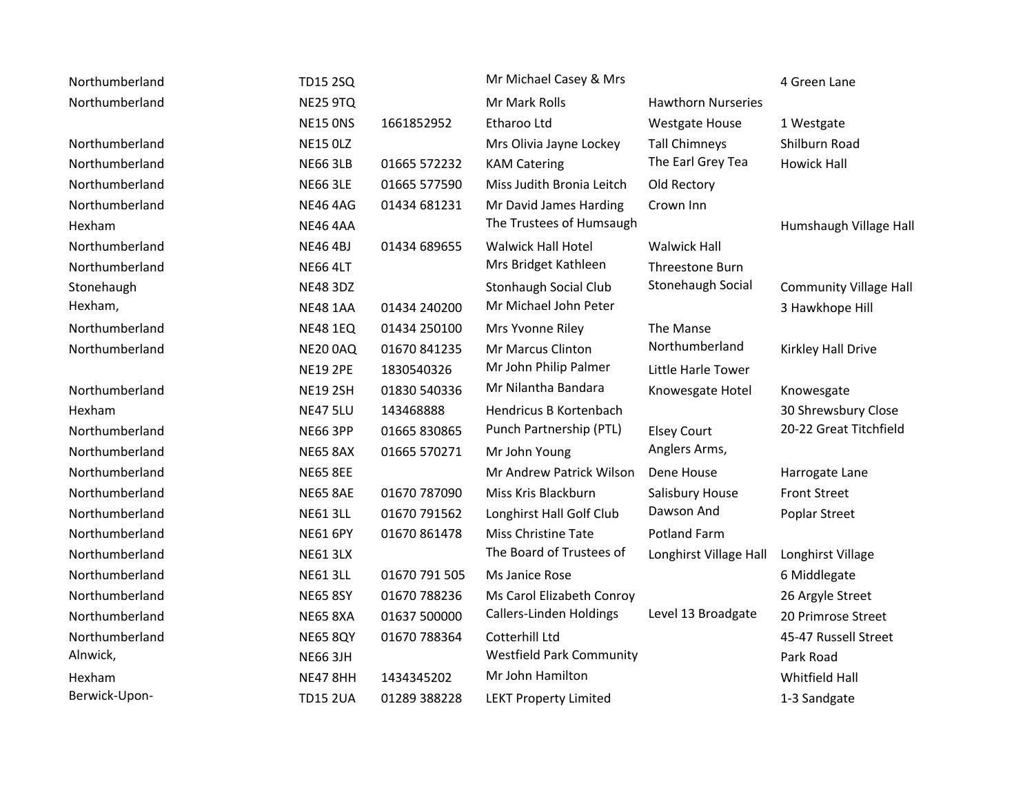| | | | | | |
|---|---|---|---|---|---|
| Northumberland | TD15 2SQ | | Mr Michael Casey & Mrs | | 4 Green Lane |
| Northumberland | NE25 9TQ | | Mr Mark Rolls | Hawthorn Nurseries | |
| | NE15 0NS | 1661852952 | Etharoo Ltd | Westgate House | 1 Westgate |
| Northumberland | NE15 0LZ | | Mrs Olivia Jayne Lockey | Tall Chimneys | Shilburn Road |
| Northumberland | NE66 3LB | 01665 572232 | KAM Catering | The Earl Grey Tea | Howick Hall |
| Northumberland | NE66 3LE | 01665 577590 | Miss Judith Bronia Leitch | Old Rectory | |
| Northumberland | NE46 4AG | 01434 681231 | Mr David James Harding | Crown Inn | |
| Hexham | NE46 4AA | | The Trustees of Humsaugh | | Humshaugh Village Hall |
| Northumberland | NE46 4BJ | 01434 689655 | Walwick Hall Hotel | Walwick Hall | |
| Northumberland | NE66 4LT | | Mrs Bridget Kathleen | Threestone Burn | |
| Stonehaugh | NE48 3DZ | | Stonhaugh Social Club | Stonehaugh Social | Community Village Hall |
| Hexham, | NE48 1AA | 01434 240200 | Mr Michael John Peter | | 3 Hawkhope Hill |
| Northumberland | NE48 1EQ | 01434 250100 | Mrs Yvonne Riley | The Manse | |
| Northumberland | NE20 0AQ | 01670 841235 | Mr Marcus Clinton | Northumberland | Kirkley Hall Drive |
| | NE19 2PE | 1830540326 | Mr John Philip Palmer | Little Harle Tower | |
| Northumberland | NE19 2SH | 01830 540336 | Mr Nilantha Bandara | Knowesgate Hotel | Knowesgate |
| Hexham | NE47 5LU | 143468888 | Hendricus B Kortenbach | | 30 Shrewsbury Close |
| Northumberland | NE66 3PP | 01665 830865 | Punch Partnership (PTL) | Elsey Court | 20-22 Great Titchfield |
| Northumberland | NE65 8AX | 01665 570271 | Mr John Young | Anglers Arms, | |
| Northumberland | NE65 8EE | | Mr Andrew Patrick Wilson | Dene House | Harrogate Lane |
| Northumberland | NE65 8AE | 01670 787090 | Miss Kris Blackburn | Salisbury House | Front Street |
| Northumberland | NE61 3LL | 01670 791562 | Longhirst Hall Golf Club | Dawson And | Poplar Street |
| Northumberland | NE61 6PY | 01670 861478 | Miss Christine Tate | Potland Farm | |
| Northumberland | NE61 3LX | | The Board of Trustees of | Longhirst Village Hall | Longhirst Village |
| Northumberland | NE61 3LL | 01670 791 505 | Ms Janice Rose | | 6 Middlegate |
| Northumberland | NE65 8SY | 01670 788236 | Ms Carol Elizabeth Conroy | | 26 Argyle Street |
| Northumberland | NE65 8XA | 01637 500000 | Callers-Linden Holdings | Level 13 Broadgate | 20 Primrose Street |
| Northumberland | NE65 8QY | 01670 788364 | Cotterhill Ltd | | 45-47 Russell Street |
| Alnwick, | NE66 3JH | | Westfield Park Community | | Park Road |
| Hexham | NE47 8HH | 1434345202 | Mr John Hamilton | | Whitfield Hall |
| Berwick-Upon- | TD15 2UA | 01289 388228 | LEKT Property Limited | | 1-3 Sandgate |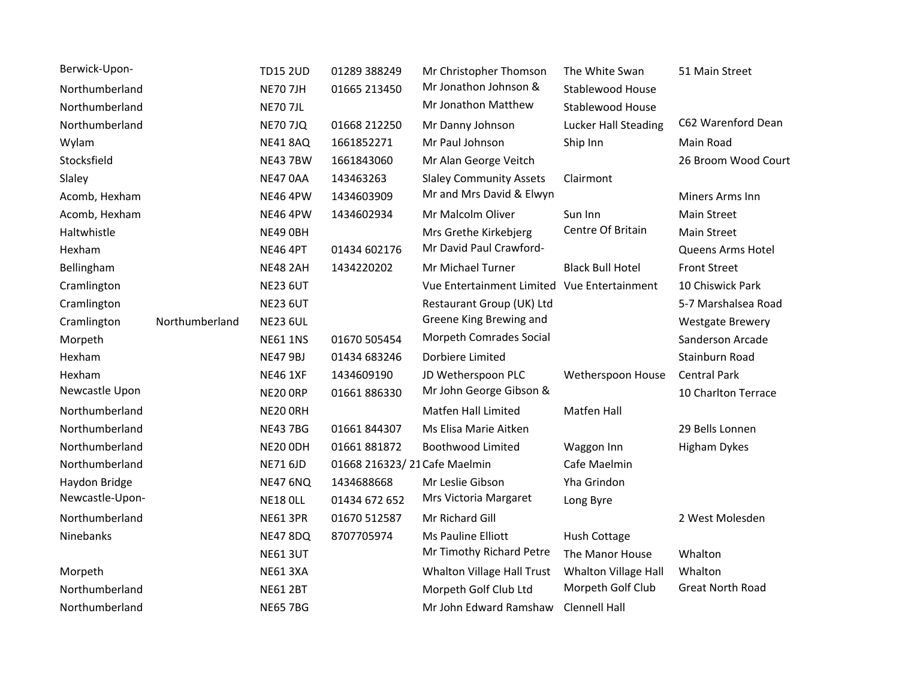| | | | | | | |
|---|---|---|---|---|---|---|
| Berwick-Upon- | | TD15 2UD | 01289 388249 | Mr Christopher Thomson | The White Swan | 51 Main Street |
| Northumberland | | NE70 7JH | 01665 213450 | Mr Jonathon Johnson & | Stablewood House | |
| Northumberland | | NE70 7JL | | Mr Jonathon Matthew | Stablewood House | |
| Northumberland | | NE70 7JQ | 01668 212250 | Mr Danny Johnson | Lucker Hall Steading | C62 Warenford Dean |
| Wylam | | NE41 8AQ | 1661852271 | Mr Paul Johnson | Ship Inn | Main Road |
| Stocksfield | | NE43 7BW | 1661843060 | Mr Alan George Veitch | | 26 Broom Wood Court |
| Slaley | | NE47 0AA | 143463263 | Slaley Community Assets | Clairmont | |
| Acomb, Hexham | | NE46 4PW | 1434603909 | Mr and Mrs David & Elwyn | | Miners Arms Inn |
| Acomb, Hexham | | NE46 4PW | 1434602934 | Mr Malcolm Oliver | Sun Inn | Main Street |
| Haltwhistle | | NE49 0BH | | Mrs Grethe Kirkebjerg | Centre Of Britain | Main Street |
| Hexham | | NE46 4PT | 01434 602176 | Mr David Paul Crawford- | | Queens Arms Hotel |
| Bellingham | | NE48 2AH | 1434220202 | Mr Michael Turner | Black Bull Hotel | Front Street |
| Cramlington | | NE23 6UT | | Vue Entertainment Limited | Vue Entertainment | 10 Chiswick Park |
| Cramlington | | NE23 6UT | | Restaurant Group (UK) Ltd | | 5-7 Marshalsea Road |
| Cramlington | Northumberland | NE23 6UL | | Greene King Brewing and | | Westgate Brewery |
| Morpeth | | NE61 1NS | 01670 505454 | Morpeth Comrades Social | | Sanderson Arcade |
| Hexham | | NE47 9BJ | 01434 683246 | Dorbiere Limited | | Stainburn Road |
| Hexham | | NE46 1XF | 1434609190 | JD Wetherspoon PLC | Wetherspoon House | Central Park |
| Newcastle Upon | | NE20 0RP | 01661 886330 | Mr John George Gibson & | | 10 Charlton Terrace |
| Northumberland | | NE20 0RH | | Matfen Hall Limited | Matfen Hall | |
| Northumberland | | NE43 7BG | 01661 844307 | Ms Elisa Marie Aitken | | 29 Bells Lonnen |
| Northumberland | | NE20 0DH | 01661 881872 | Boothwood Limited | Waggon Inn | Higham Dykes |
| Northumberland | | NE71 6JD | 01668 216323/ 21 | Cafe Maelmin | Cafe Maelmin | |
| Haydon Bridge | | NE47 6NQ | 1434688668 | Mr Leslie Gibson | Yha Grindon | |
| Newcastle-Upon- | | NE18 0LL | 01434 672 652 | Mrs Victoria Margaret | Long Byre | |
| Northumberland | | NE61 3PR | 01670 512587 | Mr Richard Gill | | 2 West Molesden |
| Ninebanks | | NE47 8DQ | 8707705974 | Ms Pauline Elliott | Hush Cottage | |
| | | NE61 3UT | | Mr Timothy Richard Petre | The Manor House | Whalton |
| Morpeth | | NE61 3XA | | Whalton Village Hall Trust | Whalton Village Hall | Whalton |
| Northumberland | | NE61 2BT | | Morpeth Golf Club Ltd | Morpeth Golf Club | Great North Road |
| Northumberland | | NE65 7BG | | Mr John Edward Ramshaw | Clennell Hall | |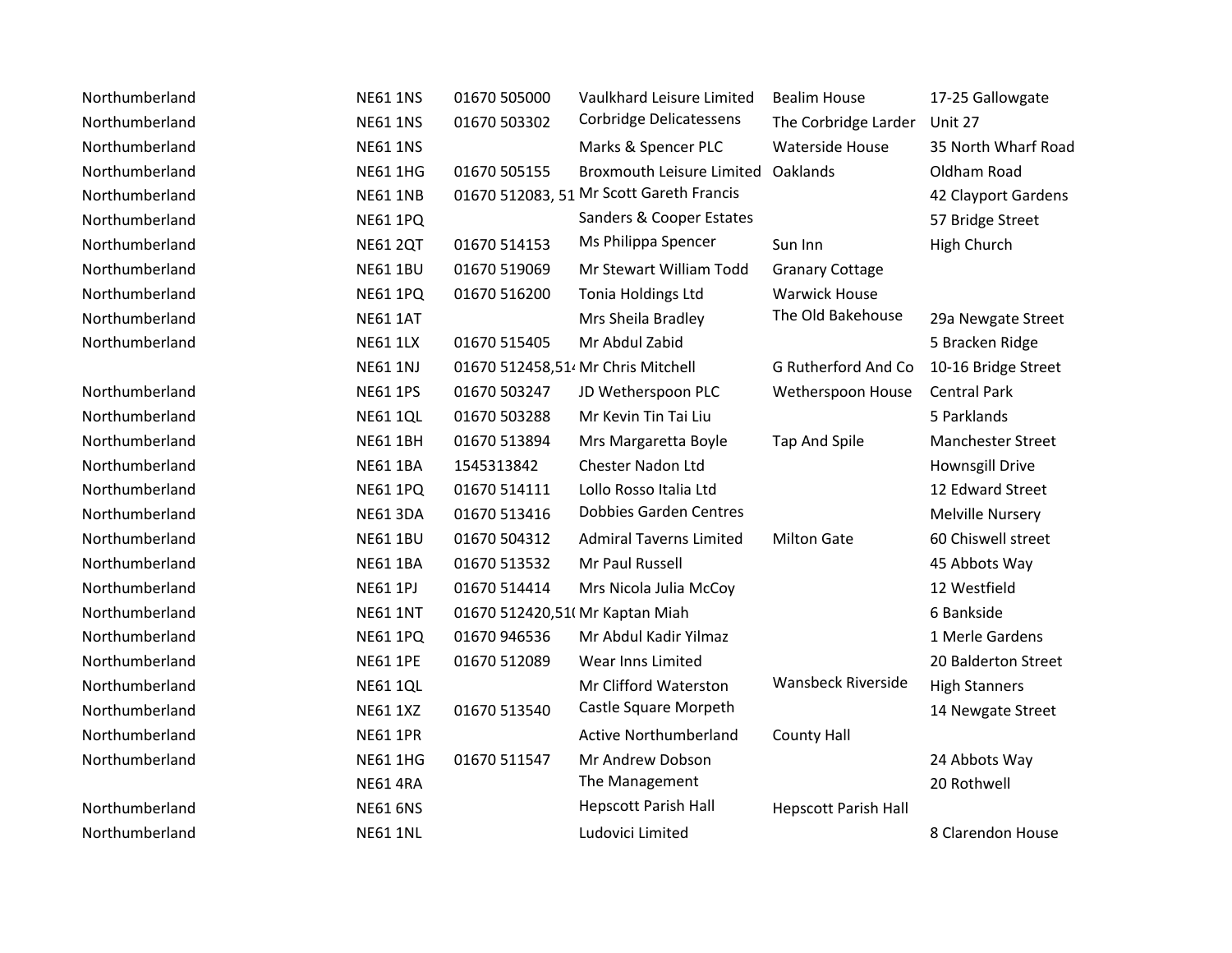| | | | | | |
|---|---|---|---|---|---|
| Northumberland | NE61 1NS | 01670 505000 | Vaulkhard Leisure Limited | Bealim House | 17-25 Gallowgate |
| Northumberland | NE61 1NS | 01670 503302 | Corbridge Delicatessens | The Corbridge Larder | Unit 27 |
| Northumberland | NE61 1NS | | Marks & Spencer PLC | Waterside House | 35 North Wharf Road |
| Northumberland | NE61 1HG | 01670 505155 | Broxmouth Leisure Limited | Oaklands | Oldham Road |
| Northumberland | NE61 1NB | 01670 512083, 51 | Mr Scott Gareth Francis | | 42 Clayport Gardens |
| Northumberland | NE61 1PQ | | Sanders & Cooper Estates | | 57 Bridge Street |
| Northumberland | NE61 2QT | 01670 514153 | Ms Philippa Spencer | Sun Inn | High Church |
| Northumberland | NE61 1BU | 01670 519069 | Mr Stewart William Todd | Granary Cottage | |
| Northumberland | NE61 1PQ | 01670 516200 | Tonia Holdings Ltd | Warwick House | |
| Northumberland | NE61 1AT | | Mrs Sheila Bradley | The Old Bakehouse | 29a Newgate Street |
| Northumberland | NE61 1LX | 01670 515405 | Mr Abdul Zabid | | 5 Bracken Ridge |
| | NE61 1NJ | 01670 512458,51 | Mr Chris Mitchell | G Rutherford And Co | 10-16 Bridge Street |
| Northumberland | NE61 1PS | 01670 503247 | JD Wetherspoon PLC | Wetherspoon House | Central Park |
| Northumberland | NE61 1QL | 01670 503288 | Mr Kevin Tin Tai Liu | | 5 Parklands |
| Northumberland | NE61 1BH | 01670 513894 | Mrs Margaretta Boyle | Tap And Spile | Manchester Street |
| Northumberland | NE61 1BA | 1545313842 | Chester Nadon Ltd | | Hownsgill Drive |
| Northumberland | NE61 1PQ | 01670 514111 | Lollo Rosso Italia Ltd | | 12 Edward Street |
| Northumberland | NE61 3DA | 01670 513416 | Dobbies Garden Centres | | Melville Nursery |
| Northumberland | NE61 1BU | 01670 504312 | Admiral Taverns Limited | Milton Gate | 60 Chiswell street |
| Northumberland | NE61 1BA | 01670 513532 | Mr Paul Russell | | 45 Abbots Way |
| Northumberland | NE61 1PJ | 01670 514414 | Mrs Nicola Julia McCoy | | 12 Westfield |
| Northumberland | NE61 1NT | 01670 512420,51 | Mr Kaptan Miah | | 6 Bankside |
| Northumberland | NE61 1PQ | 01670 946536 | Mr Abdul Kadir Yilmaz | | 1 Merle Gardens |
| Northumberland | NE61 1PE | 01670 512089 | Wear Inns Limited | | 20 Balderton Street |
| Northumberland | NE61 1QL | | Mr Clifford Waterston | Wansbeck Riverside | High Stanners |
| Northumberland | NE61 1XZ | 01670 513540 | Castle Square Morpeth | | 14 Newgate Street |
| Northumberland | NE61 1PR | | Active Northumberland | County Hall | |
| Northumberland | NE61 1HG | 01670 511547 | Mr Andrew Dobson | | 24 Abbots Way |
| | NE61 4RA | | The Management | | 20 Rothwell |
| Northumberland | NE61 6NS | | Hepscott Parish Hall | Hepscott Parish Hall | |
| Northumberland | NE61 1NL | | Ludovici Limited | | 8 Clarendon House |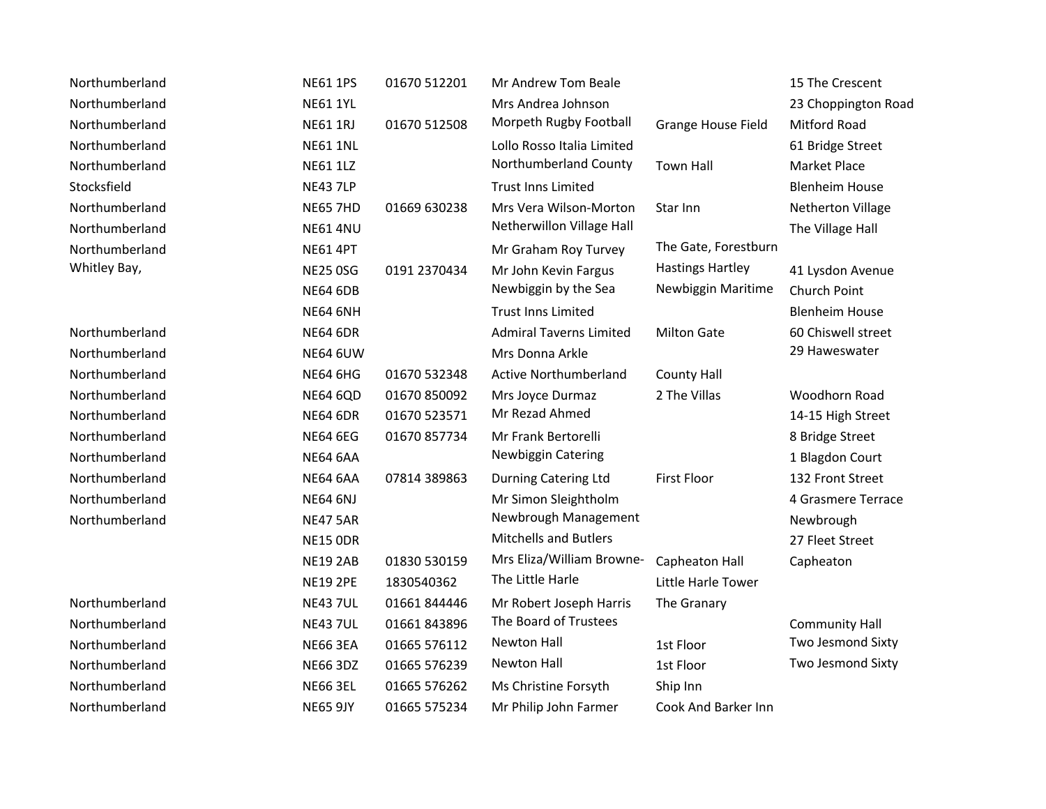| | | | | | |
|---|---|---|---|---|---|
| Northumberland | NE61 1PS | 01670 512201 | Mr Andrew Tom Beale | | 15 The Crescent |
| Northumberland | NE61 1YL | | Mrs Andrea Johnson | | 23 Choppington Road |
| Northumberland | NE61 1RJ | 01670 512508 | Morpeth Rugby Football | Grange House Field | Mitford Road |
| Northumberland | NE61 1NL | | Lollo Rosso Italia Limited | | 61 Bridge Street |
| Northumberland | NE61 1LZ | | Northumberland County | Town Hall | Market Place |
| Stocksfield | NE43 7LP | | Trust Inns Limited | | Blenheim House |
| Northumberland | NE65 7HD | 01669 630238 | Mrs Vera Wilson-Morton | Star Inn | Netherton Village |
| Northumberland | NE61 4NU | | Netherwillon Village Hall | | The Village Hall |
| Northumberland | NE61 4PT | | Mr Graham Roy Turvey | The Gate, Forestburn | |
| Whitley Bay, | NE25 0SG | 0191 2370434 | Mr John Kevin Fargus | Hastings Hartley | 41 Lysdon Avenue |
| | NE64 6DB | | Newbiggin by the Sea | Newbiggin Maritime | Church Point |
| | NE64 6NH | | Trust Inns Limited | | Blenheim House |
| Northumberland | NE64 6DR | | Admiral Taverns Limited | Milton Gate | 60 Chiswell street |
| Northumberland | NE64 6UW | | Mrs Donna Arkle | | 29 Haweswater |
| Northumberland | NE64 6HG | 01670 532348 | Active Northumberland | County Hall | |
| Northumberland | NE64 6QD | 01670 850092 | Mrs Joyce Durmaz | 2 The Villas | Woodhorn Road |
| Northumberland | NE64 6DR | 01670 523571 | Mr Rezad Ahmed | | 14-15 High Street |
| Northumberland | NE64 6EG | 01670 857734 | Mr Frank Bertorelli | | 8 Bridge Street |
| Northumberland | NE64 6AA | | Newbiggin Catering | | 1 Blagdon Court |
| Northumberland | NE64 6AA | 07814 389863 | Durning Catering Ltd | First Floor | 132 Front Street |
| Northumberland | NE64 6NJ | | Mr Simon Sleightholm | | 4 Grasmere Terrace |
| Northumberland | NE47 5AR | | Newbrough Management | | Newbrough |
| | NE15 0DR | | Mitchells and Butlers | | 27 Fleet Street |
| | NE19 2AB | 01830 530159 | Mrs Eliza/William Browne- | Capheaton Hall | Capheaton |
| | NE19 2PE | 1830540362 | The Little Harle | Little Harle Tower | |
| Northumberland | NE43 7UL | 01661 844446 | Mr Robert Joseph Harris | The Granary | |
| Northumberland | NE43 7UL | 01661 843896 | The Board of Trustees | | Community Hall |
| Northumberland | NE66 3EA | 01665 576112 | Newton Hall | 1st Floor | Two Jesmond Sixty |
| Northumberland | NE66 3DZ | 01665 576239 | Newton Hall | 1st Floor | Two Jesmond Sixty |
| Northumberland | NE66 3EL | 01665 576262 | Ms Christine Forsyth | Ship Inn | |
| Northumberland | NE65 9JY | 01665 575234 | Mr Philip John Farmer | Cook And Barker Inn | |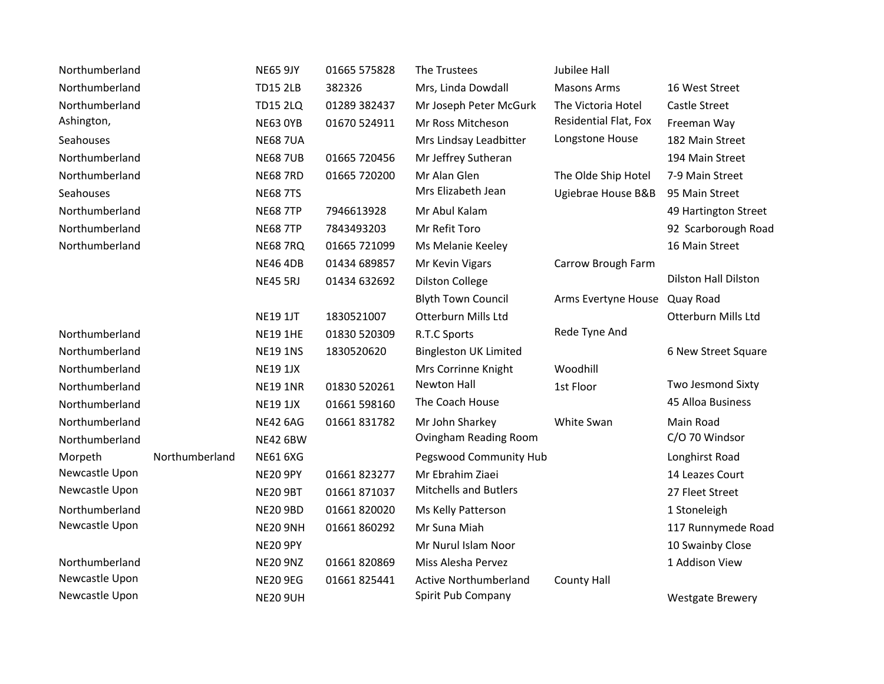| | | | | | | |
|---|---|---|---|---|---|---|
| Northumberland | | NE65 9JY | 01665 575828 | The Trustees | Jubilee Hall | |
| Northumberland | | TD15 2LB | 382326 | Mrs, Linda Dowdall | Masons Arms | 16 West Street |
| Northumberland | | TD15 2LQ | 01289 382437 | Mr Joseph Peter McGurk | The Victoria Hotel | Castle Street |
| Ashington, | | NE63 0YB | 01670 524911 | Mr Ross Mitcheson | Residential Flat, Fox | Freeman Way |
| Seahouses | | NE68 7UA | | Mrs Lindsay Leadbitter | Longstone House | 182 Main Street |
| Northumberland | | NE68 7UB | 01665 720456 | Mr Jeffrey Sutheran | | 194 Main Street |
| Northumberland | | NE68 7RD | 01665 720200 | Mr Alan Glen | The Olde Ship Hotel | 7-9 Main Street |
| Seahouses | | NE68 7TS | | Mrs Elizabeth Jean | Ugiebrae House B&B | 95 Main Street |
| Northumberland | | NE68 7TP | 7946613928 | Mr Abul Kalam | | 49 Hartington Street |
| Northumberland | | NE68 7TP | 7843493203 | Mr Refit Toro | | 92 Scarborough Road |
| Northumberland | | NE68 7RQ | 01665 721099 | Ms Melanie Keeley | | 16 Main Street |
| | | NE46 4DB | 01434 689857 | Mr Kevin Vigars | Carrow Brough Farm | |
| | | NE45 5RJ | 01434 632692 | Dilston College | | Dilston Hall Dilston |
| | | | | Blyth Town Council | Arms Evertyne House | Quay Road |
| | | NE19 1JT | 1830521007 | Otterburn Mills Ltd | | Otterburn Mills Ltd |
| Northumberland | | NE19 1HE | 01830 520309 | R.T.C Sports | Rede Tyne And | |
| Northumberland | | NE19 1NS | 1830520620 | Bingleston UK Limited | | 6 New Street Square |
| Northumberland | | NE19 1JX | | Mrs Corrinne Knight | Woodhill | |
| Northumberland | | NE19 1NR | 01830 520261 | Newton Hall | 1st Floor | Two Jesmond Sixty |
| Northumberland | | NE19 1JX | 01661 598160 | The Coach House | | 45 Alloa Business |
| Northumberland | | NE42 6AG | 01661 831782 | Mr John Sharkey | White Swan | Main Road |
| Northumberland | | NE42 6BW | | Ovingham Reading Room | | C/O 70 Windsor |
| Morpeth | Northumberland | NE61 6XG | | Pegswood Community Hub | | Longhirst Road |
| Newcastle Upon | | NE20 9PY | 01661 823277 | Mr Ebrahim Ziaei | | 14 Leazes Court |
| Newcastle Upon | | NE20 9BT | 01661 871037 | Mitchells and Butlers | | 27 Fleet Street |
| Northumberland | | NE20 9BD | 01661 820020 | Ms Kelly Patterson | | 1 Stoneleigh |
| Newcastle Upon | | NE20 9NH | 01661 860292 | Mr Suna Miah | | 117 Runnymede Road |
| | | NE20 9PY | | Mr Nurul Islam Noor | | 10 Swainby Close |
| Northumberland | | NE20 9NZ | 01661 820869 | Miss Alesha Pervez | | 1 Addison View |
| Newcastle Upon | | NE20 9EG | 01661 825441 | Active Northumberland | County Hall | |
| Newcastle Upon | | NE20 9UH | | Spirit Pub Company | | Westgate Brewery |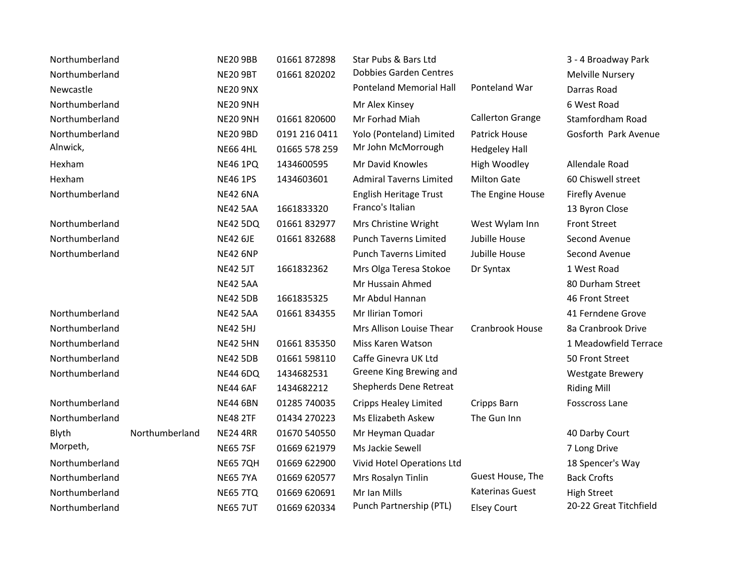| | | | | | | |
|---|---|---|---|---|---|---|
| Northumberland | | NE20 9BB | 01661 872898 | Star Pubs & Bars Ltd | | 3 - 4 Broadway Park |
| Northumberland | | NE20 9BT | 01661 820202 | Dobbies Garden Centres | | Melville Nursery |
| Newcastle | | NE20 9NX | | Ponteland Memorial Hall | Ponteland War | Darras Road |
| Northumberland | | NE20 9NH | | Mr Alex Kinsey | | 6 West Road |
| Northumberland | | NE20 9NH | 01661 820600 | Mr Forhad Miah | Callerton Grange | Stamfordham Road |
| Northumberland | | NE20 9BD | 0191 216 0411 | Yolo (Ponteland) Limited | Patrick House | Gosforth Park Avenue |
| Alnwick, | | NE66 4HL | 01665 578 259 | Mr John McMorrough | Hedgeley Hall | |
| Hexham | | NE46 1PQ | 1434600595 | Mr David Knowles | High Woodley | Allendale Road |
| Hexham | | NE46 1PS | 1434603601 | Admiral Taverns Limited | Milton Gate | 60 Chiswell street |
| Northumberland | | NE42 6NA | | English Heritage Trust | The Engine House | Firefly Avenue |
| | | NE42 5AA | 1661833320 | Franco's Italian | | 13 Byron Close |
| Northumberland | | NE42 5DQ | 01661 832977 | Mrs Christine Wright | West Wylam Inn | Front Street |
| Northumberland | | NE42 6JE | 01661 832688 | Punch Taverns Limited | Jubille House | Second Avenue |
| Northumberland | | NE42 6NP | | Punch Taverns Limited | Jubille House | Second Avenue |
| | | NE42 5JT | 1661832362 | Mrs Olga Teresa Stokoe | Dr Syntax | 1 West Road |
| | | NE42 5AA | | Mr Hussain Ahmed | | 80 Durham Street |
| | | NE42 5DB | 1661835325 | Mr Abdul Hannan | | 46 Front Street |
| Northumberland | | NE42 5AA | 01661 834355 | Mr Ilirian Tomori | | 41 Ferndene Grove |
| Northumberland | | NE42 5HJ | | Mrs Allison Louise Thear | Cranbrook House | 8a Cranbrook Drive |
| Northumberland | | NE42 5HN | 01661 835350 | Miss Karen Watson | | 1 Meadowfield Terrace |
| Northumberland | | NE42 5DB | 01661 598110 | Caffe Ginevra UK Ltd | | 50 Front Street |
| Northumberland | | NE44 6DQ | 1434682531 | Greene King Brewing and | | Westgate Brewery |
| | | NE44 6AF | 1434682212 | Shepherds Dene Retreat | | Riding Mill |
| Northumberland | | NE44 6BN | 01285 740035 | Cripps Healey Limited | Cripps Barn | Fosscross Lane |
| Northumberland | | NE48 2TF | 01434 270223 | Ms Elizabeth Askew | The Gun Inn | |
| Blyth | Northumberland | NE24 4RR | 01670 540550 | Mr Heyman Quadar | | 40 Darby Court |
| Morpeth, | | NE65 7SF | 01669 621979 | Ms Jackie Sewell | | 7 Long Drive |
| Northumberland | | NE65 7QH | 01669 622900 | Vivid Hotel Operations Ltd | | 18 Spencer's Way |
| Northumberland | | NE65 7YA | 01669 620577 | Mrs Rosalyn Tinlin | Guest House, The | Back Crofts |
| Northumberland | | NE65 7TQ | 01669 620691 | Mr Ian Mills | Katerinas Guest | High Street |
| Northumberland | | NE65 7UT | 01669 620334 | Punch Partnership (PTL) | Elsey Court | 20-22 Great Titchfield |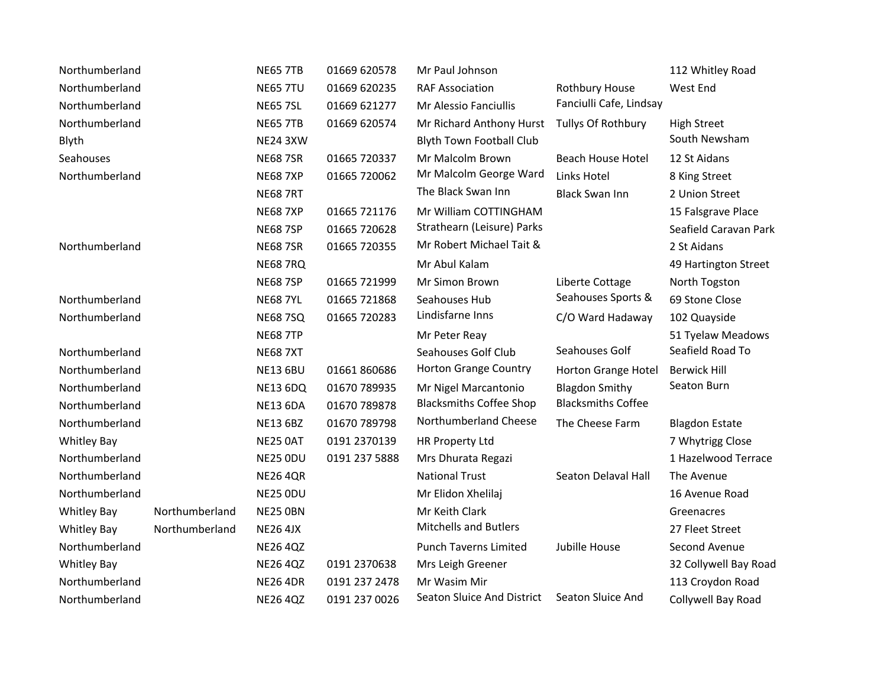| | | | | | | |
|---|---|---|---|---|---|---|
| Northumberland | | NE65 7TB | 01669 620578 | Mr Paul Johnson | | 112 Whitley Road |
| Northumberland | | NE65 7TU | 01669 620235 | RAF Association | Rothbury House | West End |
| Northumberland | | NE65 7SL | 01669 621277 | Mr Alessio Fanciullis | Fanciulli Cafe, Lindsay | |
| Northumberland | | NE65 7TB | 01669 620574 | Mr Richard Anthony Hurst | Tullys Of Rothbury | High Street |
| Blyth | | NE24 3XW | | Blyth Town Football Club | | South Newsham |
| Seahouses | | NE68 7SR | 01665 720337 | Mr Malcolm Brown | Beach House Hotel | 12 St Aidans |
| Northumberland | | NE68 7XP | 01665 720062 | Mr Malcolm George Ward | Links Hotel | 8 King Street |
| | | NE68 7RT | | The Black Swan Inn | Black Swan Inn | 2 Union Street |
| | | NE68 7XP | 01665 721176 | Mr William COTTINGHAM | | 15 Falsgrave Place |
| | | NE68 7SP | 01665 720628 | Strathearn (Leisure) Parks | | Seafield Caravan Park |
| Northumberland | | NE68 7SR | 01665 720355 | Mr Robert Michael Tait & | | 2 St Aidans |
| | | NE68 7RQ | | Mr Abul Kalam | | 49 Hartington Street |
| | | NE68 7SP | 01665 721999 | Mr Simon Brown | Liberte Cottage | North Togston |
| Northumberland | | NE68 7YL | 01665 721868 | Seahouses Hub | Seahouses Sports & | 69 Stone Close |
| Northumberland | | NE68 7SQ | 01665 720283 | Lindisfarne Inns | C/O Ward Hadaway | 102 Quayside |
| | | NE68 7TP | | Mr Peter Reay | | 51 Tyelaw Meadows |
| Northumberland | | NE68 7XT | | Seahouses Golf Club | Seahouses Golf | Seafield Road To |
| Northumberland | | NE13 6BU | 01661 860686 | Horton Grange Country | Horton Grange Hotel | Berwick Hill |
| Northumberland | | NE13 6DQ | 01670 789935 | Mr Nigel Marcantonio | Blagdon Smithy | Seaton Burn |
| Northumberland | | NE13 6DA | 01670 789878 | Blacksmiths Coffee Shop | Blacksmiths Coffee | |
| Northumberland | | NE13 6BZ | 01670 789798 | Northumberland Cheese | The Cheese Farm | Blagdon Estate |
| Whitley Bay | | NE25 0AT | 0191 2370139 | HR Property Ltd | | 7 Whytrigg Close |
| Northumberland | | NE25 0DU | 0191 237 5888 | Mrs Dhurata Regazi | | 1 Hazelwood Terrace |
| Northumberland | | NE26 4QR | | National Trust | Seaton Delaval Hall | The Avenue |
| Northumberland | | NE25 0DU | | Mr Elidon Xhelilaj | | 16 Avenue Road |
| Whitley Bay | Northumberland | NE25 0BN | | Mr Keith Clark | | Greenacres |
| Whitley Bay | Northumberland | NE26 4JX | | Mitchells and Butlers | | 27 Fleet Street |
| Northumberland | | NE26 4QZ | | Punch Taverns Limited | Jubille House | Second Avenue |
| Whitley Bay | | NE26 4QZ | 0191 2370638 | Mrs Leigh Greener | | 32 Collywell Bay Road |
| Northumberland | | NE26 4DR | 0191 237 2478 | Mr Wasim Mir | | 113 Croydon Road |
| Northumberland | | NE26 4QZ | 0191 237 0026 | Seaton Sluice And District | Seaton Sluice And | Collywell Bay Road |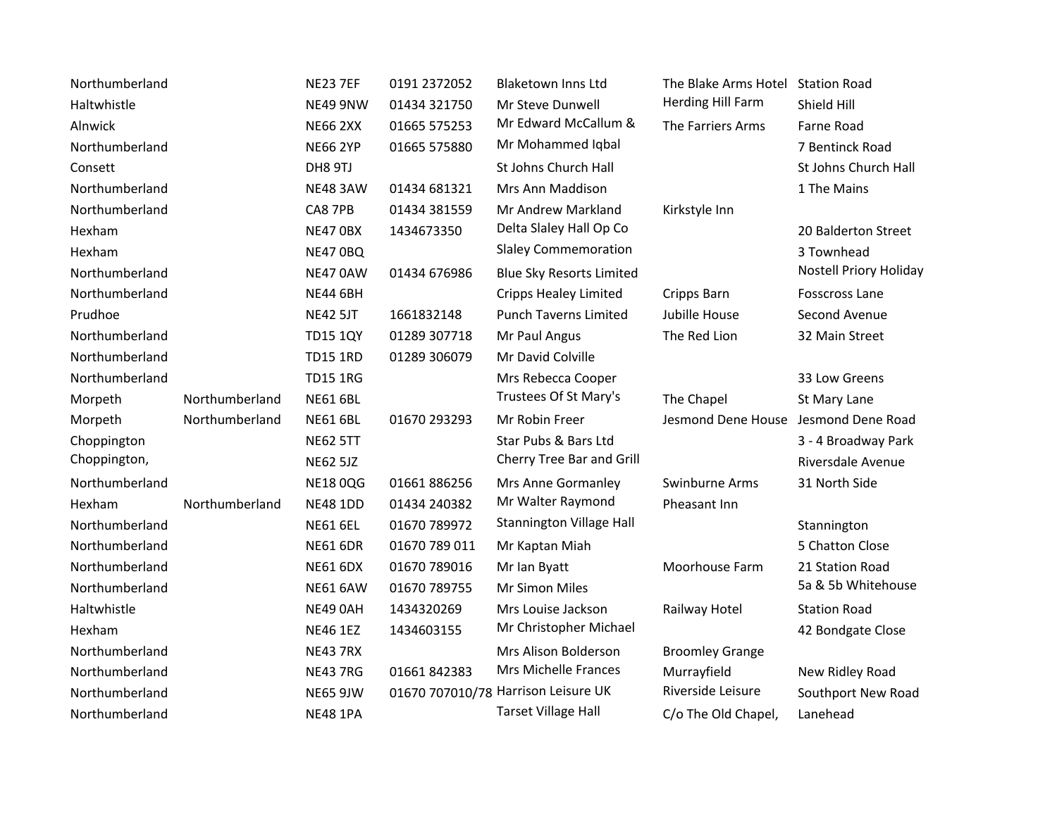| | | | | | | |
|---|---|---|---|---|---|---|
| Northumberland | | NE23 7EF | 0191 2372052 | Blaketown Inns Ltd | The Blake Arms Hotel | Station Road |
| Haltwhistle | | NE49 9NW | 01434 321750 | Mr Steve Dunwell | Herding Hill Farm | Shield Hill |
| Alnwick | | NE66 2XX | 01665 575253 | Mr Edward McCallum & | The Farriers Arms | Farne Road |
| Northumberland | | NE66 2YP | 01665 575880 | Mr Mohammed Iqbal | | 7 Bentinck Road |
| Consett | | DH8 9TJ | | St Johns Church Hall | | St Johns Church Hall |
| Northumberland | | NE48 3AW | 01434 681321 | Mrs Ann Maddison | | 1 The Mains |
| Northumberland | | CA8 7PB | 01434 381559 | Mr Andrew Markland | Kirkstyle Inn | |
| Hexham | | NE47 0BX | 1434673350 | Delta Slaley Hall Op Co | | 20 Balderton Street |
| Hexham | | NE47 0BQ | | Slaley Commemoration | | 3 Townhead |
| Northumberland | | NE47 0AW | 01434 676986 | Blue Sky Resorts Limited | | Nostell Priory Holiday |
| Northumberland | | NE44 6BH | | Cripps Healey Limited | Cripps Barn | Fosscross Lane |
| Prudhoe | | NE42 5JT | 1661832148 | Punch Taverns Limited | Jubille House | Second Avenue |
| Northumberland | | TD15 1QY | 01289 307718 | Mr Paul Angus | The Red Lion | 32 Main Street |
| Northumberland | | TD15 1RD | 01289 306079 | Mr David Colville | | |
| Northumberland | | TD15 1RG | | Mrs Rebecca Cooper | | 33 Low Greens |
| Morpeth | Northumberland | NE61 6BL | | Trustees Of St Mary's | The Chapel | St Mary Lane |
| Morpeth | Northumberland | NE61 6BL | 01670 293293 | Mr Robin Freer | Jesmond Dene House | Jesmond Dene Road |
| Choppington | | NE62 5TT | | Star Pubs & Bars Ltd | | 3 - 4 Broadway Park |
| Choppington, | | NE62 5JZ | | Cherry Tree Bar and Grill | | Riversdale Avenue |
| Northumberland | | NE18 0QG | 01661 886256 | Mrs Anne Gormanley | Swinburne Arms | 31 North Side |
| Hexham | Northumberland | NE48 1DD | 01434 240382 | Mr Walter Raymond | Pheasant Inn | |
| Northumberland | | NE61 6EL | 01670 789972 | Stannington Village Hall | | Stannington |
| Northumberland | | NE61 6DR | 01670 789 011 | Mr Kaptan Miah | | 5 Chatton Close |
| Northumberland | | NE61 6DX | 01670 789016 | Mr Ian Byatt | Moorhouse Farm | 21 Station Road |
| Northumberland | | NE61 6AW | 01670 789755 | Mr Simon Miles | | 5a & 5b Whitehouse |
| Haltwhistle | | NE49 0AH | 1434320269 | Mrs Louise Jackson | Railway Hotel | Station Road |
| Hexham | | NE46 1EZ | 1434603155 | Mr Christopher Michael | | 42 Bondgate Close |
| Northumberland | | NE43 7RX | | Mrs Alison Bolderson | Broomley Grange | |
| Northumberland | | NE43 7RG | 01661 842383 | Mrs Michelle Frances | Murrayfield | New Ridley Road |
| Northumberland | | NE65 9JW | 01670 707010/78 | Harrison Leisure UK | Riverside Leisure | Southport New Road |
| Northumberland | | NE48 1PA | | Tarset Village Hall | C/o The Old Chapel, | Lanehead |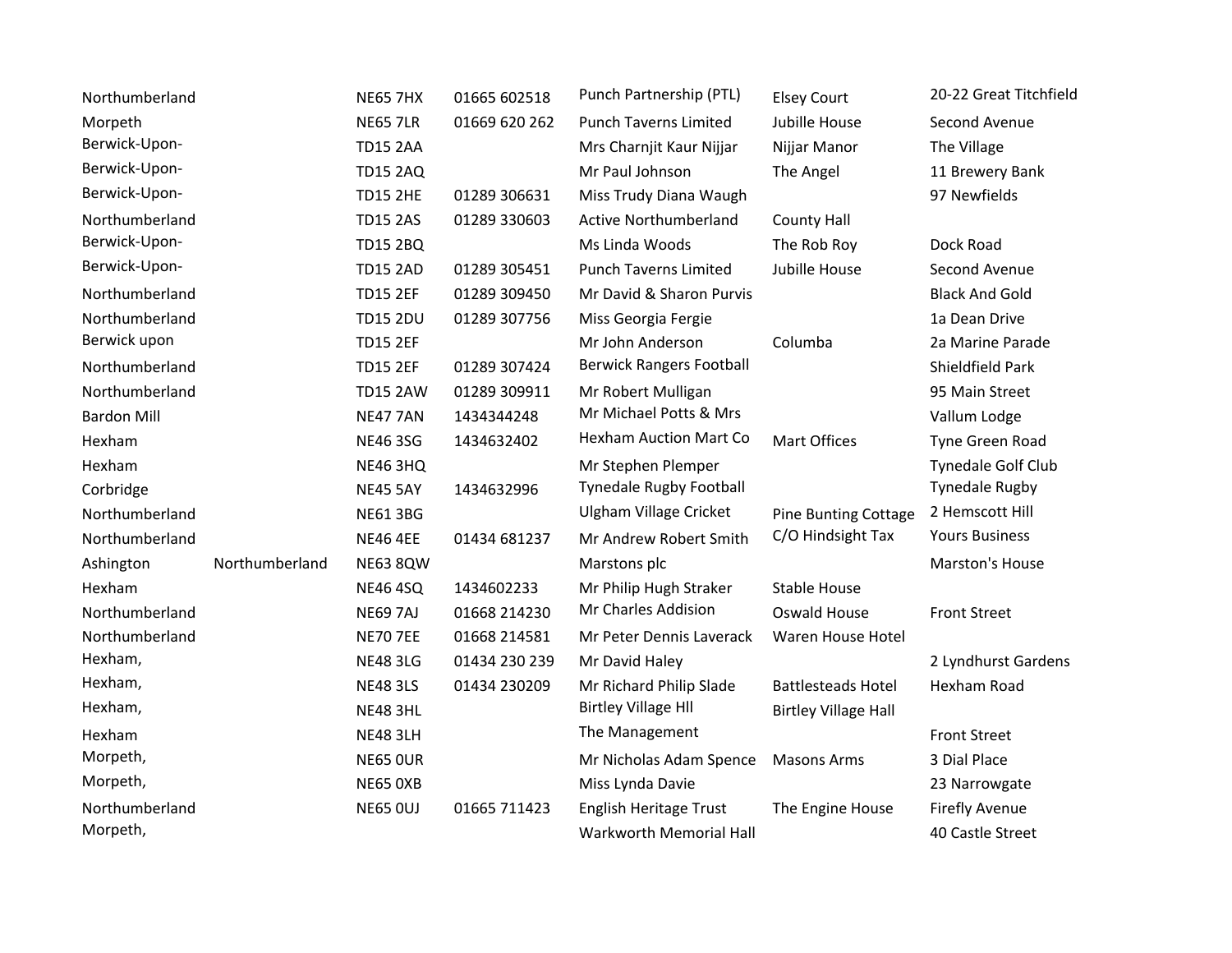| | | | | | | |
|---|---|---|---|---|---|---|
| Northumberland | | NE65 7HX | 01665 602518 | Punch Partnership (PTL) | Elsey Court | 20-22 Great Titchfield |
| Morpeth | | NE65 7LR | 01669 620 262 | Punch Taverns Limited | Jubille House | Second Avenue |
| Berwick-Upon- | | TD15 2AA | | Mrs Charnjit Kaur Nijjar | Nijjar Manor | The Village |
| Berwick-Upon- | | TD15 2AQ | | Mr Paul Johnson | The Angel | 11 Brewery Bank |
| Berwick-Upon- | | TD15 2HE | 01289 306631 | Miss Trudy Diana Waugh | | 97 Newfields |
| Northumberland | | TD15 2AS | 01289 330603 | Active Northumberland | County Hall | |
| Berwick-Upon- | | TD15 2BQ | | Ms Linda Woods | The Rob Roy | Dock Road |
| Berwick-Upon- | | TD15 2AD | 01289 305451 | Punch Taverns Limited | Jubille House | Second Avenue |
| Northumberland | | TD15 2EF | 01289 309450 | Mr David & Sharon Purvis | | Black And Gold |
| Northumberland | | TD15 2DU | 01289 307756 | Miss Georgia Fergie | | 1a Dean Drive |
| Berwick upon | | TD15 2EF | | Mr John Anderson | Columba | 2a Marine Parade |
| Northumberland | | TD15 2EF | 01289 307424 | Berwick Rangers Football | | Shieldfield Park |
| Northumberland | | TD15 2AW | 01289 309911 | Mr Robert Mulligan | | 95 Main Street |
| Bardon Mill | | NE47 7AN | 1434344248 | Mr Michael Potts & Mrs | | Vallum Lodge |
| Hexham | | NE46 3SG | 1434632402 | Hexham Auction Mart Co | Mart Offices | Tyne Green Road |
| Hexham | | NE46 3HQ | | Mr Stephen Plemper | | Tynedale Golf Club |
| Corbridge | | NE45 5AY | 1434632996 | Tynedale Rugby Football | | Tynedale Rugby |
| Northumberland | | NE61 3BG | | Ulgham Village Cricket | Pine Bunting Cottage | 2 Hemscott Hill |
| Northumberland | | NE46 4EE | 01434 681237 | Mr Andrew Robert Smith | C/O Hindsight Tax | Yours Business |
| Ashington | Northumberland | NE63 8QW | | Marstons plc | | Marston's House |
| Hexham | | NE46 4SQ | 1434602233 | Mr Philip Hugh Straker | Stable House | |
| Northumberland | | NE69 7AJ | 01668 214230 | Mr Charles Addision | Oswald House | Front Street |
| Northumberland | | NE70 7EE | 01668 214581 | Mr Peter Dennis Laverack | Waren House Hotel | |
| Hexham, | | NE48 3LG | 01434 230 239 | Mr David Haley | | 2 Lyndhurst Gardens |
| Hexham, | | NE48 3LS | 01434 230209 | Mr Richard Philip Slade | Battlesteads Hotel | Hexham Road |
| Hexham, | | NE48 3HL | | Birtley Village Hll | Birtley Village Hall | |
| Hexham | | NE48 3LH | | The Management | | Front Street |
| Morpeth, | | NE65 0UR | | Mr Nicholas Adam Spence | Masons Arms | 3 Dial Place |
| Morpeth, | | NE65 0XB | | Miss Lynda Davie | | 23 Narrowgate |
| Northumberland | | NE65 0UJ | 01665 711423 | English Heritage Trust | The Engine House | Firefly Avenue |
| Morpeth, | | | | Warkworth Memorial Hall | | 40 Castle Street |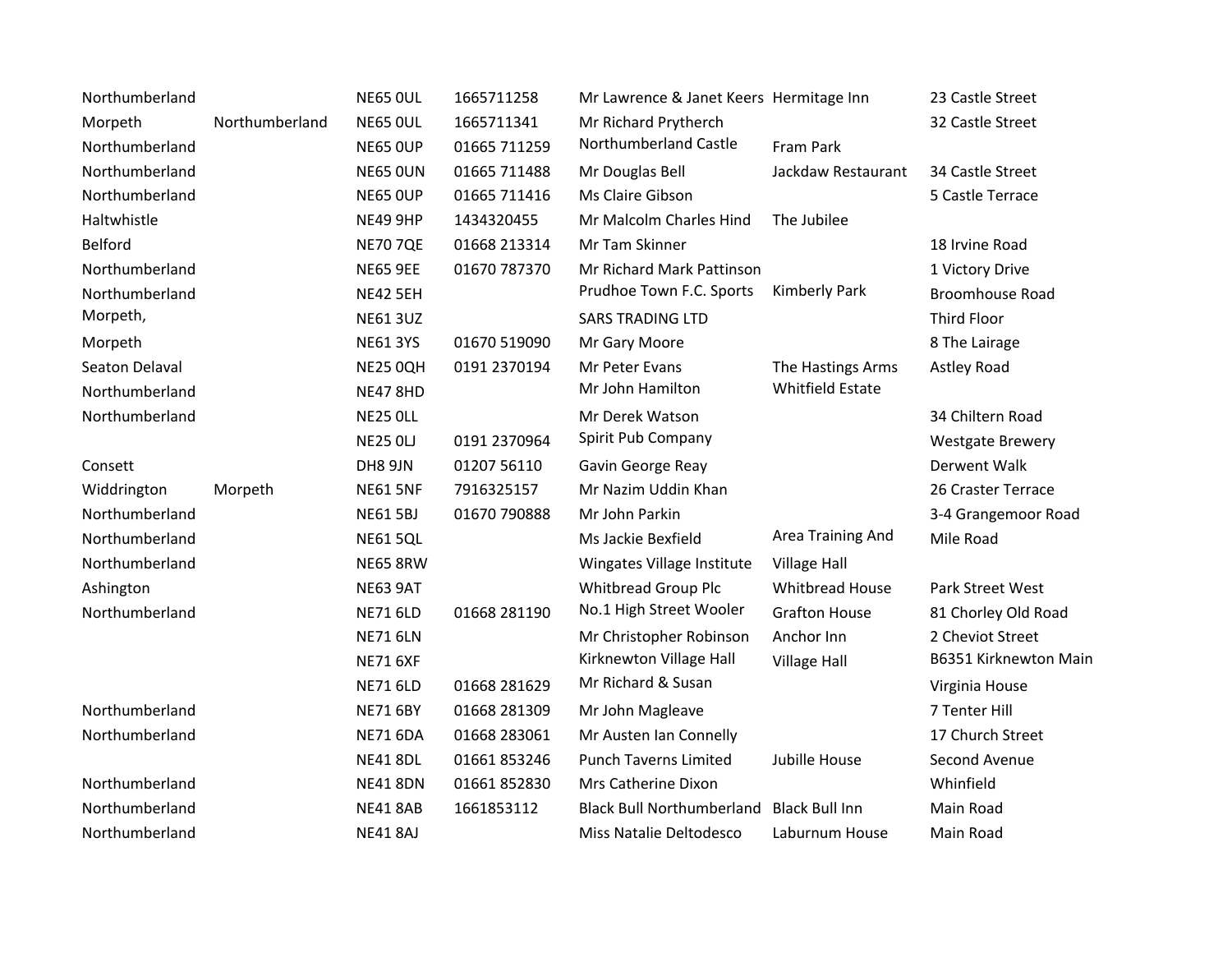| | | | | | | |
|---|---|---|---|---|---|---|
| Northumberland | | NE65 0UL | 1665711258 | Mr Lawrence & Janet Keers | Hermitage Inn | 23 Castle Street |
| Morpeth | Northumberland | NE65 0UL | 1665711341 | Mr Richard Prytherch | | 32 Castle Street |
| Northumberland | | NE65 0UP | 01665 711259 | Northumberland Castle | Fram Park | |
| Northumberland | | NE65 0UN | 01665 711488 | Mr Douglas Bell | Jackdaw Restaurant | 34 Castle Street |
| Northumberland | | NE65 0UP | 01665 711416 | Ms Claire Gibson | | 5 Castle Terrace |
| Haltwhistle | | NE49 9HP | 1434320455 | Mr Malcolm Charles Hind | The Jubilee | |
| Belford | | NE70 7QE | 01668 213314 | Mr Tam Skinner | | 18 Irvine Road |
| Northumberland | | NE65 9EE | 01670 787370 | Mr Richard Mark Pattinson | | 1 Victory Drive |
| Northumberland | | NE42 5EH | | Prudhoe Town F.C. Sports | Kimberly Park | Broomhouse Road |
| Morpeth, | | NE61 3UZ | | SARS TRADING LTD | | Third Floor |
| Morpeth | | NE61 3YS | 01670 519090 | Mr Gary Moore | | 8 The Lairage |
| Seaton Delaval | | NE25 0QH | 0191 2370194 | Mr Peter Evans | The Hastings Arms | Astley Road |
| Northumberland | | NE47 8HD | | Mr John Hamilton | Whitfield Estate | |
| Northumberland | | NE25 0LL | | Mr Derek Watson | | 34 Chiltern Road |
| | | NE25 0LJ | 0191 2370964 | Spirit Pub Company | | Westgate Brewery |
| Consett | | DH8 9JN | 01207 56110 | Gavin George Reay | | Derwent Walk |
| Widdrington | Morpeth | NE61 5NF | 7916325157 | Mr Nazim Uddin Khan | | 26 Craster Terrace |
| Northumberland | | NE61 5BJ | 01670 790888 | Mr John Parkin | | 3-4 Grangemoor Road |
| Northumberland | | NE61 5QL | | Ms Jackie Bexfield | Area Training And | Mile Road |
| Northumberland | | NE65 8RW | | Wingates Village Institute | Village Hall | |
| Ashington | | NE63 9AT | | Whitbread Group Plc | Whitbread House | Park Street West |
| Northumberland | | NE71 6LD | 01668 281190 | No.1 High Street Wooler | Grafton House | 81 Chorley Old Road |
| | | NE71 6LN | | Mr Christopher Robinson | Anchor Inn | 2 Cheviot Street |
| | | NE71 6XF | | Kirknewton Village Hall | Village Hall | B6351 Kirknewton Main |
| | | NE71 6LD | 01668 281629 | Mr Richard & Susan | | Virginia House |
| Northumberland | | NE71 6BY | 01668 281309 | Mr John Magleave | | 7 Tenter Hill |
| Northumberland | | NE71 6DA | 01668 283061 | Mr Austen Ian Connelly | | 17 Church Street |
| | | NE41 8DL | 01661 853246 | Punch Taverns Limited | Jubille House | Second Avenue |
| Northumberland | | NE41 8DN | 01661 852830 | Mrs Catherine Dixon | | Whinfield |
| Northumberland | | NE41 8AB | 1661853112 | Black Bull Northumberland | Black Bull Inn | Main Road |
| Northumberland | | NE41 8AJ | | Miss Natalie Deltodesco | Laburnum House | Main Road |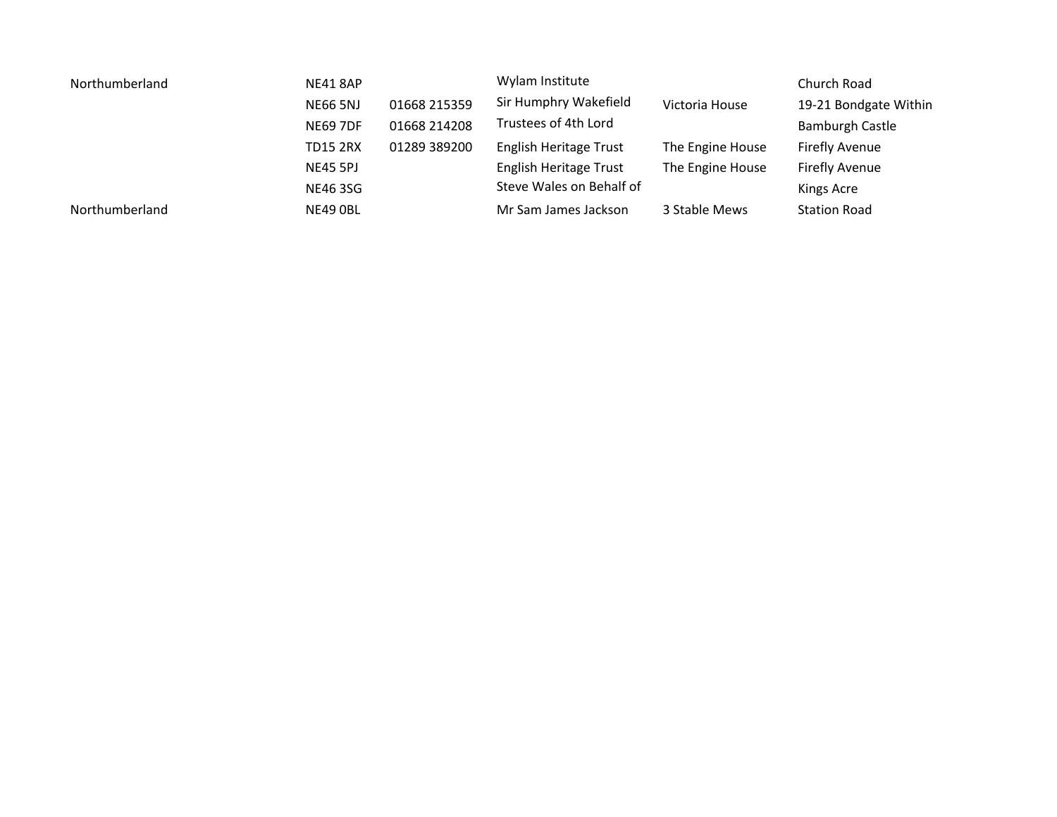| | | | | | |
|---|---|---|---|---|---|
| Northumberland | NE41 8AP | | Wylam Institute | | Church Road |
| | NE66 5NJ | 01668 215359 | Sir Humphry Wakefield | Victoria House | 19-21 Bondgate Within |
| | NE69 7DF | 01668 214208 | Trustees of 4th Lord | | Bamburgh Castle |
| | TD15 2RX | 01289 389200 | English Heritage Trust | The Engine House | Firefly Avenue |
| | NE45 5PJ | | English Heritage Trust | The Engine House | Firefly Avenue |
| | NE46 3SG | | Steve Wales on Behalf of | | Kings Acre |
| Northumberland | NE49 0BL | | Mr Sam James Jackson | 3 Stable Mews | Station Road |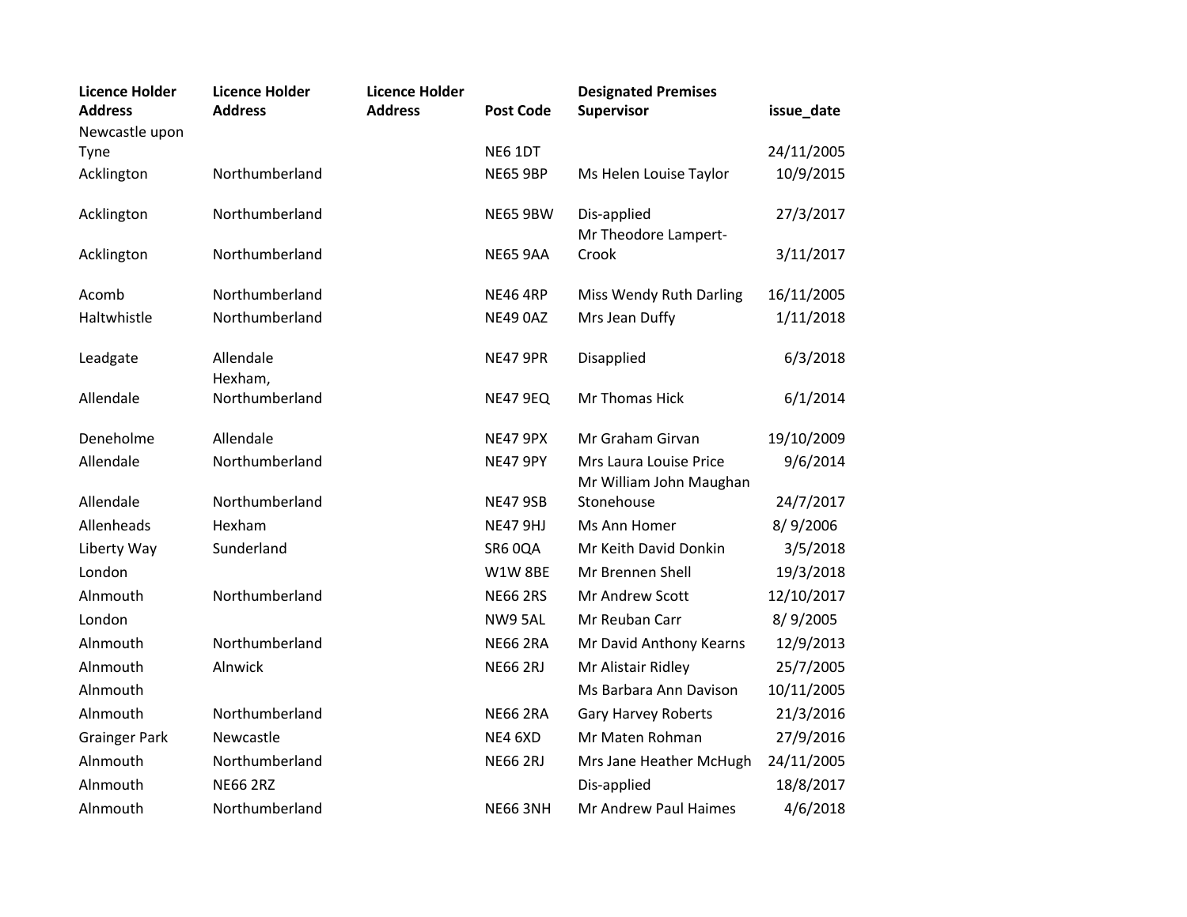| Licence Holder Address | Licence Holder Address | Licence Holder Address | Post Code | Designated Premises Supervisor | issue_date |
|---|---|---|---|---|---|
| Newcastle upon Tyne | | | NE6 1DT | | 24/11/2005 |
| Acklington | Northumberland | | NE65 9BP | Ms Helen Louise Taylor | 10/9/2015 |
| Acklington | Northumberland | | NE65 9BW | Dis-applied | 27/3/2017 |
| Acklington | Northumberland | | NE65 9AA | Mr Theodore Lampert-Crook | 3/11/2017 |
| Acomb | Northumberland | | NE46 4RP | Miss Wendy Ruth Darling | 16/11/2005 |
| Haltwhistle | Northumberland | | NE49 0AZ | Mrs Jean Duffy | 1/11/2018 |
| Leadgate | Allendale | | NE47 9PR | Disapplied | 6/3/2018 |
| Allendale | Hexham, Northumberland | | NE47 9EQ | Mr Thomas Hick | 6/1/2014 |
| Deneholme | Allendale | | NE47 9PX | Mr Graham Girvan | 19/10/2009 |
| Allendale | Northumberland | | NE47 9PY | Mrs Laura Louise Price | 9/6/2014 |
| Allendale | Northumberland | | NE47 9SB | Mr William John Maughan Stonehouse | 24/7/2017 |
| Allenheads | Hexham | | NE47 9HJ | Ms Ann Homer | 8/ 9/2006 |
| Liberty Way | Sunderland | | SR6 0QA | Mr Keith David Donkin | 3/5/2018 |
| London | | | W1W 8BE | Mr Brennen Shell | 19/3/2018 |
| Alnmouth | Northumberland | | NE66 2RS | Mr Andrew Scott | 12/10/2017 |
| London | | | NW9 5AL | Mr Reuban Carr | 8/ 9/2005 |
| Alnmouth | Northumberland | | NE66 2RA | Mr David Anthony Kearns | 12/9/2013 |
| Alnmouth | Alnwick | | NE66 2RJ | Mr Alistair Ridley | 25/7/2005 |
| Alnmouth | | | | Ms Barbara Ann Davison | 10/11/2005 |
| Alnmouth | Northumberland | | NE66 2RA | Gary Harvey Roberts | 21/3/2016 |
| Grainger Park | Newcastle | | NE4 6XD | Mr Maten Rohman | 27/9/2016 |
| Alnmouth | Northumberland | | NE66 2RJ | Mrs Jane Heather McHugh | 24/11/2005 |
| Alnmouth | NE66 2RZ | | | Dis-applied | 18/8/2017 |
| Alnmouth | Northumberland | | NE66 3NH | Mr Andrew Paul Haimes | 4/6/2018 |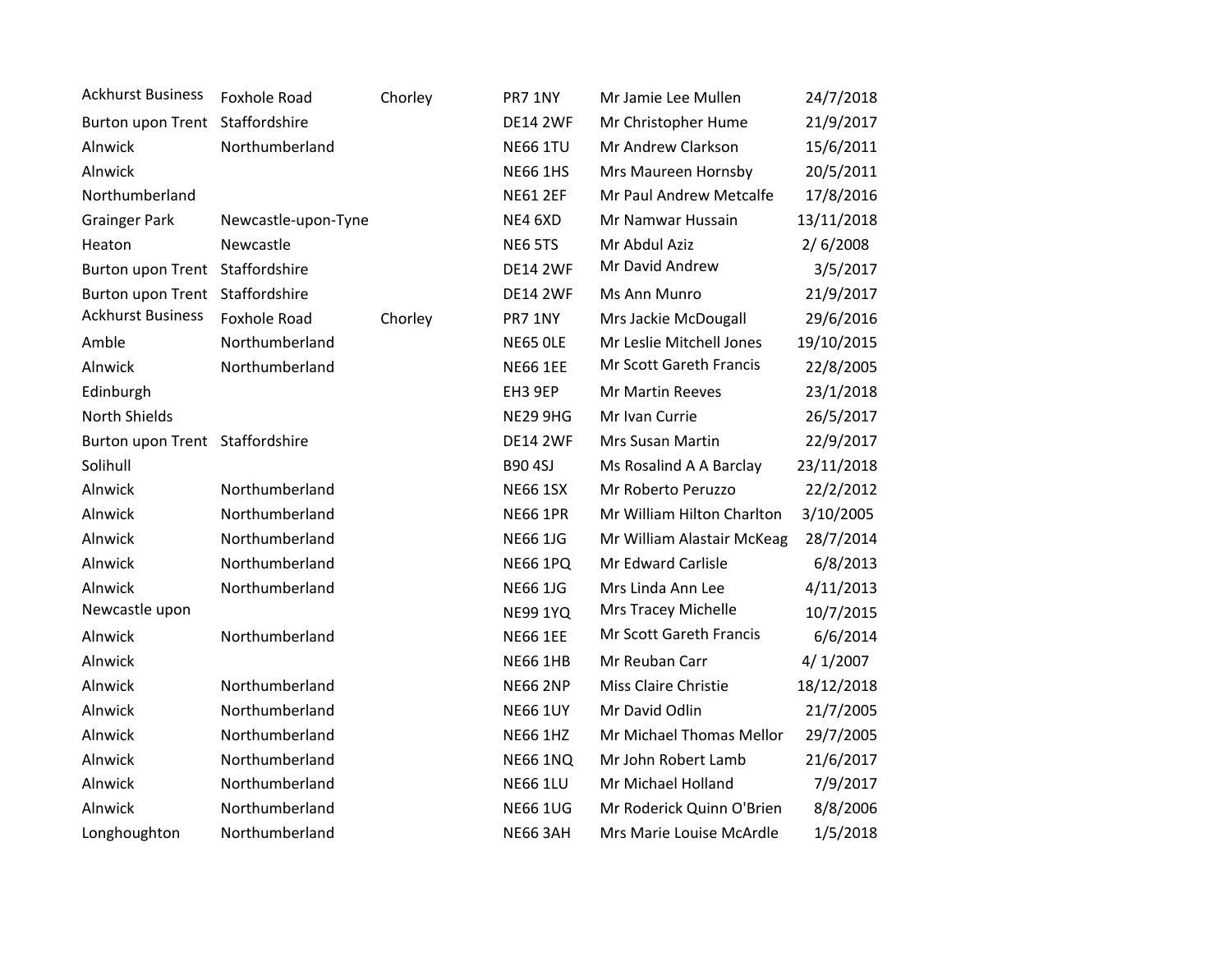| | | | | | |
|---|---|---|---|---|---|
| Ackhurst Business | Foxhole Road | Chorley | PR7 1NY | Mr Jamie Lee Mullen | 24/7/2018 |
| Burton upon Trent | Staffordshire | | DE14 2WF | Mr Christopher Hume | 21/9/2017 |
| Alnwick | Northumberland | | NE66 1TU | Mr Andrew Clarkson | 15/6/2011 |
| Alnwick | | | NE66 1HS | Mrs Maureen Hornsby | 20/5/2011 |
| Northumberland | | | NE61 2EF | Mr Paul Andrew Metcalfe | 17/8/2016 |
| Grainger Park | Newcastle-upon-Tyne | | NE4 6XD | Mr Namwar Hussain | 13/11/2018 |
| Heaton | Newcastle | | NE6 5TS | Mr Abdul Aziz | 2/ 6/2008 |
| Burton upon Trent | Staffordshire | | DE14 2WF | Mr David Andrew | 3/5/2017 |
| Burton upon Trent | Staffordshire | | DE14 2WF | Ms Ann Munro | 21/9/2017 |
| Ackhurst Business | Foxhole Road | Chorley | PR7 1NY | Mrs Jackie McDougall | 29/6/2016 |
| Amble | Northumberland | | NE65 0LE | Mr Leslie Mitchell Jones | 19/10/2015 |
| Alnwick | Northumberland | | NE66 1EE | Mr Scott Gareth Francis | 22/8/2005 |
| Edinburgh | | | EH3 9EP | Mr Martin Reeves | 23/1/2018 |
| North Shields | | | NE29 9HG | Mr Ivan Currie | 26/5/2017 |
| Burton upon Trent | Staffordshire | | DE14 2WF | Mrs Susan Martin | 22/9/2017 |
| Solihull | | | B90 4SJ | Ms Rosalind A A Barclay | 23/11/2018 |
| Alnwick | Northumberland | | NE66 1SX | Mr Roberto Peruzzo | 22/2/2012 |
| Alnwick | Northumberland | | NE66 1PR | Mr William Hilton Charlton | 3/10/2005 |
| Alnwick | Northumberland | | NE66 1JG | Mr William Alastair McKeag | 28/7/2014 |
| Alnwick | Northumberland | | NE66 1PQ | Mr Edward Carlisle | 6/8/2013 |
| Alnwick | Northumberland | | NE66 1JG | Mrs Linda Ann Lee | 4/11/2013 |
| Newcastle upon | | | NE99 1YQ | Mrs Tracey Michelle | 10/7/2015 |
| Alnwick | Northumberland | | NE66 1EE | Mr Scott Gareth Francis | 6/6/2014 |
| Alnwick | | | NE66 1HB | Mr Reuban Carr | 4/ 1/2007 |
| Alnwick | Northumberland | | NE66 2NP | Miss Claire Christie | 18/12/2018 |
| Alnwick | Northumberland | | NE66 1UY | Mr David Odlin | 21/7/2005 |
| Alnwick | Northumberland | | NE66 1HZ | Mr Michael Thomas Mellor | 29/7/2005 |
| Alnwick | Northumberland | | NE66 1NQ | Mr John Robert Lamb | 21/6/2017 |
| Alnwick | Northumberland | | NE66 1LU | Mr Michael Holland | 7/9/2017 |
| Alnwick | Northumberland | | NE66 1UG | Mr Roderick Quinn O'Brien | 8/8/2006 |
| Longhoughton | Northumberland | | NE66 3AH | Mrs Marie Louise McArdle | 1/5/2018 |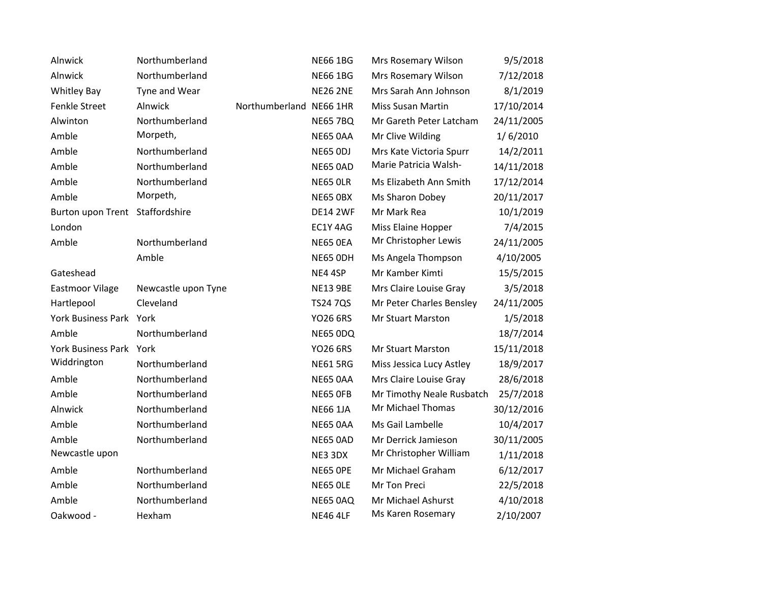| | | | | | |
|---|---|---|---|---|---|
| Alnwick | Northumberland | | NE66 1BG | Mrs Rosemary Wilson | 9/5/2018 |
| Alnwick | Northumberland | | NE66 1BG | Mrs Rosemary Wilson | 7/12/2018 |
| Whitley Bay | Tyne and Wear | | NE26 2NE | Mrs Sarah Ann Johnson | 8/1/2019 |
| Fenkle Street | Alnwick | Northumberland | NE66 1HR | Miss Susan Martin | 17/10/2014 |
| Alwinton | Northumberland | | NE65 7BQ | Mr Gareth Peter Latcham | 24/11/2005 |
| Amble | Morpeth, | | NE65 0AA | Mr Clive Wilding | 1/ 6/2010 |
| Amble | Northumberland | | NE65 0DJ | Mrs Kate Victoria Spurr | 14/2/2011 |
| Amble | Northumberland | | NE65 0AD | Marie Patricia Walsh- | 14/11/2018 |
| Amble | Northumberland | | NE65 0LR | Ms Elizabeth Ann Smith | 17/12/2014 |
| Amble | Morpeth, | | NE65 0BX | Ms Sharon Dobey | 20/11/2017 |
| Burton upon Trent | Staffordshire | | DE14 2WF | Mr Mark Rea | 10/1/2019 |
| London | | | EC1Y 4AG | Miss Elaine Hopper | 7/4/2015 |
| Amble | Northumberland | | NE65 0EA | Mr Christopher Lewis | 24/11/2005 |
| | Amble | | NE65 0DH | Ms Angela Thompson | 4/10/2005 |
| Gateshead | | | NE4 4SP | Mr Kamber Kimti | 15/5/2015 |
| Eastmoor Vilage | Newcastle upon Tyne | | NE13 9BE | Mrs Claire Louise Gray | 3/5/2018 |
| Hartlepool | Cleveland | | TS24 7QS | Mr Peter Charles Bensley | 24/11/2005 |
| York Business Park | York | | YO26 6RS | Mr Stuart Marston | 1/5/2018 |
| Amble | Northumberland | | NE65 0DQ | | 18/7/2014 |
| York Business Park | York | | YO26 6RS | Mr Stuart Marston | 15/11/2018 |
| Widdrington | Northumberland | | NE61 5RG | Miss Jessica Lucy Astley | 18/9/2017 |
| Amble | Northumberland | | NE65 0AA | Mrs Claire Louise Gray | 28/6/2018 |
| Amble | Northumberland | | NE65 0FB | Mr Timothy Neale Rusbatch | 25/7/2018 |
| Alnwick | Northumberland | | NE66 1JA | Mr Michael Thomas | 30/12/2016 |
| Amble | Northumberland | | NE65 0AA | Ms Gail Lambelle | 10/4/2017 |
| Amble | Northumberland | | NE65 0AD | Mr Derrick Jamieson | 30/11/2005 |
| Newcastle upon | | | NE3 3DX | Mr Christopher William | 1/11/2018 |
| Amble | Northumberland | | NE65 0PE | Mr Michael Graham | 6/12/2017 |
| Amble | Northumberland | | NE65 0LE | Mr Ton Preci | 22/5/2018 |
| Amble | Northumberland | | NE65 0AQ | Mr Michael Ashurst | 4/10/2018 |
| Oakwood - | Hexham | | NE46 4LF | Ms Karen Rosemary | 2/10/2007 |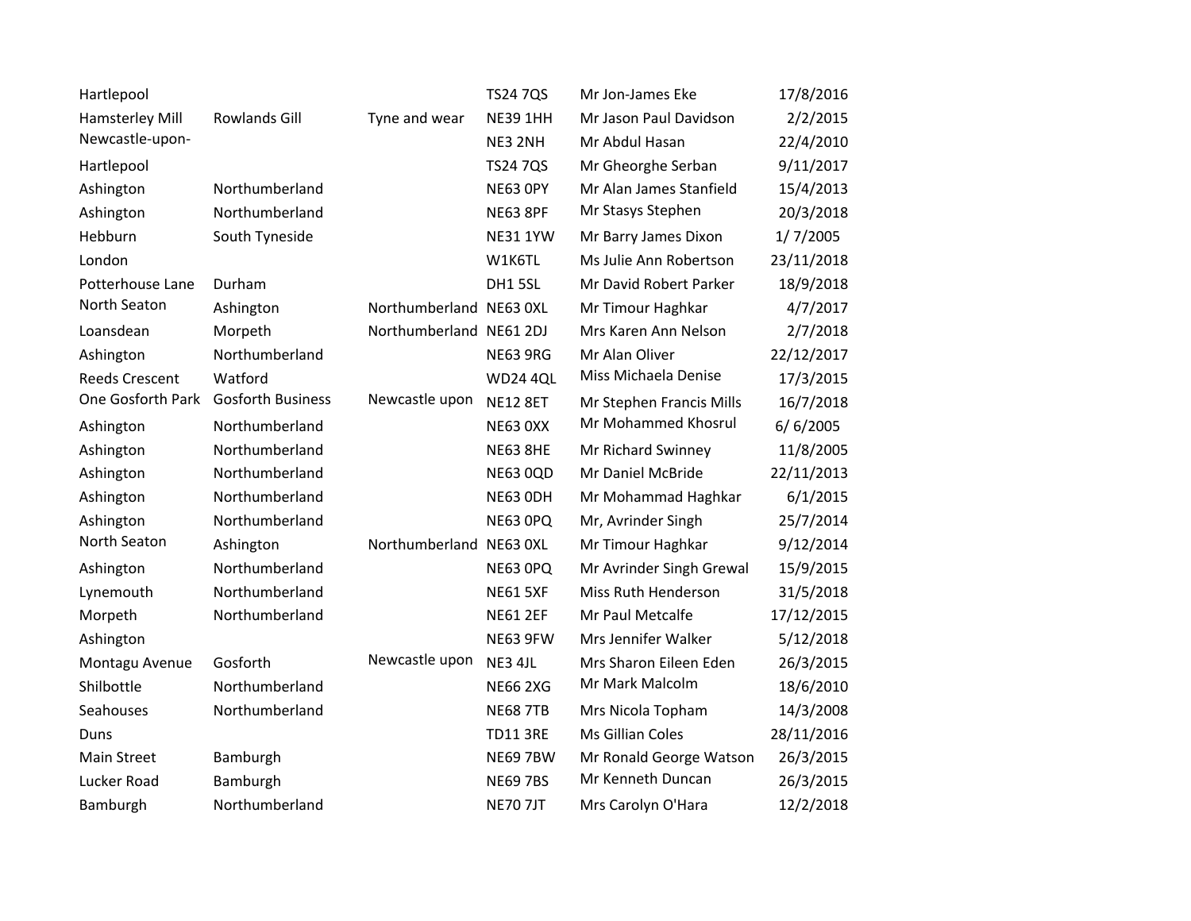| | | | | | |
|---|---|---|---|---|---|
| Hartlepool | | | TS24 7QS | Mr Jon-James Eke | 17/8/2016 |
| Hamsterley Mill | Rowlands Gill | Tyne and wear | NE39 1HH | Mr Jason Paul Davidson | 2/2/2015 |
| Newcastle-upon- | | | NE3 2NH | Mr Abdul Hasan | 22/4/2010 |
| Hartlepool | | | TS24 7QS | Mr Gheorghe Serban | 9/11/2017 |
| Ashington | Northumberland | | NE63 0PY | Mr Alan James Stanfield | 15/4/2013 |
| Ashington | Northumberland | | NE63 8PF | Mr Stasys Stephen | 20/3/2018 |
| Hebburn | South Tyneside | | NE31 1YW | Mr Barry James Dixon | 1/ 7/2005 |
| London | | | W1K6TL | Ms Julie Ann Robertson | 23/11/2018 |
| Potterhouse Lane | Durham | | DH1 5SL | Mr David Robert Parker | 18/9/2018 |
| North Seaton | Ashington | Northumberland | NE63 0XL | Mr Timour Haghkar | 4/7/2017 |
| Loansdean | Morpeth | Northumberland | NE61 2DJ | Mrs Karen Ann Nelson | 2/7/2018 |
| Ashington | Northumberland | | NE63 9RG | Mr Alan Oliver | 22/12/2017 |
| Reeds Crescent | Watford | | WD24 4QL | Miss Michaela Denise | 17/3/2015 |
| One Gosforth Park | Gosforth Business | Newcastle upon | NE12 8ET | Mr Stephen Francis Mills | 16/7/2018 |
| Ashington | Northumberland | | NE63 0XX | Mr Mohammed Khosrul | 6/ 6/2005 |
| Ashington | Northumberland | | NE63 8HE | Mr Richard Swinney | 11/8/2005 |
| Ashington | Northumberland | | NE63 0QD | Mr Daniel McBride | 22/11/2013 |
| Ashington | Northumberland | | NE63 0DH | Mr Mohammad Haghkar | 6/1/2015 |
| Ashington | Northumberland | | NE63 0PQ | Mr, Avrinder Singh | 25/7/2014 |
| North Seaton | Ashington | Northumberland | NE63 0XL | Mr Timour Haghkar | 9/12/2014 |
| Ashington | Northumberland | | NE63 0PQ | Mr Avrinder Singh Grewal | 15/9/2015 |
| Lynemouth | Northumberland | | NE61 5XF | Miss Ruth Henderson | 31/5/2018 |
| Morpeth | Northumberland | | NE61 2EF | Mr Paul Metcalfe | 17/12/2015 |
| Ashington | | | NE63 9FW | Mrs Jennifer Walker | 5/12/2018 |
| Montagu Avenue | Gosforth | Newcastle upon | NE3 4JL | Mrs Sharon Eileen Eden | 26/3/2015 |
| Shilbottle | Northumberland | | NE66 2XG | Mr Mark Malcolm | 18/6/2010 |
| Seahouses | Northumberland | | NE68 7TB | Mrs Nicola Topham | 14/3/2008 |
| Duns | | | TD11 3RE | Ms Gillian Coles | 28/11/2016 |
| Main Street | Bamburgh | | NE69 7BW | Mr Ronald George Watson | 26/3/2015 |
| Lucker Road | Bamburgh | | NE69 7BS | Mr Kenneth Duncan | 26/3/2015 |
| Bamburgh | Northumberland | | NE70 7JT | Mrs Carolyn O'Hara | 12/2/2018 |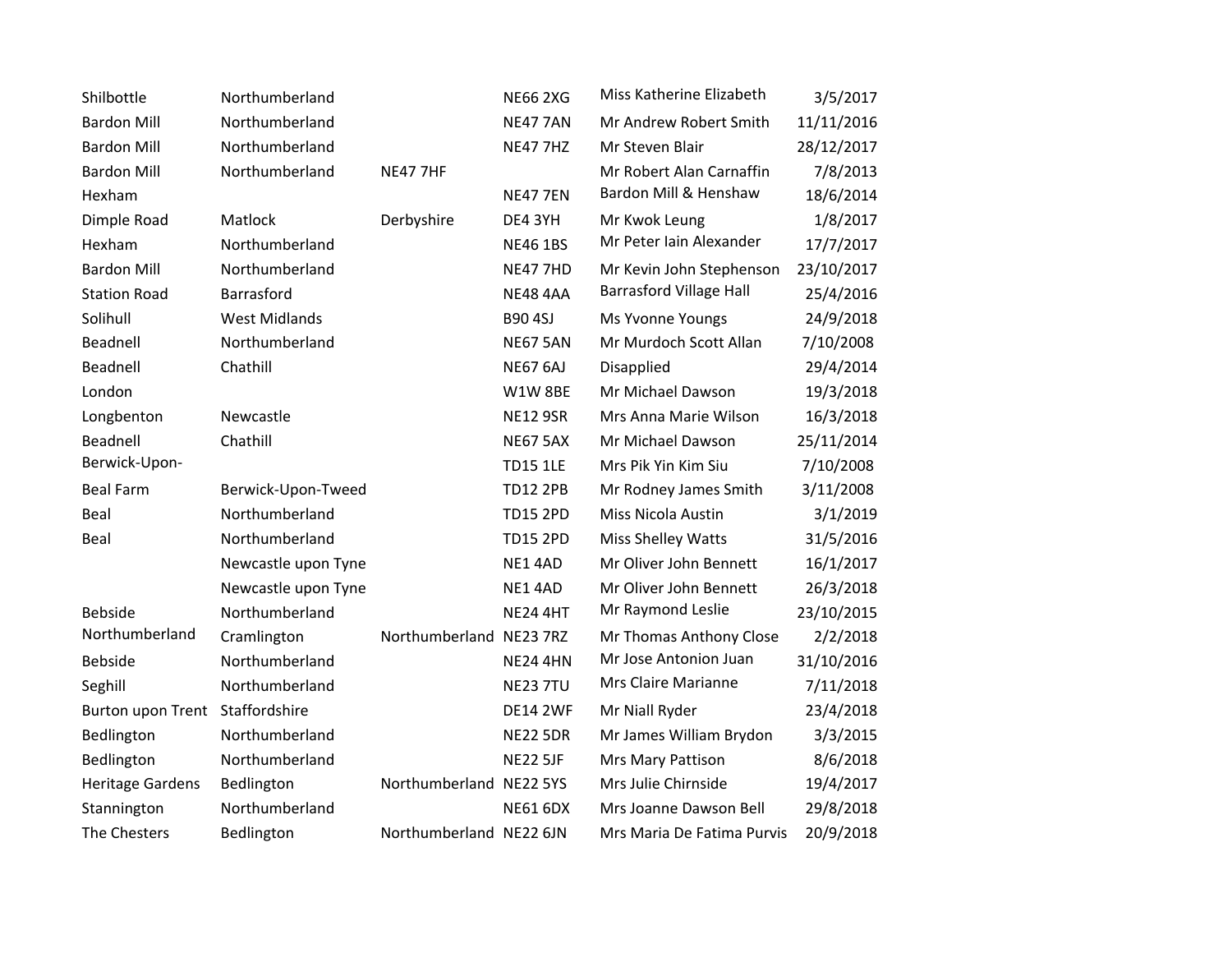| | | | | | |
|---|---|---|---|---|---|
| Shilbottle | Northumberland | | NE66 2XG | Miss Katherine Elizabeth | 3/5/2017 |
| Bardon Mill | Northumberland | | NE47 7AN | Mr Andrew Robert Smith | 11/11/2016 |
| Bardon Mill | Northumberland | | NE47 7HZ | Mr Steven Blair | 28/12/2017 |
| Bardon Mill | Northumberland | NE47 7HF | | Mr Robert Alan Carnaffin | 7/8/2013 |
| Hexham | | | NE47 7EN | Bardon Mill & Henshaw | 18/6/2014 |
| Dimple Road | Matlock | Derbyshire | DE4 3YH | Mr Kwok Leung | 1/8/2017 |
| Hexham | Northumberland | | NE46 1BS | Mr Peter Iain Alexander | 17/7/2017 |
| Bardon Mill | Northumberland | | NE47 7HD | Mr Kevin John Stephenson | 23/10/2017 |
| Station Road | Barrasford | | NE48 4AA | Barrasford Village Hall | 25/4/2016 |
| Solihull | West Midlands | | B90 4SJ | Ms Yvonne Youngs | 24/9/2018 |
| Beadnell | Northumberland | | NE67 5AN | Mr Murdoch Scott Allan | 7/10/2008 |
| Beadnell | Chathill | | NE67 6AJ | Disapplied | 29/4/2014 |
| London | | | W1W 8BE | Mr Michael Dawson | 19/3/2018 |
| Longbenton | Newcastle | | NE12 9SR | Mrs Anna Marie Wilson | 16/3/2018 |
| Beadnell | Chathill | | NE67 5AX | Mr Michael Dawson | 25/11/2014 |
| Berwick-Upon- | | | TD15 1LE | Mrs Pik Yin Kim Siu | 7/10/2008 |
| Beal Farm | Berwick-Upon-Tweed | | TD12 2PB | Mr Rodney James Smith | 3/11/2008 |
| Beal | Northumberland | | TD15 2PD | Miss Nicola Austin | 3/1/2019 |
| Beal | Northumberland | | TD15 2PD | Miss Shelley Watts | 31/5/2016 |
| | Newcastle upon Tyne | | NE1 4AD | Mr Oliver John Bennett | 16/1/2017 |
| | Newcastle upon Tyne | | NE1 4AD | Mr Oliver John Bennett | 26/3/2018 |
| Bebside | Northumberland | | NE24 4HT | Mr Raymond Leslie | 23/10/2015 |
| Northumberland | Cramlington | Northumberland | NE23 7RZ | Mr Thomas Anthony Close | 2/2/2018 |
| Bebside | Northumberland | | NE24 4HN | Mr Jose Antonion Juan | 31/10/2016 |
| Seghill | Northumberland | | NE23 7TU | Mrs Claire Marianne | 7/11/2018 |
| Burton upon Trent | Staffordshire | | DE14 2WF | Mr Niall Ryder | 23/4/2018 |
| Bedlington | Northumberland | | NE22 5DR | Mr James William Brydon | 3/3/2015 |
| Bedlington | Northumberland | | NE22 5JF | Mrs Mary Pattison | 8/6/2018 |
| Heritage Gardens | Bedlington | Northumberland | NE22 5YS | Mrs Julie Chirnside | 19/4/2017 |
| Stannington | Northumberland | | NE61 6DX | Mrs Joanne Dawson Bell | 29/8/2018 |
| The Chesters | Bedlington | Northumberland | NE22 6JN | Mrs Maria De Fatima Purvis | 20/9/2018 |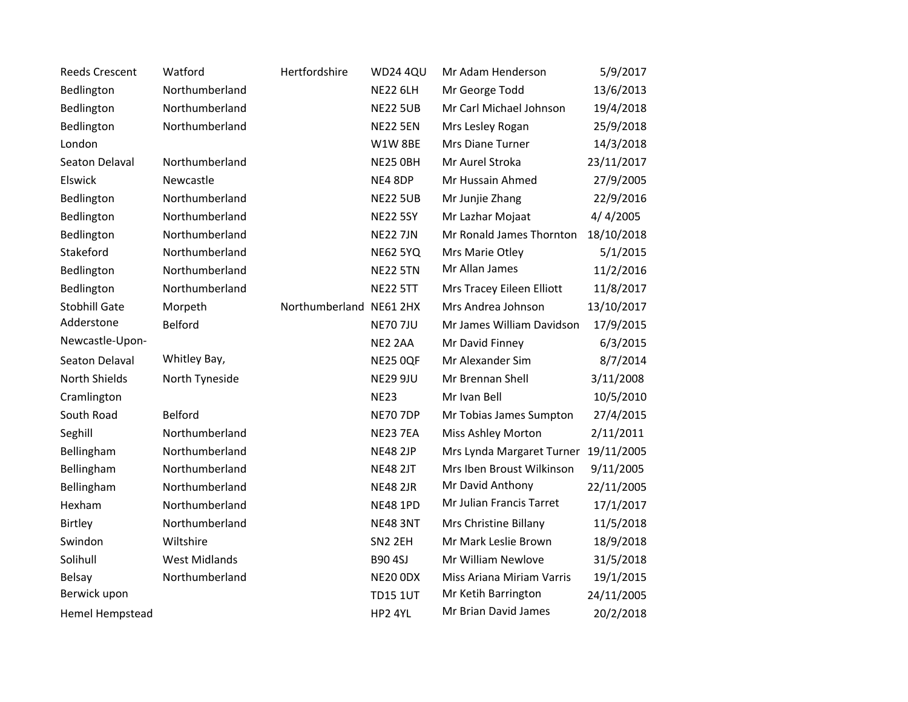| | | | | | |
|---|---|---|---|---|---|
| Reeds Crescent | Watford | Hertfordshire | WD24 4QU | Mr Adam Henderson | 5/9/2017 |
| Bedlington | Northumberland | | NE22 6LH | Mr George Todd | 13/6/2013 |
| Bedlington | Northumberland | | NE22 5UB | Mr Carl Michael Johnson | 19/4/2018 |
| Bedlington | Northumberland | | NE22 5EN | Mrs Lesley Rogan | 25/9/2018 |
| London | | | W1W 8BE | Mrs Diane Turner | 14/3/2018 |
| Seaton Delaval | Northumberland | | NE25 0BH | Mr Aurel Stroka | 23/11/2017 |
| Elswick | Newcastle | | NE4 8DP | Mr Hussain Ahmed | 27/9/2005 |
| Bedlington | Northumberland | | NE22 5UB | Mr Junjie Zhang | 22/9/2016 |
| Bedlington | Northumberland | | NE22 5SY | Mr Lazhar Mojaat | 4/ 4/2005 |
| Bedlington | Northumberland | | NE22 7JN | Mr Ronald James Thornton | 18/10/2018 |
| Stakeford | Northumberland | | NE62 5YQ | Mrs Marie Otley | 5/1/2015 |
| Bedlington | Northumberland | | NE22 5TN | Mr Allan James | 11/2/2016 |
| Bedlington | Northumberland | | NE22 5TT | Mrs Tracey Eileen Elliott | 11/8/2017 |
| Stobhill Gate | Morpeth | Northumberland | NE61 2HX | Mrs Andrea Johnson | 13/10/2017 |
| Adderstone | Belford | | NE70 7JU | Mr James William Davidson | 17/9/2015 |
| Newcastle-Upon- | | | NE2 2AA | Mr David Finney | 6/3/2015 |
| Seaton Delaval | Whitley Bay, | | NE25 0QF | Mr Alexander Sim | 8/7/2014 |
| North Shields | North Tyneside | | NE29 9JU | Mr Brennan Shell | 3/11/2008 |
| Cramlington | | | NE23 | Mr Ivan Bell | 10/5/2010 |
| South Road | Belford | | NE70 7DP | Mr Tobias James Sumpton | 27/4/2015 |
| Seghill | Northumberland | | NE23 7EA | Miss Ashley Morton | 2/11/2011 |
| Bellingham | Northumberland | | NE48 2JP | Mrs Lynda Margaret Turner | 19/11/2005 |
| Bellingham | Northumberland | | NE48 2JT | Mrs Iben Broust Wilkinson | 9/11/2005 |
| Bellingham | Northumberland | | NE48 2JR | Mr David Anthony | 22/11/2005 |
| Hexham | Northumberland | | NE48 1PD | Mr Julian Francis Tarret | 17/1/2017 |
| Birtley | Northumberland | | NE48 3NT | Mrs Christine Billany | 11/5/2018 |
| Swindon | Wiltshire | | SN2 2EH | Mr Mark Leslie Brown | 18/9/2018 |
| Solihull | West Midlands | | B90 4SJ | Mr William Newlove | 31/5/2018 |
| Belsay | Northumberland | | NE20 0DX | Miss Ariana Miriam Varris | 19/1/2015 |
| Berwick upon | | | TD15 1UT | Mr Ketih Barrington | 24/11/2005 |
| Hemel Hempstead | | | HP2 4YL | Mr Brian David James | 20/2/2018 |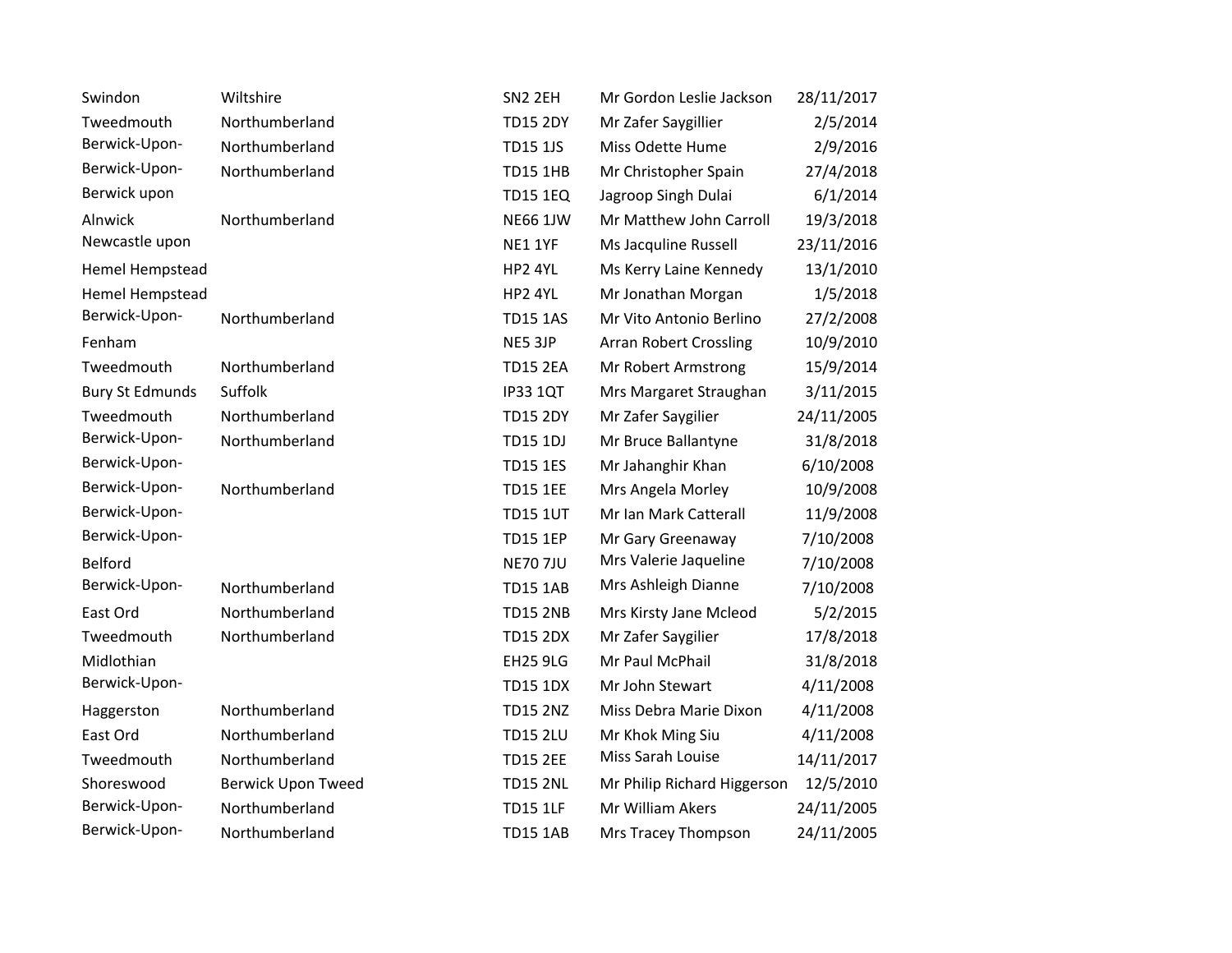| | | | | |
|---|---|---|---|---|
| Swindon | Wiltshire | SN2 2EH | Mr Gordon Leslie Jackson | 28/11/2017 |
| Tweedmouth | Northumberland | TD15 2DY | Mr Zafer Saygillier | 2/5/2014 |
| Berwick-Upon- | Northumberland | TD15 1JS | Miss Odette Hume | 2/9/2016 |
| Berwick-Upon- | Northumberland | TD15 1HB | Mr Christopher Spain | 27/4/2018 |
| Berwick upon | | TD15 1EQ | Jagroop Singh Dulai | 6/1/2014 |
| Alnwick | Northumberland | NE66 1JW | Mr Matthew John Carroll | 19/3/2018 |
| Newcastle upon | | NE1 1YF | Ms Jacquline Russell | 23/11/2016 |
| Hemel Hempstead | | HP2 4YL | Ms Kerry Laine Kennedy | 13/1/2010 |
| Hemel Hempstead | | HP2 4YL | Mr Jonathan Morgan | 1/5/2018 |
| Berwick-Upon- | Northumberland | TD15 1AS | Mr Vito Antonio Berlino | 27/2/2008 |
| Fenham | | NE5 3JP | Arran Robert Crossling | 10/9/2010 |
| Tweedmouth | Northumberland | TD15 2EA | Mr Robert Armstrong | 15/9/2014 |
| Bury St Edmunds | Suffolk | IP33 1QT | Mrs Margaret Straughan | 3/11/2015 |
| Tweedmouth | Northumberland | TD15 2DY | Mr Zafer Saygilier | 24/11/2005 |
| Berwick-Upon- | Northumberland | TD15 1DJ | Mr Bruce Ballantyne | 31/8/2018 |
| Berwick-Upon- | | TD15 1ES | Mr Jahanghir Khan | 6/10/2008 |
| Berwick-Upon- | Northumberland | TD15 1EE | Mrs Angela Morley | 10/9/2008 |
| Berwick-Upon- | | TD15 1UT | Mr Ian Mark Catterall | 11/9/2008 |
| Berwick-Upon- | | TD15 1EP | Mr Gary Greenaway | 7/10/2008 |
| Belford | | NE70 7JU | Mrs Valerie Jaqueline | 7/10/2008 |
| Berwick-Upon- | Northumberland | TD15 1AB | Mrs Ashleigh Dianne | 7/10/2008 |
| East Ord | Northumberland | TD15 2NB | Mrs Kirsty Jane Mcleod | 5/2/2015 |
| Tweedmouth | Northumberland | TD15 2DX | Mr Zafer Saygilier | 17/8/2018 |
| Midlothian | | EH25 9LG | Mr Paul McPhail | 31/8/2018 |
| Berwick-Upon- | | TD15 1DX | Mr John Stewart | 4/11/2008 |
| Haggerston | Northumberland | TD15 2NZ | Miss Debra Marie Dixon | 4/11/2008 |
| East Ord | Northumberland | TD15 2LU | Mr Khok Ming Siu | 4/11/2008 |
| Tweedmouth | Northumberland | TD15 2EE | Miss Sarah Louise | 14/11/2017 |
| Shoreswood | Berwick Upon Tweed | TD15 2NL | Mr Philip Richard Higgerson | 12/5/2010 |
| Berwick-Upon- | Northumberland | TD15 1LF | Mr William Akers | 24/11/2005 |
| Berwick-Upon- | Northumberland | TD15 1AB | Mrs Tracey Thompson | 24/11/2005 |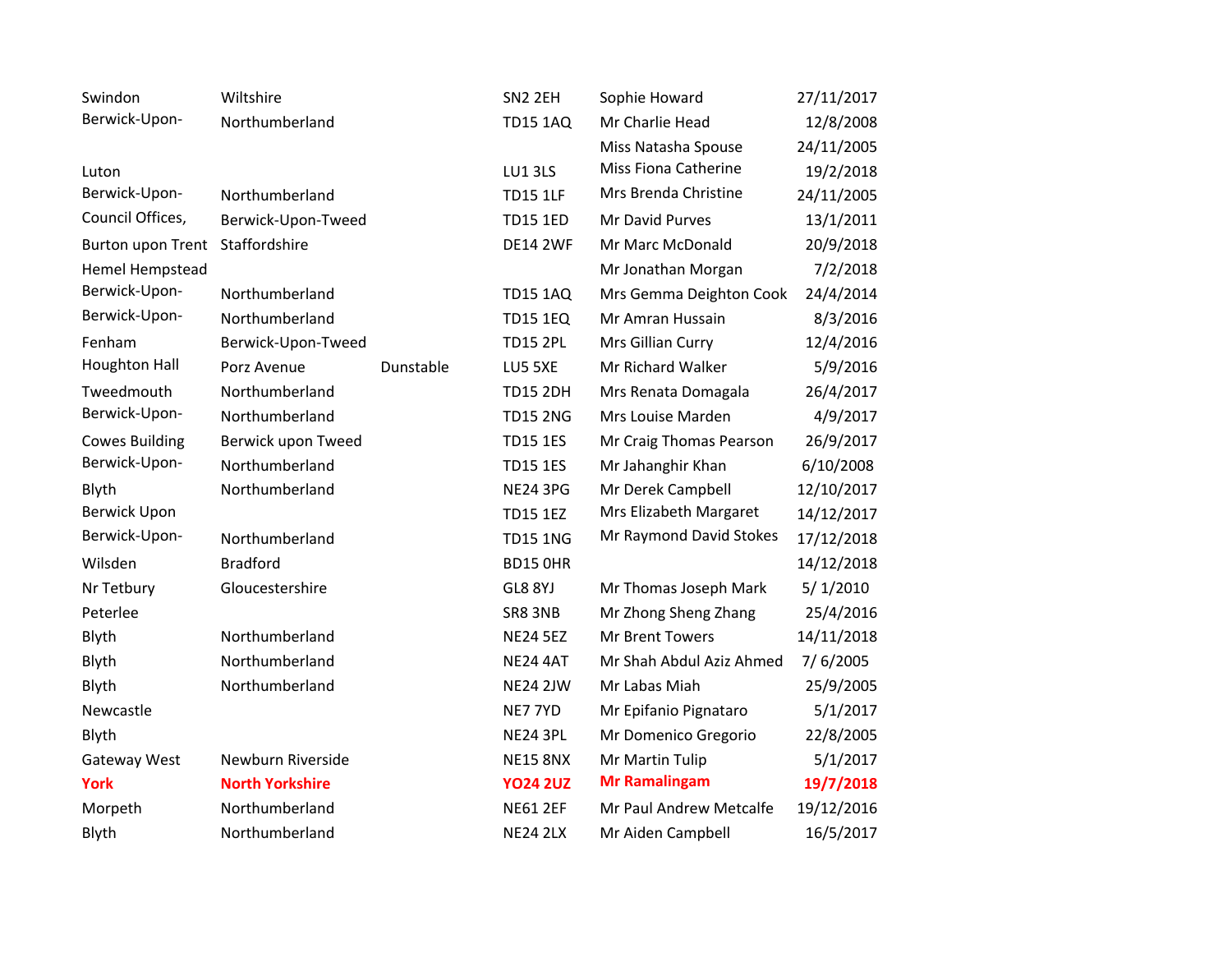| | | | | | |
|---|---|---|---|---|---|
| Swindon | Wiltshire | | SN2 2EH | Sophie Howard | 27/11/2017 |
| Berwick-Upon- | Northumberland | | TD15 1AQ | Mr Charlie Head | 12/8/2008 |
| | | | | Miss Natasha Spouse | 24/11/2005 |
| Luton | | | LU1 3LS | Miss Fiona Catherine | 19/2/2018 |
| Berwick-Upon- | Northumberland | | TD15 1LF | Mrs Brenda Christine | 24/11/2005 |
| Council Offices, | Berwick-Upon-Tweed | | TD15 1ED | Mr David Purves | 13/1/2011 |
| Burton upon Trent | Staffordshire | | DE14 2WF | Mr Marc McDonald | 20/9/2018 |
| Hemel Hempstead | | | | Mr Jonathan Morgan | 7/2/2018 |
| Berwick-Upon- | Northumberland | | TD15 1AQ | Mrs Gemma Deighton Cook | 24/4/2014 |
| Berwick-Upon- | Northumberland | | TD15 1EQ | Mr Amran Hussain | 8/3/2016 |
| Fenham | Berwick-Upon-Tweed | | TD15 2PL | Mrs Gillian Curry | 12/4/2016 |
| Houghton Hall | Porz Avenue | Dunstable | LU5 5XE | Mr Richard Walker | 5/9/2016 |
| Tweedmouth | Northumberland | | TD15 2DH | Mrs Renata Domagala | 26/4/2017 |
| Berwick-Upon- | Northumberland | | TD15 2NG | Mrs Louise Marden | 4/9/2017 |
| Cowes Building | Berwick upon Tweed | | TD15 1ES | Mr Craig Thomas Pearson | 26/9/2017 |
| Berwick-Upon- | Northumberland | | TD15 1ES | Mr Jahanghir Khan | 6/10/2008 |
| Blyth | Northumberland | | NE24 3PG | Mr Derek Campbell | 12/10/2017 |
| Berwick Upon | | | TD15 1EZ | Mrs Elizabeth Margaret | 14/12/2017 |
| Berwick-Upon- | Northumberland | | TD15 1NG | Mr Raymond David Stokes | 17/12/2018 |
| Wilsden | Bradford | | BD15 0HR | | 14/12/2018 |
| Nr Tetbury | Gloucestershire | | GL8 8YJ | Mr Thomas Joseph Mark | 5/ 1/2010 |
| Peterlee | | | SR8 3NB | Mr Zhong Sheng Zhang | 25/4/2016 |
| Blyth | Northumberland | | NE24 5EZ | Mr Brent Towers | 14/11/2018 |
| Blyth | Northumberland | | NE24 4AT | Mr Shah Abdul Aziz Ahmed | 7/ 6/2005 |
| Blyth | Northumberland | | NE24 2JW | Mr Labas Miah | 25/9/2005 |
| Newcastle | | | NE7 7YD | Mr Epifanio Pignataro | 5/1/2017 |
| Blyth | | | NE24 3PL | Mr Domenico Gregorio | 22/8/2005 |
| Gateway West | Newburn Riverside | | NE15 8NX | Mr Martin Tulip | 5/1/2017 |
| **York** | **North Yorkshire** | | **YO24 2UZ** | **Mr Ramalingam** | **19/7/2018** |
| Morpeth | Northumberland | | NE61 2EF | Mr Paul Andrew Metcalfe | 19/12/2016 |
| Blyth | Northumberland | | NE24 2LX | Mr Aiden Campbell | 16/5/2017 |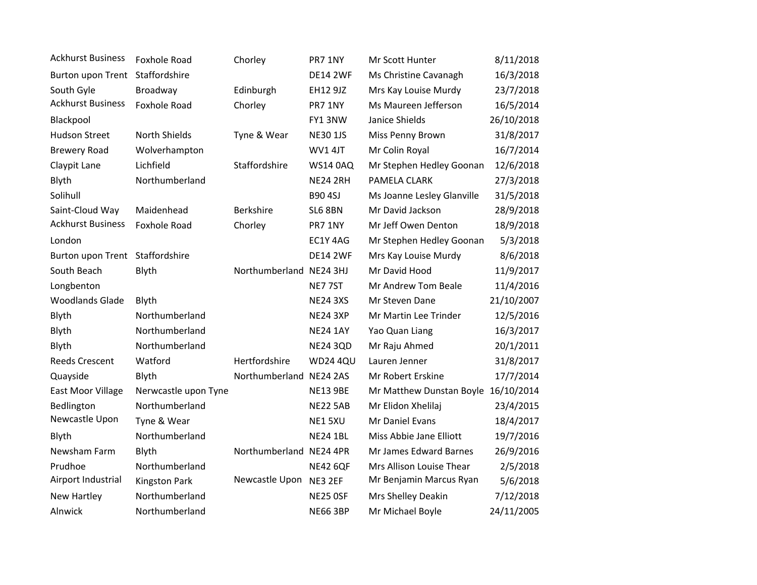| | | | | | |
|---|---|---|---|---|---|
| Ackhurst Business | Foxhole Road | Chorley | PR7 1NY | Mr Scott Hunter | 8/11/2018 |
| Burton upon Trent | Staffordshire | | DE14 2WF | Ms Christine Cavanagh | 16/3/2018 |
| South Gyle | Broadway | Edinburgh | EH12 9JZ | Mrs Kay Louise Murdy | 23/7/2018 |
| Ackhurst Business | Foxhole Road | Chorley | PR7 1NY | Ms Maureen Jefferson | 16/5/2014 |
| Blackpool | | | FY1 3NW | Janice Shields | 26/10/2018 |
| Hudson Street | North Shields | Tyne & Wear | NE30 1JS | Miss Penny Brown | 31/8/2017 |
| Brewery Road | Wolverhampton | | WV1 4JT | Mr Colin Royal | 16/7/2014 |
| Claypit Lane | Lichfield | Staffordshire | WS14 0AQ | Mr Stephen Hedley Goonan | 12/6/2018 |
| Blyth | Northumberland | | NE24 2RH | PAMELA CLARK | 27/3/2018 |
| Solihull | | | B90 4SJ | Ms Joanne Lesley Glanville | 31/5/2018 |
| Saint-Cloud Way | Maidenhead | Berkshire | SL6 8BN | Mr David Jackson | 28/9/2018 |
| Ackhurst Business | Foxhole Road | Chorley | PR7 1NY | Mr Jeff Owen Denton | 18/9/2018 |
| London | | | EC1Y 4AG | Mr Stephen Hedley Goonan | 5/3/2018 |
| Burton upon Trent | Staffordshire | | DE14 2WF | Mrs Kay Louise Murdy | 8/6/2018 |
| South Beach | Blyth | Northumberland | NE24 3HJ | Mr David Hood | 11/9/2017 |
| Longbenton | | | NE7 7ST | Mr Andrew Tom Beale | 11/4/2016 |
| Woodlands Glade | Blyth | | NE24 3XS | Mr Steven Dane | 21/10/2007 |
| Blyth | Northumberland | | NE24 3XP | Mr Martin Lee Trinder | 12/5/2016 |
| Blyth | Northumberland | | NE24 1AY | Yao Quan Liang | 16/3/2017 |
| Blyth | Northumberland | | NE24 3QD | Mr Raju Ahmed | 20/1/2011 |
| Reeds Crescent | Watford | Hertfordshire | WD24 4QU | Lauren Jenner | 31/8/2017 |
| Quayside | Blyth | Northumberland | NE24 2AS | Mr Robert Erskine | 17/7/2014 |
| East Moor Village | Nerwcastle upon Tyne | | NE13 9BE | Mr Matthew Dunstan Boyle | 16/10/2014 |
| Bedlington | Northumberland | | NE22 5AB | Mr Elidon Xhelilaj | 23/4/2015 |
| Newcastle Upon | Tyne & Wear | | NE1 5XU | Mr Daniel Evans | 18/4/2017 |
| Blyth | Northumberland | | NE24 1BL | Miss Abbie Jane Elliott | 19/7/2016 |
| Newsham Farm | Blyth | Northumberland | NE24 4PR | Mr James Edward Barnes | 26/9/2016 |
| Prudhoe | Northumberland | | NE42 6QF | Mrs Allison Louise Thear | 2/5/2018 |
| Airport Industrial | Kingston Park | Newcastle Upon | NE3 2EF | Mr Benjamin Marcus Ryan | 5/6/2018 |
| New Hartley | Northumberland | | NE25 0SF | Mrs Shelley Deakin | 7/12/2018 |
| Alnwick | Northumberland | | NE66 3BP | Mr Michael Boyle | 24/11/2005 |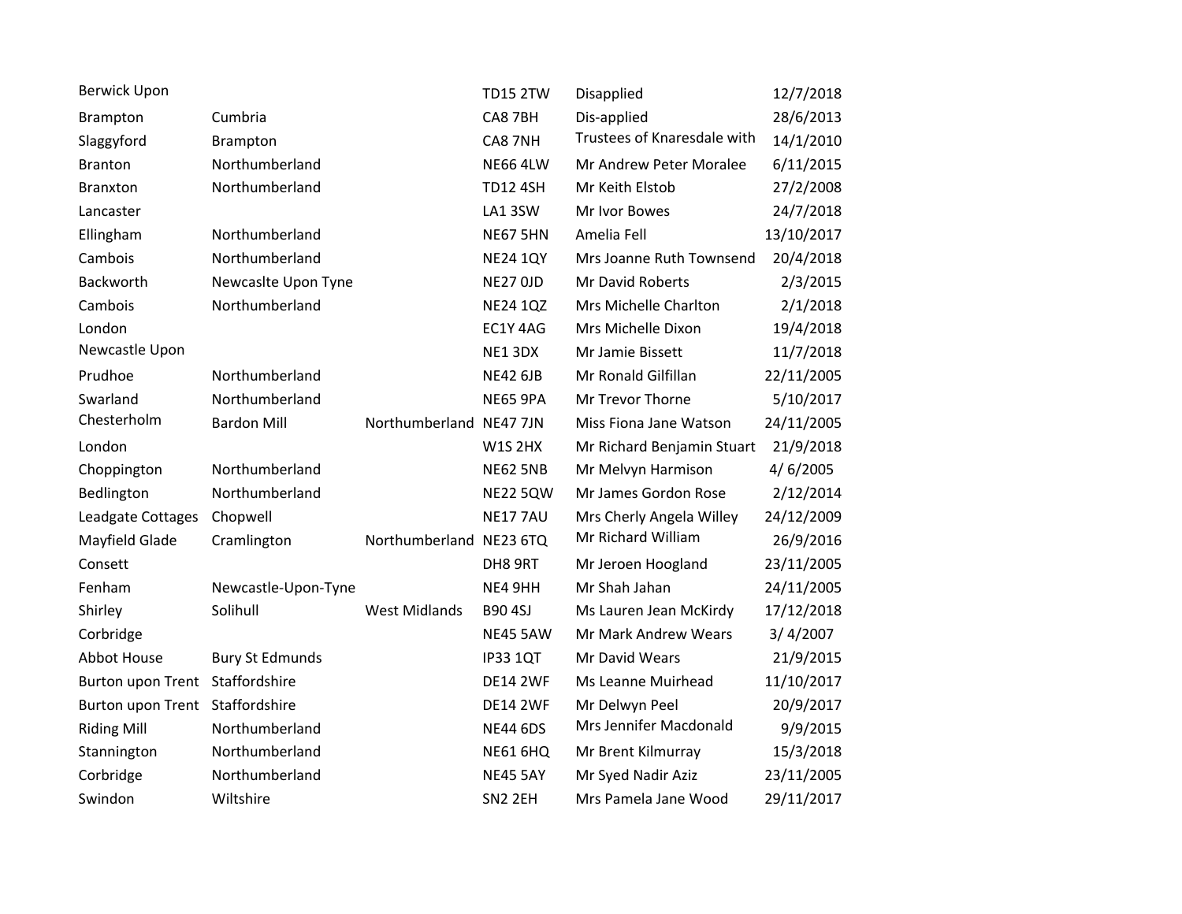| | | | | | |
|---|---|---|---|---|---|
| Berwick Upon | | | TD15 2TW | Disapplied | 12/7/2018 |
| Brampton | Cumbria | | CA8 7BH | Dis-applied | 28/6/2013 |
| Slaggyford | Brampton | | CA8 7NH | Trustees of Knaresdale with | 14/1/2010 |
| Branton | Northumberland | | NE66 4LW | Mr Andrew Peter Moralee | 6/11/2015 |
| Branxton | Northumberland | | TD12 4SH | Mr Keith Elstob | 27/2/2008 |
| Lancaster | | | LA1 3SW | Mr Ivor Bowes | 24/7/2018 |
| Ellingham | Northumberland | | NE67 5HN | Amelia Fell | 13/10/2017 |
| Cambois | Northumberland | | NE24 1QY | Mrs Joanne Ruth Townsend | 20/4/2018 |
| Backworth | Newcaslte Upon Tyne | | NE27 0JD | Mr David Roberts | 2/3/2015 |
| Cambois | Northumberland | | NE24 1QZ | Mrs Michelle Charlton | 2/1/2018 |
| London | | | EC1Y 4AG | Mrs Michelle Dixon | 19/4/2018 |
| Newcastle Upon | | | NE1 3DX | Mr Jamie Bissett | 11/7/2018 |
| Prudhoe | Northumberland | | NE42 6JB | Mr Ronald Gilfillan | 22/11/2005 |
| Swarland | Northumberland | | NE65 9PA | Mr Trevor Thorne | 5/10/2017 |
| Chesterholm | Bardon Mill | Northumberland | NE47 7JN | Miss Fiona Jane Watson | 24/11/2005 |
| London | | | W1S 2HX | Mr Richard Benjamin Stuart | 21/9/2018 |
| Choppington | Northumberland | | NE62 5NB | Mr Melvyn Harmison | 4/ 6/2005 |
| Bedlington | Northumberland | | NE22 5QW | Mr James Gordon Rose | 2/12/2014 |
| Leadgate Cottages | Chopwell | | NE17 7AU | Mrs Cherly Angela Willey | 24/12/2009 |
| Mayfield Glade | Cramlington | Northumberland | NE23 6TQ | Mr Richard William | 26/9/2016 |
| Consett | | | DH8 9RT | Mr Jeroen Hoogland | 23/11/2005 |
| Fenham | Newcastle-Upon-Tyne | | NE4 9HH | Mr Shah Jahan | 24/11/2005 |
| Shirley | Solihull | West Midlands | B90 4SJ | Ms Lauren Jean McKirdy | 17/12/2018 |
| Corbridge | | | NE45 5AW | Mr Mark Andrew Wears | 3/ 4/2007 |
| Abbot House | Bury St Edmunds | | IP33 1QT | Mr David Wears | 21/9/2015 |
| Burton upon Trent | Staffordshire | | DE14 2WF | Ms Leanne Muirhead | 11/10/2017 |
| Burton upon Trent | Staffordshire | | DE14 2WF | Mr Delwyn Peel | 20/9/2017 |
| Riding Mill | Northumberland | | NE44 6DS | Mrs Jennifer Macdonald | 9/9/2015 |
| Stannington | Northumberland | | NE61 6HQ | Mr Brent Kilmurray | 15/3/2018 |
| Corbridge | Northumberland | | NE45 5AY | Mr Syed Nadir Aziz | 23/11/2005 |
| Swindon | Wiltshire | | SN2 2EH | Mrs Pamela Jane Wood | 29/11/2017 |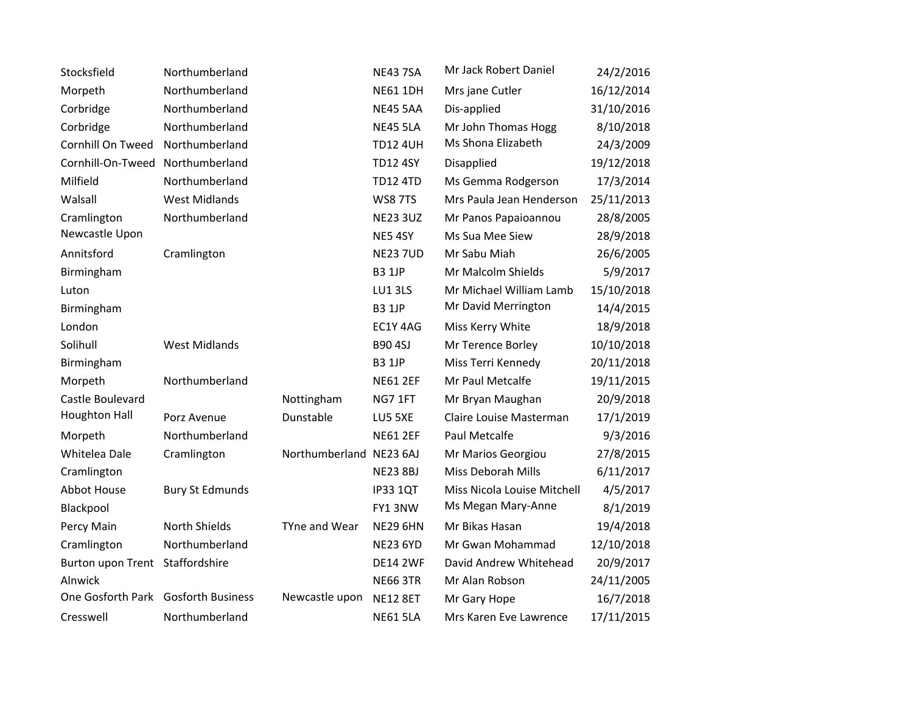| | | | | | |
|---|---|---|---|---|---|
| Stocksfield | Northumberland | | NE43 7SA | Mr Jack Robert Daniel | 24/2/2016 |
| Morpeth | Northumberland | | NE61 1DH | Mrs jane Cutler | 16/12/2014 |
| Corbridge | Northumberland | | NE45 5AA | Dis-applied | 31/10/2016 |
| Corbridge | Northumberland | | NE45 5LA | Mr John Thomas Hogg | 8/10/2018 |
| Cornhill On Tweed | Northumberland | | TD12 4UH | Ms Shona Elizabeth | 24/3/2009 |
| Cornhill-On-Tweed | Northumberland | | TD12 4SY | Disapplied | 19/12/2018 |
| Milfield | Northumberland | | TD12 4TD | Ms Gemma Rodgerson | 17/3/2014 |
| Walsall | West Midlands | | WS8 7TS | Mrs Paula Jean Henderson | 25/11/2013 |
| Cramlington | Northumberland | | NE23 3UZ | Mr Panos Papaioannou | 28/8/2005 |
| Newcastle Upon | | | NE5 4SY | Ms Sua Mee Siew | 28/9/2018 |
| Annitsford | Cramlington | | NE23 7UD | Mr Sabu Miah | 26/6/2005 |
| Birmingham | | | B3 1JP | Mr Malcolm Shields | 5/9/2017 |
| Luton | | | LU1 3LS | Mr Michael William Lamb | 15/10/2018 |
| Birmingham | | | B3 1JP | Mr David Merrington | 14/4/2015 |
| London | | | EC1Y 4AG | Miss Kerry White | 18/9/2018 |
| Solihull | West Midlands | | B90 4SJ | Mr Terence Borley | 10/10/2018 |
| Birmingham | | | B3 1JP | Miss Terri Kennedy | 20/11/2018 |
| Morpeth | Northumberland | | NE61 2EF | Mr Paul Metcalfe | 19/11/2015 |
| Castle Boulevard | | Nottingham | NG7 1FT | Mr Bryan Maughan | 20/9/2018 |
| Houghton Hall | Porz Avenue | Dunstable | LU5 5XE | Claire Louise Masterman | 17/1/2019 |
| Morpeth | Northumberland | | NE61 2EF | Paul Metcalfe | 9/3/2016 |
| Whitelea Dale | Cramlington | Northumberland | NE23 6AJ | Mr Marios Georgiou | 27/8/2015 |
| Cramlington | | | NE23 8BJ | Miss Deborah Mills | 6/11/2017 |
| Abbot House | Bury St Edmunds | | IP33 1QT | Miss Nicola Louise Mitchell | 4/5/2017 |
| Blackpool | | | FY1 3NW | Ms Megan Mary-Anne | 8/1/2019 |
| Percy Main | North Shields | TYne and Wear | NE29 6HN | Mr Bikas Hasan | 19/4/2018 |
| Cramlington | Northumberland | | NE23 6YD | Mr Gwan Mohammad | 12/10/2018 |
| Burton upon Trent | Staffordshire | | DE14 2WF | David Andrew Whitehead | 20/9/2017 |
| Alnwick | | | NE66 3TR | Mr Alan Robson | 24/11/2005 |
| One Gosforth Park | Gosforth Business | Newcastle upon | NE12 8ET | Mr Gary Hope | 16/7/2018 |
| Cresswell | Northumberland | | NE61 5LA | Mrs Karen Eve Lawrence | 17/11/2015 |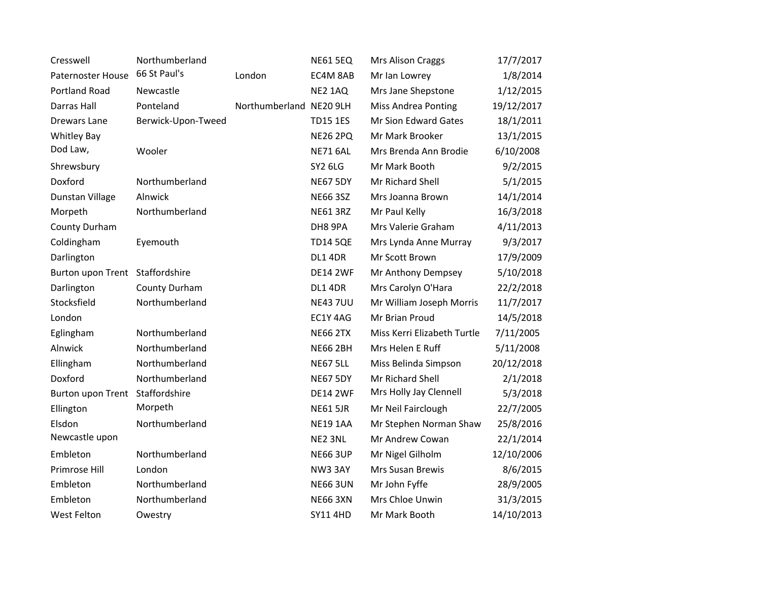| | | | | | |
|---|---|---|---|---|---|
| Cresswell | Northumberland | | NE61 5EQ | Mrs Alison Craggs | 17/7/2017 |
| Paternoster House | 66 St Paul's | London | EC4M 8AB | Mr Ian Lowrey | 1/8/2014 |
| Portland Road | Newcastle | | NE2 1AQ | Mrs Jane Shepstone | 1/12/2015 |
| Darras Hall | Ponteland | Northumberland | NE20 9LH | Miss Andrea Ponting | 19/12/2017 |
| Drewars Lane | Berwick-Upon-Tweed | | TD15 1ES | Mr Sion Edward Gates | 18/1/2011 |
| Whitley Bay | | | NE26 2PQ | Mr Mark Brooker | 13/1/2015 |
| Dod Law, | Wooler | | NE71 6AL | Mrs Brenda Ann Brodie | 6/10/2008 |
| Shrewsbury | | | SY2 6LG | Mr Mark Booth | 9/2/2015 |
| Doxford | Northumberland | | NE67 5DY | Mr Richard Shell | 5/1/2015 |
| Dunstan Village | Alnwick | | NE66 3SZ | Mrs Joanna Brown | 14/1/2014 |
| Morpeth | Northumberland | | NE61 3RZ | Mr Paul Kelly | 16/3/2018 |
| County Durham | | | DH8 9PA | Mrs Valerie Graham | 4/11/2013 |
| Coldingham | Eyemouth | | TD14 5QE | Mrs Lynda Anne Murray | 9/3/2017 |
| Darlington | | | DL1 4DR | Mr Scott Brown | 17/9/2009 |
| Burton upon Trent | Staffordshire | | DE14 2WF | Mr Anthony Dempsey | 5/10/2018 |
| Darlington | County Durham | | DL1 4DR | Mrs Carolyn O'Hara | 22/2/2018 |
| Stocksfield | Northumberland | | NE43 7UU | Mr William Joseph Morris | 11/7/2017 |
| London | | | EC1Y 4AG | Mr Brian Proud | 14/5/2018 |
| Eglingham | Northumberland | | NE66 2TX | Miss Kerri Elizabeth Turtle | 7/11/2005 |
| Alnwick | Northumberland | | NE66 2BH | Mrs Helen E Ruff | 5/11/2008 |
| Ellingham | Northumberland | | NE67 5LL | Miss Belinda Simpson | 20/12/2018 |
| Doxford | Northumberland | | NE67 5DY | Mr Richard Shell | 2/1/2018 |
| Burton upon Trent | Staffordshire | | DE14 2WF | Mrs Holly Jay Clennell | 5/3/2018 |
| Ellington | Morpeth | | NE61 5JR | Mr Neil Fairclough | 22/7/2005 |
| Elsdon | Northumberland | | NE19 1AA | Mr Stephen Norman Shaw | 25/8/2016 |
| Newcastle upon | | | NE2 3NL | Mr Andrew Cowan | 22/1/2014 |
| Embleton | Northumberland | | NE66 3UP | Mr Nigel Gilholm | 12/10/2006 |
| Primrose Hill | London | | NW3 3AY | Mrs Susan Brewis | 8/6/2015 |
| Embleton | Northumberland | | NE66 3UN | Mr John Fyffe | 28/9/2005 |
| Embleton | Northumberland | | NE66 3XN | Mrs Chloe Unwin | 31/3/2015 |
| West Felton | Owestry | | SY11 4HD | Mr Mark Booth | 14/10/2013 |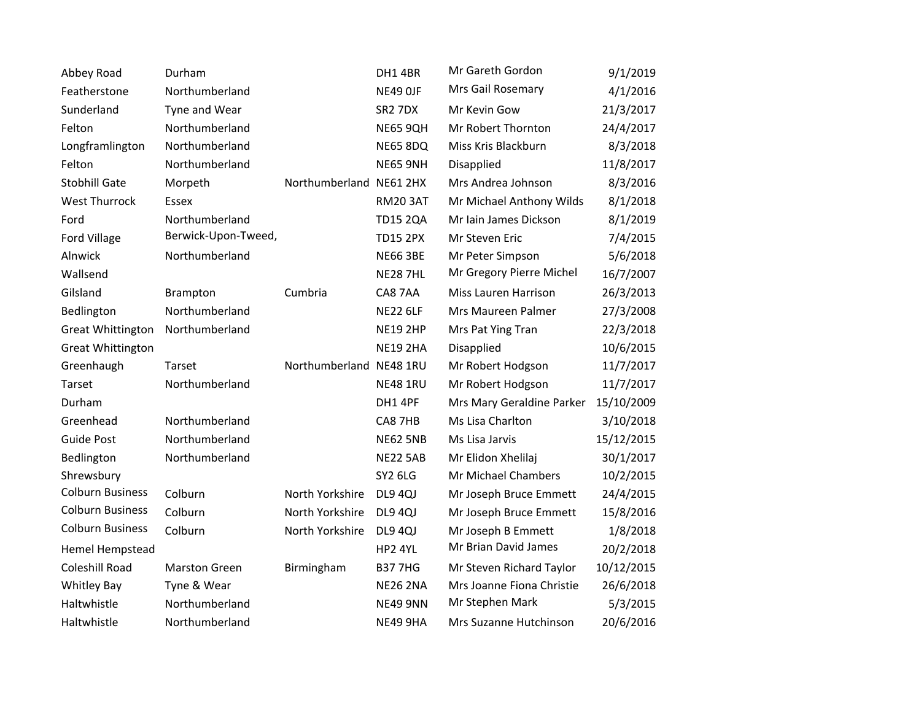| | | | | | |
|---|---|---|---|---|---|
| Abbey Road | Durham | | DH1 4BR | Mr Gareth Gordon | 9/1/2019 |
| Featherstone | Northumberland | | NE49 0JF | Mrs Gail Rosemary | 4/1/2016 |
| Sunderland | Tyne and Wear | | SR2 7DX | Mr Kevin Gow | 21/3/2017 |
| Felton | Northumberland | | NE65 9QH | Mr Robert Thornton | 24/4/2017 |
| Longframlington | Northumberland | | NE65 8DQ | Miss Kris Blackburn | 8/3/2018 |
| Felton | Northumberland | | NE65 9NH | Disapplied | 11/8/2017 |
| Stobhill Gate | Morpeth | Northumberland | NE61 2HX | Mrs Andrea Johnson | 8/3/2016 |
| West Thurrock | Essex | | RM20 3AT | Mr Michael Anthony Wilds | 8/1/2018 |
| Ford | Northumberland | | TD15 2QA | Mr Iain James Dickson | 8/1/2019 |
| Ford Village | Berwick-Upon-Tweed, | | TD15 2PX | Mr Steven Eric | 7/4/2015 |
| Alnwick | Northumberland | | NE66 3BE | Mr Peter Simpson | 5/6/2018 |
| Wallsend | | | NE28 7HL | Mr Gregory Pierre Michel | 16/7/2007 |
| Gilsland | Brampton | Cumbria | CA8 7AA | Miss Lauren Harrison | 26/3/2013 |
| Bedlington | Northumberland | | NE22 6LF | Mrs Maureen Palmer | 27/3/2008 |
| Great Whittington | Northumberland | | NE19 2HP | Mrs Pat Ying Tran | 22/3/2018 |
| Great Whittington | | | NE19 2HA | Disapplied | 10/6/2015 |
| Greenhaugh | Tarset | Northumberland | NE48 1RU | Mr Robert Hodgson | 11/7/2017 |
| Tarset | Northumberland | | NE48 1RU | Mr Robert Hodgson | 11/7/2017 |
| Durham | | | DH1 4PF | Mrs Mary Geraldine Parker | 15/10/2009 |
| Greenhead | Northumberland | | CA8 7HB | Ms Lisa Charlton | 3/10/2018 |
| Guide Post | Northumberland | | NE62 5NB | Ms Lisa Jarvis | 15/12/2015 |
| Bedlington | Northumberland | | NE22 5AB | Mr Elidon Xhelilaj | 30/1/2017 |
| Shrewsbury | | | SY2 6LG | Mr Michael Chambers | 10/2/2015 |
| Colburn Business | Colburn | North Yorkshire | DL9 4QJ | Mr Joseph Bruce Emmett | 24/4/2015 |
| Colburn Business | Colburn | North Yorkshire | DL9 4QJ | Mr Joseph Bruce Emmett | 15/8/2016 |
| Colburn Business | Colburn | North Yorkshire | DL9 4QJ | Mr Joseph B Emmett | 1/8/2018 |
| Hemel Hempstead | | | HP2 4YL | Mr Brian David James | 20/2/2018 |
| Coleshill Road | Marston Green | Birmingham | B37 7HG | Mr Steven Richard Taylor | 10/12/2015 |
| Whitley Bay | Tyne & Wear | | NE26 2NA | Mrs Joanne Fiona Christie | 26/6/2018 |
| Haltwhistle | Northumberland | | NE49 9NN | Mr Stephen Mark | 5/3/2015 |
| Haltwhistle | Northumberland | | NE49 9HA | Mrs Suzanne Hutchinson | 20/6/2016 |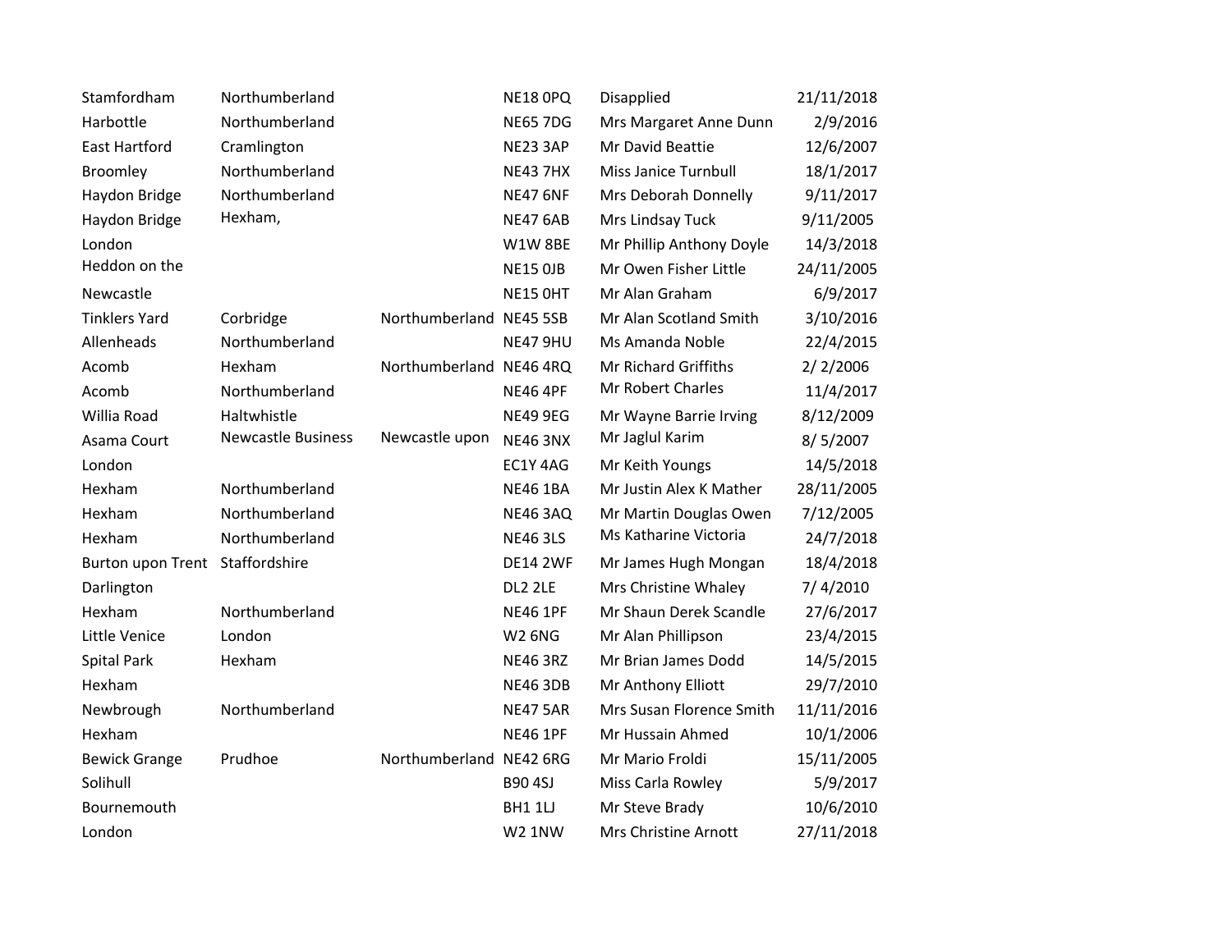| | | | | | |
|---|---|---|---|---|---|
| Stamfordham | Northumberland | | NE18 0PQ | Disapplied | 21/11/2018 |
| Harbottle | Northumberland | | NE65 7DG | Mrs Margaret Anne Dunn | 2/9/2016 |
| East Hartford | Cramlington | | NE23 3AP | Mr David Beattie | 12/6/2007 |
| Broomley | Northumberland | | NE43 7HX | Miss Janice Turnbull | 18/1/2017 |
| Haydon Bridge | Northumberland | | NE47 6NF | Mrs Deborah Donnelly | 9/11/2017 |
| Haydon Bridge | Hexham, | | NE47 6AB | Mrs Lindsay Tuck | 9/11/2005 |
| London | | | W1W 8BE | Mr Phillip Anthony Doyle | 14/3/2018 |
| Heddon on the | | | NE15 0JB | Mr Owen Fisher Little | 24/11/2005 |
| Newcastle | | | NE15 0HT | Mr Alan Graham | 6/9/2017 |
| Tinklers Yard | Corbridge | Northumberland | NE45 5SB | Mr Alan Scotland Smith | 3/10/2016 |
| Allenheads | Northumberland | | NE47 9HU | Ms Amanda Noble | 22/4/2015 |
| Acomb | Hexham | Northumberland | NE46 4RQ | Mr Richard Griffiths | 2/ 2/2006 |
| Acomb | Northumberland | | NE46 4PF | Mr Robert Charles | 11/4/2017 |
| Willia Road | Haltwhistle | | NE49 9EG | Mr Wayne Barrie Irving | 8/12/2009 |
| Asama Court | Newcastle Business | Newcastle upon | NE46 3NX | Mr Jaglul Karim | 8/ 5/2007 |
| London | | | EC1Y 4AG | Mr Keith Youngs | 14/5/2018 |
| Hexham | Northumberland | | NE46 1BA | Mr Justin Alex K Mather | 28/11/2005 |
| Hexham | Northumberland | | NE46 3AQ | Mr Martin Douglas Owen | 7/12/2005 |
| Hexham | Northumberland | | NE46 3LS | Ms Katharine Victoria | 24/7/2018 |
| Burton upon Trent | Staffordshire | | DE14 2WF | Mr James Hugh Mongan | 18/4/2018 |
| Darlington | | | DL2 2LE | Mrs Christine Whaley | 7/ 4/2010 |
| Hexham | Northumberland | | NE46 1PF | Mr Shaun Derek Scandle | 27/6/2017 |
| Little Venice | London | | W2 6NG | Mr Alan Phillipson | 23/4/2015 |
| Spital Park | Hexham | | NE46 3RZ | Mr Brian James Dodd | 14/5/2015 |
| Hexham | | | NE46 3DB | Mr Anthony Elliott | 29/7/2010 |
| Newbrough | Northumberland | | NE47 5AR | Mrs Susan Florence Smith | 11/11/2016 |
| Hexham | | | NE46 1PF | Mr Hussain Ahmed | 10/1/2006 |
| Bewick Grange | Prudhoe | Northumberland | NE42 6RG | Mr Mario Froldi | 15/11/2005 |
| Solihull | | | B90 4SJ | Miss Carla Rowley | 5/9/2017 |
| Bournemouth | | | BH1 1LJ | Mr Steve Brady | 10/6/2010 |
| London | | | W2 1NW | Mrs Christine Arnott | 27/11/2018 |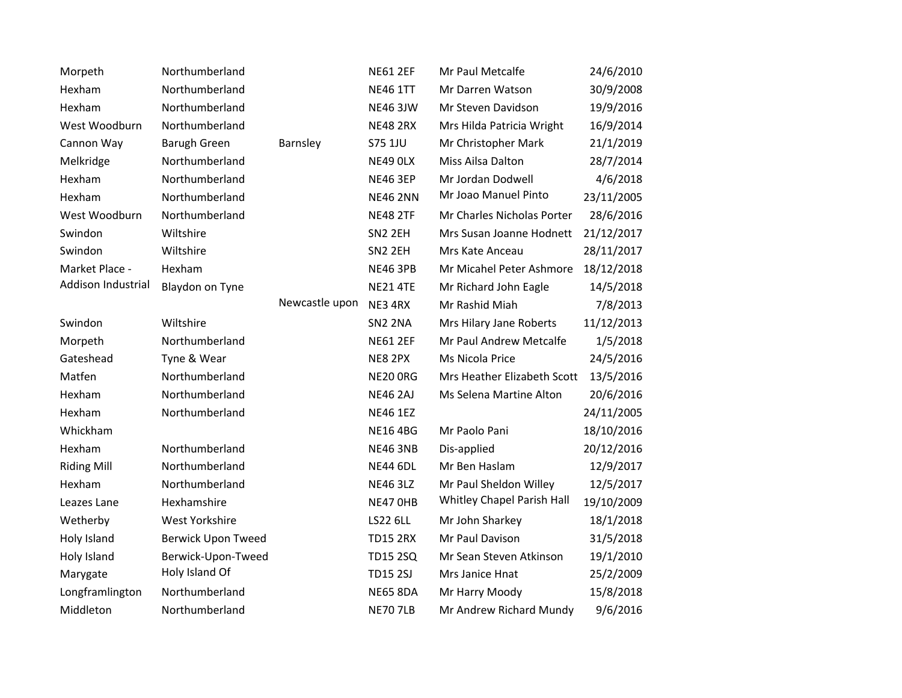| | | | | | |
|---|---|---|---|---|---|
| Morpeth | Northumberland | | NE61 2EF | Mr Paul Metcalfe | 24/6/2010 |
| Hexham | Northumberland | | NE46 1TT | Mr Darren Watson | 30/9/2008 |
| Hexham | Northumberland | | NE46 3JW | Mr Steven Davidson | 19/9/2016 |
| West Woodburn | Northumberland | | NE48 2RX | Mrs Hilda Patricia Wright | 16/9/2014 |
| Cannon Way | Barugh Green | Barnsley | S75 1JU | Mr Christopher Mark | 21/1/2019 |
| Melkridge | Northumberland | | NE49 0LX | Miss Ailsa Dalton | 28/7/2014 |
| Hexham | Northumberland | | NE46 3EP | Mr Jordan Dodwell | 4/6/2018 |
| Hexham | Northumberland | | NE46 2NN | Mr Joao Manuel Pinto | 23/11/2005 |
| West Woodburn | Northumberland | | NE48 2TF | Mr Charles Nicholas Porter | 28/6/2016 |
| Swindon | Wiltshire | | SN2 2EH | Mrs Susan Joanne Hodnett | 21/12/2017 |
| Swindon | Wiltshire | | SN2 2EH | Mrs Kate Anceau | 28/11/2017 |
| Market Place - | Hexham | | NE46 3PB | Mr Micahel Peter Ashmore | 18/12/2018 |
| Addison Industrial | Blaydon on Tyne | | NE21 4TE | Mr Richard John Eagle | 14/5/2018 |
| | | Newcastle upon | NE3 4RX | Mr Rashid Miah | 7/8/2013 |
| Swindon | Wiltshire | | SN2 2NA | Mrs Hilary Jane Roberts | 11/12/2013 |
| Morpeth | Northumberland | | NE61 2EF | Mr Paul Andrew Metcalfe | 1/5/2018 |
| Gateshead | Tyne & Wear | | NE8 2PX | Ms Nicola Price | 24/5/2016 |
| Matfen | Northumberland | | NE20 0RG | Mrs Heather Elizabeth Scott | 13/5/2016 |
| Hexham | Northumberland | | NE46 2AJ | Ms Selena Martine Alton | 20/6/2016 |
| Hexham | Northumberland | | NE46 1EZ | | 24/11/2005 |
| Whickham | | | NE16 4BG | Mr Paolo Pani | 18/10/2016 |
| Hexham | Northumberland | | NE46 3NB | Dis-applied | 20/12/2016 |
| Riding Mill | Northumberland | | NE44 6DL | Mr Ben Haslam | 12/9/2017 |
| Hexham | Northumberland | | NE46 3LZ | Mr Paul Sheldon Willey | 12/5/2017 |
| Leazes Lane | Hexhamshire | | NE47 0HB | Whitley Chapel Parish Hall | 19/10/2009 |
| Wetherby | West Yorkshire | | LS22 6LL | Mr John Sharkey | 18/1/2018 |
| Holy Island | Berwick Upon Tweed | | TD15 2RX | Mr Paul Davison | 31/5/2018 |
| Holy Island | Berwick-Upon-Tweed | | TD15 2SQ | Mr Sean Steven Atkinson | 19/1/2010 |
| Marygate | Holy Island Of | | TD15 2SJ | Mrs Janice Hnat | 25/2/2009 |
| Longframlington | Northumberland | | NE65 8DA | Mr Harry Moody | 15/8/2018 |
| Middleton | Northumberland | | NE70 7LB | Mr Andrew Richard Mundy | 9/6/2016 |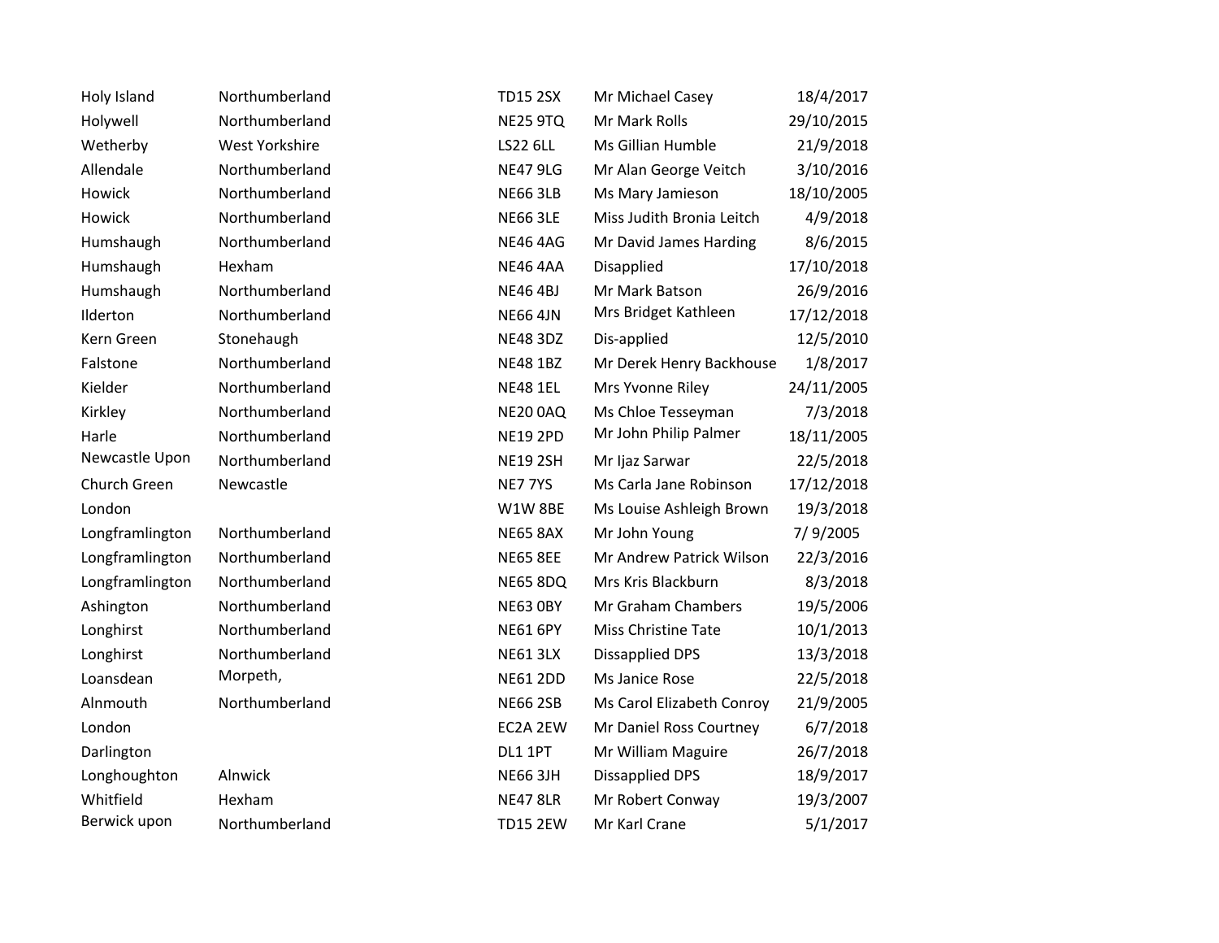| | | | | |
|---|---|---|---|---|
| Holy Island | Northumberland | TD15 2SX | Mr Michael Casey | 18/4/2017 |
| Holywell | Northumberland | NE25 9TQ | Mr Mark Rolls | 29/10/2015 |
| Wetherby | West Yorkshire | LS22 6LL | Ms Gillian Humble | 21/9/2018 |
| Allendale | Northumberland | NE47 9LG | Mr Alan George Veitch | 3/10/2016 |
| Howick | Northumberland | NE66 3LB | Ms Mary Jamieson | 18/10/2005 |
| Howick | Northumberland | NE66 3LE | Miss Judith Bronia Leitch | 4/9/2018 |
| Humshaugh | Northumberland | NE46 4AG | Mr David James Harding | 8/6/2015 |
| Humshaugh | Hexham | NE46 4AA | Disapplied | 17/10/2018 |
| Humshaugh | Northumberland | NE46 4BJ | Mr Mark Batson | 26/9/2016 |
| Ilderton | Northumberland | NE66 4JN | Mrs Bridget Kathleen | 17/12/2018 |
| Kern Green | Stonehaugh | NE48 3DZ | Dis-applied | 12/5/2010 |
| Falstone | Northumberland | NE48 1BZ | Mr Derek Henry Backhouse | 1/8/2017 |
| Kielder | Northumberland | NE48 1EL | Mrs Yvonne Riley | 24/11/2005 |
| Kirkley | Northumberland | NE20 0AQ | Ms Chloe Tesseyman | 7/3/2018 |
| Harle | Northumberland | NE19 2PD | Mr John Philip Palmer | 18/11/2005 |
| Newcastle Upon | Northumberland | NE19 2SH | Mr Ijaz Sarwar | 22/5/2018 |
| Church Green | Newcastle | NE7 7YS | Ms Carla Jane Robinson | 17/12/2018 |
| London | | W1W 8BE | Ms Louise Ashleigh Brown | 19/3/2018 |
| Longframlington | Northumberland | NE65 8AX | Mr John Young | 7/ 9/2005 |
| Longframlington | Northumberland | NE65 8EE | Mr Andrew Patrick Wilson | 22/3/2016 |
| Longframlington | Northumberland | NE65 8DQ | Mrs Kris Blackburn | 8/3/2018 |
| Ashington | Northumberland | NE63 0BY | Mr Graham Chambers | 19/5/2006 |
| Longhirst | Northumberland | NE61 6PY | Miss Christine Tate | 10/1/2013 |
| Longhirst | Northumberland | NE61 3LX | Dissapplied DPS | 13/3/2018 |
| Loansdean | Morpeth, | NE61 2DD | Ms Janice Rose | 22/5/2018 |
| Alnmouth | Northumberland | NE66 2SB | Ms Carol Elizabeth Conroy | 21/9/2005 |
| London | | EC2A 2EW | Mr Daniel Ross Courtney | 6/7/2018 |
| Darlington | | DL1 1PT | Mr William Maguire | 26/7/2018 |
| Longhoughton | Alnwick | NE66 3JH | Dissapplied DPS | 18/9/2017 |
| Whitfield | Hexham | NE47 8LR | Mr Robert Conway | 19/3/2007 |
| Berwick upon | Northumberland | TD15 2EW | Mr Karl Crane | 5/1/2017 |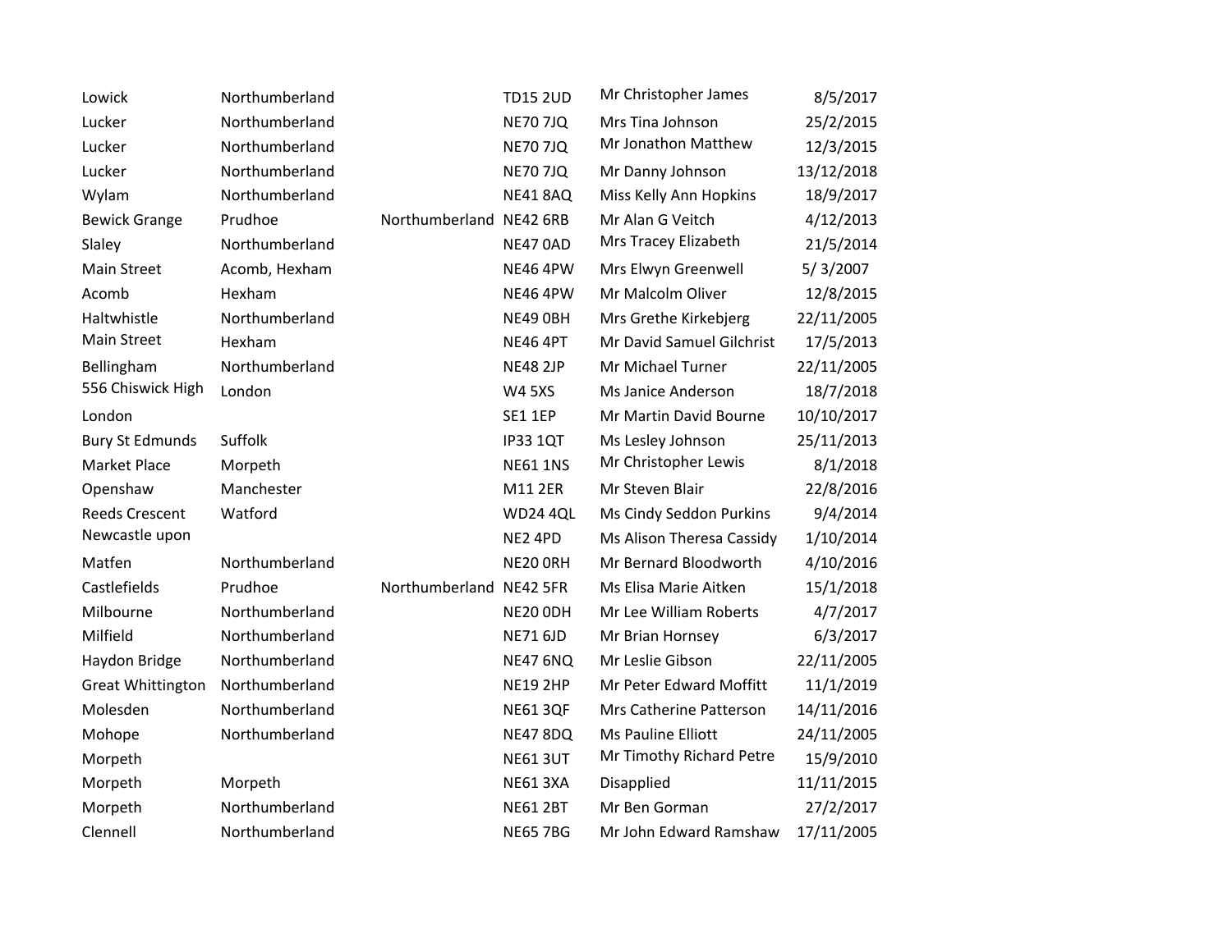| | | | | | |
|---|---|---|---|---|---|
| Lowick | Northumberland | | TD15 2UD | Mr Christopher James | 8/5/2017 |
| Lucker | Northumberland | | NE70 7JQ | Mrs Tina Johnson | 25/2/2015 |
| Lucker | Northumberland | | NE70 7JQ | Mr Jonathon Matthew | 12/3/2015 |
| Lucker | Northumberland | | NE70 7JQ | Mr Danny Johnson | 13/12/2018 |
| Wylam | Northumberland | | NE41 8AQ | Miss Kelly Ann Hopkins | 18/9/2017 |
| Bewick Grange | Prudhoe | Northumberland | NE42 6RB | Mr Alan G Veitch | 4/12/2013 |
| Slaley | Northumberland | | NE47 0AD | Mrs Tracey Elizabeth | 21/5/2014 |
| Main Street | Acomb, Hexham | | NE46 4PW | Mrs Elwyn Greenwell | 5/ 3/2007 |
| Acomb | Hexham | | NE46 4PW | Mr Malcolm Oliver | 12/8/2015 |
| Haltwhistle | Northumberland | | NE49 0BH | Mrs Grethe Kirkebjerg | 22/11/2005 |
| Main Street | Hexham | | NE46 4PT | Mr David Samuel Gilchrist | 17/5/2013 |
| Bellingham | Northumberland | | NE48 2JP | Mr Michael Turner | 22/11/2005 |
| 556 Chiswick High | London | | W4 5XS | Ms Janice Anderson | 18/7/2018 |
| London | | | SE1 1EP | Mr Martin David Bourne | 10/10/2017 |
| Bury St Edmunds | Suffolk | | IP33 1QT | Ms Lesley Johnson | 25/11/2013 |
| Market Place | Morpeth | | NE61 1NS | Mr Christopher Lewis | 8/1/2018 |
| Openshaw | Manchester | | M11 2ER | Mr Steven Blair | 22/8/2016 |
| Reeds Crescent | Watford | | WD24 4QL | Ms Cindy Seddon Purkins | 9/4/2014 |
| Newcastle upon | | | NE2 4PD | Ms Alison Theresa Cassidy | 1/10/2014 |
| Matfen | Northumberland | | NE20 0RH | Mr Bernard Bloodworth | 4/10/2016 |
| Castlefields | Prudhoe | Northumberland | NE42 5FR | Ms Elisa Marie Aitken | 15/1/2018 |
| Milbourne | Northumberland | | NE20 0DH | Mr Lee William Roberts | 4/7/2017 |
| Milfield | Northumberland | | NE71 6JD | Mr Brian Hornsey | 6/3/2017 |
| Haydon Bridge | Northumberland | | NE47 6NQ | Mr Leslie Gibson | 22/11/2005 |
| Great Whittington | Northumberland | | NE19 2HP | Mr Peter Edward Moffitt | 11/1/2019 |
| Molesden | Northumberland | | NE61 3QF | Mrs Catherine Patterson | 14/11/2016 |
| Mohope | Northumberland | | NE47 8DQ | Ms Pauline Elliott | 24/11/2005 |
| Morpeth | | | NE61 3UT | Mr Timothy Richard Petre | 15/9/2010 |
| Morpeth | Morpeth | | NE61 3XA | Disapplied | 11/11/2015 |
| Morpeth | Northumberland | | NE61 2BT | Mr Ben Gorman | 27/2/2017 |
| Clennell | Northumberland | | NE65 7BG | Mr John Edward Ramshaw | 17/11/2005 |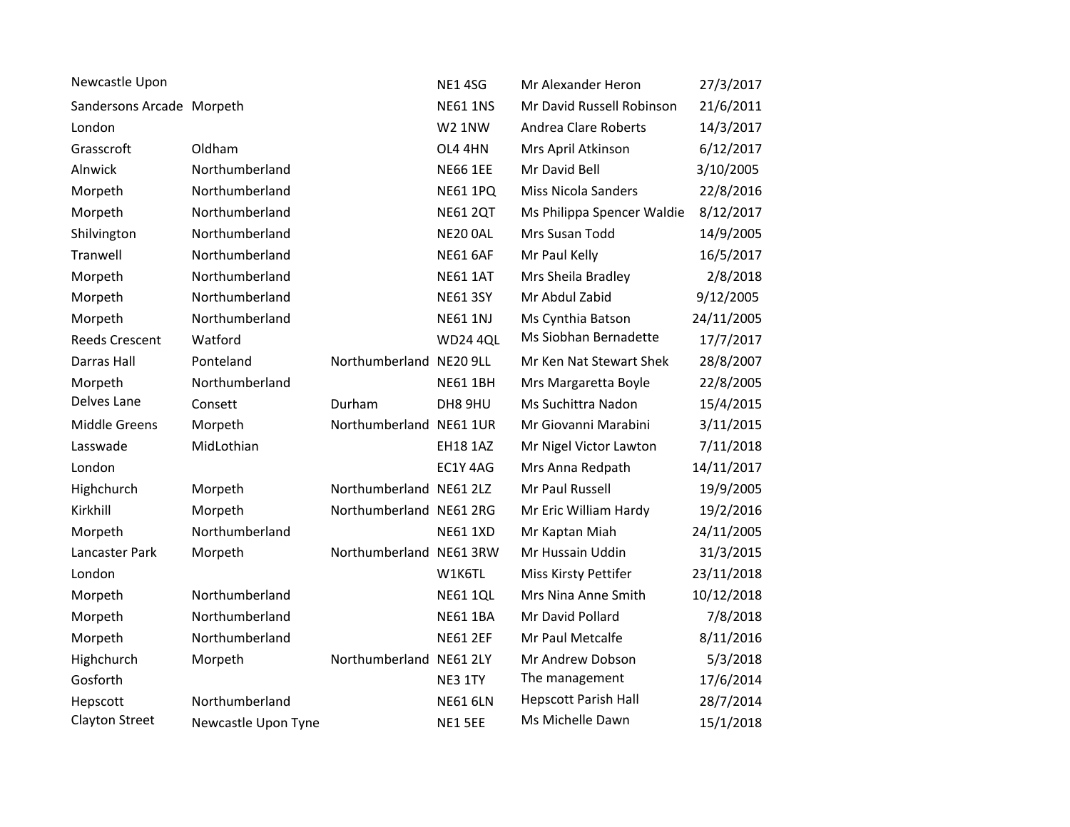| | | | | | |
|---|---|---|---|---|---|
| Newcastle Upon | | | NE1 4SG | Mr Alexander Heron | 27/3/2017 |
| Sandersons Arcade | Morpeth | | NE61 1NS | Mr David Russell Robinson | 21/6/2011 |
| London | | | W2 1NW | Andrea Clare Roberts | 14/3/2017 |
| Grasscroft | Oldham | | OL4 4HN | Mrs April Atkinson | 6/12/2017 |
| Alnwick | Northumberland | | NE66 1EE | Mr David Bell | 3/10/2005 |
| Morpeth | Northumberland | | NE61 1PQ | Miss Nicola Sanders | 22/8/2016 |
| Morpeth | Northumberland | | NE61 2QT | Ms Philippa Spencer Waldie | 8/12/2017 |
| Shilvington | Northumberland | | NE20 0AL | Mrs Susan Todd | 14/9/2005 |
| Tranwell | Northumberland | | NE61 6AF | Mr Paul Kelly | 16/5/2017 |
| Morpeth | Northumberland | | NE61 1AT | Mrs Sheila Bradley | 2/8/2018 |
| Morpeth | Northumberland | | NE61 3SY | Mr Abdul Zabid | 9/12/2005 |
| Morpeth | Northumberland | | NE61 1NJ | Ms Cynthia Batson | 24/11/2005 |
| Reeds Crescent | Watford | | WD24 4QL | Ms Siobhan Bernadette | 17/7/2017 |
| Darras Hall | Ponteland | Northumberland | NE20 9LL | Mr Ken Nat Stewart Shek | 28/8/2007 |
| Morpeth | Northumberland | | NE61 1BH | Mrs Margaretta Boyle | 22/8/2005 |
| Delves Lane | Consett | Durham | DH8 9HU | Ms Suchittra Nadon | 15/4/2015 |
| Middle Greens | Morpeth | Northumberland | NE61 1UR | Mr Giovanni Marabini | 3/11/2015 |
| Lasswade | MidLothian | | EH18 1AZ | Mr Nigel Victor Lawton | 7/11/2018 |
| London | | | EC1Y 4AG | Mrs Anna Redpath | 14/11/2017 |
| Highchurch | Morpeth | Northumberland | NE61 2LZ | Mr Paul Russell | 19/9/2005 |
| Kirkhill | Morpeth | Northumberland | NE61 2RG | Mr Eric William Hardy | 19/2/2016 |
| Morpeth | Northumberland | | NE61 1XD | Mr Kaptan Miah | 24/11/2005 |
| Lancaster Park | Morpeth | Northumberland | NE61 3RW | Mr Hussain Uddin | 31/3/2015 |
| London | | | W1K6TL | Miss Kirsty Pettifer | 23/11/2018 |
| Morpeth | Northumberland | | NE61 1QL | Mrs Nina Anne Smith | 10/12/2018 |
| Morpeth | Northumberland | | NE61 1BA | Mr David Pollard | 7/8/2018 |
| Morpeth | Northumberland | | NE61 2EF | Mr Paul Metcalfe | 8/11/2016 |
| Highchurch | Morpeth | Northumberland | NE61 2LY | Mr Andrew Dobson | 5/3/2018 |
| Gosforth | | | NE3 1TY | The management | 17/6/2014 |
| Hepscott | Northumberland | | NE61 6LN | Hepscott Parish Hall | 28/7/2014 |
| Clayton Street | Newcastle Upon Tyne | | NE1 5EE | Ms Michelle Dawn | 15/1/2018 |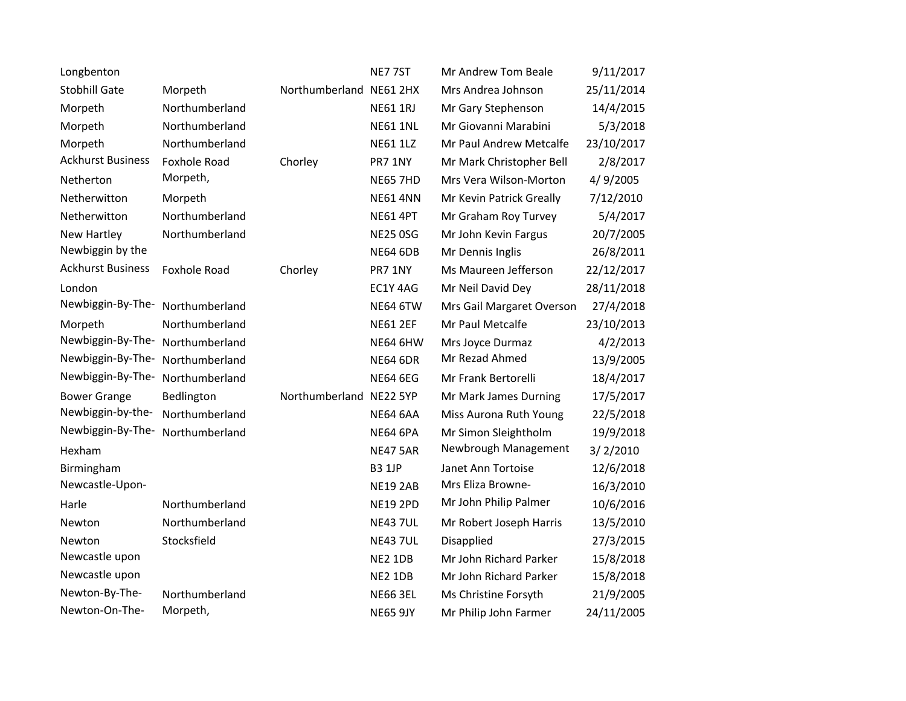| | | | | | |
|---|---|---|---|---|---|
| Longbenton | | | NE7 7ST | Mr Andrew Tom Beale | 9/11/2017 |
| Stobhill Gate | Morpeth | Northumberland | NE61 2HX | Mrs Andrea Johnson | 25/11/2014 |
| Morpeth | Northumberland | | NE61 1RJ | Mr Gary Stephenson | 14/4/2015 |
| Morpeth | Northumberland | | NE61 1NL | Mr Giovanni Marabini | 5/3/2018 |
| Morpeth | Northumberland | | NE61 1LZ | Mr Paul Andrew Metcalfe | 23/10/2017 |
| Ackhurst Business | Foxhole Road | Chorley | PR7 1NY | Mr Mark Christopher Bell | 2/8/2017 |
| Netherton | Morpeth, | | NE65 7HD | Mrs Vera Wilson-Morton | 4/ 9/2005 |
| Netherwitton | Morpeth | | NE61 4NN | Mr Kevin Patrick Greally | 7/12/2010 |
| Netherwitton | Northumberland | | NE61 4PT | Mr Graham Roy Turvey | 5/4/2017 |
| New Hartley | Northumberland | | NE25 0SG | Mr John Kevin Fargus | 20/7/2005 |
| Newbiggin by the | | | NE64 6DB | Mr Dennis Inglis | 26/8/2011 |
| Ackhurst Business | Foxhole Road | Chorley | PR7 1NY | Ms Maureen Jefferson | 22/12/2017 |
| London | | | EC1Y 4AG | Mr Neil David Dey | 28/11/2018 |
| Newbiggin-By-The- | Northumberland | | NE64 6TW | Mrs Gail Margaret Overson | 27/4/2018 |
| Morpeth | Northumberland | | NE61 2EF | Mr Paul Metcalfe | 23/10/2013 |
| Newbiggin-By-The- | Northumberland | | NE64 6HW | Mrs Joyce Durmaz | 4/2/2013 |
| Newbiggin-By-The- | Northumberland | | NE64 6DR | Mr Rezad Ahmed | 13/9/2005 |
| Newbiggin-By-The- | Northumberland | | NE64 6EG | Mr Frank Bertorelli | 18/4/2017 |
| Bower Grange | Bedlington | Northumberland | NE22 5YP | Mr Mark James Durning | 17/5/2017 |
| Newbiggin-by-the- | Northumberland | | NE64 6AA | Miss Aurona Ruth Young | 22/5/2018 |
| Newbiggin-By-The- | Northumberland | | NE64 6PA | Mr Simon Sleightholm | 19/9/2018 |
| Hexham | | | NE47 5AR | Newbrough Management | 3/ 2/2010 |
| Birmingham | | | B3 1JP | Janet Ann Tortoise | 12/6/2018 |
| Newcastle-Upon- | | | NE19 2AB | Mrs Eliza Browne- | 16/3/2010 |
| Harle | Northumberland | | NE19 2PD | Mr John Philip Palmer | 10/6/2016 |
| Newton | Northumberland | | NE43 7UL | Mr Robert Joseph Harris | 13/5/2010 |
| Newton | Stocksfield | | NE43 7UL | Disapplied | 27/3/2015 |
| Newcastle upon | | | NE2 1DB | Mr John Richard Parker | 15/8/2018 |
| Newcastle upon | | | NE2 1DB | Mr John Richard Parker | 15/8/2018 |
| Newton-By-The- | Northumberland | | NE66 3EL | Ms Christine Forsyth | 21/9/2005 |
| Newton-On-The- | Morpeth, | | NE65 9JY | Mr Philip John Farmer | 24/11/2005 |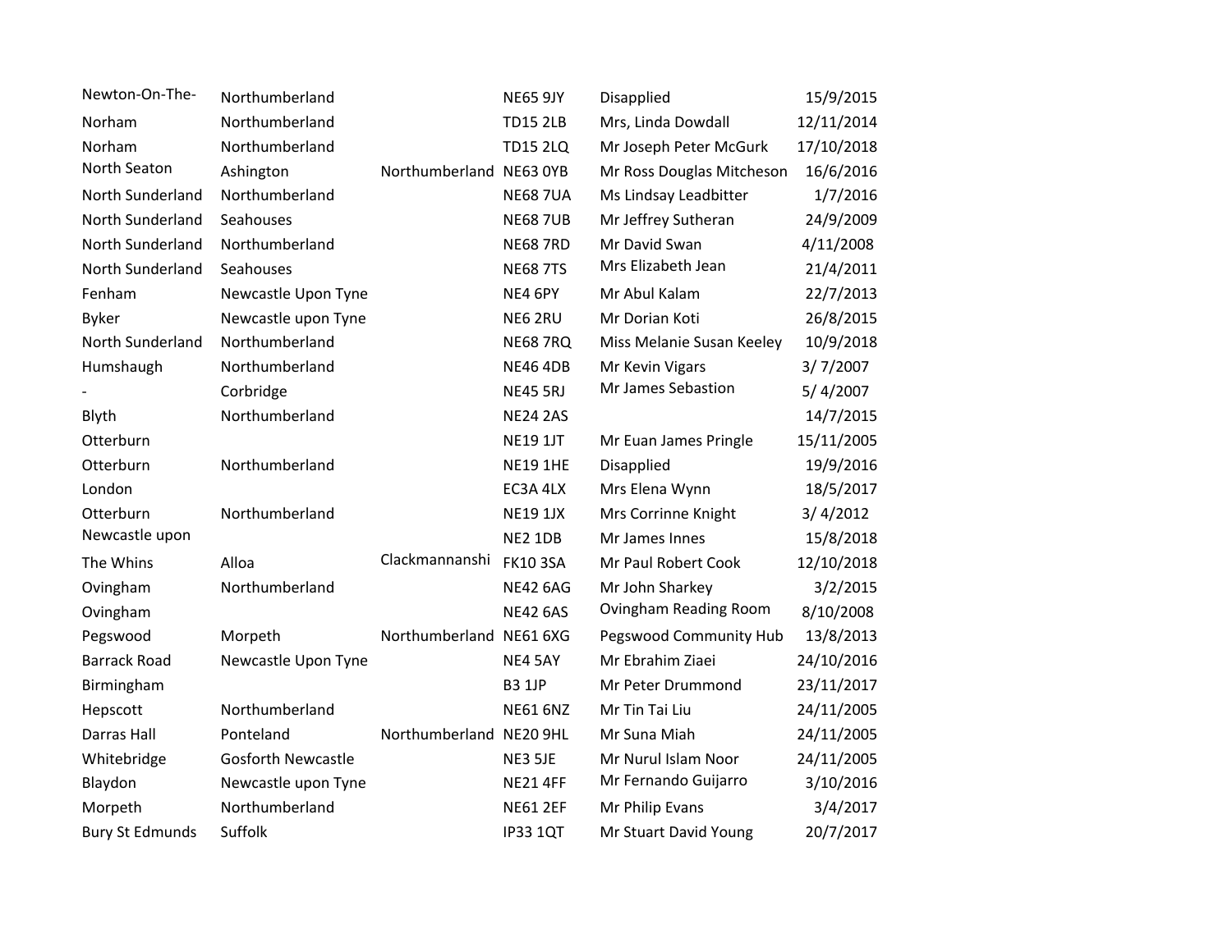| | | | | | |
|---|---|---|---|---|---|
| Newton-On-The- | Northumberland | | NE65 9JY | Disapplied | 15/9/2015 |
| Norham | Northumberland | | TD15 2LB | Mrs, Linda Dowdall | 12/11/2014 |
| Norham | Northumberland | | TD15 2LQ | Mr Joseph Peter McGurk | 17/10/2018 |
| North Seaton | Ashington | Northumberland | NE63 0YB | Mr Ross Douglas Mitcheson | 16/6/2016 |
| North Sunderland | Northumberland | | NE68 7UA | Ms Lindsay Leadbitter | 1/7/2016 |
| North Sunderland | Seahouses | | NE68 7UB | Mr Jeffrey Sutheran | 24/9/2009 |
| North Sunderland | Northumberland | | NE68 7RD | Mr David Swan | 4/11/2008 |
| North Sunderland | Seahouses | | NE68 7TS | Mrs Elizabeth Jean | 21/4/2011 |
| Fenham | Newcastle Upon Tyne | | NE4 6PY | Mr Abul Kalam | 22/7/2013 |
| Byker | Newcastle upon Tyne | | NE6 2RU | Mr Dorian Koti | 26/8/2015 |
| North Sunderland | Northumberland | | NE68 7RQ | Miss Melanie Susan Keeley | 10/9/2018 |
| Humshaugh | Northumberland | | NE46 4DB | Mr Kevin Vigars | 3/ 7/2007 |
| - | Corbridge | | NE45 5RJ | Mr James Sebastion | 5/ 4/2007 |
| Blyth | Northumberland | | NE24 2AS | | 14/7/2015 |
| Otterburn | | | NE19 1JT | Mr Euan James Pringle | 15/11/2005 |
| Otterburn | Northumberland | | NE19 1HE | Disapplied | 19/9/2016 |
| London | | | EC3A 4LX | Mrs Elena Wynn | 18/5/2017 |
| Otterburn | Northumberland | | NE19 1JX | Mrs Corrinne Knight | 3/ 4/2012 |
| Newcastle upon | | | NE2 1DB | Mr James Innes | 15/8/2018 |
| The Whins | Alloa | Clackmannanshi | FK10 3SA | Mr Paul Robert Cook | 12/10/2018 |
| Ovingham | Northumberland | | NE42 6AG | Mr John Sharkey | 3/2/2015 |
| Ovingham | | | NE42 6AS | Ovingham Reading Room | 8/10/2008 |
| Pegswood | Morpeth | Northumberland | NE61 6XG | Pegswood Community Hub | 13/8/2013 |
| Barrack Road | Newcastle Upon Tyne | | NE4 5AY | Mr Ebrahim Ziaei | 24/10/2016 |
| Birmingham | | | B3 1JP | Mr Peter Drummond | 23/11/2017 |
| Hepscott | Northumberland | | NE61 6NZ | Mr Tin Tai Liu | 24/11/2005 |
| Darras Hall | Ponteland | Northumberland | NE20 9HL | Mr Suna Miah | 24/11/2005 |
| Whitebridge | Gosforth Newcastle | | NE3 5JE | Mr Nurul Islam Noor | 24/11/2005 |
| Blaydon | Newcastle upon Tyne | | NE21 4FF | Mr Fernando Guijarro | 3/10/2016 |
| Morpeth | Northumberland | | NE61 2EF | Mr Philip Evans | 3/4/2017 |
| Bury St Edmunds | Suffolk | | IP33 1QT | Mr Stuart David Young | 20/7/2017 |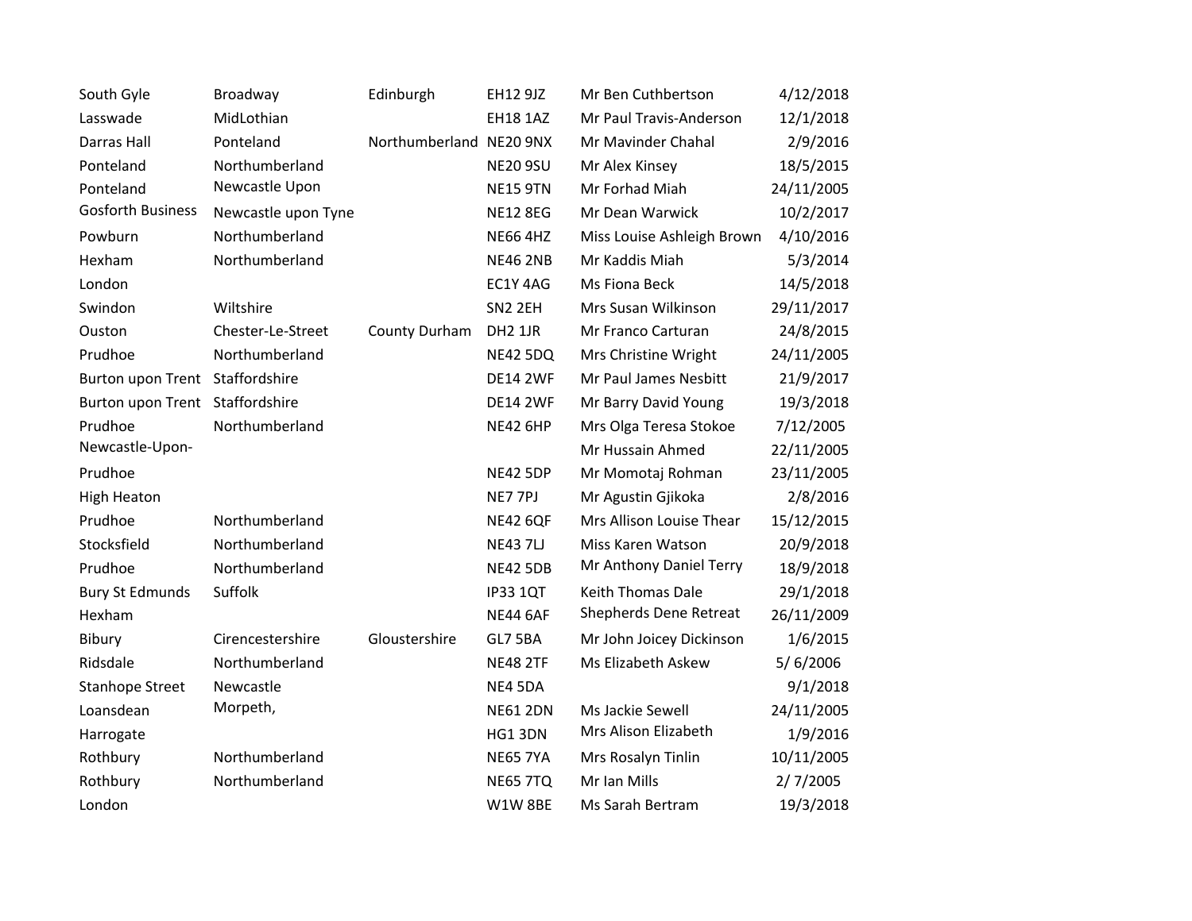| | | | | | |
|---|---|---|---|---|---|
| South Gyle | Broadway | Edinburgh | EH12 9JZ | Mr Ben Cuthbertson | 4/12/2018 |
| Lasswade | MidLothian | | EH18 1AZ | Mr Paul Travis-Anderson | 12/1/2018 |
| Darras Hall | Ponteland | Northumberland | NE20 9NX | Mr Mavinder Chahal | 2/9/2016 |
| Ponteland | Northumberland | | NE20 9SU | Mr Alex Kinsey | 18/5/2015 |
| Ponteland | Newcastle Upon | | NE15 9TN | Mr Forhad Miah | 24/11/2005 |
| Gosforth Business | Newcastle upon Tyne | | NE12 8EG | Mr Dean Warwick | 10/2/2017 |
| Powburn | Northumberland | | NE66 4HZ | Miss Louise Ashleigh Brown | 4/10/2016 |
| Hexham | Northumberland | | NE46 2NB | Mr Kaddis Miah | 5/3/2014 |
| London | | | EC1Y 4AG | Ms Fiona Beck | 14/5/2018 |
| Swindon | Wiltshire | | SN2 2EH | Mrs Susan Wilkinson | 29/11/2017 |
| Ouston | Chester-Le-Street | County Durham | DH2 1JR | Mr Franco Carturan | 24/8/2015 |
| Prudhoe | Northumberland | | NE42 5DQ | Mrs Christine Wright | 24/11/2005 |
| Burton upon Trent | Staffordshire | | DE14 2WF | Mr Paul James Nesbitt | 21/9/2017 |
| Burton upon Trent | Staffordshire | | DE14 2WF | Mr Barry David Young | 19/3/2018 |
| Prudhoe | Northumberland | | NE42 6HP | Mrs Olga Teresa Stokoe | 7/12/2005 |
| Newcastle-Upon- | | | | Mr Hussain Ahmed | 22/11/2005 |
| Prudhoe | | | NE42 5DP | Mr Momotaj Rohman | 23/11/2005 |
| High Heaton | | | NE7 7PJ | Mr Agustin Gjikoka | 2/8/2016 |
| Prudhoe | Northumberland | | NE42 6QF | Mrs Allison Louise Thear | 15/12/2015 |
| Stocksfield | Northumberland | | NE43 7LJ | Miss Karen Watson | 20/9/2018 |
| Prudhoe | Northumberland | | NE42 5DB | Mr Anthony Daniel Terry | 18/9/2018 |
| Bury St Edmunds | Suffolk | | IP33 1QT | Keith Thomas Dale | 29/1/2018 |
| Hexham | | | NE44 6AF | Shepherds Dene Retreat | 26/11/2009 |
| Bibury | Cirencestershire | Gloustershire | GL7 5BA | Mr John Joicey Dickinson | 1/6/2015 |
| Ridsdale | Northumberland | | NE48 2TF | Ms Elizabeth Askew | 5/ 6/2006 |
| Stanhope Street | Newcastle | | NE4 5DA | | 9/1/2018 |
| Loansdean | Morpeth, | | NE61 2DN | Ms Jackie Sewell | 24/11/2005 |
| Harrogate | | | HG1 3DN | Mrs Alison Elizabeth | 1/9/2016 |
| Rothbury | Northumberland | | NE65 7YA | Mrs Rosalyn Tinlin | 10/11/2005 |
| Rothbury | Northumberland | | NE65 7TQ | Mr Ian Mills | 2/ 7/2005 |
| London | | | W1W 8BE | Ms Sarah Bertram | 19/3/2018 |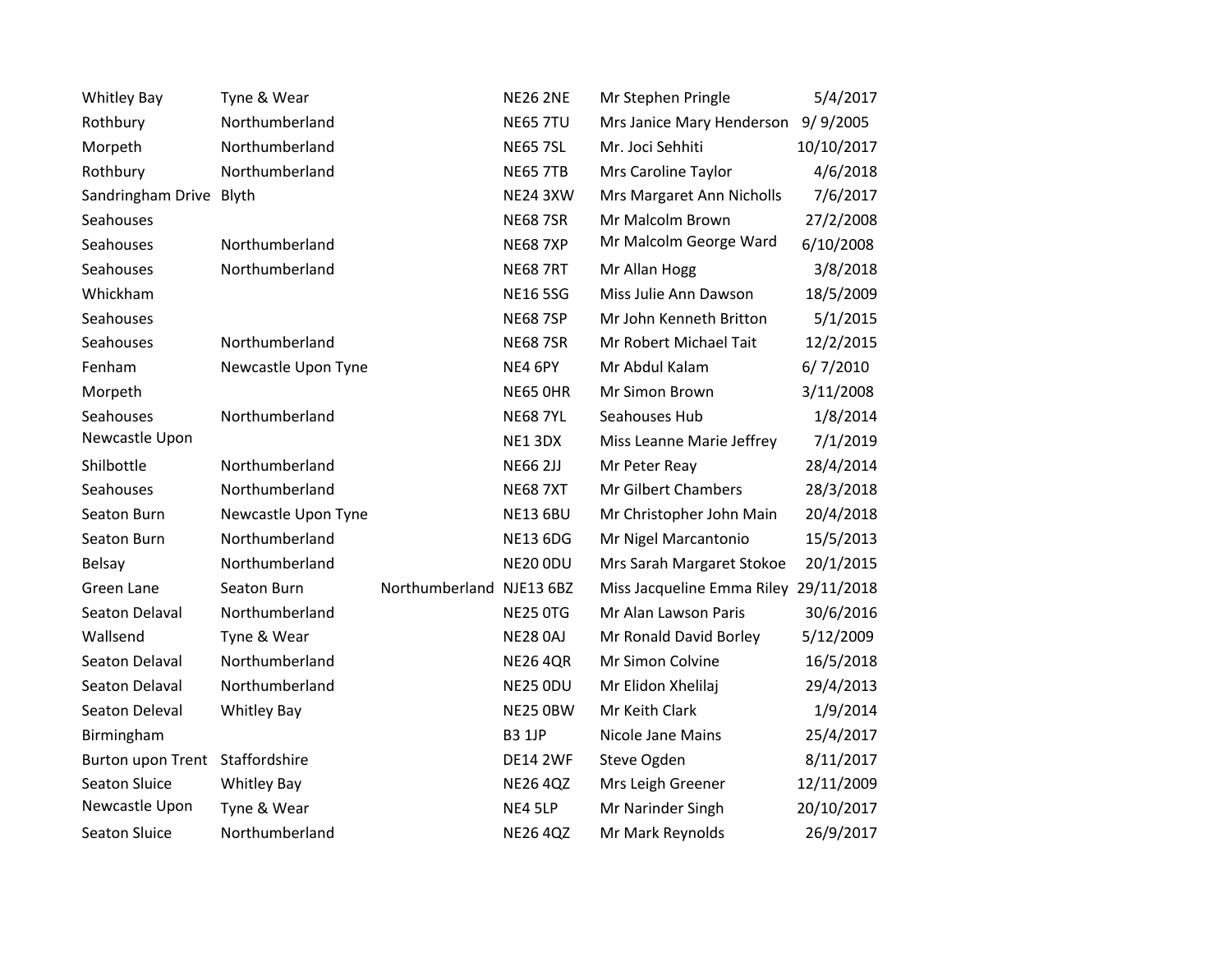| | | | | | |
|---|---|---|---|---|---|
| Whitley Bay | Tyne & Wear | | NE26 2NE | Mr Stephen Pringle | 5/4/2017 |
| Rothbury | Northumberland | | NE65 7TU | Mrs Janice Mary Henderson | 9/ 9/2005 |
| Morpeth | Northumberland | | NE65 7SL | Mr. Joci Sehhiti | 10/10/2017 |
| Rothbury | Northumberland | | NE65 7TB | Mrs Caroline Taylor | 4/6/2018 |
| Sandringham Drive | Blyth | | NE24 3XW | Mrs Margaret Ann Nicholls | 7/6/2017 |
| Seahouses | | | NE68 7SR | Mr Malcolm Brown | 27/2/2008 |
| Seahouses | Northumberland | | NE68 7XP | Mr Malcolm George Ward | 6/10/2008 |
| Seahouses | Northumberland | | NE68 7RT | Mr Allan Hogg | 3/8/2018 |
| Whickham | | | NE16 5SG | Miss Julie Ann Dawson | 18/5/2009 |
| Seahouses | | | NE68 7SP | Mr John Kenneth Britton | 5/1/2015 |
| Seahouses | Northumberland | | NE68 7SR | Mr Robert Michael Tait | 12/2/2015 |
| Fenham | Newcastle Upon Tyne | | NE4 6PY | Mr Abdul Kalam | 6/ 7/2010 |
| Morpeth | | | NE65 0HR | Mr Simon Brown | 3/11/2008 |
| Seahouses | Northumberland | | NE68 7YL | Seahouses Hub | 1/8/2014 |
| Newcastle Upon | | | NE1 3DX | Miss Leanne Marie Jeffrey | 7/1/2019 |
| Shilbottle | Northumberland | | NE66 2JJ | Mr Peter Reay | 28/4/2014 |
| Seahouses | Northumberland | | NE68 7XT | Mr Gilbert Chambers | 28/3/2018 |
| Seaton Burn | Newcastle Upon Tyne | | NE13 6BU | Mr Christopher John Main | 20/4/2018 |
| Seaton Burn | Northumberland | | NE13 6DG | Mr Nigel Marcantonio | 15/5/2013 |
| Belsay | Northumberland | | NE20 0DU | Mrs Sarah Margaret Stokoe | 20/1/2015 |
| Green Lane | Seaton Burn | Northumberland | NJE13 6BZ | Miss Jacqueline Emma Riley | 29/11/2018 |
| Seaton Delaval | Northumberland | | NE25 0TG | Mr Alan Lawson Paris | 30/6/2016 |
| Wallsend | Tyne & Wear | | NE28 0AJ | Mr Ronald David Borley | 5/12/2009 |
| Seaton Delaval | Northumberland | | NE26 4QR | Mr Simon Colvine | 16/5/2018 |
| Seaton Delaval | Northumberland | | NE25 0DU | Mr Elidon Xhelilaj | 29/4/2013 |
| Seaton Deleval | Whitley Bay | | NE25 0BW | Mr Keith Clark | 1/9/2014 |
| Birmingham | | | B3 1JP | Nicole Jane Mains | 25/4/2017 |
| Burton upon Trent | Staffordshire | | DE14 2WF | Steve Ogden | 8/11/2017 |
| Seaton Sluice | Whitley Bay | | NE26 4QZ | Mrs Leigh Greener | 12/11/2009 |
| Newcastle Upon | Tyne & Wear | | NE4 5LP | Mr Narinder Singh | 20/10/2017 |
| Seaton Sluice | Northumberland | | NE26 4QZ | Mr Mark Reynolds | 26/9/2017 |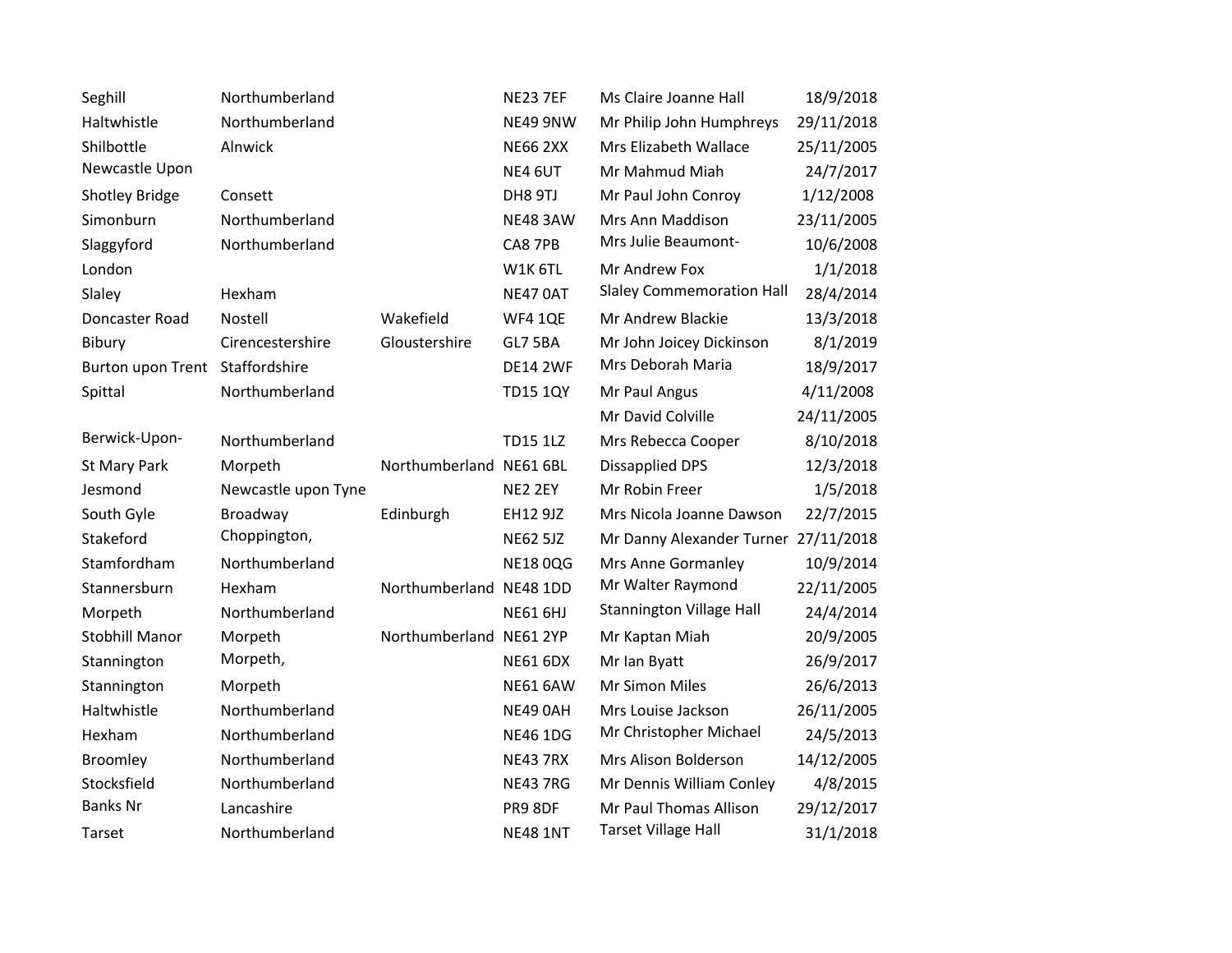| | | | | | |
|---|---|---|---|---|---|
| Seghill | Northumberland | | NE23 7EF | Ms Claire Joanne Hall | 18/9/2018 |
| Haltwhistle | Northumberland | | NE49 9NW | Mr Philip John Humphreys | 29/11/2018 |
| Shilbottle | Alnwick | | NE66 2XX | Mrs Elizabeth Wallace | 25/11/2005 |
| Newcastle Upon | | | NE4 6UT | Mr Mahmud Miah | 24/7/2017 |
| Shotley Bridge | Consett | | DH8 9TJ | Mr Paul John Conroy | 1/12/2008 |
| Simonburn | Northumberland | | NE48 3AW | Mrs Ann Maddison | 23/11/2005 |
| Slaggyford | Northumberland | | CA8 7PB | Mrs Julie Beaumont- | 10/6/2008 |
| London | | | W1K 6TL | Mr Andrew Fox | 1/1/2018 |
| Slaley | Hexham | | NE47 0AT | Slaley Commemoration Hall | 28/4/2014 |
| Doncaster Road | Nostell | Wakefield | WF4 1QE | Mr Andrew Blackie | 13/3/2018 |
| Bibury | Cirencestershire | Gloustershire | GL7 5BA | Mr John Joicey Dickinson | 8/1/2019 |
| Burton upon Trent | Staffordshire | | DE14 2WF | Mrs Deborah Maria | 18/9/2017 |
| Spittal | Northumberland | | TD15 1QY | Mr Paul Angus | 4/11/2008 |
| | | | | Mr David Colville | 24/11/2005 |
| Berwick-Upon- | Northumberland | | TD15 1LZ | Mrs Rebecca Cooper | 8/10/2018 |
| St Mary Park | Morpeth | Northumberland | NE61 6BL | Dissapplied DPS | 12/3/2018 |
| Jesmond | Newcastle upon Tyne | | NE2 2EY | Mr Robin Freer | 1/5/2018 |
| South Gyle | Broadway | Edinburgh | EH12 9JZ | Mrs Nicola Joanne Dawson | 22/7/2015 |
| Stakeford | Choppington, | | NE62 5JZ | Mr Danny Alexander Turner | 27/11/2018 |
| Stamfordham | Northumberland | | NE18 0QG | Mrs Anne Gormanley | 10/9/2014 |
| Stannersburn | Hexham | Northumberland | NE48 1DD | Mr Walter Raymond | 22/11/2005 |
| Morpeth | Northumberland | | NE61 6HJ | Stannington Village Hall | 24/4/2014 |
| Stobhill Manor | Morpeth | Northumberland | NE61 2YP | Mr Kaptan Miah | 20/9/2005 |
| Stannington | Morpeth, | | NE61 6DX | Mr Ian Byatt | 26/9/2017 |
| Stannington | Morpeth | | NE61 6AW | Mr Simon Miles | 26/6/2013 |
| Haltwhistle | Northumberland | | NE49 0AH | Mrs Louise Jackson | 26/11/2005 |
| Hexham | Northumberland | | NE46 1DG | Mr Christopher Michael | 24/5/2013 |
| Broomley | Northumberland | | NE43 7RX | Mrs Alison Bolderson | 14/12/2005 |
| Stocksfield | Northumberland | | NE43 7RG | Mr Dennis William Conley | 4/8/2015 |
| Banks Nr | Lancashire | | PR9 8DF | Mr Paul Thomas Allison | 29/12/2017 |
| Tarset | Northumberland | | NE48 1NT | Tarset Village Hall | 31/1/2018 |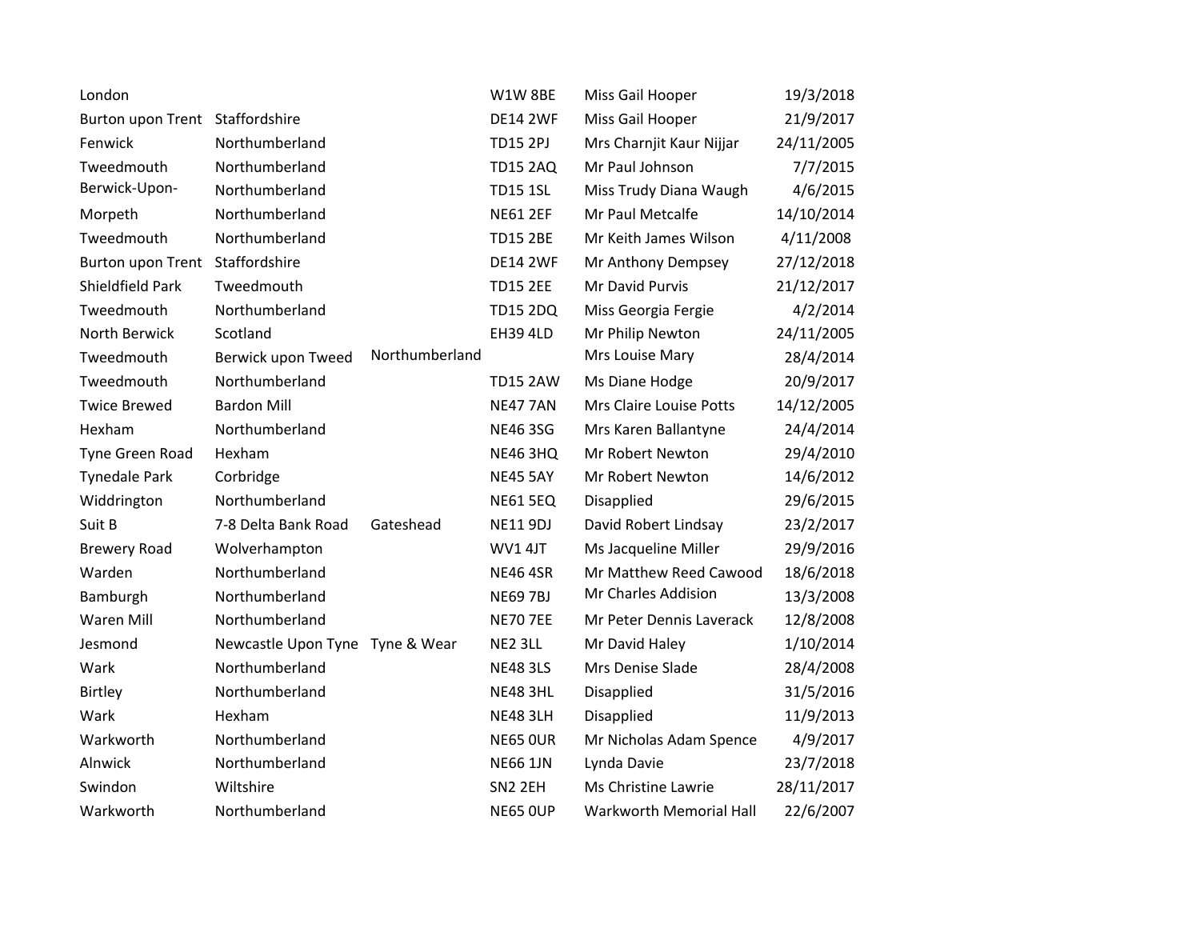| | | | | | |
|---|---|---|---|---|---|
| London | | | W1W 8BE | Miss Gail Hooper | 19/3/2018 |
| Burton upon Trent | Staffordshire | | DE14 2WF | Miss Gail Hooper | 21/9/2017 |
| Fenwick | Northumberland | | TD15 2PJ | Mrs Charnjit Kaur Nijjar | 24/11/2005 |
| Tweedmouth | Northumberland | | TD15 2AQ | Mr Paul Johnson | 7/7/2015 |
| Berwick-Upon- | Northumberland | | TD15 1SL | Miss Trudy Diana Waugh | 4/6/2015 |
| Morpeth | Northumberland | | NE61 2EF | Mr Paul Metcalfe | 14/10/2014 |
| Tweedmouth | Northumberland | | TD15 2BE | Mr Keith James Wilson | 4/11/2008 |
| Burton upon Trent | Staffordshire | | DE14 2WF | Mr Anthony Dempsey | 27/12/2018 |
| Shieldfield Park | Tweedmouth | | TD15 2EE | Mr David Purvis | 21/12/2017 |
| Tweedmouth | Northumberland | | TD15 2DQ | Miss Georgia Fergie | 4/2/2014 |
| North Berwick | Scotland | | EH39 4LD | Mr Philip Newton | 24/11/2005 |
| Tweedmouth | Berwick upon Tweed | Northumberland | | Mrs Louise Mary | 28/4/2014 |
| Tweedmouth | Northumberland | | TD15 2AW | Ms Diane Hodge | 20/9/2017 |
| Twice Brewed | Bardon Mill | | NE47 7AN | Mrs Claire Louise Potts | 14/12/2005 |
| Hexham | Northumberland | | NE46 3SG | Mrs Karen Ballantyne | 24/4/2014 |
| Tyne Green Road | Hexham | | NE46 3HQ | Mr Robert Newton | 29/4/2010 |
| Tynedale Park | Corbridge | | NE45 5AY | Mr Robert Newton | 14/6/2012 |
| Widdrington | Northumberland | | NE61 5EQ | Disapplied | 29/6/2015 |
| Suit B | 7-8 Delta Bank Road | Gateshead | NE11 9DJ | David Robert Lindsay | 23/2/2017 |
| Brewery Road | Wolverhampton | | WV1 4JT | Ms Jacqueline Miller | 29/9/2016 |
| Warden | Northumberland | | NE46 4SR | Mr Matthew Reed Cawood | 18/6/2018 |
| Bamburgh | Northumberland | | NE69 7BJ | Mr Charles Addision | 13/3/2008 |
| Waren Mill | Northumberland | | NE70 7EE | Mr Peter Dennis Laverack | 12/8/2008 |
| Jesmond | Newcastle Upon Tyne | Tyne & Wear | NE2 3LL | Mr David Haley | 1/10/2014 |
| Wark | Northumberland | | NE48 3LS | Mrs Denise Slade | 28/4/2008 |
| Birtley | Northumberland | | NE48 3HL | Disapplied | 31/5/2016 |
| Wark | Hexham | | NE48 3LH | Disapplied | 11/9/2013 |
| Warkworth | Northumberland | | NE65 0UR | Mr Nicholas Adam Spence | 4/9/2017 |
| Alnwick | Northumberland | | NE66 1JN | Lynda Davie | 23/7/2018 |
| Swindon | Wiltshire | | SN2 2EH | Ms Christine Lawrie | 28/11/2017 |
| Warkworth | Northumberland | | NE65 0UP | Warkworth Memorial Hall | 22/6/2007 |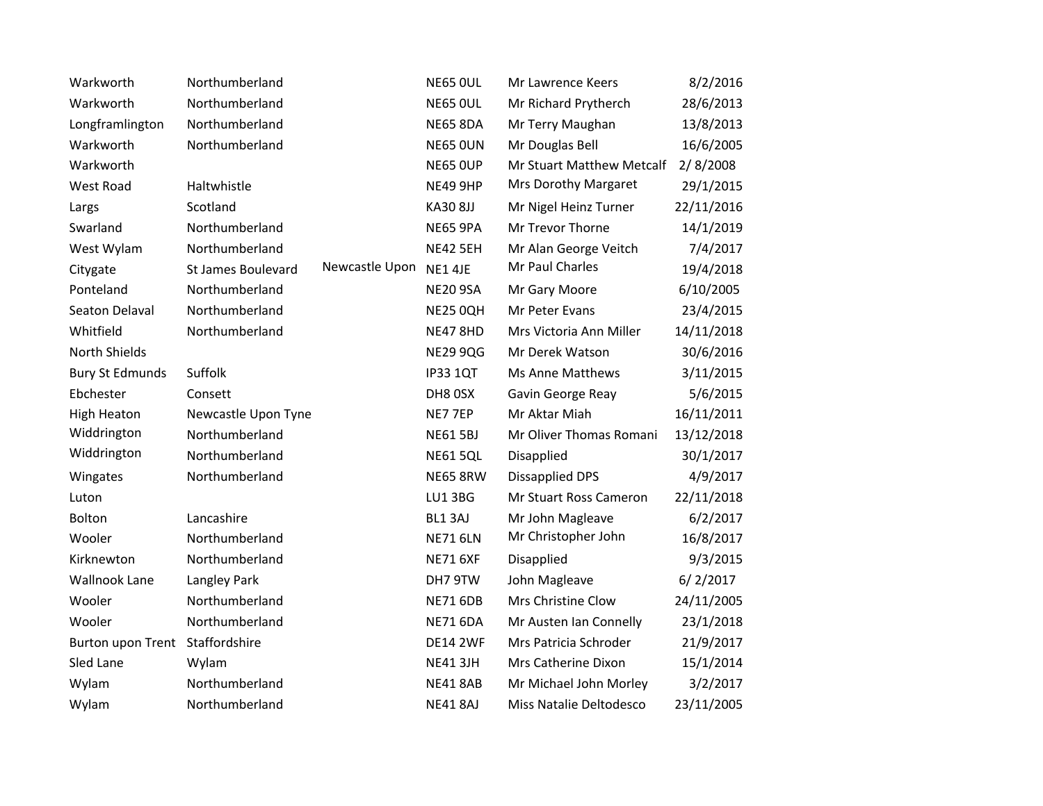| | | | | | |
|---|---|---|---|---|---|
| Warkworth | Northumberland | | NE65 0UL | Mr Lawrence Keers | 8/2/2016 |
| Warkworth | Northumberland | | NE65 0UL | Mr Richard Prytherch | 28/6/2013 |
| Longframlington | Northumberland | | NE65 8DA | Mr Terry Maughan | 13/8/2013 |
| Warkworth | Northumberland | | NE65 0UN | Mr Douglas Bell | 16/6/2005 |
| Warkworth | | | NE65 0UP | Mr Stuart Matthew Metcalf | 2/ 8/2008 |
| West Road | Haltwhistle | | NE49 9HP | Mrs Dorothy Margaret | 29/1/2015 |
| Largs | Scotland | | KA30 8JJ | Mr Nigel Heinz Turner | 22/11/2016 |
| Swarland | Northumberland | | NE65 9PA | Mr Trevor Thorne | 14/1/2019 |
| West Wylam | Northumberland | | NE42 5EH | Mr Alan George Veitch | 7/4/2017 |
| Citygate | St James Boulevard | Newcastle Upon | NE1 4JE | Mr Paul Charles | 19/4/2018 |
| Ponteland | Northumberland | | NE20 9SA | Mr Gary Moore | 6/10/2005 |
| Seaton Delaval | Northumberland | | NE25 0QH | Mr Peter Evans | 23/4/2015 |
| Whitfield | Northumberland | | NE47 8HD | Mrs Victoria Ann Miller | 14/11/2018 |
| North Shields | | | NE29 9QG | Mr Derek Watson | 30/6/2016 |
| Bury St Edmunds | Suffolk | | IP33 1QT | Ms Anne Matthews | 3/11/2015 |
| Ebchester | Consett | | DH8 0SX | Gavin George Reay | 5/6/2015 |
| High Heaton | Newcastle Upon Tyne | | NE7 7EP | Mr Aktar Miah | 16/11/2011 |
| Widdrington | Northumberland | | NE61 5BJ | Mr Oliver Thomas Romani | 13/12/2018 |
| Widdrington | Northumberland | | NE61 5QL | Disapplied | 30/1/2017 |
| Wingates | Northumberland | | NE65 8RW | Dissapplied DPS | 4/9/2017 |
| Luton | | | LU1 3BG | Mr Stuart Ross Cameron | 22/11/2018 |
| Bolton | Lancashire | | BL1 3AJ | Mr John Magleave | 6/2/2017 |
| Wooler | Northumberland | | NE71 6LN | Mr Christopher John | 16/8/2017 |
| Kirknewton | Northumberland | | NE71 6XF | Disapplied | 9/3/2015 |
| Wallnook Lane | Langley Park | | DH7 9TW | John Magleave | 6/ 2/2017 |
| Wooler | Northumberland | | NE71 6DB | Mrs Christine Clow | 24/11/2005 |
| Wooler | Northumberland | | NE71 6DA | Mr Austen Ian Connelly | 23/1/2018 |
| Burton upon Trent | Staffordshire | | DE14 2WF | Mrs Patricia Schroder | 21/9/2017 |
| Sled Lane | Wylam | | NE41 3JH | Mrs Catherine Dixon | 15/1/2014 |
| Wylam | Northumberland | | NE41 8AB | Mr Michael John Morley | 3/2/2017 |
| Wylam | Northumberland | | NE41 8AJ | Miss Natalie Deltodesco | 23/11/2005 |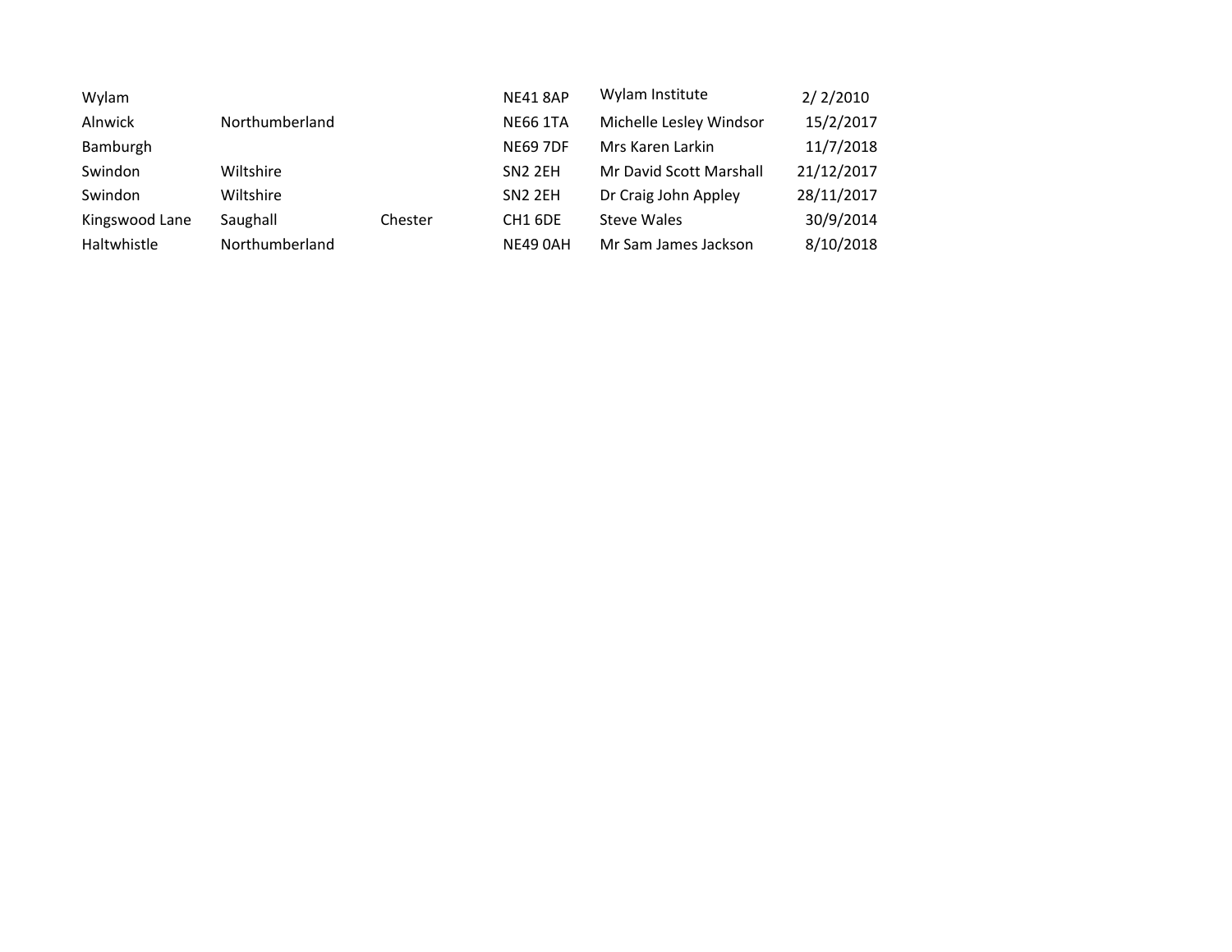| | | | | | |
|---|---|---|---|---|---|
| Wylam | | | NE41 8AP | Wylam Institute | 2/ 2/2010 |
| Alnwick | Northumberland | | NE66 1TA | Michelle Lesley Windsor | 15/2/2017 |
| Bamburgh | | | NE69 7DF | Mrs Karen Larkin | 11/7/2018 |
| Swindon | Wiltshire | | SN2 2EH | Mr David Scott Marshall | 21/12/2017 |
| Swindon | Wiltshire | | SN2 2EH | Dr Craig John Appley | 28/11/2017 |
| Kingswood Lane | Saughall | Chester | CH1 6DE | Steve Wales | 30/9/2014 |
| Haltwhistle | Northumberland | | NE49 0AH | Mr Sam James Jackson | 8/10/2018 |